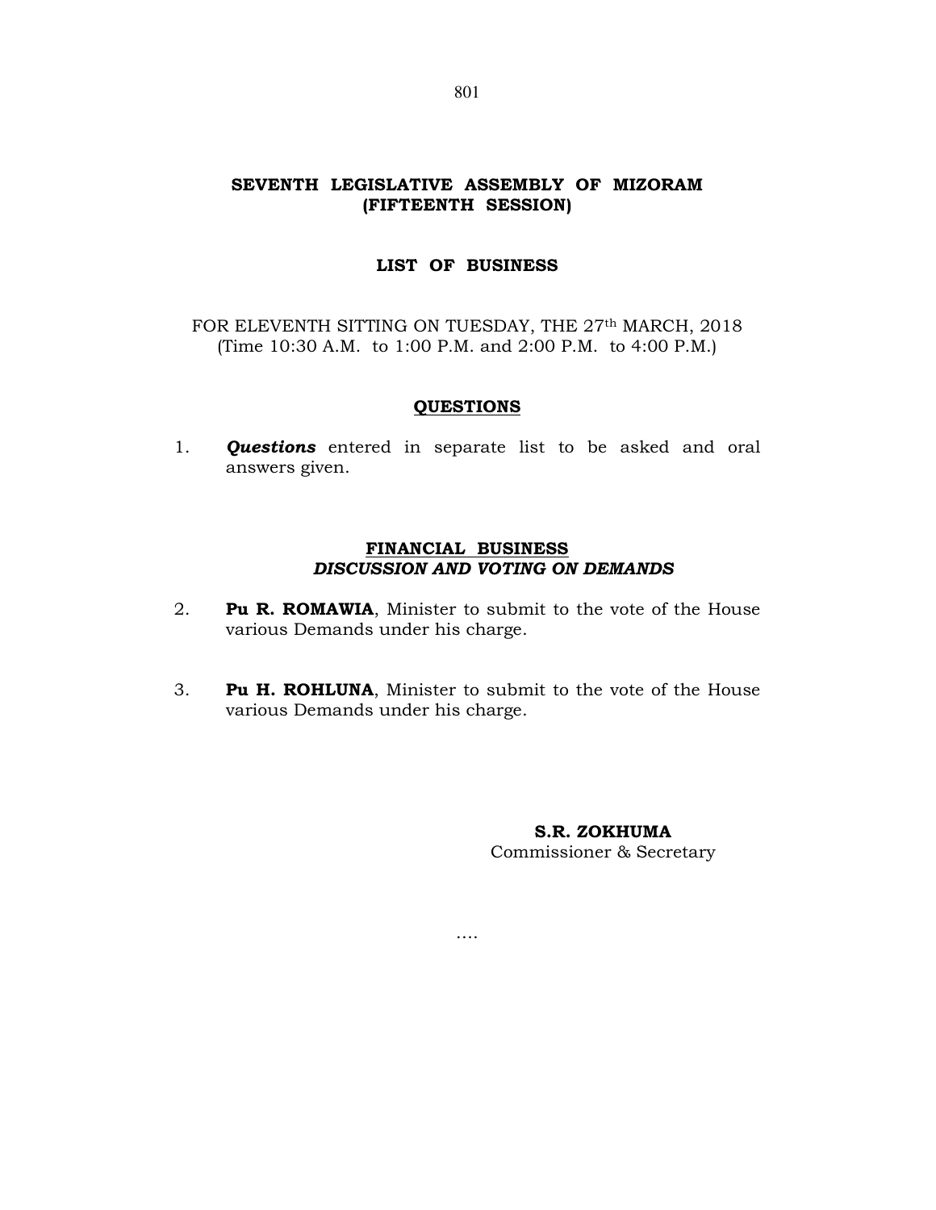# SEVENTH LEGISLATIVE ASSEMBLY OF MIZORAM
# (FIFTEENTH SESSION)

## LIST OF BUSINESS

FOR ELEVENTH SITTING ON TUESDAY, THE 27th MARCH, 2018
(Time 10:30 A.M. to 1:00 P.M. and 2:00 P.M. to 4:00 P.M.)

### QUESTIONS

1. ***Questions*** entered in separate list to be asked and oral answers given.

### FINANCIAL BUSINESS
#### *DISCUSSION AND VOTING ON DEMANDS*

2. **Pu R. ROMAWIA**, Minister to submit to the vote of the House various Demands under his charge.

3. **Pu H. ROHLUNA**, Minister to submit to the vote of the House various Demands under his charge.

**S.R. ZOKHUMA**
Commissioner & Secretary

....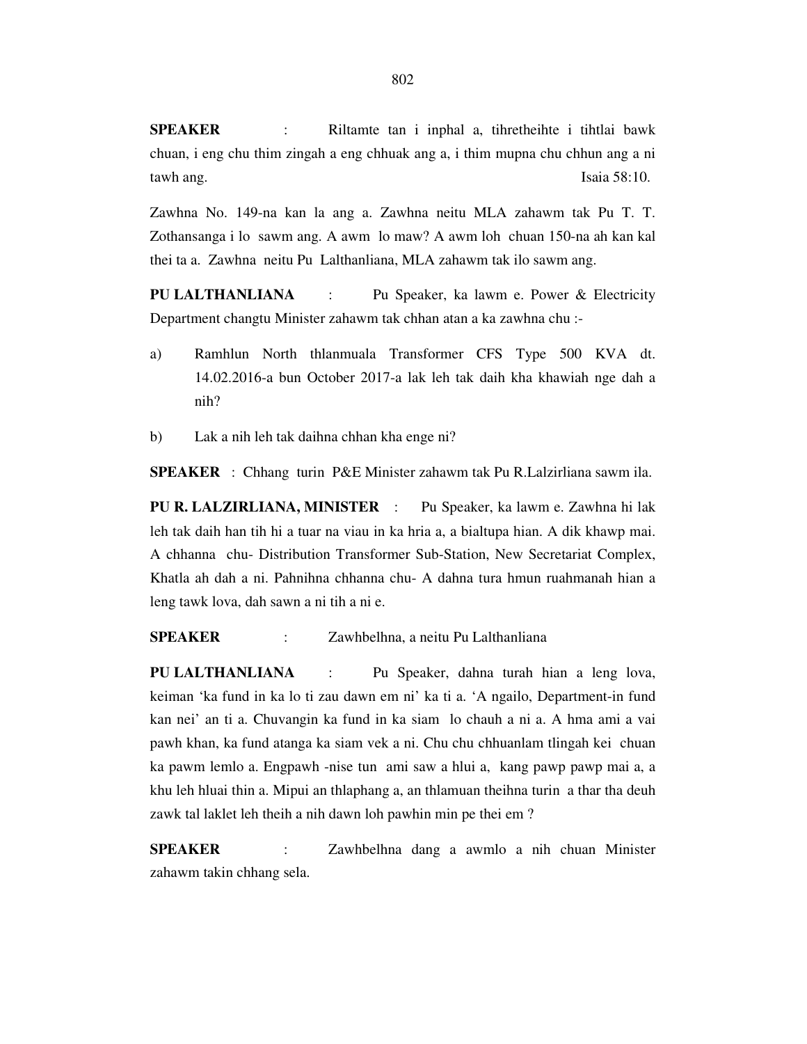**SPEAKER** : Riltamte tan i inphal a, tihretheihte i tihtlai bawk chuan, i eng chu thim zingah a eng chhuak ang a, i thim mupna chu chhun ang a ni tawh ang. Isaia 58:10.

Zawhna No. 149-na kan la ang a. Zawhna neitu MLA zahawm tak Pu T. T. Zothansanga i lo sawm ang. A awm lo maw? A awm loh chuan 150-na ah kan kal thei ta a. Zawhna neitu Pu Lalthanliana, MLA zahawm tak ilo sawm ang.

**PU LALTHANLIANA** : Pu Speaker, ka lawm e. Power & Electricity Department changtu Minister zahawm tak chhan atan a ka zawhna chu :-

a) Ramhlun North thlanmuala Transformer CFS Type 500 KVA dt. 14.02.2016-a bun October 2017-a lak leh tak daih kha khawiah nge dah a nih?

b) Lak a nih leh tak daihna chhan kha enge ni?

**SPEAKER** : Chhang turin P&E Minister zahawm tak Pu R.Lalzirliana sawm ila.

**PU R. LALZIRLIANA, MINISTER** : Pu Speaker, ka lawm e. Zawhna hi lak leh tak daih han tih hi a tuar na viau in ka hria a, a bialtupa hian. A dik khawp mai. A chhanna chu- Distribution Transformer Sub-Station, New Secretariat Complex, Khatla ah dah a ni. Pahnihna chhanna chu- A dahna tura hmun ruahmanah hian a leng tawk lova, dah sawn a ni tih a ni e.

**SPEAKER** : Zawhbelhna, a neitu Pu Lalthanliana

**PU LALTHANLIANA** : Pu Speaker, dahna turah hian a leng lova, keiman 'ka fund in ka lo ti zau dawn em ni' ka ti a. 'A ngailo, Department-in fund kan nei' an ti a. Chuvangin ka fund in ka siam lo chauh a ni a. A hma ami a vai pawh khan, ka fund atanga ka siam vek a ni. Chu chu chhuanlam tlingah kei chuan ka pawm lemlo a. Engpawh -nise tun ami saw a hlui a, kang pawp pawp mai a, a khu leh hluai thin a. Mipui an thlaphang a, an thlamuan theihna turin a thar tha deuh zawk tal laklet leh theih a nih dawn loh pawhin min pe thei em ?

**SPEAKER** : Zawhbelhna dang a awmlo a nih chuan Minister zahawm takin chhang sela.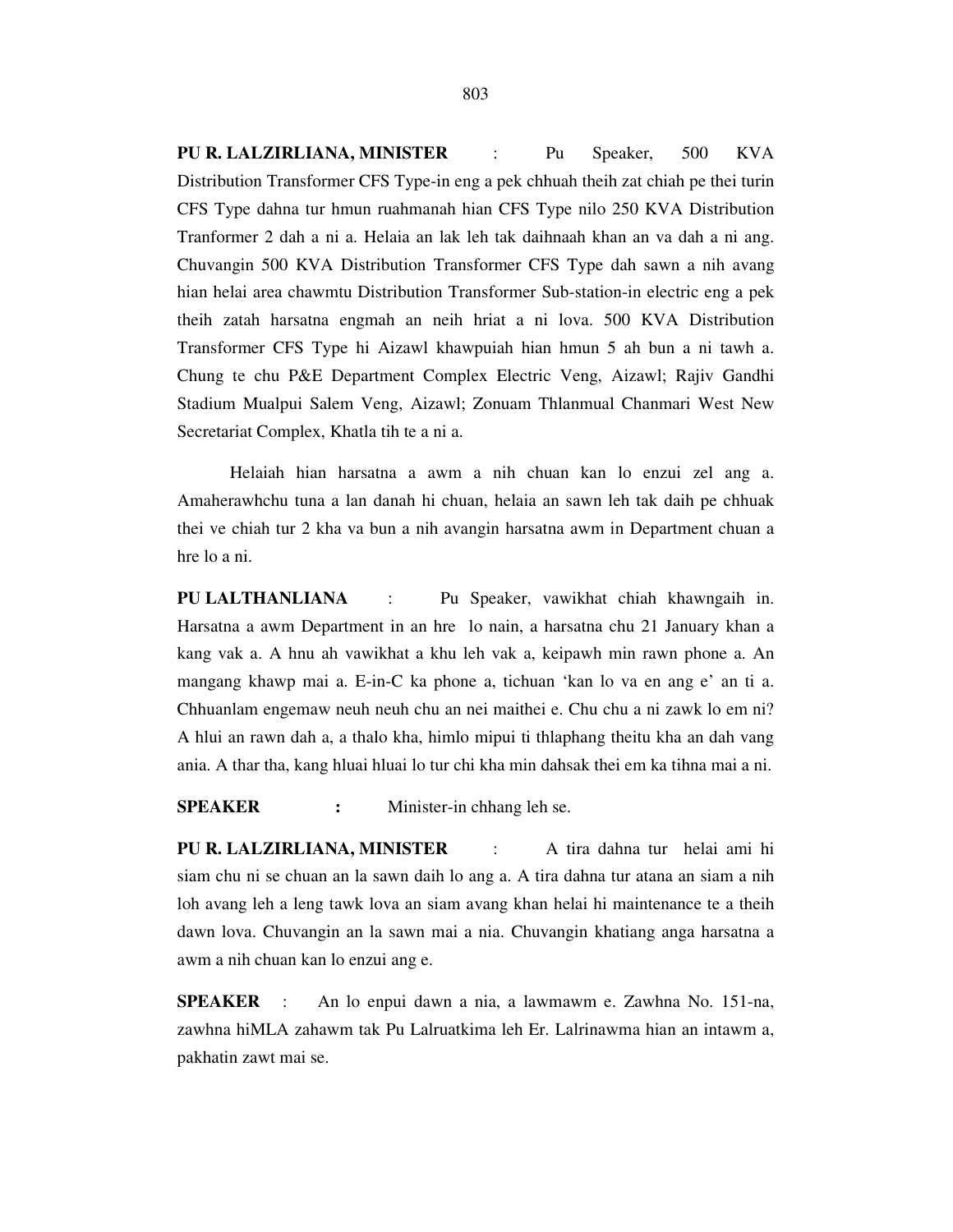**PU R. LALZIRLIANA, MINISTER** : Pu Speaker, 500 KVA Distribution Transformer CFS Type-in eng a pek chhuah theih zat chiah pe thei turin CFS Type dahna tur hmun ruahmanah hian CFS Type nilo 250 KVA Distribution Tranformer 2 dah a ni a. Helaia an lak leh tak daihnaah khan an va dah a ni ang. Chuvangin 500 KVA Distribution Transformer CFS Type dah sawn a nih avang hian helai area chawmtu Distribution Transformer Sub-station-in electric eng a pek theih zatah harsatna engmah an neih hriat a ni lova. 500 KVA Distribution Transformer CFS Type hi Aizawl khawpuiah hian hmun 5 ah bun a ni tawh a. Chung te chu P&E Department Complex Electric Veng, Aizawl; Rajiv Gandhi Stadium Mualpui Salem Veng, Aizawl; Zonuam Thlanmual Chanmari West New Secretariat Complex, Khatla tih te a ni a.

Helaiah hian harsatna a awm a nih chuan kan lo enzui zel ang a. Amaherawhchu tuna a lan danah hi chuan, helaia an sawn leh tak daih pe chhuak thei ve chiah tur 2 kha va bun a nih avangin harsatna awm in Department chuan a hre lo a ni.

**PU LALTHANLIANA** : Pu Speaker, vawikhat chiah khawngaih in. Harsatna a awm Department in an hre lo nain, a harsatna chu 21 January khan a kang vak a. A hnu ah vawikhat a khu leh vak a, keipawh min rawn phone a. An mangang khawp mai a. E-in-C ka phone a, tichuan 'kan lo va en ang e' an ti a. Chhuanlam engemaw neuh neuh chu an nei maithei e. Chu chu a ni zawk lo em ni? A hlui an rawn dah a, a thalo kha, himlo mipui ti thlaphang theitu kha an dah vang ania. A thar tha, kang hluai hluai lo tur chi kha min dahsak thei em ka tihna mai a ni.

**SPEAKER** **:** Minister-in chhang leh se.

**PU R. LALZIRLIANA, MINISTER** : A tira dahna tur helai ami hi siam chu ni se chuan an la sawn daih lo ang a. A tira dahna tur atana an siam a nih loh avang leh a leng tawk lova an siam avang khan helai hi maintenance te a theih dawn lova. Chuvangin an la sawn mai a nia. Chuvangin khatiang anga harsatna a awm a nih chuan kan lo enzui ang e.

**SPEAKER** : An lo enpui dawn a nia, a lawmawm e. Zawhna No. 151-na, zawhna hiMLA zahawm tak Pu Lalruatkima leh Er. Lalrinawma hian an intawm a, pakhatin zawt mai se.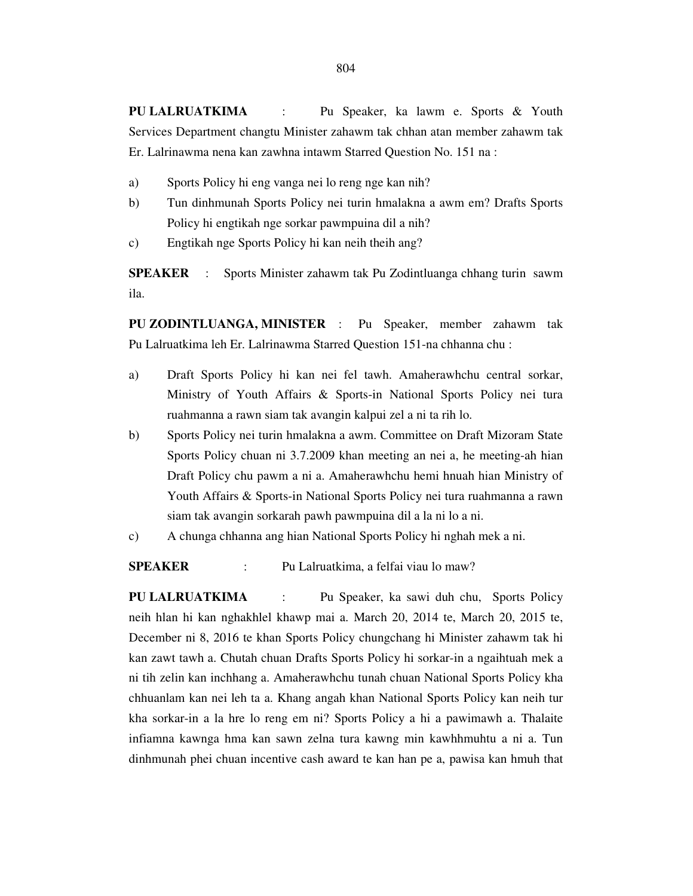**PU LALRUATKIMA** : Pu Speaker, ka lawm e. Sports & Youth Services Department changtu Minister zahawm tak chhan atan member zahawm tak Er. Lalrinawma nena kan zawhna intawm Starred Question No. 151 na :

a) Sports Policy hi eng vanga nei lo reng nge kan nih?

b) Tun dinhmunah Sports Policy nei turin hmalakna a awm em? Drafts Sports Policy hi engtikah nge sorkar pawmpuina dil a nih?

c) Engtikah nge Sports Policy hi kan neih theih ang?

**SPEAKER** : Sports Minister zahawm tak Pu Zodintluanga chhang turin sawm ila.

**PU ZODINTLUANGA, MINISTER** : Pu Speaker, member zahawm tak Pu Lalruatkima leh Er. Lalrinawma Starred Question 151-na chhanna chu :

a) Draft Sports Policy hi kan nei fel tawh. Amaherawhchu central sorkar, Ministry of Youth Affairs & Sports-in National Sports Policy nei tura ruahmanna a rawn siam tak avangin kalpui zel a ni ta rih lo.

b) Sports Policy nei turin hmalakna a awm. Committee on Draft Mizoram State Sports Policy chuan ni 3.7.2009 khan meeting an nei a, he meeting-ah hian Draft Policy chu pawm a ni a. Amaherawhchu hemi hnuah hian Ministry of Youth Affairs & Sports-in National Sports Policy nei tura ruahmanna a rawn siam tak avangin sorkarah pawh pawmpuina dil a la ni lo a ni.

c) A chunga chhanna ang hian National Sports Policy hi nghah mek a ni.

**SPEAKER** : Pu Lalruatkima, a felfai viau lo maw?

**PU LALRUATKIMA** : Pu Speaker, ka sawi duh chu, Sports Policy neih hlan hi kan nghakhlel khawp mai a. March 20, 2014 te, March 20, 2015 te, December ni 8, 2016 te khan Sports Policy chungchang hi Minister zahawm tak hi kan zawt tawh a. Chutah chuan Drafts Sports Policy hi sorkar-in a ngaihtuah mek a ni tih zelin kan inchhang a. Amaherawhchu tunah chuan National Sports Policy kha chhuanlam kan nei leh ta a. Khang angah khan National Sports Policy kan neih tur kha sorkar-in a la hre lo reng em ni? Sports Policy a hi a pawimawh a. Thalaite infiamna kawnga hma kan sawn zelna tura kawng min kawhhmuhtu a ni a. Tun dinhmunah phei chuan incentive cash award te kan han pe a, pawisa kan hmuh that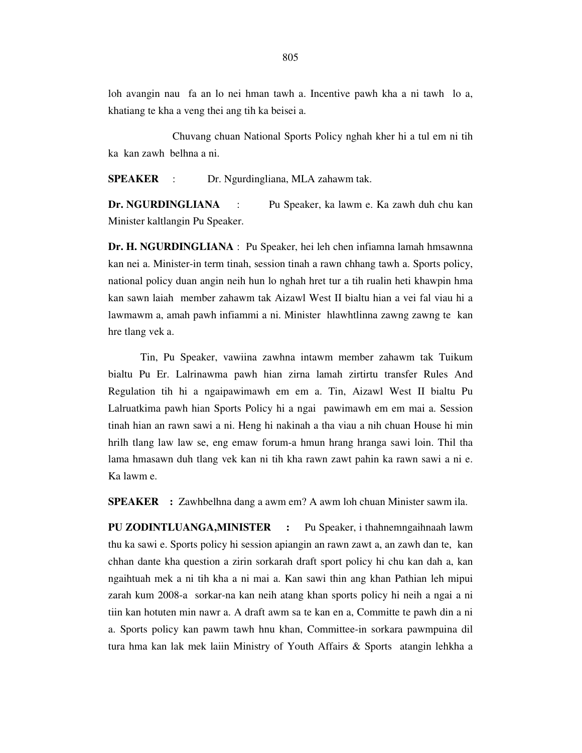loh avangin nau fa an lo nei hman tawh a. Incentive pawh kha a ni tawh lo a, khatiang te kha a veng thei ang tih ka beisei a.

Chuvang chuan National Sports Policy nghah kher hi a tul em ni tih ka kan zawh belhna a ni.

**SPEAKER** : Dr. Ngurdingliana, MLA zahawm tak.

**Dr. NGURDINGLIANA** : Pu Speaker, ka lawm e. Ka zawh duh chu kan Minister kaltlangin Pu Speaker.

**Dr. H. NGURDINGLIANA** : Pu Speaker, hei leh chen infiamna lamah hmsawnna kan nei a. Minister-in term tinah, session tinah a rawn chhang tawh a. Sports policy, national policy duan angin neih hun lo nghah hret tur a tih rualin heti khawpin hma kan sawn laiah member zahawm tak Aizawl West II bialtu hian a vei fal viau hi a lawmawm a, amah pawh infiammi a ni. Minister hlawhtlinna zawng zawng te kan hre tlang vek a.

Tin, Pu Speaker, vawiina zawhna intawm member zahawm tak Tuikum bialtu Pu Er. Lalrinawma pawh hian zirna lamah zirtirtu transfer Rules And Regulation tih hi a ngaipawimawh em em a. Tin, Aizawl West II bialtu Pu Lalruatkima pawh hian Sports Policy hi a ngai pawimawh em em mai a. Session tinah hian an rawn sawi a ni. Heng hi nakinah a tha viau a nih chuan House hi min hrilh tlang law law se, eng emaw forum-a hmun hrang hranga sawi loin. Thil tha lama hmasawn duh tlang vek kan ni tih kha rawn zawt pahin ka rawn sawi a ni e. Ka lawm e.

**SPEAKER** : Zawhbelhna dang a awm em? A awm loh chuan Minister sawm ila.

**PU ZODINTLUANGA,MINISTER** : Pu Speaker, i thahnemngaihnaah lawm thu ka sawi e. Sports policy hi session apiangin an rawn zawt a, an zawh dan te, kan chhan dante kha question a zirin sorkarah draft sport policy hi chu kan dah a, kan ngaihtuah mek a ni tih kha a ni mai a. Kan sawi thin ang khan Pathian leh mipui zarah kum 2008-a sorkar-na kan neih atang khan sports policy hi neih a ngai a ni tiin kan hotuten min nawr a. A draft awm sa te kan en a, Committe te pawh din a ni a. Sports policy kan pawm tawh hnu khan, Committee-in sorkara pawmpuina dil tura hma kan lak mek laiin Ministry of Youth Affairs & Sports atangin lehkha a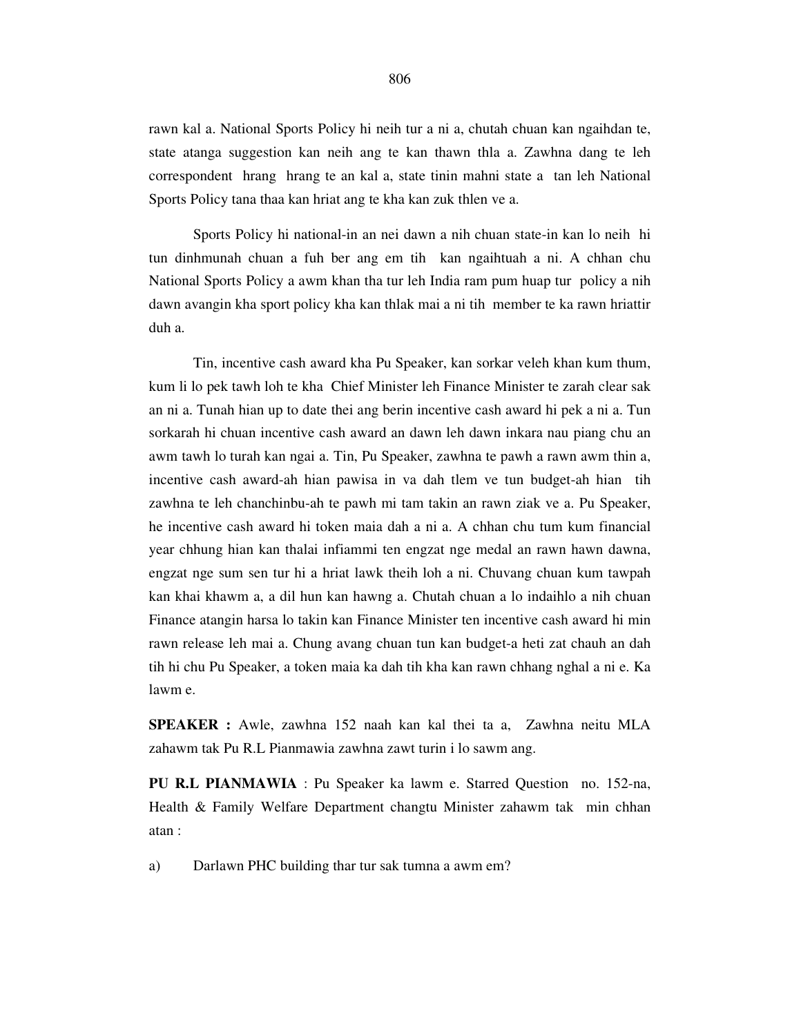rawn kal a. National Sports Policy hi neih tur a ni a, chutah chuan kan ngaihdan te, state atanga suggestion kan neih ang te kan thawn thla a. Zawhna dang te leh correspondent hrang hrang te an kal a, state tinin mahni state a tan leh National Sports Policy tana thaa kan hriat ang te kha kan zuk thlen ve a.

Sports Policy hi national-in an nei dawn a nih chuan state-in kan lo neih hi tun dinhmunah chuan a fuh ber ang em tih kan ngaihtuah a ni. A chhan chu National Sports Policy a awm khan tha tur leh India ram pum huap tur policy a nih dawn avangin kha sport policy kha kan thlak mai a ni tih member te ka rawn hriattir duh a.

Tin, incentive cash award kha Pu Speaker, kan sorkar veleh khan kum thum, kum li lo pek tawh loh te kha Chief Minister leh Finance Minister te zarah clear sak an ni a. Tunah hian up to date thei ang berin incentive cash award hi pek a ni a. Tun sorkarah hi chuan incentive cash award an dawn leh dawn inkara nau piang chu an awm tawh lo turah kan ngai a. Tin, Pu Speaker, zawhna te pawh a rawn awm thin a, incentive cash award-ah hian pawisa in va dah tlem ve tun budget-ah hian tih zawhna te leh chanchinbu-ah te pawh mi tam takin an rawn ziak ve a. Pu Speaker, he incentive cash award hi token maia dah a ni a. A chhan chu tum kum financial year chhung hian kan thalai infiammi ten engzat nge medal an rawn hawn dawna, engzat nge sum sen tur hi a hriat lawk theih loh a ni. Chuvang chuan kum tawpah kan khai khawm a, a dil hun kan hawng a. Chutah chuan a lo indaihlo a nih chuan Finance atangin harsa lo takin kan Finance Minister ten incentive cash award hi min rawn release leh mai a. Chung avang chuan tun kan budget-a heti zat chauh an dah tih hi chu Pu Speaker, a token maia ka dah tih kha kan rawn chhang nghal a ni e. Ka lawm e.

**SPEAKER :** Awle, zawhna 152 naah kan kal thei ta a, Zawhna neitu MLA zahawm tak Pu R.L Pianmawia zawhna zawt turin i lo sawm ang.

**PU R.L PIANMAWIA** : Pu Speaker ka lawm e. Starred Question no. 152-na, Health & Family Welfare Department changtu Minister zahawm tak min chhan atan :

a) Darlawn PHC building thar tur sak tumna a awm em?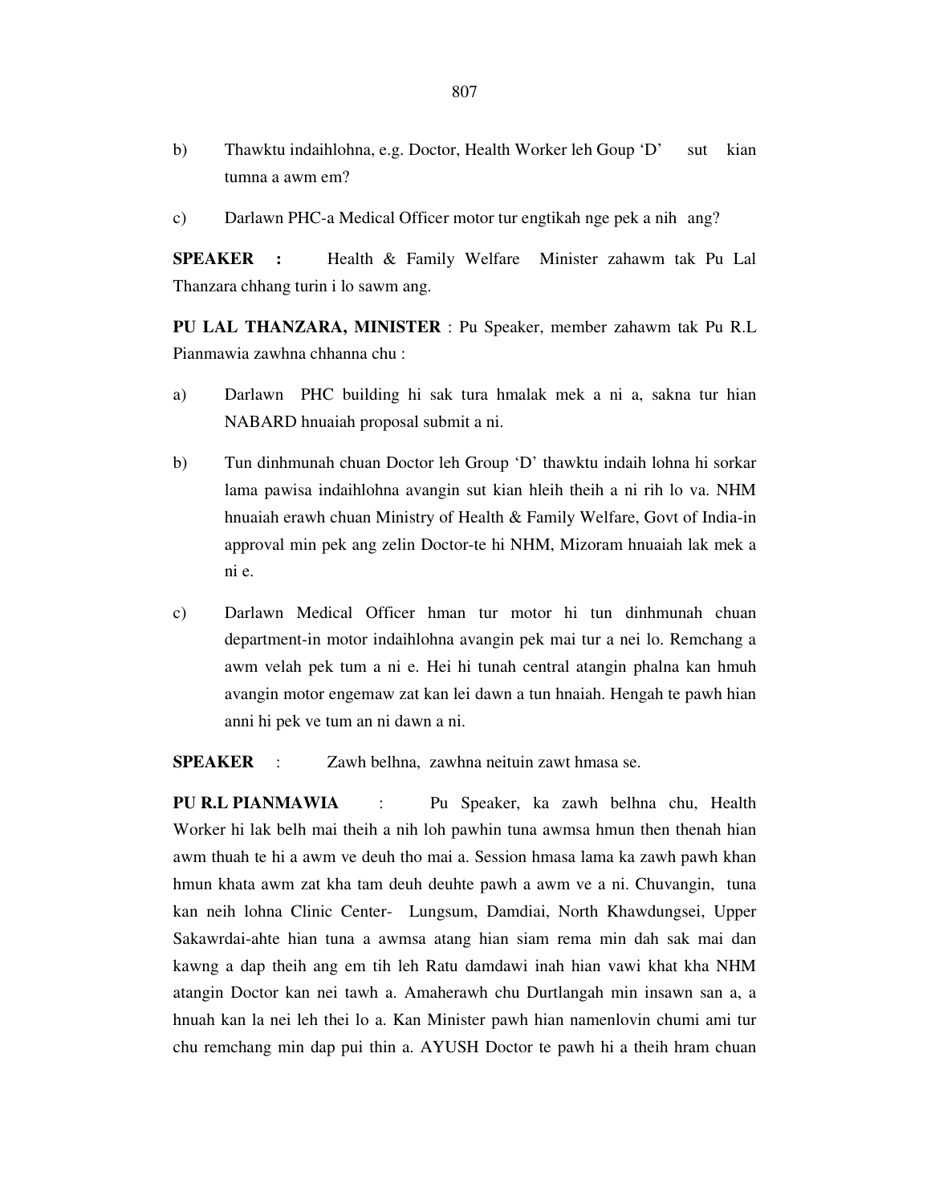b) Thawktu indaihlohna, e.g. Doctor, Health Worker leh Goup 'D' sut kian tumna a awm em?

c) Darlawn PHC-a Medical Officer motor tur engtikah nge pek a nih ang?

**SPEAKER :** Health & Family Welfare Minister zahawm tak Pu Lal Thanzara chhang turin i lo sawm ang.

**PU LAL THANZARA, MINISTER** : Pu Speaker, member zahawm tak Pu R.L Pianmawia zawhna chhanna chu :

a) Darlawn PHC building hi sak tura hmalak mek a ni a, sakna tur hian NABARD hnuaiah proposal submit a ni.

b) Tun dinhmunah chuan Doctor leh Group 'D' thawktu indaih lohna hi sorkar lama pawisa indaihlohna avangin sut kian hleih theih a ni rih lo va. NHM hnuaiah erawh chuan Ministry of Health & Family Welfare, Govt of India-in approval min pek ang zelin Doctor-te hi NHM, Mizoram hnuaiah lak mek a ni e.

c) Darlawn Medical Officer hman tur motor hi tun dinhmunah chuan department-in motor indaihlohna avangin pek mai tur a nei lo. Remchang a awm velah pek tum a ni e. Hei hi tunah central atangin phalna kan hmuh avangin motor engemaw zat kan lei dawn a tun hnaiah. Hengah te pawh hian anni hi pek ve tum an ni dawn a ni.

**SPEAKER** : Zawh belhna, zawhna neituin zawt hmasa se.

**PU R.L PIANMAWIA** : Pu Speaker, ka zawh belhna chu, Health Worker hi lak belh mai theih a nih loh pawhin tuna awmsa hmun then thenah hian awm thuah te hi a awm ve deuh tho mai a. Session hmasa lama ka zawh pawh khan hmun khata awm zat kha tam deuh deuhte pawh a awm ve a ni. Chuvangin, tuna kan neih lohna Clinic Center- Lungsum, Damdiai, North Khawdungsei, Upper Sakawrdai-ahte hian tuna a awmsa atang hian siam rema min dah sak mai dan kawng a dap theih ang em tih leh Ratu damdawi inah hian vawi khat kha NHM atangin Doctor kan nei tawh a. Amaherawh chu Durtlangah min insawn san a, a hnuah kan la nei leh thei lo a. Kan Minister pawh hian namenlovin chumi ami tur chu remchang min dap pui thin a. AYUSH Doctor te pawh hi a theih hram chuan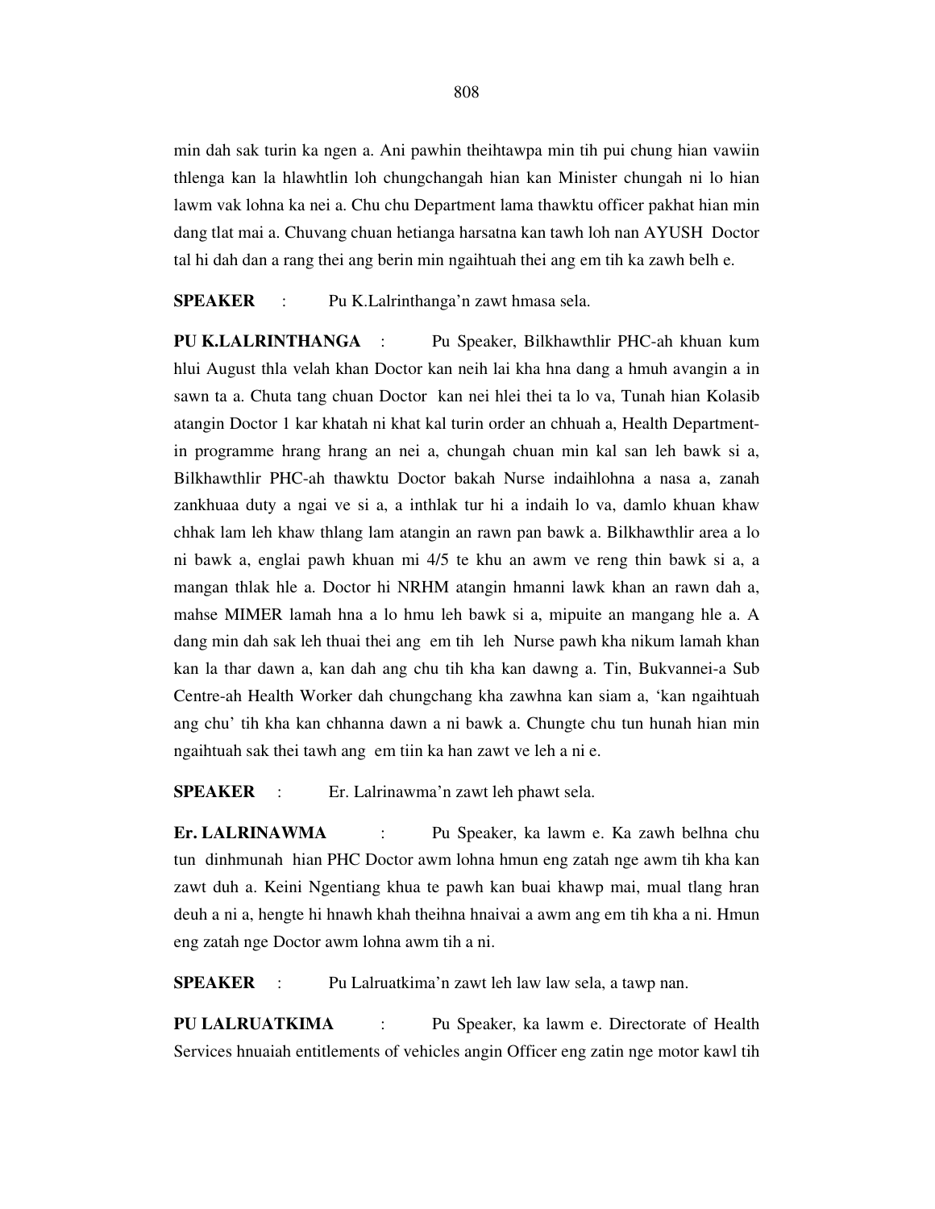min dah sak turin ka ngen a. Ani pawhin theihtawpa min tih pui chung hian vawiin thlenga kan la hlawhtlin loh chungchangah hian kan Minister chungah ni lo hian lawm vak lohna ka nei a. Chu chu Department lama thawktu officer pakhat hian min dang tlat mai a. Chuvang chuan hetianga harsatna kan tawh loh nan AYUSH Doctor tal hi dah dan a rang thei ang berin min ngaihtuah thei ang em tih ka zawh belh e.

**SPEAKER** : Pu K.Lalrinthanga'n zawt hmasa sela.

**PU K.LALRINTHANGA** : Pu Speaker, Bilkhawthlir PHC-ah khuan kum hlui August thla velah khan Doctor kan neih lai kha hna dang a hmuh avangin a in sawn ta a. Chuta tang chuan Doctor kan nei hlei thei ta lo va, Tunah hian Kolasib atangin Doctor 1 kar khatah ni khat kal turin order an chhuah a, Health Department-in programme hrang hrang an nei a, chungah chuan min kal san leh bawk si a, Bilkhawthlir PHC-ah thawktu Doctor bakah Nurse indaihlohna a nasa a, zanah zankhuaa duty a ngai ve si a, a inthlak tur hi a indaih lo va, damlo khuan khaw chhak lam leh khaw thlang lam atangin an rawn pan bawk a. Bilkhawthlir area a lo ni bawk a, englai pawh khuan mi 4/5 te khu an awm ve reng thin bawk si a, a mangan thlak hle a. Doctor hi NRHM atangin hmanni lawk khan an rawn dah a, mahse MIMER lamah hna a lo hmu leh bawk si a, mipuite an mangang hle a. A dang min dah sak leh thuai thei ang em tih leh Nurse pawh kha nikum lamah khan kan la thar dawn a, kan dah ang chu tih kha kan dawng a. Tin, Bukvannei-a Sub Centre-ah Health Worker dah chungchang kha zawhna kan siam a, 'kan ngaihtuah ang chu' tih kha kan chhanna dawn a ni bawk a. Chungte chu tun hunah hian min ngaihtuah sak thei tawh ang em tiin ka han zawt ve leh a ni e.

**SPEAKER** : Er. Lalrinawma'n zawt leh phawt sela.

**Er. LALRINAWMA** : Pu Speaker, ka lawm e. Ka zawh belhna chu tun dinhmunah hian PHC Doctor awm lohna hmun eng zatah nge awm tih kha kan zawt duh a. Keini Ngentiang khua te pawh kan buai khawp mai, mual tlang hran deuh a ni a, hengte hi hnawh khah theihna hnaivai a awm ang em tih kha a ni. Hmun eng zatah nge Doctor awm lohna awm tih a ni.

**SPEAKER** : Pu Lalruatkima'n zawt leh law law sela, a tawp nan.

**PU LALRUATKIMA** : Pu Speaker, ka lawm e. Directorate of Health Services hnuaiah entitlements of vehicles angin Officer eng zatin nge motor kawl tih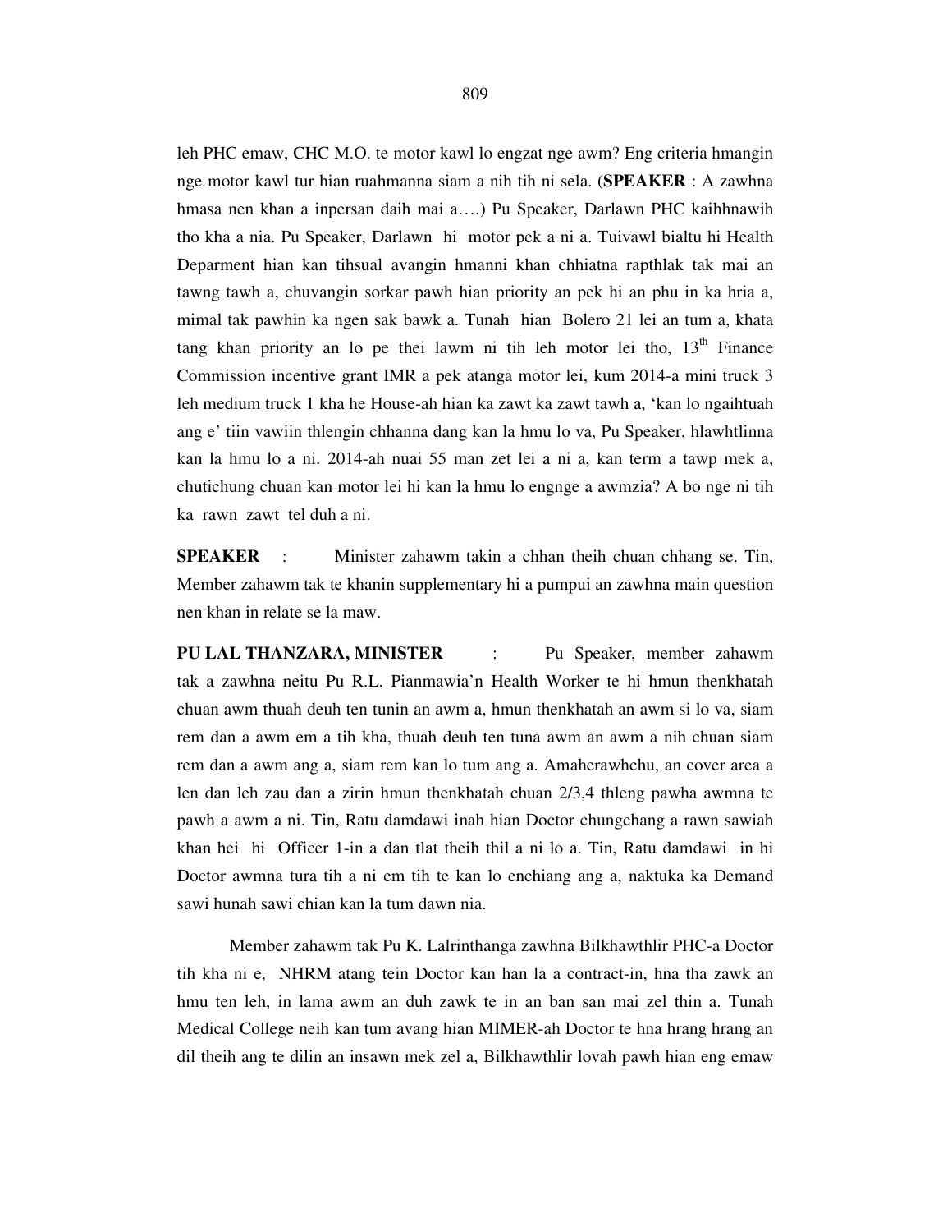leh PHC emaw, CHC M.O. te motor kawl lo engzat nge awm? Eng criteria hmangin nge motor kawl tur hian ruahmanna siam a nih tih ni sela. (**SPEAKER** : A zawhna hmasa nen khan a inpersan daih mai a….) Pu Speaker, Darlawn PHC kaihhnawih tho kha a nia. Pu Speaker, Darlawn hi motor pek a ni a. Tuivawl bialtu hi Health Deparment hian kan tihsual avangin hmanni khan chhiatna rapthlak tak mai an tawng tawh a, chuvangin sorkar pawh hian priority an pek hi an phu in ka hria a, mimal tak pawhin ka ngen sak bawk a. Tunah hian Bolero 21 lei an tum a, khata tang khan priority an lo pe thei lawm ni tih leh motor lei tho, 13th Finance Commission incentive grant IMR a pek atanga motor lei, kum 2014-a mini truck 3 leh medium truck 1 kha he House-ah hian ka zawt ka zawt tawh a, 'kan lo ngaihtuah ang e' tiin vawiin thlengin chhanna dang kan la hmu lo va, Pu Speaker, hlawhtlinna kan la hmu lo a ni. 2014-ah nuai 55 man zet lei a ni a, kan term a tawp mek a, chutichung chuan kan motor lei hi kan la hmu lo engnge a awmzia? A bo nge ni tih ka rawn zawt tel duh a ni.

**SPEAKER** : Minister zahawm takin a chhan theih chuan chhang se. Tin, Member zahawm tak te khanin supplementary hi a pumpui an zawhna main question nen khan in relate se la maw.

**PU LAL THANZARA, MINISTER** : Pu Speaker, member zahawm tak a zawhna neitu Pu R.L. Pianmawia'n Health Worker te hi hmun thenkhatah chuan awm thuah deuh ten tunin an awm a, hmun thenkhatah an awm si lo va, siam rem dan a awm em a tih kha, thuah deuh ten tuna awm an awm a nih chuan siam rem dan a awm ang a, siam rem kan lo tum ang a. Amaherawhchu, an cover area a len dan leh zau dan a zirin hmun thenkhatah chuan 2/3,4 thleng pawha awmna te pawh a awm a ni. Tin, Ratu damdawi inah hian Doctor chungchang a rawn sawiah khan hei hi Officer 1-in a dan tlat theih thil a ni lo a. Tin, Ratu damdawi in hi Doctor awmna tura tih a ni em tih te kan lo enchiang ang a, naktuka ka Demand sawi hunah sawi chian kan la tum dawn nia.

Member zahawm tak Pu K. Lalrinthanga zawhna Bilkhawthlir PHC-a Doctor tih kha ni e, NHRM atang tein Doctor kan han la a contract-in, hna tha zawk an hmu ten leh, in lama awm an duh zawk te in an ban san mai zel thin a. Tunah Medical College neih kan tum avang hian MIMER-ah Doctor te hna hrang hrang an dil theih ang te dilin an insawn mek zel a, Bilkhawthlir lovah pawh hian eng emaw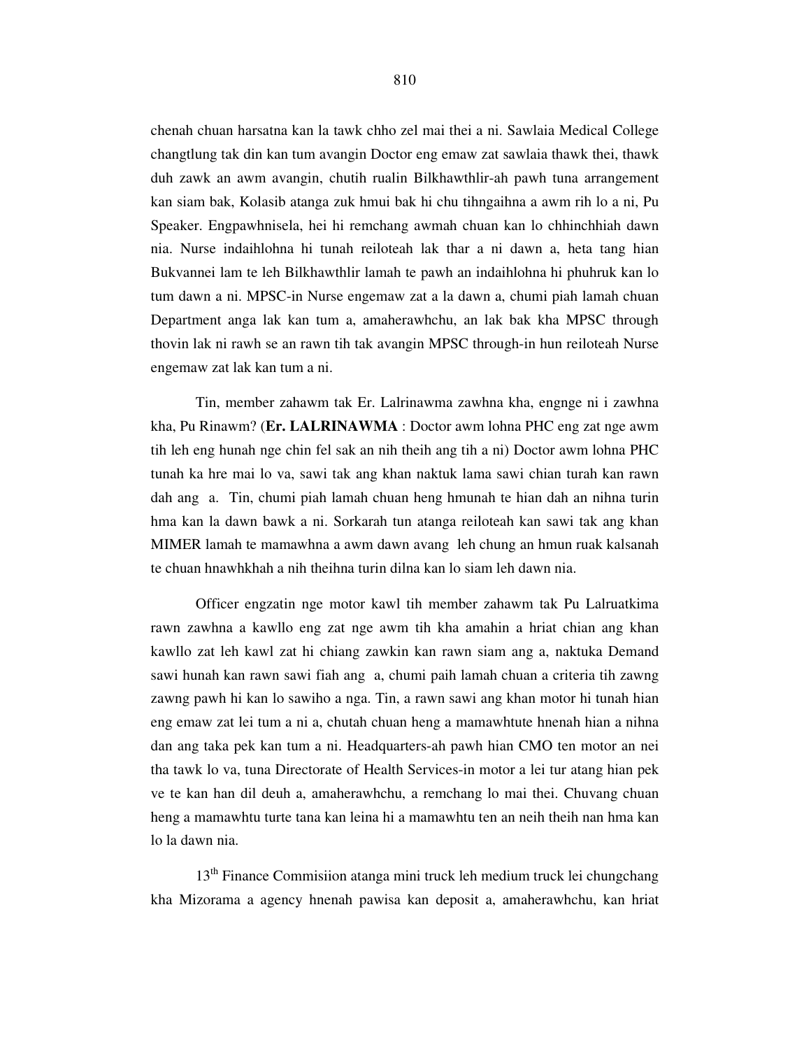chenah chuan harsatna kan la tawk chho zel mai thei a ni. Sawlaia Medical College changtlung tak din kan tum avangin Doctor eng emaw zat sawlaia thawk thei, thawk duh zawk an awm avangin, chutih rualin Bilkhawthlir-ah pawh tuna arrangement kan siam bak, Kolasib atanga zuk hmui bak hi chu tihngaihna a awm rih lo a ni, Pu Speaker. Engpawhnisela, hei hi remchang awmah chuan kan lo chhinchhiah dawn nia. Nurse indaihlohna hi tunah reiloteah lak thar a ni dawn a, heta tang hian Bukvannei lam te leh Bilkhawthlir lamah te pawh an indaihlohna hi phuhruk kan lo tum dawn a ni. MPSC-in Nurse engemaw zat a la dawn a, chumi piah lamah chuan Department anga lak kan tum a, amaherawhchu, an lak bak kha MPSC through thovin lak ni rawh se an rawn tih tak avangin MPSC through-in hun reiloteah Nurse engemaw zat lak kan tum a ni.

Tin, member zahawm tak Er. Lalrinawma zawhna kha, engnge ni i zawhna kha, Pu Rinawm? (**Er. LALRINAWMA** : Doctor awm lohna PHC eng zat nge awm tih leh eng hunah nge chin fel sak an nih theih ang tih a ni) Doctor awm lohna PHC tunah ka hre mai lo va, sawi tak ang khan naktuk lama sawi chian turah kan rawn dah ang a. Tin, chumi piah lamah chuan heng hmunah te hian dah an nihna turin hma kan la dawn bawk a ni. Sorkarah tun atanga reiloteah kan sawi tak ang khan MIMER lamah te mamawhna a awm dawn avang leh chung an hmun ruak kalsanah te chuan hnawhkhah a nih theihna turin dilna kan lo siam leh dawn nia.

Officer engzatin nge motor kawl tih member zahawm tak Pu Lalruatkima rawn zawhna a kawllo eng zat nge awm tih kha amahin a hriat chian ang khan kawllo zat leh kawl zat hi chiang zawkin kan rawn siam ang a, naktuka Demand sawi hunah kan rawn sawi fiah ang a, chumi paih lamah chuan a criteria tih zawng zawng pawh hi kan lo sawiho a nga. Tin, a rawn sawi ang khan motor hi tunah hian eng emaw zat lei tum a ni a, chutah chuan heng a mamawhtute hnenah hian a nihna dan ang taka pek kan tum a ni. Headquarters-ah pawh hian CMO ten motor an nei tha tawk lo va, tuna Directorate of Health Services-in motor a lei tur atang hian pek ve te kan han dil deuh a, amaherawhchu, a remchang lo mai thei. Chuvang chuan heng a mamawhtu turte tana kan leina hi a mamawhtu ten an neih theih nan hma kan lo la dawn nia.

13th Finance Commisiion atanga mini truck leh medium truck lei chungchang kha Mizorama a agency hnenah pawisa kan deposit a, amaherawhchu, kan hriat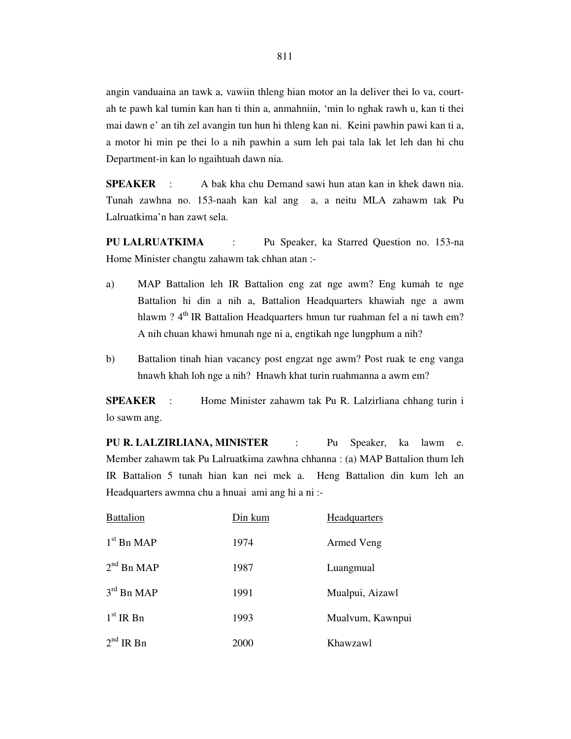angin vanduaina an tawk a, vawiin thleng hian motor an la deliver thei lo va, court-ah te pawh kal tumin kan han ti thin a, anmahniin, 'min lo nghak rawh u, kan ti thei mai dawn e' an tih zel avangin tun hun hi thleng kan ni. Keini pawhin pawi kan ti a, a motor hi min pe thei lo a nih pawhin a sum leh pai tala lak let leh dan hi chu Department-in kan lo ngaihtuah dawn nia.

**SPEAKER** : A bak kha chu Demand sawi hun atan kan in khek dawn nia. Tunah zawhna no. 153-naah kan kal ang a, a neitu MLA zahawm tak Pu Lalruatkima'n han zawt sela.

**PU LALRUATKIMA** : Pu Speaker, ka Starred Question no. 153-na Home Minister changtu zahawm tak chhan atan :-

a) MAP Battalion leh IR Battalion eng zat nge awm? Eng kumah te nge Battalion hi din a nih a, Battalion Headquarters khawiah nge a awm hlawm ? 4th IR Battalion Headquarters hmun tur ruahman fel a ni tawh em? A nih chuan khawi hmunah nge ni a, engtikah nge lungphum a nih?

b) Battalion tinah hian vacancy post engzat nge awm? Post ruak te eng vanga hnawh khah loh nge a nih? Hnawh khat turin ruahmanna a awm em?

**SPEAKER** : Home Minister zahawm tak Pu R. Lalzirliana chhang turin i lo sawm ang.

**PU R. LALZIRLIANA, MINISTER** : Pu Speaker, ka lawm e. Member zahawm tak Pu Lalruatkima zawhna chhanna : (a) MAP Battalion thum leh IR Battalion 5 tunah hian kan nei mek a. Heng Battalion din kum leh an Headquarters awmna chu a hnuai ami ang hi a ni :-

| Battalion | Din kum | Headquarters |
|---|---|---|
| 1st Bn MAP | 1974 | Armed Veng |
| 2nd Bn MAP | 1987 | Luangmual |
| 3rd Bn MAP | 1991 | Mualpui, Aizawl |
| 1st IR Bn | 1993 | Mualvum, Kawnpui |
| 2nd IR Bn | 2000 | Khawzawl |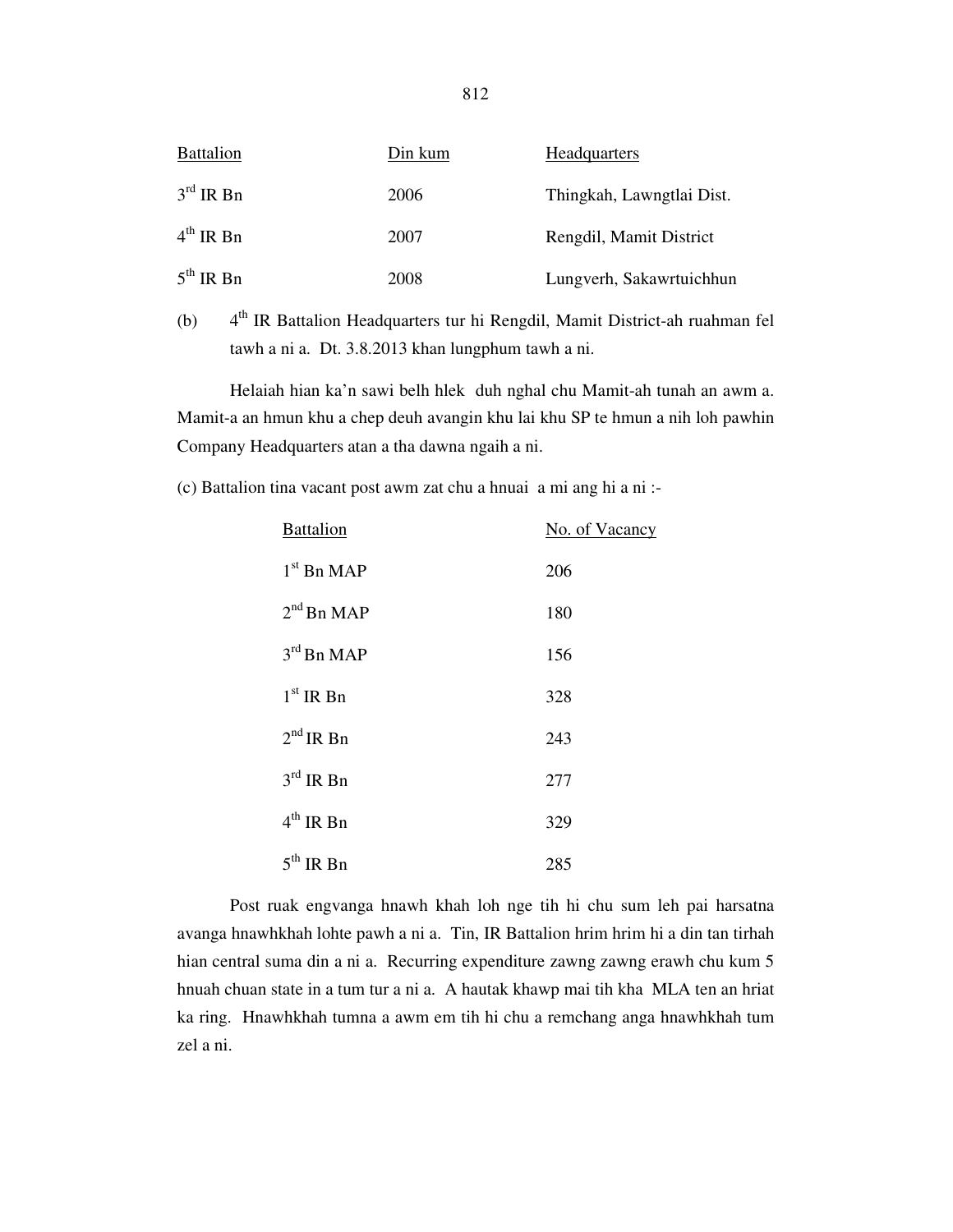| Battalion | Din kum | Headquarters |
|---|---|---|
| 3rd IR Bn | 2006 | Thingkah, Lawngtlai Dist. |
| 4th IR Bn | 2007 | Rengdil, Mamit District |
| 5th IR Bn | 2008 | Lungverh, Sakawrtuichhun |

(b) 4th IR Battalion Headquarters tur hi Rengdil, Mamit District-ah ruahman fel tawh a ni a. Dt. 3.8.2013 khan lungphum tawh a ni.

Helaiah hian ka'n sawi belh hlek duh nghal chu Mamit-ah tunah an awm a. Mamit-a an hmun khu a chep deuh avangin khu lai khu SP te hmun a nih loh pawhin Company Headquarters atan a tha dawna ngaih a ni.

(c) Battalion tina vacant post awm zat chu a hnuai a mi ang hi a ni :-

| Battalion | No. of Vacancy |
|---|---|
| 1st Bn MAP | 206 |
| 2nd Bn MAP | 180 |
| 3rd Bn MAP | 156 |
| 1st IR Bn | 328 |
| 2nd IR Bn | 243 |
| 3rd IR Bn | 277 |
| 4th IR Bn | 329 |
| 5th IR Bn | 285 |

Post ruak engvanga hnawh khah loh nge tih hi chu sum leh pai harsatna avanga hnawhkhah lohte pawh a ni a. Tin, IR Battalion hrim hrim hi a din tan tirhah hian central suma din a ni a. Recurring expenditure zawng zawng erawh chu kum 5 hnuah chuan state in a tum tur a ni a. A hautak khawp mai tih kha MLA ten an hriat ka ring. Hnawhkhah tumna a awm em tih hi chu a remchang anga hnawhkhah tum zel a ni.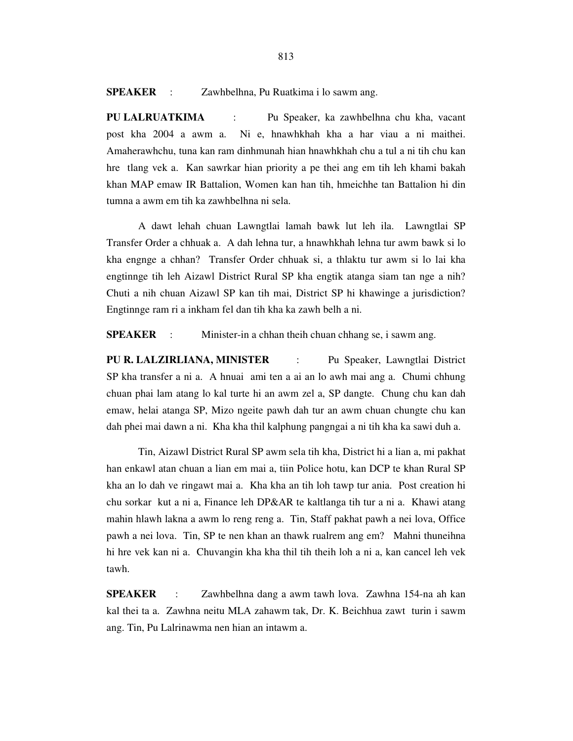**SPEAKER** : Zawhbelhna, Pu Ruatkima i lo sawm ang.

**PU LALRUATKIMA** : Pu Speaker, ka zawhbelhna chu kha, vacant post kha 2004 a awm a. Ni e, hnawhkhah kha a har viau a ni maithei. Amaherawhchu, tuna kan ram dinhmunah hian hnawhkhah chu a tul a ni tih chu kan hre tlang vek a. Kan sawrkar hian priority a pe thei ang em tih leh khami bakah khan MAP emaw IR Battalion, Women kan han tih, hmeichhe tan Battalion hi din tumna a awm em tih ka zawhbelhna ni sela.

A dawt lehah chuan Lawngtlai lamah bawk lut leh ila. Lawngtlai SP Transfer Order a chhuak a. A dah lehna tur, a hnawhkhah lehna tur awm bawk si lo kha engnge a chhan? Transfer Order chhuak si, a thlaktu tur awm si lo lai kha engtinnge tih leh Aizawl District Rural SP kha engtik atanga siam tan nge a nih? Chuti a nih chuan Aizawl SP kan tih mai, District SP hi khawinge a jurisdiction? Engtinnge ram ri a inkham fel dan tih kha ka zawh belh a ni.

**SPEAKER** : Minister-in a chhan theih chuan chhang se, i sawm ang.

**PU R. LALZIRLIANA, MINISTER** : Pu Speaker, Lawngtlai District SP kha transfer a ni a. A hnuai ami ten a ai an lo awh mai ang a. Chumi chhung chuan phai lam atang lo kal turte hi an awm zel a, SP dangte. Chung chu kan dah emaw, helai atanga SP, Mizo ngeite pawh dah tur an awm chuan chungte chu kan dah phei mai dawn a ni. Kha kha thil kalphung pangngai a ni tih kha ka sawi duh a.

Tin, Aizawl District Rural SP awm sela tih kha, District hi a lian a, mi pakhat han enkawl atan chuan a lian em mai a, tiin Police hotu, kan DCP te khan Rural SP kha an lo dah ve ringawt mai a. Kha kha an tih loh tawp tur ania. Post creation hi chu sorkar kut a ni a, Finance leh DP&AR te kaltlanga tih tur a ni a. Khawi atang mahin hlawh lakna a awm lo reng reng a. Tin, Staff pakhat pawh a nei lova, Office pawh a nei lova. Tin, SP te nen khan an thawk rualrem ang em? Mahni thuneihna hi hre vek kan ni a. Chuvangin kha kha thil tih theih loh a ni a, kan cancel leh vek tawh.

**SPEAKER** : Zawhbelhna dang a awm tawh lova. Zawhna 154-na ah kan kal thei ta a. Zawhna neitu MLA zahawm tak, Dr. K. Beichhua zawt turin i sawm ang. Tin, Pu Lalrinawma nen hian an intawm a.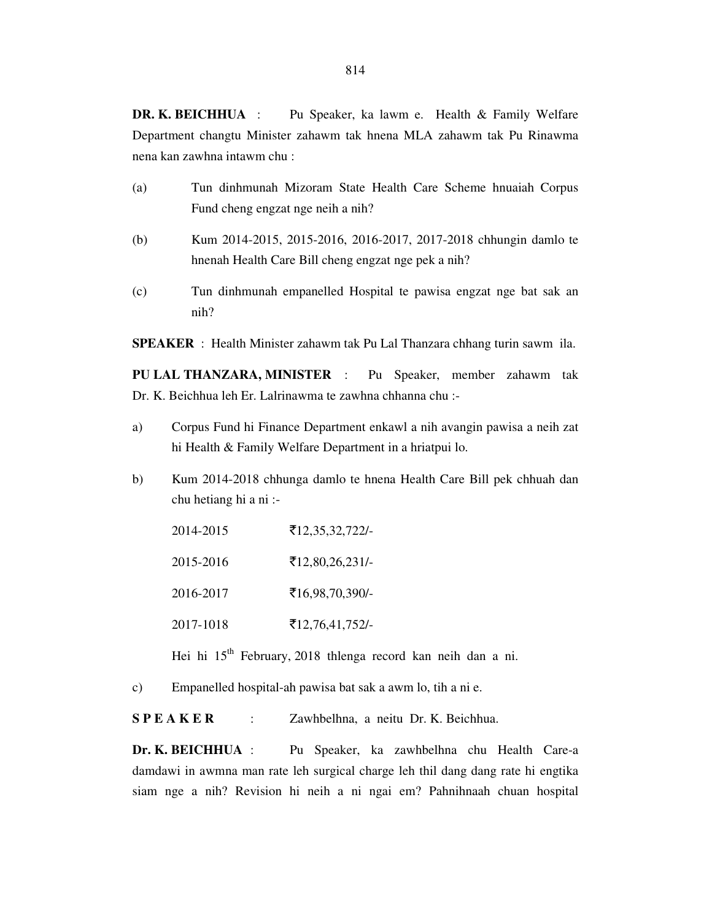**DR. K. BEICHHUA** : Pu Speaker, ka lawm e. Health & Family Welfare Department changtu Minister zahawm tak hnena MLA zahawm tak Pu Rinawma nena kan zawhna intawm chu :

(a) Tun dinhmunah Mizoram State Health Care Scheme hnuaiah Corpus Fund cheng engzat nge neih a nih?

(b) Kum 2014-2015, 2015-2016, 2016-2017, 2017-2018 chhungin damlo te hnenah Health Care Bill cheng engzat nge pek a nih?

(c) Tun dinhmunah empanelled Hospital te pawisa engzat nge bat sak an nih?

**SPEAKER** : Health Minister zahawm tak Pu Lal Thanzara chhang turin sawm ila.

**PU LAL THANZARA, MINISTER** : Pu Speaker, member zahawm tak Dr. K. Beichhua leh Er. Lalrinawma te zawhna chhanna chu :-

a) Corpus Fund hi Finance Department enkawl a nih avangin pawisa a neih zat hi Health & Family Welfare Department in a hriatpui lo.

b) Kum 2014-2018 chhunga damlo te hnena Health Care Bill pek chhuah dan chu hetiang hi a ni :-

| | |
|---|---|
| 2014-2015 | ₹12,35,32,722/- |
| 2015-2016 | ₹12,80,26,231/- |
| 2016-2017 | ₹16,98,70,390/- |
| 2017-1018 | ₹12,76,41,752/- |

Hei hi 15th February, 2018 thlenga record kan neih dan a ni.

c) Empanelled hospital-ah pawisa bat sak a awm lo, tih a ni e.

**S P E A K E R** : Zawhbelhna, a neitu Dr. K. Beichhua.

**Dr. K. BEICHHUA** : Pu Speaker, ka zawhbelhna chu Health Care-a damdawi in awmna man rate leh surgical charge leh thil dang dang rate hi engtika siam nge a nih? Revision hi neih a ni ngai em? Pahnihnaah chuan hospital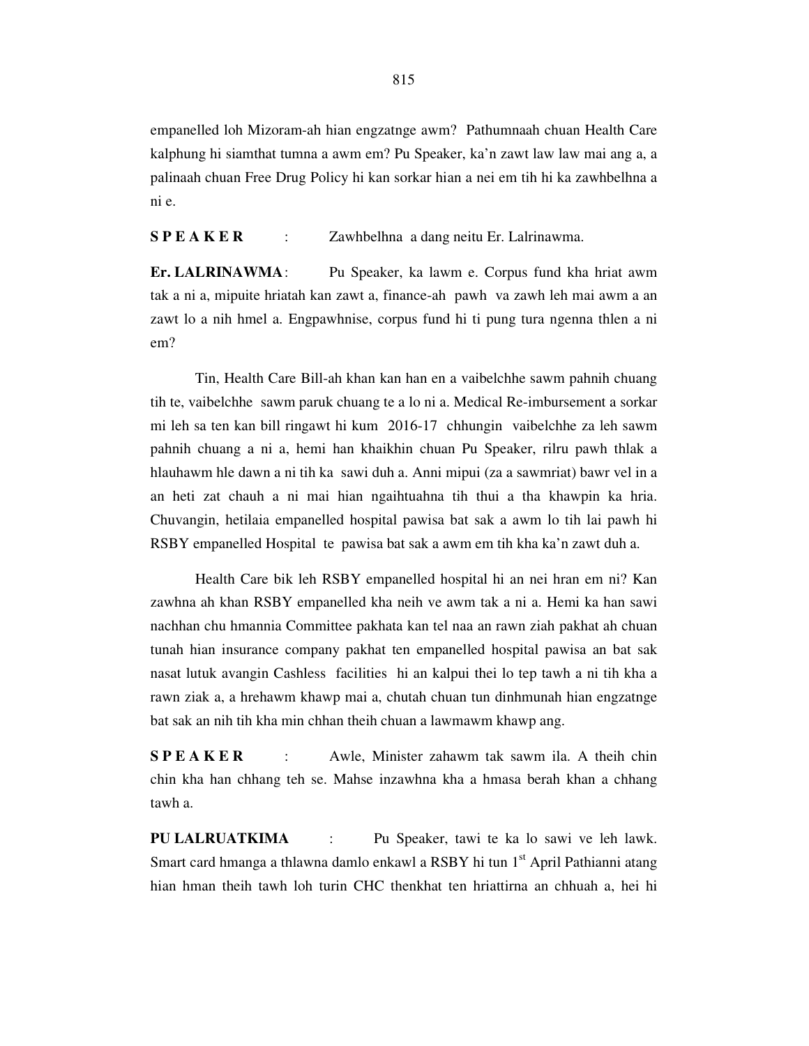empanelled loh Mizoram-ah hian engzatnge awm? Pathumnaah chuan Health Care kalphung hi siamthat tumna a awm em? Pu Speaker, ka'n zawt law law mai ang a, a palinaah chuan Free Drug Policy hi kan sorkar hian a nei em tih hi ka zawhbelhna a ni e.

**S P E A K E R** : Zawhbelhna a dang neitu Er. Lalrinawma.

**Er. LALRINAWMA**: Pu Speaker, ka lawm e. Corpus fund kha hriat awm tak a ni a, mipuite hriatah kan zawt a, finance-ah pawh va zawh leh mai awm a an zawt lo a nih hmel a. Engpawhnise, corpus fund hi ti pung tura ngenna thlen a ni em?

Tin, Health Care Bill-ah khan kan han en a vaibelchhe sawm pahnih chuang tih te, vaibelchhe sawm paruk chuang te a lo ni a. Medical Re-imbursement a sorkar mi leh sa ten kan bill ringawt hi kum 2016-17 chhungin vaibelchhe za leh sawm pahnih chuang a ni a, hemi han khaikhin chuan Pu Speaker, rilru pawh thlak a hlauhawm hle dawn a ni tih ka sawi duh a. Anni mipui (za a sawmriat) bawr vel in a an heti zat chauh a ni mai hian ngaihtuahna tih thui a tha khawpin ka hria. Chuvangin, hetilaia empanelled hospital pawisa bat sak a awm lo tih lai pawh hi RSBY empanelled Hospital te pawisa bat sak a awm em tih kha ka'n zawt duh a.

Health Care bik leh RSBY empanelled hospital hi an nei hran em ni? Kan zawhna ah khan RSBY empanelled kha neih ve awm tak a ni a. Hemi ka han sawi nachhan chu hmannia Committee pakhata kan tel naa an rawn ziah pakhat ah chuan tunah hian insurance company pakhat ten empanelled hospital pawisa an bat sak nasat lutuk avangin Cashless facilities hi an kalpui thei lo tep tawh a ni tih kha a rawn ziak a, a hrehawm khawp mai a, chutah chuan tun dinhmunah hian engzatnge bat sak an nih tih kha min chhan theih chuan a lawmawm khawp ang.

**S P E A K E R** : Awle, Minister zahawm tak sawm ila. A theih chin chin kha han chhang teh se. Mahse inzawhna kha a hmasa berah khan a chhang tawh a.

**PU LALRUATKIMA** : Pu Speaker, tawi te ka lo sawi ve leh lawk. Smart card hmanga a thlawna damlo enkawl a RSBY hi tun 1st April Pathianni atang hian hman theih tawh loh turin CHC thenkhat ten hriattirna an chhuah a, hei hi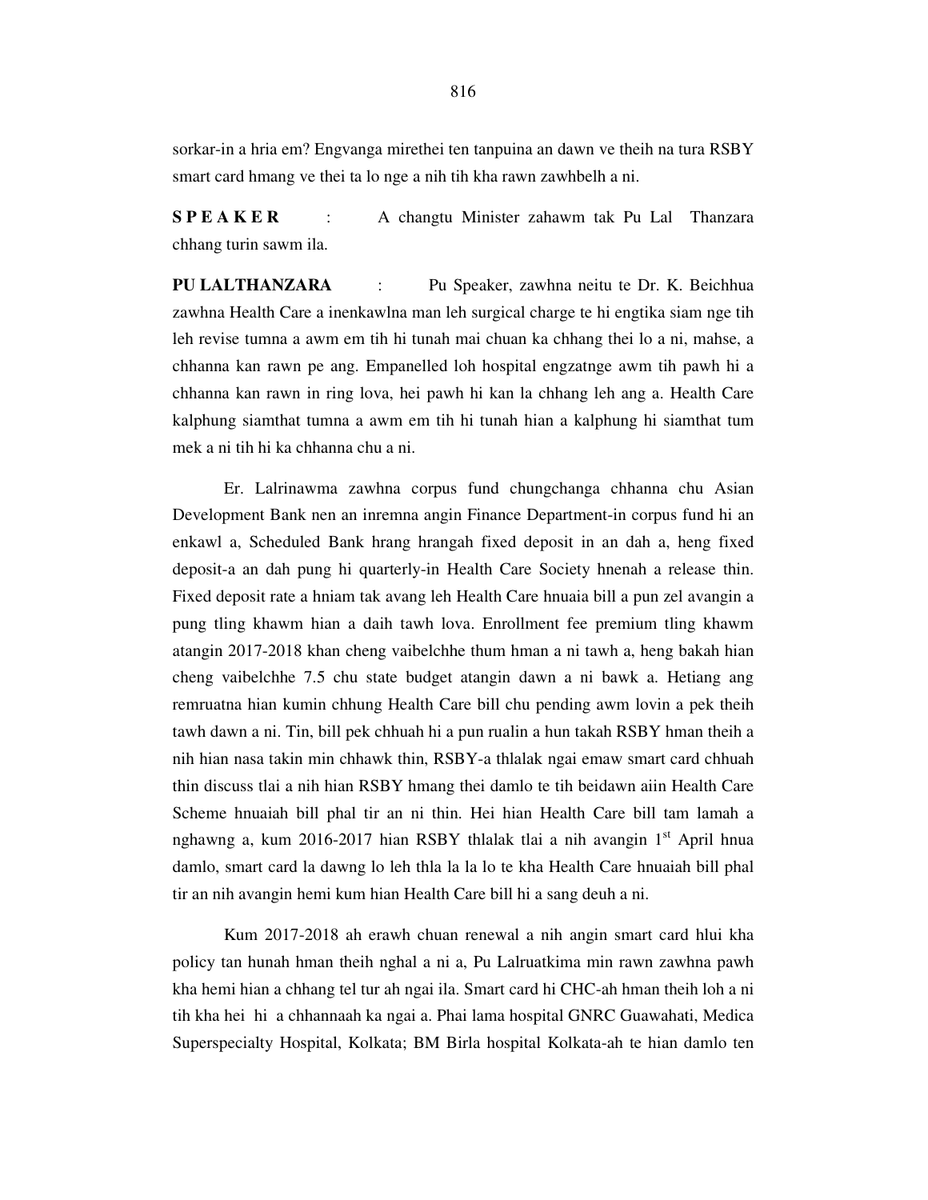sorkar-in a hria em? Engvanga mirethei ten tanpuina an dawn ve theih na tura RSBY smart card hmang ve thei ta lo nge a nih tih kha rawn zawhbelh a ni.

**S P E A K E R** : A changtu Minister zahawm tak Pu Lal Thanzara chhang turin sawm ila.

**PU LALTHANZARA** : Pu Speaker, zawhna neitu te Dr. K. Beichhua zawhna Health Care a inenkawlna man leh surgical charge te hi engtika siam nge tih leh revise tumna a awm em tih hi tunah mai chuan ka chhang thei lo a ni, mahse, a chhanna kan rawn pe ang. Empanelled loh hospital engzatnge awm tih pawh hi a chhanna kan rawn in ring lova, hei pawh hi kan la chhang leh ang a. Health Care kalphung siamthat tumna a awm em tih hi tunah hian a kalphung hi siamthat tum mek a ni tih hi ka chhanna chu a ni.

Er. Lalrinawma zawhna corpus fund chungchanga chhanna chu Asian Development Bank nen an inremna angin Finance Department-in corpus fund hi an enkawl a, Scheduled Bank hrang hrangah fixed deposit in an dah a, heng fixed deposit-a an dah pung hi quarterly-in Health Care Society hnenah a release thin. Fixed deposit rate a hniam tak avang leh Health Care hnuaia bill a pun zel avangin a pung tling khawm hian a daih tawh lova. Enrollment fee premium tling khawm atangin 2017-2018 khan cheng vaibelchhe thum hman a ni tawh a, heng bakah hian cheng vaibelchhe 7.5 chu state budget atangin dawn a ni bawk a. Hetiang ang remruatna hian kumin chhung Health Care bill chu pending awm lovin a pek theih tawh dawn a ni. Tin, bill pek chhuah hi a pun rualin a hun takah RSBY hman theih a nih hian nasa takin min chhawk thin, RSBY-a thlalak ngai emaw smart card chhuah thin discuss tlai a nih hian RSBY hmang thei damlo te tih beidawn aiin Health Care Scheme hnuaiah bill phal tir an ni thin. Hei hian Health Care bill tam lamah a nghawng a, kum 2016-2017 hian RSBY thlalak tlai a nih avangin 1st April hnua damlo, smart card la dawng lo leh thla la la lo te kha Health Care hnuaiah bill phal tir an nih avangin hemi kum hian Health Care bill hi a sang deuh a ni.

Kum 2017-2018 ah erawh chuan renewal a nih angin smart card hlui kha policy tan hunah hman theih nghal a ni a, Pu Lalruatkima min rawn zawhna pawh kha hemi hian a chhang tel tur ah ngai ila. Smart card hi CHC-ah hman theih loh a ni tih kha hei hi a chhannaah ka ngai a. Phai lama hospital GNRC Guawahati, Medica Superspecialty Hospital, Kolkata; BM Birla hospital Kolkata-ah te hian damlo ten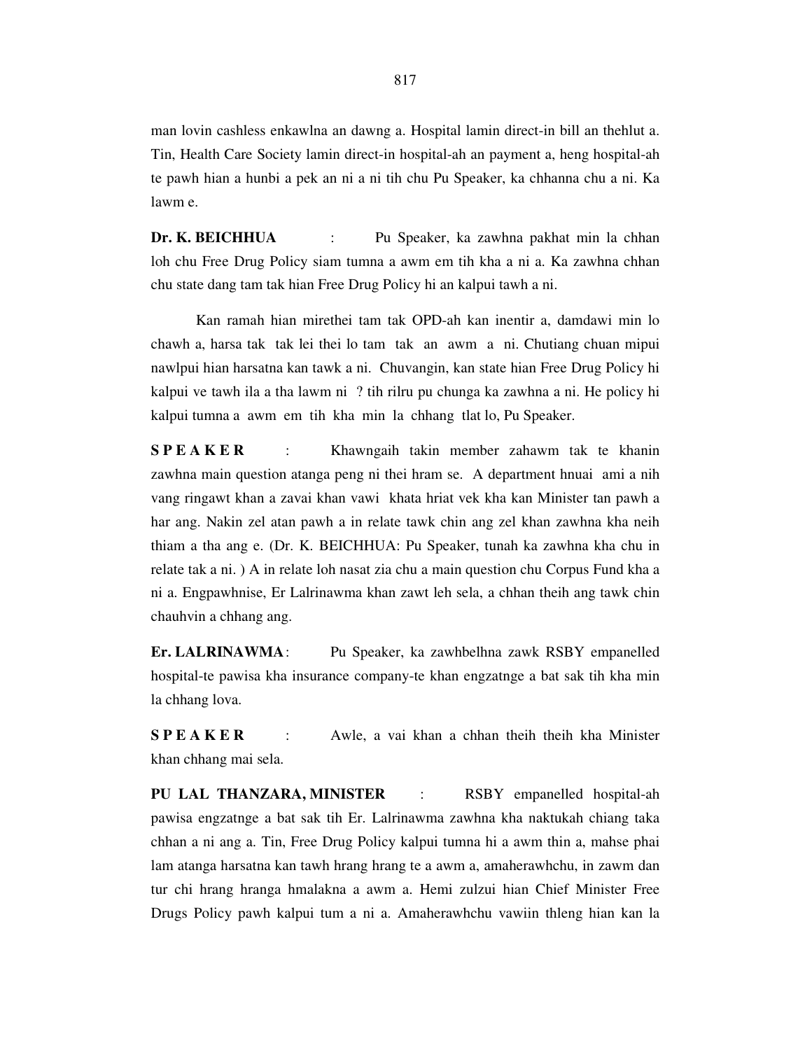man lovin cashless enkawlna an dawng a. Hospital lamin direct-in bill an thehlut a. Tin, Health Care Society lamin direct-in hospital-ah an payment a, heng hospital-ah te pawh hian a hunbi a pek an ni a ni tih chu Pu Speaker, ka chhanna chu a ni. Ka lawm e.

**Dr. K. BEICHHUA** : Pu Speaker, ka zawhna pakhat min la chhan loh chu Free Drug Policy siam tumna a awm em tih kha a ni a. Ka zawhna chhan chu state dang tam tak hian Free Drug Policy hi an kalpui tawh a ni.

Kan ramah hian mirethei tam tak OPD-ah kan inentir a, damdawi min lo chawh a, harsa tak tak lei thei lo tam tak an awm a ni. Chutiang chuan mipui nawlpui hian harsatna kan tawk a ni. Chuvangin, kan state hian Free Drug Policy hi kalpui ve tawh ila a tha lawm ni ? tih rilru pu chunga ka zawhna a ni. He policy hi kalpui tumna a awm em tih kha min la chhang tlat lo, Pu Speaker.

**S P E A K E R** : Khawngaih takin member zahawm tak te khanin zawhna main question atanga peng ni thei hram se. A department hnuai ami a nih vang ringawt khan a zavai khan vawi khata hriat vek kha kan Minister tan pawh a har ang. Nakin zel atan pawh a in relate tawk chin ang zel khan zawhna kha neih thiam a tha ang e. (Dr. K. BEICHHUA: Pu Speaker, tunah ka zawhna kha chu in relate tak a ni. ) A in relate loh nasat zia chu a main question chu Corpus Fund kha a ni a. Engpawhnise, Er Lalrinawma khan zawt leh sela, a chhan theih ang tawk chin chauhvin a chhang ang.

**Er. LALRINAWMA**: Pu Speaker, ka zawhbelhna zawk RSBY empanelled hospital-te pawisa kha insurance company-te khan engzatnge a bat sak tih kha min la chhang lova.

**S P E A K E R** : Awle, a vai khan a chhan theih theih kha Minister khan chhang mai sela.

**PU LAL THANZARA, MINISTER** : RSBY empanelled hospital-ah pawisa engzatnge a bat sak tih Er. Lalrinawma zawhna kha naktukah chiang taka chhan a ni ang a. Tin, Free Drug Policy kalpui tumna hi a awm thin a, mahse phai lam atanga harsatna kan tawh hrang hrang te a awm a, amaherawhchu, in zawm dan tur chi hrang hranga hmalakna a awm a. Hemi zulzui hian Chief Minister Free Drugs Policy pawh kalpui tum a ni a. Amaherawhchu vawiin thleng hian kan la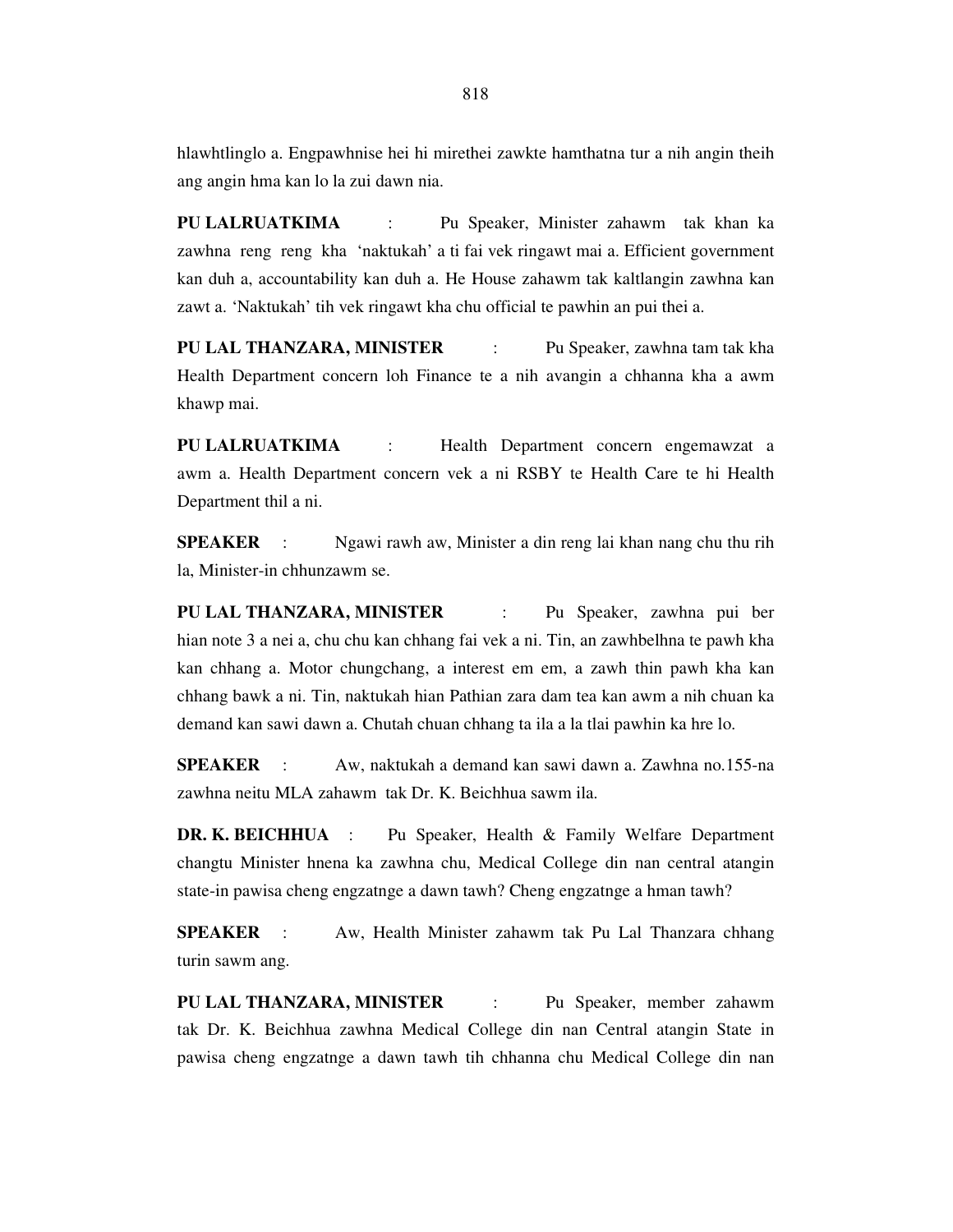hlawhtlinglo a. Engpawhnise hei hi mirethei zawkte hamthatna tur a nih angin theih ang angin hma kan lo la zui dawn nia.

**PU LALRUATKIMA** : Pu Speaker, Minister zahawm tak khan ka zawhna reng reng kha 'naktukah' a ti fai vek ringawt mai a. Efficient government kan duh a, accountability kan duh a. He House zahawm tak kaltlangin zawhna kan zawt a. 'Naktukah' tih vek ringawt kha chu official te pawhin an pui thei a.

**PU LAL THANZARA, MINISTER** : Pu Speaker, zawhna tam tak kha Health Department concern loh Finance te a nih avangin a chhanna kha a awm khawp mai.

**PU LALRUATKIMA** : Health Department concern engemawzat a awm a. Health Department concern vek a ni RSBY te Health Care te hi Health Department thil a ni.

**SPEAKER** : Ngawi rawh aw, Minister a din reng lai khan nang chu thu rih la, Minister-in chhunzawm se.

**PU LAL THANZARA, MINISTER** : Pu Speaker, zawhna pui ber hian note 3 a nei a, chu chu kan chhang fai vek a ni. Tin, an zawhbelhna te pawh kha kan chhang a. Motor chungchang, a interest em em, a zawh thin pawh kha kan chhang bawk a ni. Tin, naktukah hian Pathian zara dam tea kan awm a nih chuan ka demand kan sawi dawn a. Chutah chuan chhang ta ila a la tlai pawhin ka hre lo.

**SPEAKER** : Aw, naktukah a demand kan sawi dawn a. Zawhna no.155-na zawhna neitu MLA zahawm tak Dr. K. Beichhua sawm ila.

**DR. K. BEICHHUA** : Pu Speaker, Health & Family Welfare Department changtu Minister hnena ka zawhna chu, Medical College din nan central atangin state-in pawisa cheng engzatnge a dawn tawh? Cheng engzatnge a hman tawh?

**SPEAKER** : Aw, Health Minister zahawm tak Pu Lal Thanzara chhang turin sawm ang.

**PU LAL THANZARA, MINISTER** : Pu Speaker, member zahawm tak Dr. K. Beichhua zawhna Medical College din nan Central atangin State in pawisa cheng engzatnge a dawn tawh tih chhanna chu Medical College din nan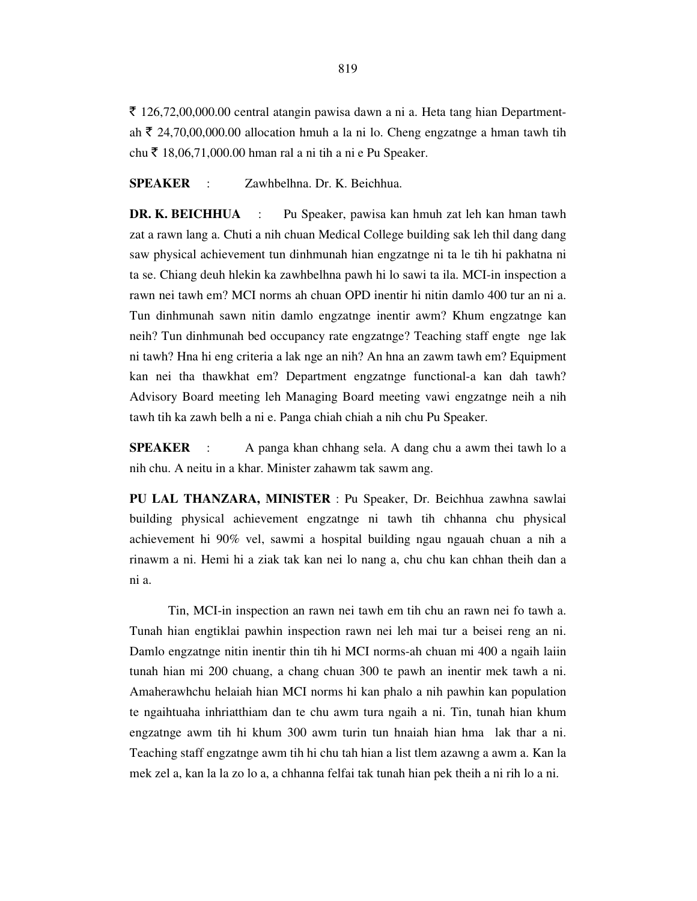₹ 126,72,00,000.00 central atangin pawisa dawn a ni a. Heta tang hian Department-ah ₹ 24,70,00,000.00 allocation hmuh a la ni lo. Cheng engzatnge a hman tawh tih chu ₹ 18,06,71,000.00 hman ral a ni tih a ni e Pu Speaker.

**SPEAKER** : Zawhbelhna. Dr. K. Beichhua.

**DR. K. BEICHHUA** : Pu Speaker, pawisa kan hmuh zat leh kan hman tawh zat a rawn lang a. Chuti a nih chuan Medical College building sak leh thil dang dang saw physical achievement tun dinhmunah hian engzatnge ni ta le tih hi pakhatna ni ta se. Chiang deuh hlekin ka zawhbelhna pawh hi lo sawi ta ila. MCI-in inspection a rawn nei tawh em? MCI norms ah chuan OPD inentir hi nitin damlo 400 tur an ni a. Tun dinhmunah sawn nitin damlo engzatnge inentir awm? Khum engzatnge kan neih? Tun dinhmunah bed occupancy rate engzatnge? Teaching staff engte nge lak ni tawh? Hna hi eng criteria a lak nge an nih? An hna an zawm tawh em? Equipment kan nei tha thawkhat em? Department engzatnge functional-a kan dah tawh? Advisory Board meeting leh Managing Board meeting vawi engzatnge neih a nih tawh tih ka zawh belh a ni e. Panga chiah chiah a nih chu Pu Speaker.

**SPEAKER** : A panga khan chhang sela. A dang chu a awm thei tawh lo a nih chu. A neitu in a khar. Minister zahawm tak sawm ang.

**PU LAL THANZARA, MINISTER** : Pu Speaker, Dr. Beichhua zawhna sawlai building physical achievement engzatnge ni tawh tih chhanna chu physical achievement hi 90% vel, sawmi a hospital building ngau ngauah chuan a nih a rinawm a ni. Hemi hi a ziak tak kan nei lo nang a, chu chu kan chhan theih dan a ni a.

Tin, MCI-in inspection an rawn nei tawh em tih chu an rawn nei fo tawh a. Tunah hian engtiklai pawhin inspection rawn nei leh mai tur a beisei reng an ni. Damlo engzatnge nitin inentir thin tih hi MCI norms-ah chuan mi 400 a ngaih laiin tunah hian mi 200 chuang, a chang chuan 300 te pawh an inentir mek tawh a ni. Amaherawhchu helaiah hian MCI norms hi kan phalo a nih pawhin kan population te ngaihtuaha inhriatthiam dan te chu awm tura ngaih a ni. Tin, tunah hian khum engzatnge awm tih hi khum 300 awm turin tun hnaiah hian hma lak thar a ni. Teaching staff engzatnge awm tih hi chu tah hian a list tlem azawng a awm a. Kan la mek zel a, kan la la zo lo a, a chhanna felfai tak tunah hian pek theih a ni rih lo a ni.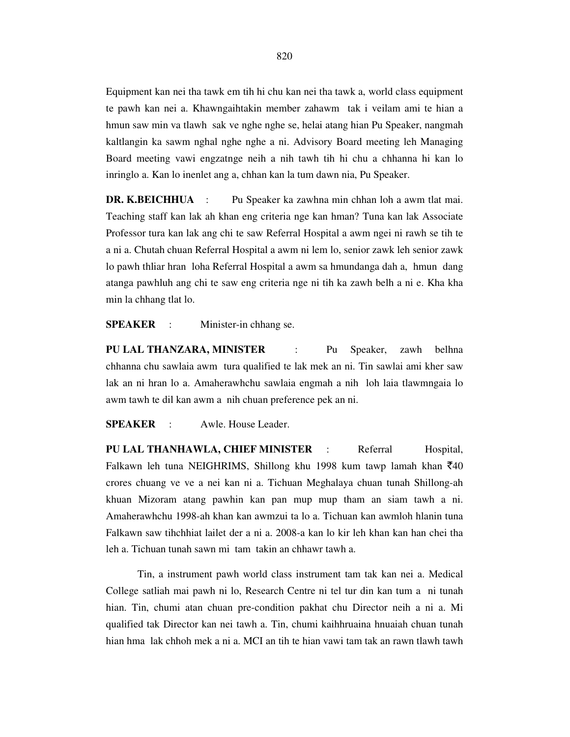Equipment kan nei tha tawk em tih hi chu kan nei tha tawk a, world class equipment te pawh kan nei a. Khawngaihtakin member zahawm tak i veilam ami te hian a hmun saw min va tlawh sak ve nghe nghe se, helai atang hian Pu Speaker, nangmah kaltlangin ka sawm nghal nghe nghe a ni. Advisory Board meeting leh Managing Board meeting vawi engzatnge neih a nih tawh tih hi chu a chhanna hi kan lo inringlo a. Kan lo inenlet ang a, chhan kan la tum dawn nia, Pu Speaker.

**DR. K.BEICHHUA** : Pu Speaker ka zawhna min chhan loh a awm tlat mai. Teaching staff kan lak ah khan eng criteria nge kan hman? Tuna kan lak Associate Professor tura kan lak ang chi te saw Referral Hospital a awm ngei ni rawh se tih te a ni a. Chutah chuan Referral Hospital a awm ni lem lo, senior zawk leh senior zawk lo pawh thliar hran loha Referral Hospital a awm sa hmundanga dah a, hmun dang atanga pawhluh ang chi te saw eng criteria nge ni tih ka zawh belh a ni e. Kha kha min la chhang tlat lo.

**SPEAKER** : Minister-in chhang se.

**PU LAL THANZARA, MINISTER** : Pu Speaker, zawh belhna chhanna chu sawlaia awm tura qualified te lak mek an ni. Tin sawlai ami kher saw lak an ni hran lo a. Amaherawhchu sawlaia engmah a nih loh laia tlawmngaia lo awm tawh te dil kan awm a nih chuan preference pek an ni.

**SPEAKER** : Awle. House Leader.

**PU LAL THANHAWLA, CHIEF MINISTER** : Referral Hospital, Falkawn leh tuna NEIGHRIMS, Shillong khu 1998 kum tawp lamah khan ₹40 crores chuang ve ve a nei kan ni a. Tichuan Meghalaya chuan tunah Shillong-ah khuan Mizoram atang pawhin kan pan mup mup tham an siam tawh a ni. Amaherawhchu 1998-ah khan kan awmzui ta lo a. Tichuan kan awmloh hlanin tuna Falkawn saw tihchhiat lailet der a ni a. 2008-a kan lo kir leh khan kan han chei tha leh a. Tichuan tunah sawn mi tam takin an chhawr tawh a.

Tin, a instrument pawh world class instrument tam tak kan nei a. Medical College satliah mai pawh ni lo, Research Centre ni tel tur din kan tum a ni tunah hian. Tin, chumi atan chuan pre-condition pakhat chu Director neih a ni a. Mi qualified tak Director kan nei tawh a. Tin, chumi kaihhruaina hnuaiah chuan tunah hian hma lak chhoh mek a ni a. MCI an tih te hian vawi tam tak an rawn tlawh tawh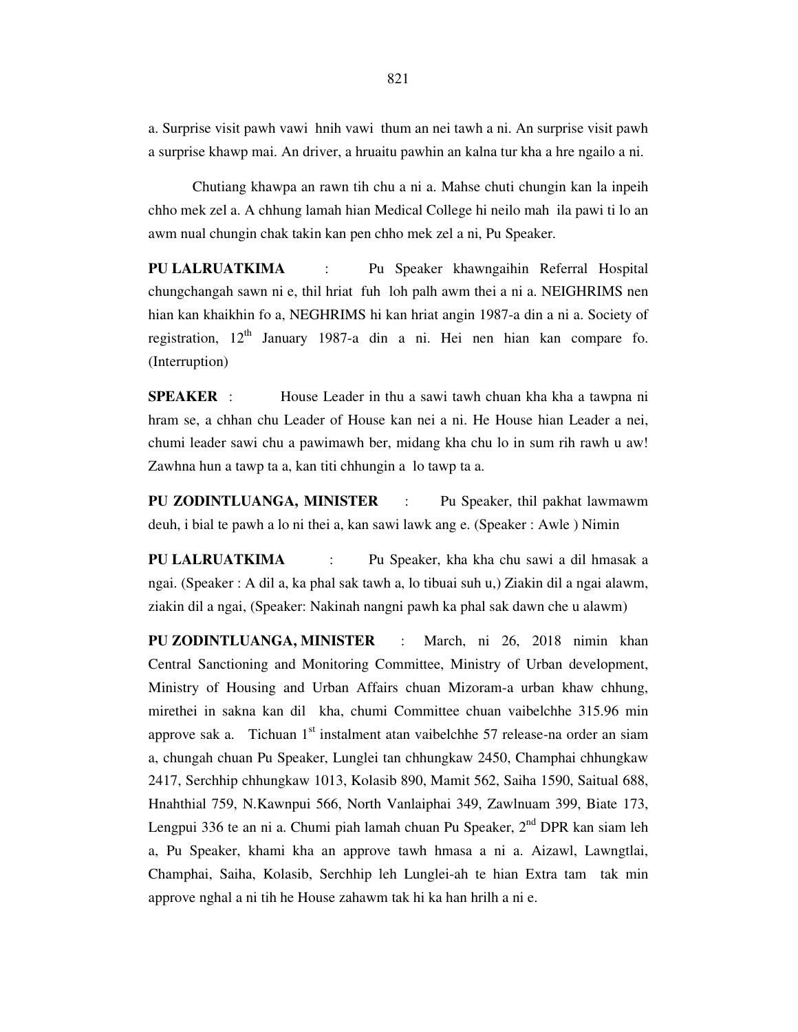a. Surprise visit pawh vawi hnih vawi thum an nei tawh a ni. An surprise visit pawh a surprise khawp mai. An driver, a hruaitu pawhin an kalna tur kha a hre ngailo a ni.

Chutiang khawpa an rawn tih chu a ni a. Mahse chuti chungin kan la inpeih chho mek zel a. A chhung lamah hian Medical College hi neilo mah ila pawi ti lo an awm nual chungin chak takin kan pen chho mek zel a ni, Pu Speaker.

**PU LALRUATKIMA** : Pu Speaker khawngaihin Referral Hospital chungchangah sawn ni e, thil hriat fuh loh palh awm thei a ni a. NEIGHRIMS nen hian kan khaikhin fo a, NEGHRIMS hi kan hriat angin 1987-a din a ni a. Society of registration, 12th January 1987-a din a ni. Hei nen hian kan compare fo. (Interruption)

**SPEAKER** : House Leader in thu a sawi tawh chuan kha kha a tawpna ni hram se, a chhan chu Leader of House kan nei a ni. He House hian Leader a nei, chumi leader sawi chu a pawimawh ber, midang kha chu lo in sum rih rawh u aw! Zawhna hun a tawp ta a, kan titi chhungin a lo tawp ta a.

**PU ZODINTLUANGA, MINISTER** : Pu Speaker, thil pakhat lawmawm deuh, i bial te pawh a lo ni thei a, kan sawi lawk ang e. (Speaker : Awle ) Nimin

**PU LALRUATKIMA** : Pu Speaker, kha kha chu sawi a dil hmasak a ngai. (Speaker : A dil a, ka phal sak tawh a, lo tibuai suh u,) Ziakin dil a ngai alawm, ziakin dil a ngai, (Speaker: Nakinah nangni pawh ka phal sak dawn che u alawm)

**PU ZODINTLUANGA, MINISTER** : March, ni 26, 2018 nimin khan Central Sanctioning and Monitoring Committee, Ministry of Urban development, Ministry of Housing and Urban Affairs chuan Mizoram-a urban khaw chhung, mirethei in sakna kan dil kha, chumi Committee chuan vaibelchhe 315.96 min approve sak a. Tichuan 1st instalment atan vaibelchhe 57 release-na order an siam a, chungah chuan Pu Speaker, Lunglei tan chhungkaw 2450, Champhai chhungkaw 2417, Serchhip chhungkaw 1013, Kolasib 890, Mamit 562, Saiha 1590, Saitual 688, Hnahthial 759, N.Kawnpui 566, North Vanlaiphai 349, Zawlnuam 399, Biate 173, Lengpui 336 te an ni a. Chumi piah lamah chuan Pu Speaker, 2nd DPR kan siam leh a, Pu Speaker, khami kha an approve tawh hmasa a ni a. Aizawl, Lawngtlai, Champhai, Saiha, Kolasib, Serchhip leh Lunglei-ah te hian Extra tam tak min approve nghal a ni tih he House zahawm tak hi ka han hrilh a ni e.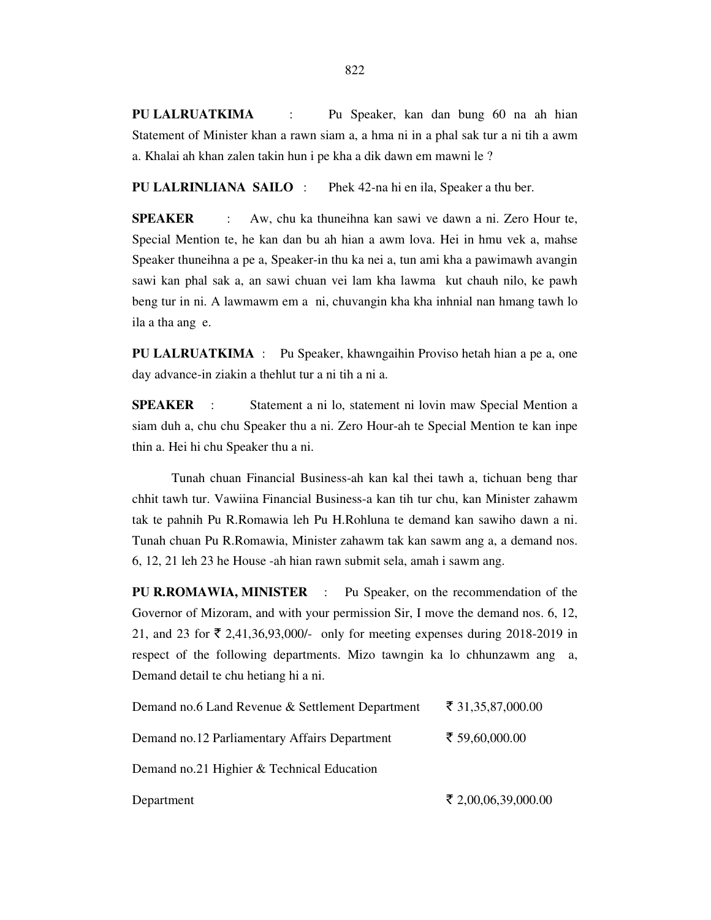**PU LALRUATKIMA** : Pu Speaker, kan dan bung 60 na ah hian Statement of Minister khan a rawn siam a, a hma ni in a phal sak tur a ni tih a awm a. Khalai ah khan zalen takin hun i pe kha a dik dawn em mawni le ?

**PU LALRINLIANA SAILO** : Phek 42-na hi en ila, Speaker a thu ber.

**SPEAKER** : Aw, chu ka thuneihna kan sawi ve dawn a ni. Zero Hour te, Special Mention te, he kan dan bu ah hian a awm lova. Hei in hmu vek a, mahse Speaker thuneihna a pe a, Speaker-in thu ka nei a, tun ami kha a pawimawh avangin sawi kan phal sak a, an sawi chuan vei lam kha lawma kut chauh nilo, ke pawh beng tur in ni. A lawmawm em a ni, chuvangin kha kha inhnial nan hmang tawh lo ila a tha ang e.

**PU LALRUATKIMA** : Pu Speaker, khawngaihin Proviso hetah hian a pe a, one day advance-in ziakin a thehlut tur a ni tih a ni a.

**SPEAKER** : Statement a ni lo, statement ni lovin maw Special Mention a siam duh a, chu chu Speaker thu a ni. Zero Hour-ah te Special Mention te kan inpe thin a. Hei hi chu Speaker thu a ni.

Tunah chuan Financial Business-ah kan kal thei tawh a, tichuan beng thar chhit tawh tur. Vawiina Financial Business-a kan tih tur chu, kan Minister zahawm tak te pahnih Pu R.Romawia leh Pu H.Rohluna te demand kan sawiho dawn a ni. Tunah chuan Pu R.Romawia, Minister zahawm tak kan sawm ang a, a demand nos. 6, 12, 21 leh 23 he House -ah hian rawn submit sela, amah i sawm ang.

**PU R.ROMAWIA, MINISTER** : Pu Speaker, on the recommendation of the Governor of Mizoram, and with your permission Sir, I move the demand nos. 6, 12, 21, and 23 for ₹ 2,41,36,93,000/- only for meeting expenses during 2018-2019 in respect of the following departments. Mizo tawngin ka lo chhunzawm ang a, Demand detail te chu hetiang hi a ni.

| | |
|---|---|
| Demand no.6 Land Revenue & Settlement Department | ₹ 31,35,87,000.00 |
| Demand no.12 Parliamentary Affairs Department | ₹ 59,60,000.00 |
| Demand no.21 Highier & Technical Education Department | ₹ 2,00,06,39,000.00 |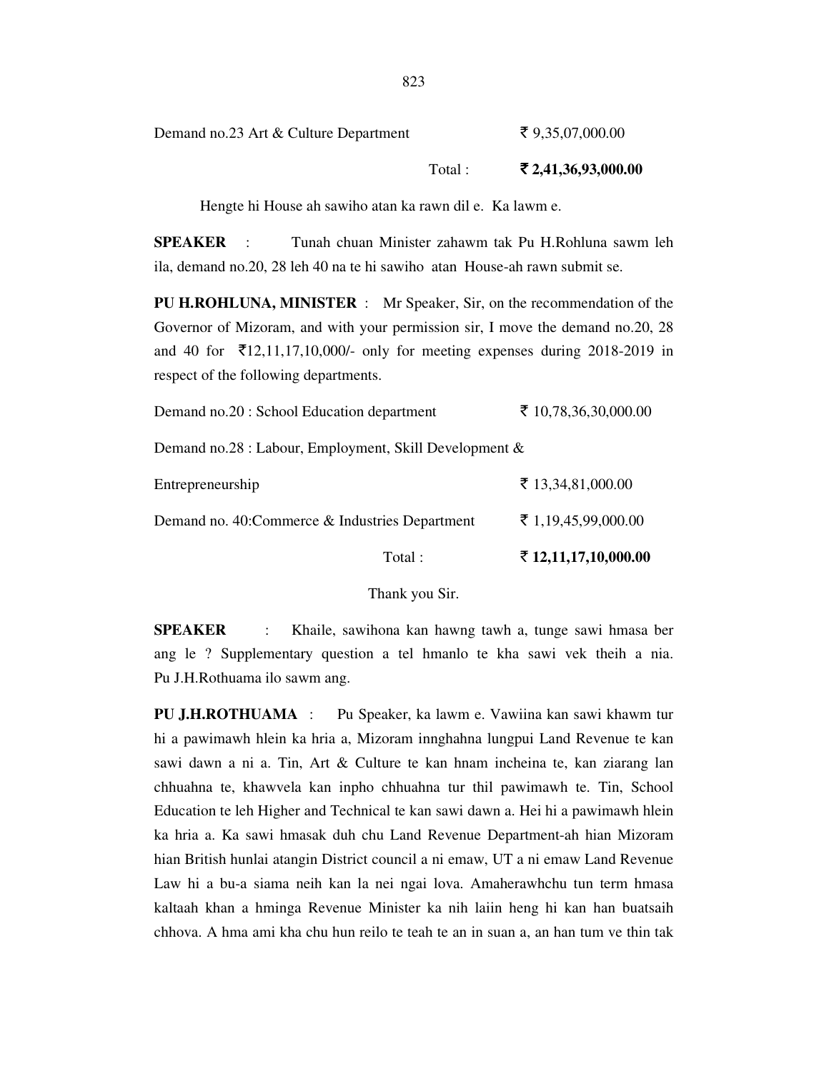| | |
|---|---|
| Demand no.23 Art & Culture Department | ₹ 9,35,07,000.00 |
| Total : | **₹ 2,41,36,93,000.00** |

Hengte hi House ah sawiho atan ka rawn dil e. Ka lawm e.

**SPEAKER** : Tunah chuan Minister zahawm tak Pu H.Rohluna sawm leh ila, demand no.20, 28 leh 40 na te hi sawiho atan House-ah rawn submit se.

**PU H.ROHLUNA, MINISTER** : Mr Speaker, Sir, on the recommendation of the Governor of Mizoram, and with your permission sir, I move the demand no.20, 28 and 40 for ₹12,11,17,10,000/- only for meeting expenses during 2018-2019 in respect of the following departments.

| | |
|---|---|
| Demand no.20 : School Education department | ₹ 10,78,36,30,000.00 |
| Demand no.28 : Labour, Employment, Skill Development & Entrepreneurship | ₹ 13,34,81,000.00 |
| Demand no. 40:Commerce & Industries Department | ₹ 1,19,45,99,000.00 |
| Total : | **₹ 12,11,17,10,000.00** |

Thank you Sir.

**SPEAKER** : Khaile, sawihona kan hawng tawh a, tunge sawi hmasa ber ang le ? Supplementary question a tel hmanlo te kha sawi vek theih a nia. Pu J.H.Rothuama ilo sawm ang.

**PU J.H.ROTHUAMA** : Pu Speaker, ka lawm e. Vawiina kan sawi khawm tur hi a pawimawh hlein ka hria a, Mizoram innghahna lungpui Land Revenue te kan sawi dawn a ni a. Tin, Art & Culture te kan hnam incheina te, kan ziarang lan chhuahna te, khawvela kan inpho chhuahna tur thil pawimawh te. Tin, School Education te leh Higher and Technical te kan sawi dawn a. Hei hi a pawimawh hlein ka hria a. Ka sawi hmasak duh chu Land Revenue Department-ah hian Mizoram hian British hunlai atangin District council a ni emaw, UT a ni emaw Land Revenue Law hi a bu-a siama neih kan la nei ngai lova. Amaherawhchu tun term hmasa kaltaah khan a hminga Revenue Minister ka nih laiin heng hi kan han buatsaih chhova. A hma ami kha chu hun reilo te teah te an in suan a, an han tum ve thin tak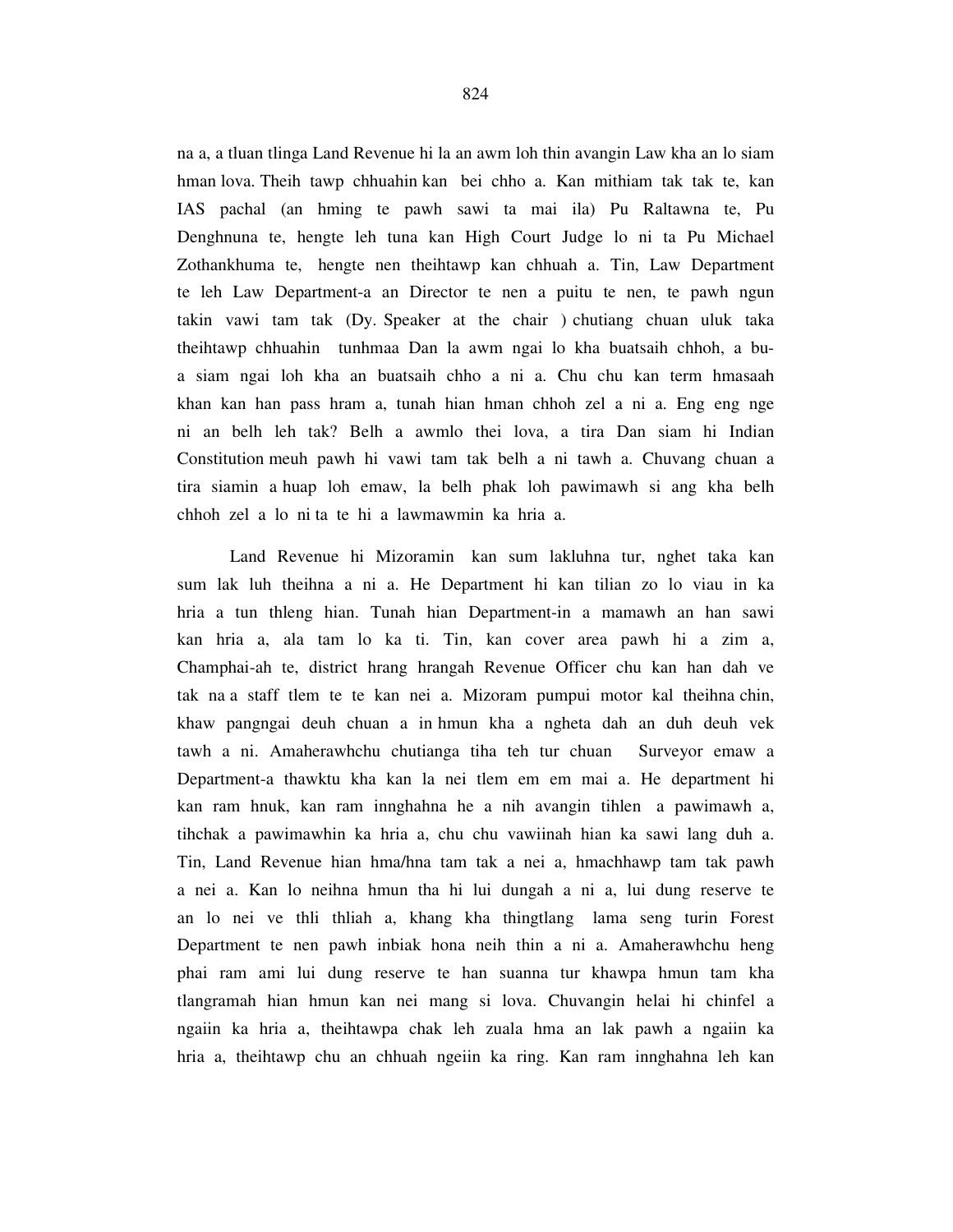na a, a tluan tlinga Land Revenue hi la an awm loh thin avangin Law kha an lo siam hman lova. Theih tawp chhuahin kan bei chho a. Kan mithiam tak tak te, kan IAS pachal (an hming te pawh sawi ta mai ila) Pu Raltawna te, Pu Denghnuna te, hengte leh tuna kan High Court Judge lo ni ta Pu Michael Zothankhuma te, hengte nen theihtawp kan chhuah a. Tin, Law Department te leh Law Department-a an Director te nen a puitu te nen, te pawh ngun takin vawi tam tak (Dy. Speaker at the chair ) chutiang chuan uluk taka theihtawp chhuahin tunhmaa Dan la awm ngai lo kha buatsaih chhoh, a bu-a siam ngai loh kha an buatsaih chho a ni a. Chu chu kan term hmasaah khan kan han pass hram a, tunah hian hman chhoh zel a ni a. Eng eng nge ni an belh leh tak? Belh a awmlo thei lova, a tira Dan siam hi Indian Constitution meuh pawh hi vawi tam tak belh a ni tawh a. Chuvang chuan a tira siamin a huap loh emaw, la belh phak loh pawimawh si ang kha belh chhoh zel a lo ni ta te hi a lawmawmin ka hria a.

Land Revenue hi Mizoramin kan sum lakluhna tur, nghet taka kan sum lak luh theihna a ni a. He Department hi kan tilian zo lo viau in ka hria a tun thleng hian. Tunah hian Department-in a mamawh an han sawi kan hria a, ala tam lo ka ti. Tin, kan cover area pawh hi a zim a, Champhai-ah te, district hrang hrangah Revenue Officer chu kan han dah ve tak na a staff tlem te te kan nei a. Mizoram pumpui motor kal theihna chin, khaw pangngai deuh chuan a in hmun kha a ngheta dah an duh deuh vek tawh a ni. Amaherawhchu chutianga tiha teh tur chuan Surveyor emaw a Department-a thawktu kha kan la nei tlem em em mai a. He department hi kan ram hnuk, kan ram innghahna he a nih avangin tihlen a pawimawh a, tihchak a pawimawhin ka hria a, chu chu vawiinah hian ka sawi lang duh a. Tin, Land Revenue hian hma/hna tam tak a nei a, hmachhawp tam tak pawh a nei a. Kan lo neihna hmun tha hi lui dungah a ni a, lui dung reserve te an lo nei ve thli thliah a, khang kha thingtlang lama seng turin Forest Department te nen pawh inbiak hona neih thin a ni a. Amaherawhchu heng phai ram ami lui dung reserve te han suanna tur khawpa hmun tam kha tlangramah hian hmun kan nei mang si lova. Chuvangin helai hi chinfel a ngaiin ka hria a, theihtawpa chak leh zuala hma an lak pawh a ngaiin ka hria a, theihtawp chu an chhuah ngeiin ka ring. Kan ram innghahna leh kan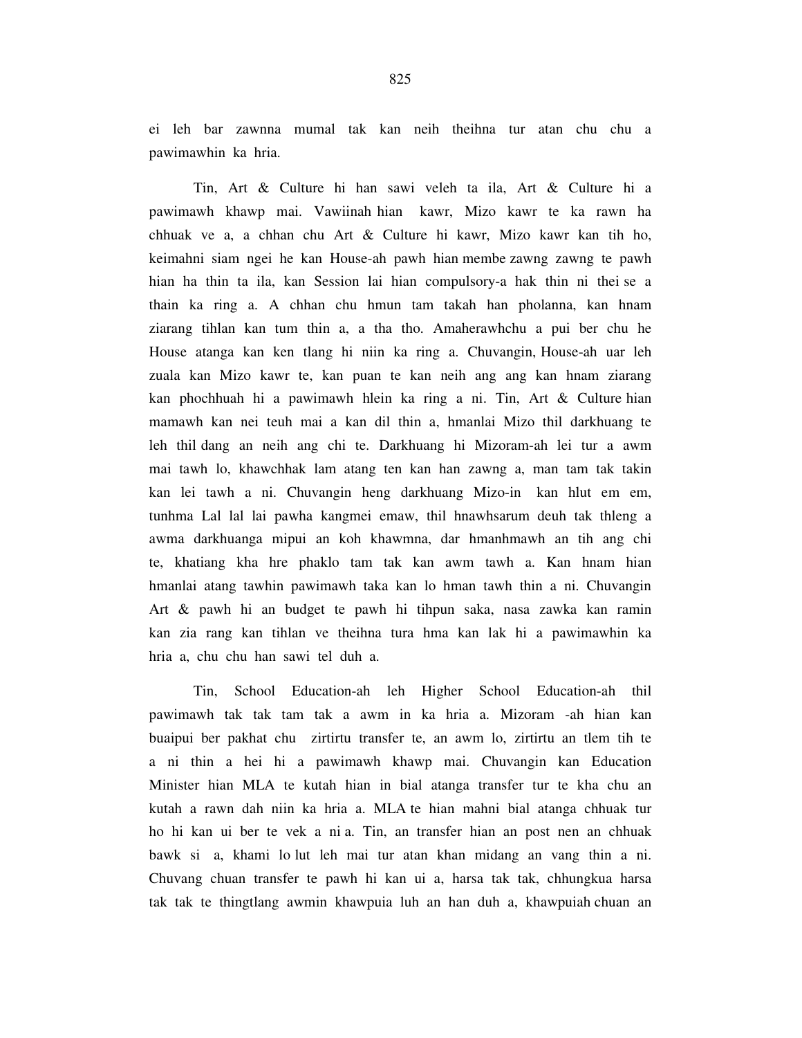ei leh bar zawnna mumal tak kan neih theihna tur atan chu chu a pawimawhin ka hria.

Tin, Art & Culture hi han sawi veleh ta ila, Art & Culture hi a pawimawh khawp mai. Vawiinah hian kawr, Mizo kawr te ka rawn ha chhuak ve a, a chhan chu Art & Culture hi kawr, Mizo kawr kan tih ho, keimahni siam ngei he kan House-ah pawh hian membe zawng zawng te pawh hian ha thin ta ila, kan Session lai hian compulsory-a hak thin ni thei se a thain ka ring a. A chhan chu hmun tam takah han pholanna, kan hnam ziarang tihlan kan tum thin a, a tha tho. Amaherawhchu a pui ber chu he House atanga kan ken tlang hi niin ka ring a. Chuvangin, House-ah uar leh zuala kan Mizo kawr te, kan puan te kan neih ang ang kan hnam ziarang kan phochhuah hi a pawimawh hlein ka ring a ni. Tin, Art & Culture hian mamawh kan nei teuh mai a kan dil thin a, hmanlai Mizo thil darkhuang te leh thil dang an neih ang chi te. Darkhuang hi Mizoram-ah lei tur a awm mai tawh lo, khawchhak lam atang ten kan han zawng a, man tam tak takin kan lei tawh a ni. Chuvangin heng darkhuang Mizo-in kan hlut em em, tunhma Lal lal lai pawha kangmei emaw, thil hnawhsarum deuh tak thleng a awma darkhuanga mipui an koh khawmna, dar hmanhmawh an tih ang chi te, khatiang kha hre phaklo tam tak kan awm tawh a. Kan hnam hian hmanlai atang tawhin pawimawh taka kan lo hman tawh thin a ni. Chuvangin Art & pawh hi an budget te pawh hi tihpun saka, nasa zawka kan ramin kan zia rang kan tihlan ve theihna tura hma kan lak hi a pawimawhin ka hria a, chu chu han sawi tel duh a.

Tin, School Education-ah leh Higher School Education-ah thil pawimawh tak tak tam tak a awm in ka hria a. Mizoram -ah hian kan buaipui ber pakhat chu zirtirtu transfer te, an awm lo, zirtirtu an tlem tih te a ni thin a hei hi a pawimawh khawp mai. Chuvangin kan Education Minister hian MLA te kutah hian in bial atanga transfer tur te kha chu an kutah a rawn dah niin ka hria a. MLA te hian mahni bial atanga chhuak tur ho hi kan ui ber te vek a ni a. Tin, an transfer hian an post nen an chhuak bawk si a, khami lo lut leh mai tur atan khan midang an vang thin a ni. Chuvang chuan transfer te pawh hi kan ui a, harsa tak tak, chhungkua harsa tak tak te thingtlang awmin khawpuia luh an han duh a, khawpuiah chuan an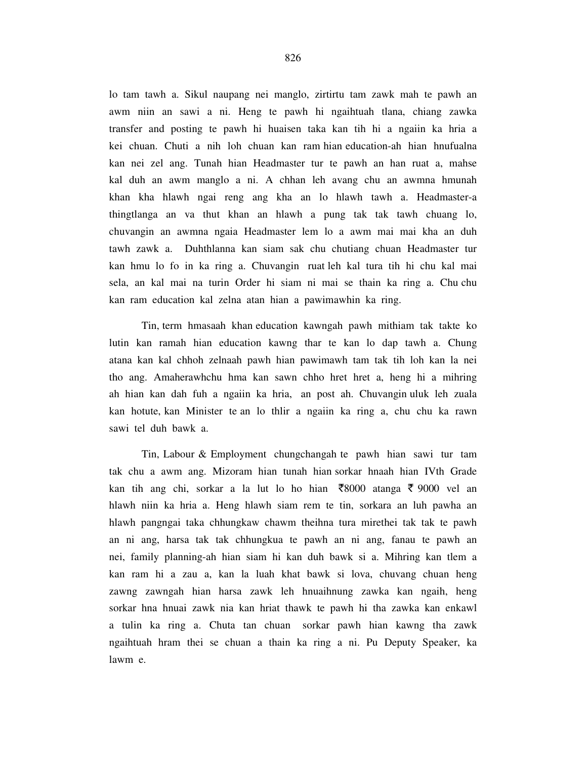lo tam tawh a. Sikul naupang nei manglo, zirtirtu tam zawk mah te pawh an awm niin an sawi a ni. Heng te pawh hi ngaihtuah tlana, chiang zawka transfer and posting te pawh hi huaisen taka kan tih hi a ngaiin ka hria a kei chuan. Chuti a nih loh chuan kan ram hian education-ah hian hnufualna kan nei zel ang. Tunah hian Headmaster tur te pawh an han ruat a, mahse kal duh an awm manglo a ni. A chhan leh avang chu an awmna hmunah khan kha hlawh ngai reng ang kha an lo hlawh tawh a. Headmaster-a thingtlanga an va thut khan an hlawh a pung tak tak tawh chuang lo, chuvangin an awmna ngaia Headmaster lem lo a awm mai mai kha an duh tawh zawk a. Duhthlanna kan siam sak chu chutiang chuan Headmaster tur kan hmu lo fo in ka ring a. Chuvangin ruat leh kal tura tih hi chu kal mai sela, an kal mai na turin Order hi siam ni mai se thain ka ring a. Chu chu kan ram education kal zelna atan hian a pawimawhin ka ring.

Tin, term hmasaah khan education kawngah pawh mithiam tak takte ko lutin kan ramah hian education kawng thar te kan lo dap tawh a. Chung atana kan kal chhoh zelnaah pawh hian pawimawh tam tak tih loh kan la nei tho ang. Amaherawhchu hma kan sawn chho hret hret a, heng hi a mihring ah hian kan dah fuh a ngaiin ka hria, an post ah. Chuvangin uluk leh zuala kan hotute, kan Minister te an lo thlir a ngaiin ka ring a, chu chu ka rawn sawi tel duh bawk a.

Tin, Labour & Employment chungchangah te pawh hian sawi tur tam tak chu a awm ang. Mizoram hian tunah hian sorkar hnaah hian IVth Grade kan tih ang chi, sorkar a la lut lo ho hian ₹8000 atanga ₹ 9000 vel an hlawh niin ka hria a. Heng hlawh siam rem te tin, sorkara an luh pawha an hlawh pangngai taka chhungkaw chawm theihna tura mirethei tak tak te pawh an ni ang, harsa tak tak chhungkua te pawh an ni ang, fanau te pawh an nei, family planning-ah hian siam hi kan duh bawk si a. Mihring kan tlem a kan ram hi a zau a, kan la luah khat bawk si lova, chuvang chuan heng zawng zawngah hian harsa zawk leh hnuaihnung zawka kan ngaih, heng sorkar hna hnuai zawk nia kan hriat thawk te pawh hi tha zawka kan enkawl a tulin ka ring a. Chuta tan chuan sorkar pawh hian kawng tha zawk ngaihtuah hram thei se chuan a thain ka ring a ni. Pu Deputy Speaker, ka lawm e.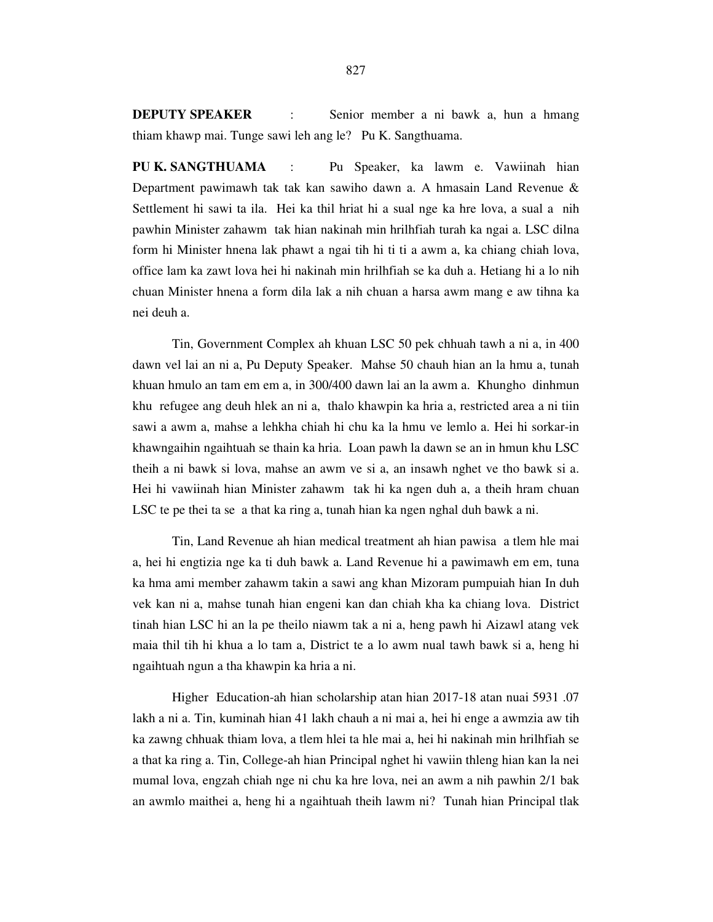**DEPUTY SPEAKER** : Senior member a ni bawk a, hun a hmang thiam khawp mai. Tunge sawi leh ang le? Pu K. Sangthuama.

**PU K. SANGTHUAMA** : Pu Speaker, ka lawm e. Vawiinah hian Department pawimawh tak tak kan sawiho dawn a. A hmasain Land Revenue & Settlement hi sawi ta ila. Hei ka thil hriat hi a sual nge ka hre lova, a sual a nih pawhin Minister zahawm tak hian nakinah min hrilhfiah turah ka ngai a. LSC dilna form hi Minister hnena lak phawt a ngai tih hi ti ti a awm a, ka chiang chiah lova, office lam ka zawt lova hei hi nakinah min hrilhfiah se ka duh a. Hetiang hi a lo nih chuan Minister hnena a form dila lak a nih chuan a harsa awm mang e aw tihna ka nei deuh a.

Tin, Government Complex ah khuan LSC 50 pek chhuah tawh a ni a, in 400 dawn vel lai an ni a, Pu Deputy Speaker. Mahse 50 chauh hian an la hmu a, tunah khuan hmulo an tam em em a, in 300/400 dawn lai an la awm a. Khungho dinhmun khu refugee ang deuh hlek an ni a, thalo khawpin ka hria a, restricted area a ni tiin sawi a awm a, mahse a lehkha chiah hi chu ka la hmu ve lemlo a. Hei hi sorkar-in khawngaihin ngaihtuah se thain ka hria. Loan pawh la dawn se an in hmun khu LSC theih a ni bawk si lova, mahse an awm ve si a, an insawh nghet ve tho bawk si a. Hei hi vawiinah hian Minister zahawm tak hi ka ngen duh a, a theih hram chuan LSC te pe thei ta se a that ka ring a, tunah hian ka ngen nghal duh bawk a ni.

Tin, Land Revenue ah hian medical treatment ah hian pawisa a tlem hle mai a, hei hi engtizia nge ka ti duh bawk a. Land Revenue hi a pawimawh em em, tuna ka hma ami member zahawm takin a sawi ang khan Mizoram pumpuiah hian In duh vek kan ni a, mahse tunah hian engeni kan dan chiah kha ka chiang lova. District tinah hian LSC hi an la pe theilo niawm tak a ni a, heng pawh hi Aizawl atang vek maia thil tih hi khua a lo tam a, District te a lo awm nual tawh bawk si a, heng hi ngaihtuah ngun a tha khawpin ka hria a ni.

Higher Education-ah hian scholarship atan hian 2017-18 atan nuai 5931 .07 lakh a ni a. Tin, kuminah hian 41 lakh chauh a ni mai a, hei hi enge a awmzia aw tih ka zawng chhuak thiam lova, a tlem hlei ta hle mai a, hei hi nakinah min hrilhfiah se a that ka ring a. Tin, College-ah hian Principal nghet hi vawiin thleng hian kan la nei mumal lova, engzah chiah nge ni chu ka hre lova, nei an awm a nih pawhin 2/1 bak an awmlo maithei a, heng hi a ngaihtuah theih lawm ni? Tunah hian Principal tlak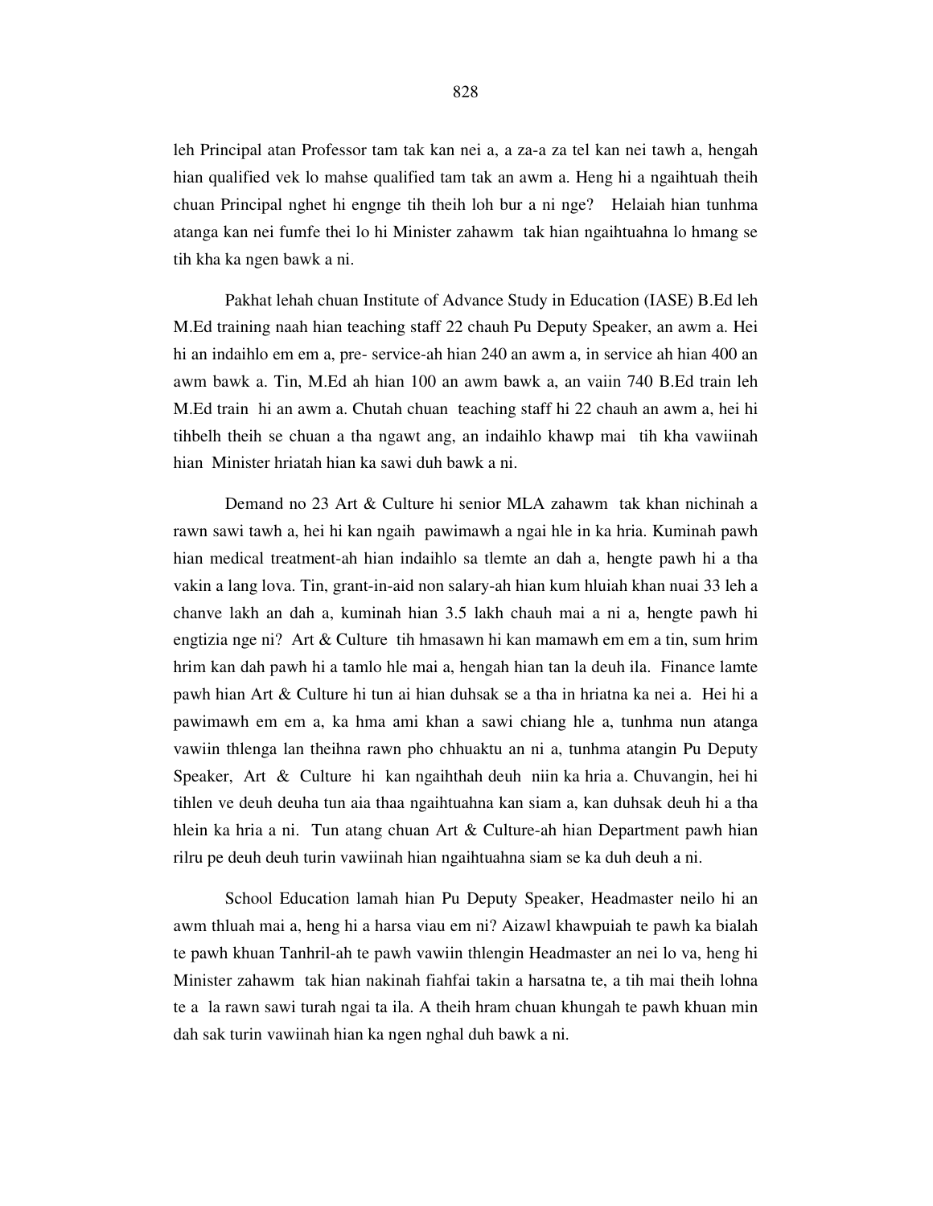leh Principal atan Professor tam tak kan nei a, a za-a za tel kan nei tawh a, hengah hian qualified vek lo mahse qualified tam tak an awm a. Heng hi a ngaihtuah theih chuan Principal nghet hi engnge tih theih loh bur a ni nge? Helaiah hian tunhma atanga kan nei fumfe thei lo hi Minister zahawm tak hian ngaihtuahna lo hmang se tih kha ka ngen bawk a ni.

Pakhat lehah chuan Institute of Advance Study in Education (IASE) B.Ed leh M.Ed training naah hian teaching staff 22 chauh Pu Deputy Speaker, an awm a. Hei hi an indaihlo em em a, pre- service-ah hian 240 an awm a, in service ah hian 400 an awm bawk a. Tin, M.Ed ah hian 100 an awm bawk a, an vaiin 740 B.Ed train leh M.Ed train hi an awm a. Chutah chuan teaching staff hi 22 chauh an awm a, hei hi tihbelh theih se chuan a tha ngawt ang, an indaihlo khawp mai tih kha vawiinah hian Minister hriatah hian ka sawi duh bawk a ni.

Demand no 23 Art & Culture hi senior MLA zahawm tak khan nichinah a rawn sawi tawh a, hei hi kan ngaih pawimawh a ngai hle in ka hria. Kuminah pawh hian medical treatment-ah hian indaihlo sa tlemte an dah a, hengte pawh hi a tha vakin a lang lova. Tin, grant-in-aid non salary-ah hian kum hluiah khan nuai 33 leh a chanve lakh an dah a, kuminah hian 3.5 lakh chauh mai a ni a, hengte pawh hi engtizia nge ni? Art & Culture tih hmasawn hi kan mamawh em em a tin, sum hrim hrim kan dah pawh hi a tamlo hle mai a, hengah hian tan la deuh ila. Finance lamte pawh hian Art & Culture hi tun ai hian duhsak se a tha in hriatna ka nei a. Hei hi a pawimawh em em a, ka hma ami khan a sawi chiang hle a, tunhma nun atanga vawiin thlenga lan theihna rawn pho chhuaktu an ni a, tunhma atangin Pu Deputy Speaker, Art & Culture hi kan ngaihthah deuh niin ka hria a. Chuvangin, hei hi tihlen ve deuh deuha tun aia thaa ngaihtuahna kan siam a, kan duhsak deuh hi a tha hlein ka hria a ni. Tun atang chuan Art & Culture-ah hian Department pawh hian rilru pe deuh deuh turin vawiinah hian ngaihtuahna siam se ka duh deuh a ni.

School Education lamah hian Pu Deputy Speaker, Headmaster neilo hi an awm thluah mai a, heng hi a harsa viau em ni? Aizawl khawpuiah te pawh ka bialah te pawh khuan Tanhril-ah te pawh vawiin thlengin Headmaster an nei lo va, heng hi Minister zahawm tak hian nakinah fiahfai takin a harsatna te, a tih mai theih lohna te a la rawn sawi turah ngai ta ila. A theih hram chuan khungah te pawh khuan min dah sak turin vawiinah hian ka ngen nghal duh bawk a ni.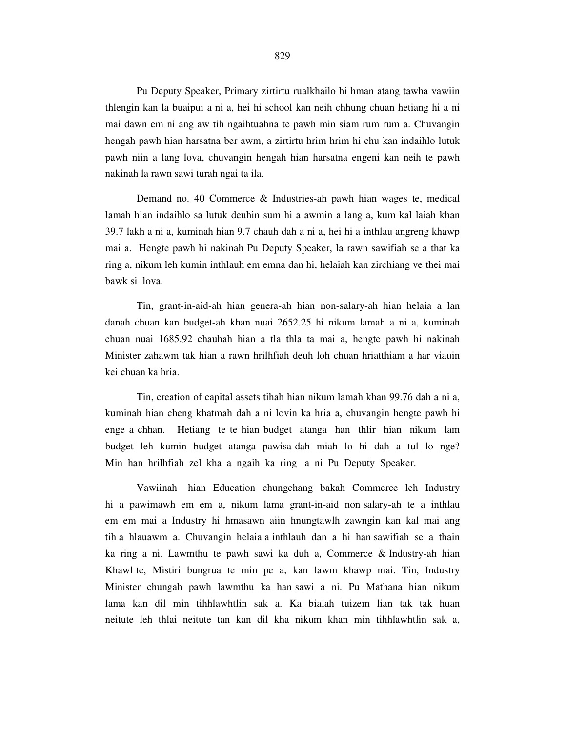Pu Deputy Speaker, Primary zirtirtu rualkhailo hi hman atang tawha vawiin thlengin kan la buaipui a ni a, hei hi school kan neih chhung chuan hetiang hi a ni mai dawn em ni ang aw tih ngaihtuahna te pawh min siam rum rum a. Chuvangin hengah pawh hian harsatna ber awm, a zirtirtu hrim hrim hi chu kan indaihlo lutuk pawh niin a lang lova, chuvangin hengah hian harsatna engeni kan neih te pawh nakinah la rawn sawi turah ngai ta ila.

Demand no. 40 Commerce & Industries-ah pawh hian wages te, medical lamah hian indaihlo sa lutuk deuhin sum hi a awmin a lang a, kum kal laiah khan 39.7 lakh a ni a, kuminah hian 9.7 chauh dah a ni a, hei hi a inthlau angreng khawp mai a. Hengte pawh hi nakinah Pu Deputy Speaker, la rawn sawifiah se a that ka ring a, nikum leh kumin inthlauh em emna dan hi, helaiah kan zirchiang ve thei mai bawk si lova.

Tin, grant-in-aid-ah hian genera-ah hian non-salary-ah hian helaia a lan danah chuan kan budget-ah khan nuai 2652.25 hi nikum lamah a ni a, kuminah chuan nuai 1685.92 chauhah hian a tla thla ta mai a, hengte pawh hi nakinah Minister zahawm tak hian a rawn hrilhfiah deuh loh chuan hriatthiam a har viauin kei chuan ka hria.

Tin, creation of capital assets tihah hian nikum lamah khan 99.76 dah a ni a, kuminah hian cheng khatmah dah a ni lovin ka hria a, chuvangin hengte pawh hi enge a chhan. Hetiang te te hian budget atanga han thlir hian nikum lam budget leh kumin budget atanga pawisa dah miah lo hi dah a tul lo nge? Min han hrilhfiah zel kha a ngaih ka ring a ni Pu Deputy Speaker.

Vawiinah hian Education chungchang bakah Commerce leh Industry hi a pawimawh em em a, nikum lama grant-in-aid non salary-ah te a inthlau em em mai a Industry hi hmasawn aiin hnungtawlh zawngin kan kal mai ang tih a hlauawm a. Chuvangin helaia a inthlauh dan a hi han sawifiah se a thain ka ring a ni. Lawmthu te pawh sawi ka duh a, Commerce & Industry-ah hian Khawl te, Mistiri bungrua te min pe a, kan lawm khawp mai. Tin, Industry Minister chungah pawh lawmthu ka han sawi a ni. Pu Mathana hian nikum lama kan dil min tihhlawhtlin sak a. Ka bialah tuizem lian tak tak huan neitute leh thlai neitute tan kan dil kha nikum khan min tihhlawhtlin sak a,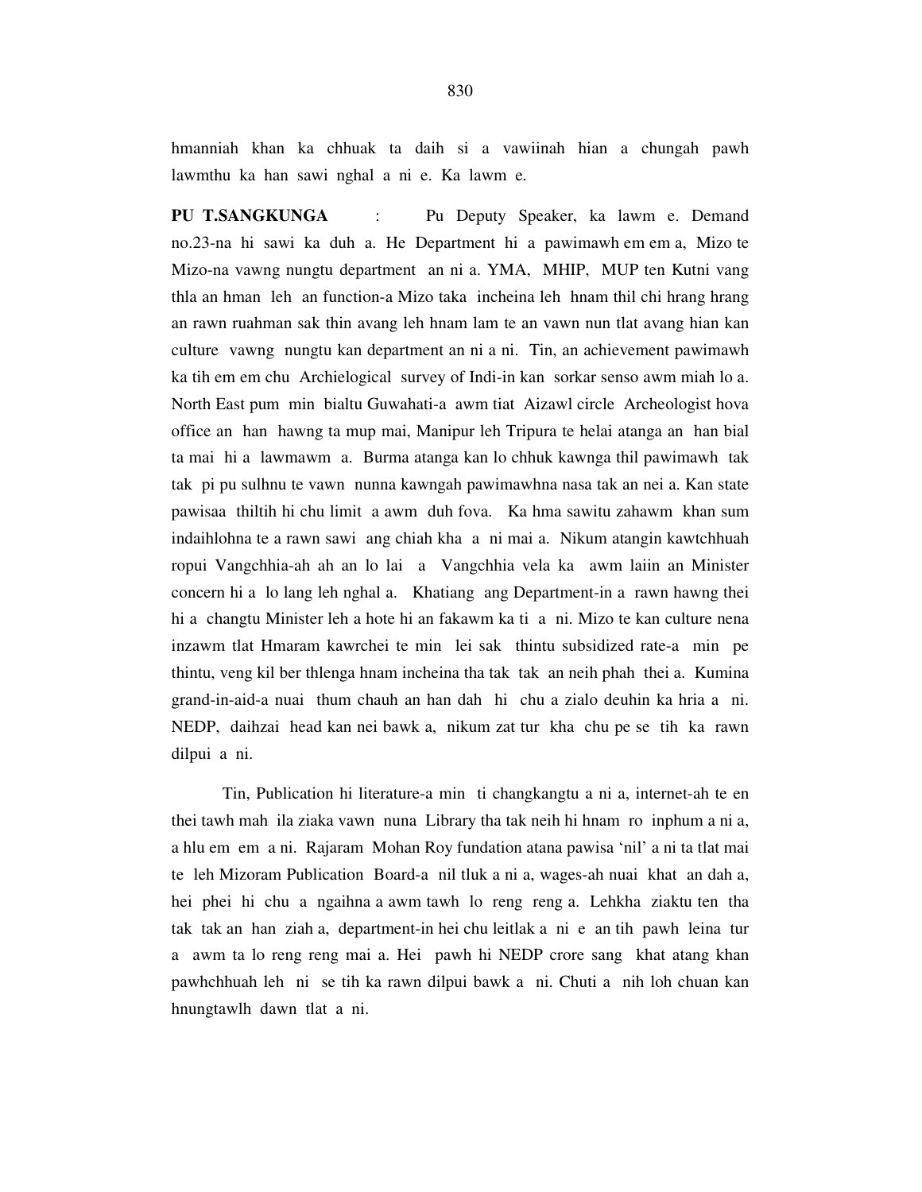hmanniah khan ka chhuak ta daih si a vawiinah hian a chungah pawh lawmthu ka han sawi nghal a ni e. Ka lawm e.

**PU T.SANGKUNGA** : Pu Deputy Speaker, ka lawm e. Demand no.23-na hi sawi ka duh a. He Department hi a pawimawh em em a, Mizo te Mizo-na vawng nungtu department an ni a. YMA, MHIP, MUP ten Kutni vang thla an hman leh an function-a Mizo taka incheina leh hnam thil chi hrang hrang an rawn ruahman sak thin avang leh hnam lam te an vawn nun tlat avang hian kan culture vawng nungtu kan department an ni a ni. Tin, an achievement pawimawh ka tih em em chu Archielogical survey of Indi-in kan sorkar senso awm miah lo a. North East pum min bialtu Guwahati-a awm tiat Aizawl circle Archeologist hova office an han hawng ta mup mai, Manipur leh Tripura te helai atanga an han bial ta mai hi a lawmawm a. Burma atanga kan lo chhuk kawnga thil pawimawh tak tak pi pu sulhnu te vawn nunna kawngah pawimawhna nasa tak an nei a. Kan state pawisaa thiltih hi chu limit a awm duh fova. Ka hma sawitu zahawm khan sum indaihlohna te a rawn sawi ang chiah kha a ni mai a. Nikum atangin kawtchhuah ropui Vangchhia-ah ah an lo lai a Vangchhia vela ka awm laiin an Minister concern hi a lo lang leh nghal a. Khatiang ang Department-in a rawn hawng thei hi a changtu Minister leh a hote hi an fakawm ka ti a ni. Mizo te kan culture nena inzawm tlat Hmaram kawrchei te min lei sak thintu subsidized rate-a min pe thintu, veng kil ber thlenga hnam incheina tha tak tak an neih phah thei a. Kumina grand-in-aid-a nuai thum chauh an han dah hi chu a zialo deuhin ka hria a ni. NEDP, daihzai head kan nei bawk a, nikum zat tur kha chu pe se tih ka rawn dilpui a ni.

Tin, Publication hi literature-a min ti changkangtu a ni a, internet-ah te en thei tawh mah ila ziaka vawn nuna Library tha tak neih hi hnam ro inphum a ni a, a hlu em em a ni. Rajaram Mohan Roy fundation atana pawisa 'nil' a ni ta tlat mai te leh Mizoram Publication Board-a nil tluk a ni a, wages-ah nuai khat an dah a, hei phei hi chu a ngaihna a awm tawh lo reng reng a. Lehkha ziaktu ten tha tak tak an han ziah a, department-in hei chu leitlak a ni e an tih pawh leina tur a awm ta lo reng reng mai a. Hei pawh hi NEDP crore sang khat atang khan pawhchhuah leh ni se tih ka rawn dilpui bawk a ni. Chuti a nih loh chuan kan hnungtawlh dawn tlat a ni.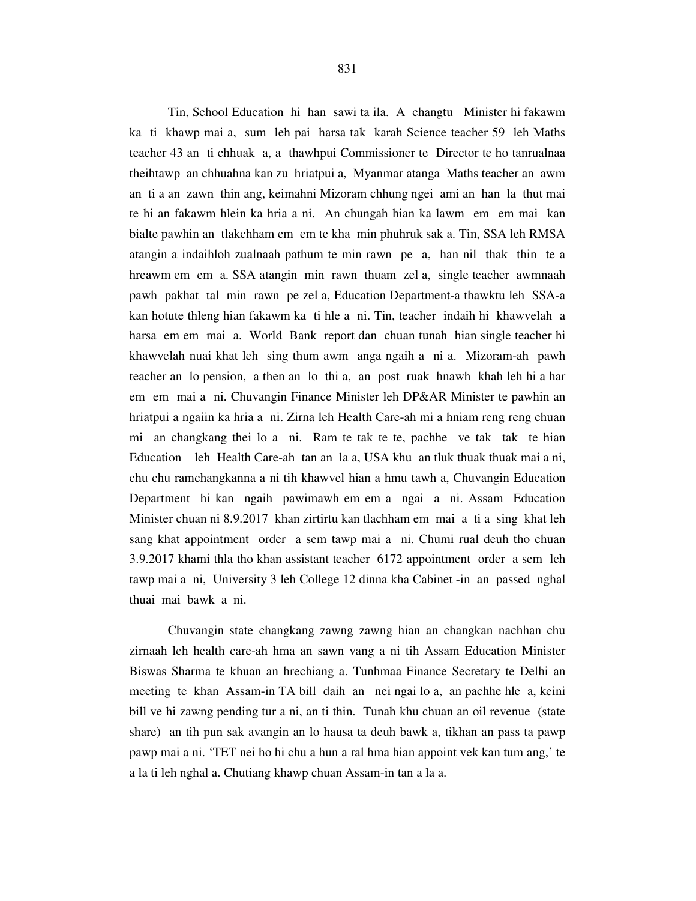Tin, School Education hi han sawi ta ila. A changtu Minister hi fakawm ka ti khawp mai a, sum leh pai harsa tak karah Science teacher 59 leh Maths teacher 43 an ti chhuak a, a thawhpui Commissioner te Director te ho tanrualnaa theihtawp an chhuahna kan zu hriatpui a, Myanmar atanga Maths teacher an awm an ti a an zawn thin ang, keimahni Mizoram chhung ngei ami an han la thut mai te hi an fakawm hlein ka hria a ni. An chungah hian ka lawm em em mai kan bialte pawhin an tlakchham em em te kha min phuhruk sak a. Tin, SSA leh RMSA atangin a indaihloh zualnaah pathum te min rawn pe a, han nil thak thin te a hreawm em em a. SSA atangin min rawn thuam zel a, single teacher awmnaah pawh pakhat tal min rawn pe zel a, Education Department-a thawktu leh SSA-a kan hotute thleng hian fakawm ka ti hle a ni. Tin, teacher indaih hi khawvelah a harsa em em mai a. World Bank report dan chuan tunah hian single teacher hi khawvelah nuai khat leh sing thum awm anga ngaih a ni a. Mizoram-ah pawh teacher an lo pension, a then an lo thi a, an post ruak hnawh khah leh hi a har em em mai a ni. Chuvangin Finance Minister leh DP&AR Minister te pawhin an hriatpui a ngaiin ka hria a ni. Zirna leh Health Care-ah mi a hniam reng reng chuan mi an changkang thei lo a ni. Ram te tak te te, pachhe ve tak tak te hian Education leh Health Care-ah tan an la a, USA khu an tluk thuak thuak mai a ni, chu chu ramchangkanna a ni tih khawvel hian a hmu tawh a, Chuvangin Education Department hi kan ngaih pawimawh em em a ngai a ni. Assam Education Minister chuan ni 8.9.2017 khan zirtirtu kan tlachham em mai a ti a sing khat leh sang khat appointment order a sem tawp mai a ni. Chumi rual deuh tho chuan 3.9.2017 khami thla tho khan assistant teacher 6172 appointment order a sem leh tawp mai a ni, University 3 leh College 12 dinna kha Cabinet -in an passed nghal thuai mai bawk a ni.

Chuvangin state changkang zawng zawng hian an changkan nachhan chu zirnaah leh health care-ah hma an sawn vang a ni tih Assam Education Minister Biswas Sharma te khuan an hrechiang a. Tunhmaa Finance Secretary te Delhi an meeting te khan Assam-in TA bill daih an nei ngai lo a, an pachhe hle a, keini bill ve hi zawng pending tur a ni, an ti thin. Tunah khu chuan an oil revenue (state share) an tih pun sak avangin an lo hausa ta deuh bawk a, tikhan an pass ta pawp pawp mai a ni. 'TET nei ho hi chu a hun a ral hma hian appoint vek kan tum ang,' te a la ti leh nghal a. Chutiang khawp chuan Assam-in tan a la a.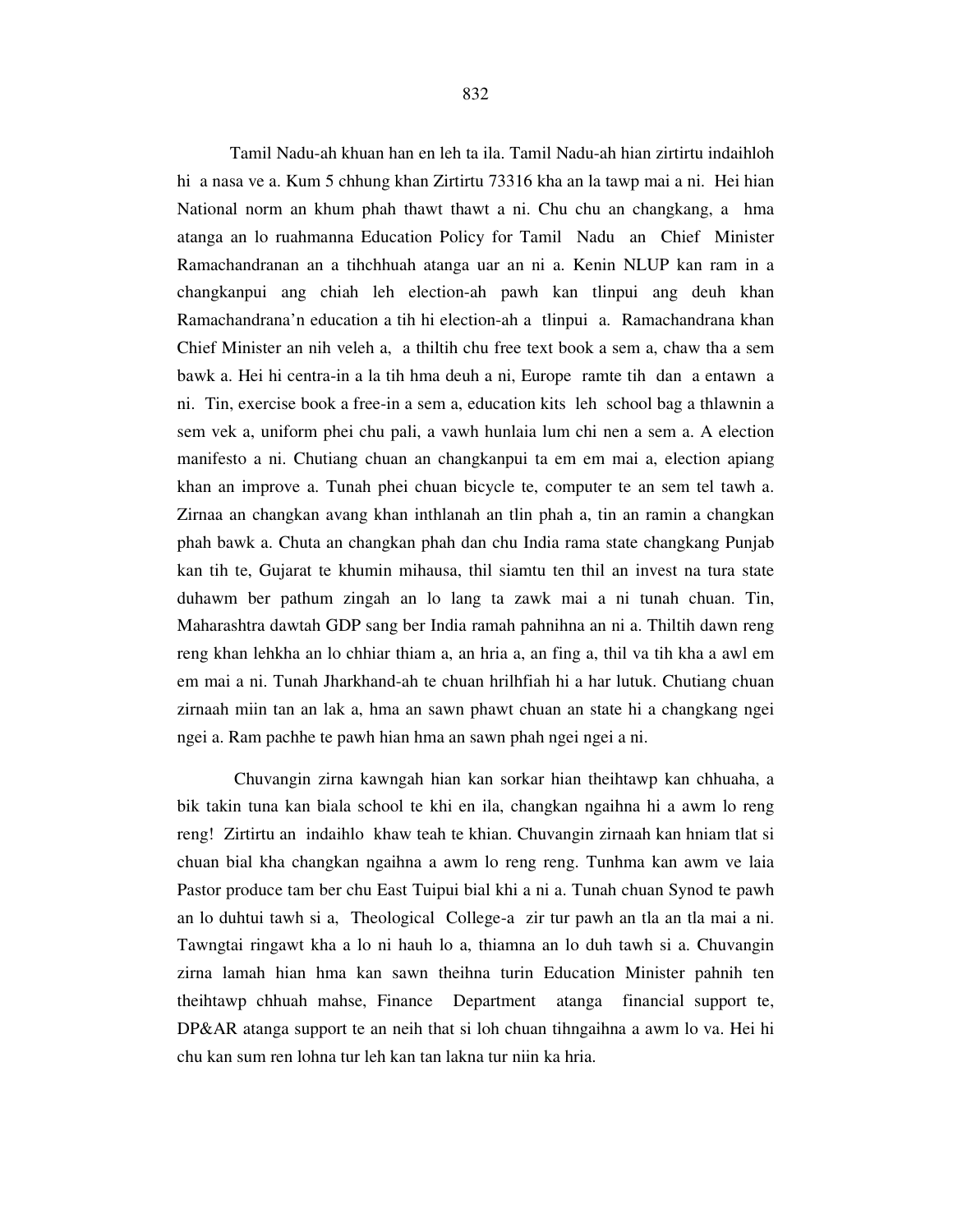Tamil Nadu-ah khuan han en leh ta ila. Tamil Nadu-ah hian zirtirtu indaihloh hi a nasa ve a. Kum 5 chhung khan Zirtirtu 73316 kha an la tawp mai a ni. Hei hian National norm an khum phah thawt thawt a ni. Chu chu an changkang, a hma atanga an lo ruahmanna Education Policy for Tamil Nadu an Chief Minister Ramachandranan an a tihchhuah atanga uar an ni a. Kenin NLUP kan ram in a changkanpui ang chiah leh election-ah pawh kan tlinpui ang deuh khan Ramachandrana'n education a tih hi election-ah a tlinpui a. Ramachandrana khan Chief Minister an nih veleh a, a thiltih chu free text book a sem a, chaw tha a sem bawk a. Hei hi centra-in a la tih hma deuh a ni, Europe ramte tih dan a entawn a ni. Tin, exercise book a free-in a sem a, education kits leh school bag a thlawnin a sem vek a, uniform phei chu pali, a vawh hunlaia lum chi nen a sem a. A election manifesto a ni. Chutiang chuan an changkanpui ta em em mai a, election apiang khan an improve a. Tunah phei chuan bicycle te, computer te an sem tel tawh a. Zirnaa an changkan avang khan inthlanah an tlin phah a, tin an ramin a changkan phah bawk a. Chuta an changkan phah dan chu India rama state changkang Punjab kan tih te, Gujarat te khumin mihausa, thil siamtu ten thil an invest na tura state duhawm ber pathum zingah an lo lang ta zawk mai a ni tunah chuan. Tin, Maharashtra dawtah GDP sang ber India ramah pahnihna an ni a. Thiltih dawn reng reng khan lehkha an lo chhiar thiam a, an hria a, an fing a, thil va tih kha a awl em em mai a ni. Tunah Jharkhand-ah te chuan hrilhfiah hi a har lutuk. Chutiang chuan zirnaah miin tan an lak a, hma an sawn phawt chuan an state hi a changkang ngei ngei a. Ram pachhe te pawh hian hma an sawn phah ngei ngei a ni.

Chuvangin zirna kawngah hian kan sorkar hian theihtawp kan chhuaha, a bik takin tuna kan biala school te khi en ila, changkan ngaihna hi a awm lo reng reng! Zirtirtu an indaihlo khaw teah te khian. Chuvangin zirnaah kan hniam tlat si chuan bial kha changkan ngaihna a awm lo reng reng. Tunhma kan awm ve laia Pastor produce tam ber chu East Tuipui bial khi a ni a. Tunah chuan Synod te pawh an lo duhtui tawh si a, Theological College-a zir tur pawh an tla an tla mai a ni. Tawngtai ringawt kha a lo ni hauh lo a, thiamna an lo duh tawh si a. Chuvangin zirna lamah hian hma kan sawn theihna turin Education Minister pahnih ten theihtawp chhuah mahse, Finance Department atanga financial support te, DP&AR atanga support te an neih that si loh chuan tihngaihna a awm lo va. Hei hi chu kan sum ren lohna tur leh kan tan lakna tur niin ka hria.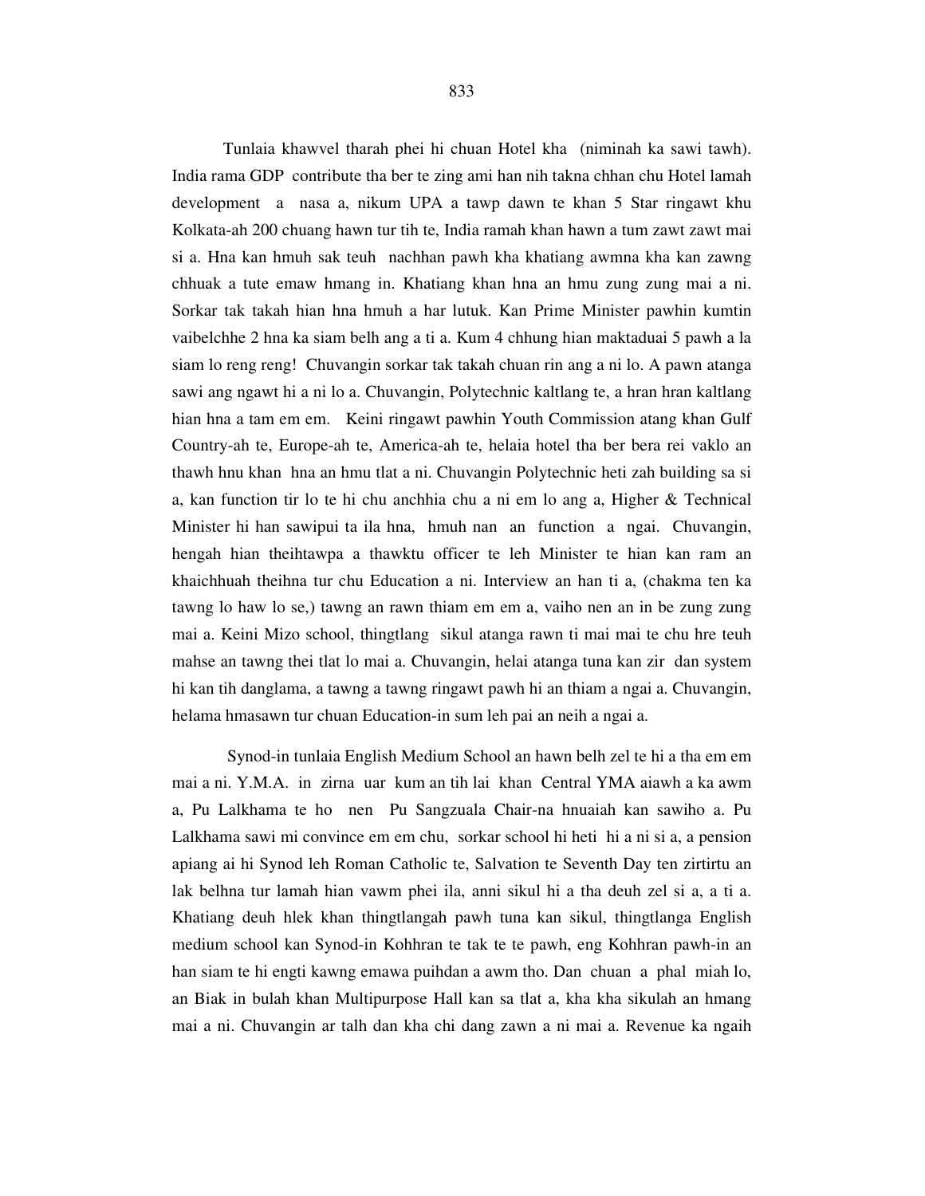Tunlaia khawvel tharah phei hi chuan Hotel kha (niminah ka sawi tawh). India rama GDP contribute tha ber te zing ami han nih takna chhan chu Hotel lamah development a nasa a, nikum UPA a tawp dawn te khan 5 Star ringawt khu Kolkata-ah 200 chuang hawn tur tih te, India ramah khan hawn a tum zawt zawt mai si a. Hna kan hmuh sak teuh nachhan pawh kha khatiang awmna kha kan zawng chhuak a tute emaw hmang in. Khatiang khan hna an hmu zung zung mai a ni. Sorkar tak takah hian hna hmuh a har lutuk. Kan Prime Minister pawhin kumtin vaibelchhe 2 hna ka siam belh ang a ti a. Kum 4 chhung hian maktaduai 5 pawh a la siam lo reng reng! Chuvangin sorkar tak takah chuan rin ang a ni lo. A pawn atanga sawi ang ngawt hi a ni lo a. Chuvangin, Polytechnic kaltlang te, a hran hran kaltlang hian hna a tam em em. Keini ringawt pawhin Youth Commission atang khan Gulf Country-ah te, Europe-ah te, America-ah te, helaia hotel tha ber bera rei vaklo an thawh hnu khan hna an hmu tlat a ni. Chuvangin Polytechnic heti zah building sa si a, kan function tir lo te hi chu anchhia chu a ni em lo ang a, Higher & Technical Minister hi han sawipui ta ila hna, hmuh nan an function a ngai. Chuvangin, hengah hian theihtawpa a thawktu officer te leh Minister te hian kan ram an khaichhuah theihna tur chu Education a ni. Interview an han ti a, (chakma ten ka tawng lo haw lo se,) tawng an rawn thiam em em a, vaiho nen an in be zung zung mai a. Keini Mizo school, thingtlang sikul atanga rawn ti mai mai te chu hre teuh mahse an tawng thei tlat lo mai a. Chuvangin, helai atanga tuna kan zir dan system hi kan tih danglama, a tawng a tawng ringawt pawh hi an thiam a ngai a. Chuvangin, helama hmasawn tur chuan Education-in sum leh pai an neih a ngai a.

Synod-in tunlaia English Medium School an hawn belh zel te hi a tha em em mai a ni. Y.M.A. in zirna uar kum an tih lai khan Central YMA aiawh a ka awm a, Pu Lalkhama te ho nen Pu Sangzuala Chair-na hnuaiah kan sawiho a. Pu Lalkhama sawi mi convince em em chu, sorkar school hi heti hi a ni si a, a pension apiang ai hi Synod leh Roman Catholic te, Salvation te Seventh Day ten zirtirtu an lak belhna tur lamah hian vawm phei ila, anni sikul hi a tha deuh zel si a, a ti a. Khatiang deuh hlek khan thingtlangah pawh tuna kan sikul, thingtlanga English medium school kan Synod-in Kohhran te tak te te pawh, eng Kohhran pawh-in an han siam te hi engti kawng emawa puihdan a awm tho. Dan chuan a phal miah lo, an Biak in bulah khan Multipurpose Hall kan sa tlat a, kha kha sikulah an hmang mai a ni. Chuvangin ar talh dan kha chi dang zawn a ni mai a. Revenue ka ngaih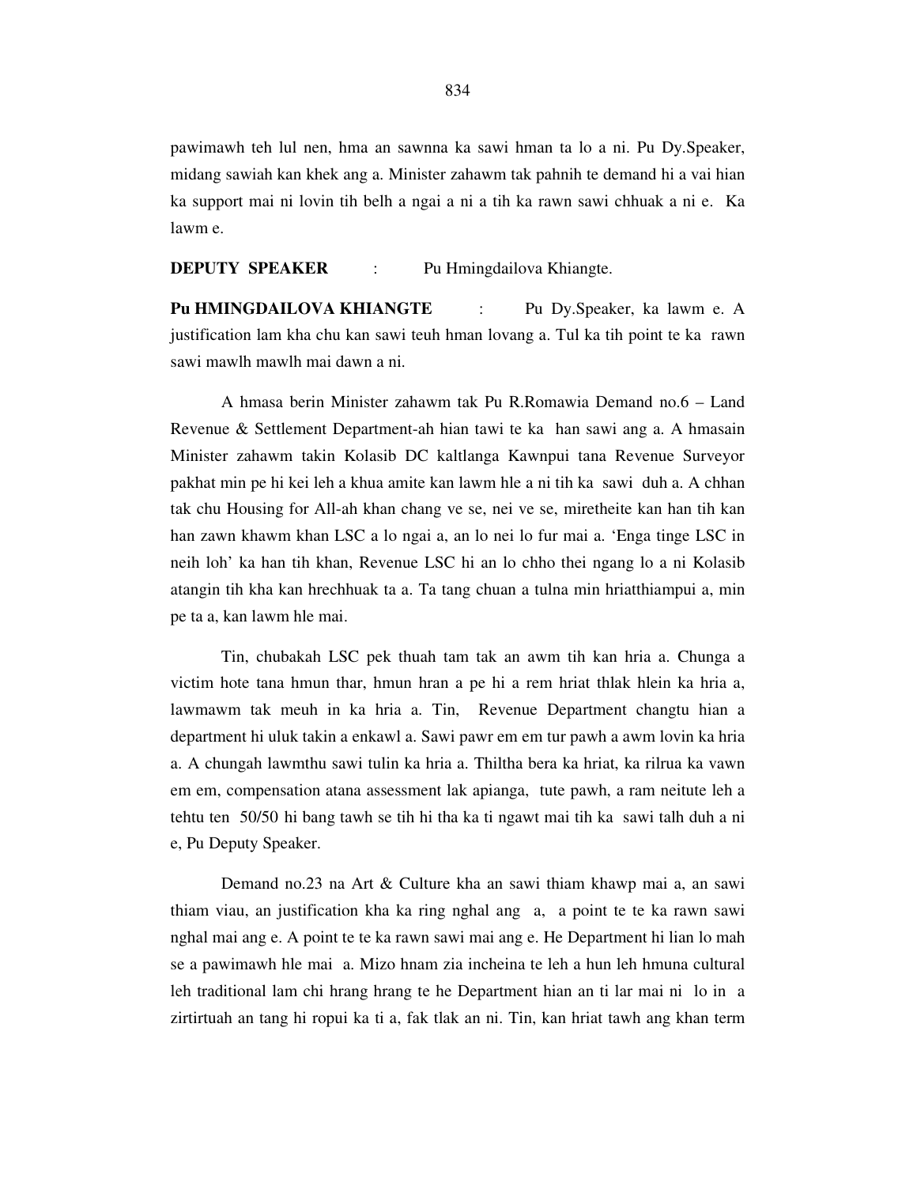pawimawh teh lul nen, hma an sawnna ka sawi hman ta lo a ni. Pu Dy.Speaker, midang sawiah kan khek ang a. Minister zahawm tak pahnih te demand hi a vai hian ka support mai ni lovin tih belh a ngai a ni a tih ka rawn sawi chhuak a ni e. Ka lawm e.

**DEPUTY SPEAKER** : Pu Hmingdailova Khiangte.

**Pu HMINGDAILOVA KHIANGTE** : Pu Dy.Speaker, ka lawm e. A justification lam kha chu kan sawi teuh hman lovang a. Tul ka tih point te ka rawn sawi mawlh mawlh mai dawn a ni.

A hmasa berin Minister zahawm tak Pu R.Romawia Demand no.6 – Land Revenue & Settlement Department-ah hian tawi te ka han sawi ang a. A hmasain Minister zahawm takin Kolasib DC kaltlanga Kawnpui tana Revenue Surveyor pakhat min pe hi kei leh a khua amite kan lawm hle a ni tih ka sawi duh a. A chhan tak chu Housing for All-ah khan chang ve se, nei ve se, miretheite kan han tih kan han zawn khawm khan LSC a lo ngai a, an lo nei lo fur mai a. 'Enga tinge LSC in neih loh' ka han tih khan, Revenue LSC hi an lo chho thei ngang lo a ni Kolasib atangin tih kha kan hrechhuak ta a. Ta tang chuan a tulna min hriatthiampui a, min pe ta a, kan lawm hle mai.

Tin, chubakah LSC pek thuah tam tak an awm tih kan hria a. Chunga a victim hote tana hmun thar, hmun hran a pe hi a rem hriat thlak hlein ka hria a, lawmawm tak meuh in ka hria a. Tin, Revenue Department changtu hian a department hi uluk takin a enkawl a. Sawi pawr em em tur pawh a awm lovin ka hria a. A chungah lawmthu sawi tulin ka hria a. Thiltha bera ka hriat, ka rilrua ka vawn em em, compensation atana assessment lak apianga, tute pawh, a ram neitute leh a tehtu ten 50/50 hi bang tawh se tih hi tha ka ti ngawt mai tih ka sawi talh duh a ni e, Pu Deputy Speaker.

Demand no.23 na Art & Culture kha an sawi thiam khawp mai a, an sawi thiam viau, an justification kha ka ring nghal ang a, a point te te ka rawn sawi nghal mai ang e. A point te te ka rawn sawi mai ang e. He Department hi lian lo mah se a pawimawh hle mai a. Mizo hnam zia incheina te leh a hun leh hmuna cultural leh traditional lam chi hrang hrang te he Department hian an ti lar mai ni lo in a zirtirtuah an tang hi ropui ka ti a, fak tlak an ni. Tin, kan hriat tawh ang khan term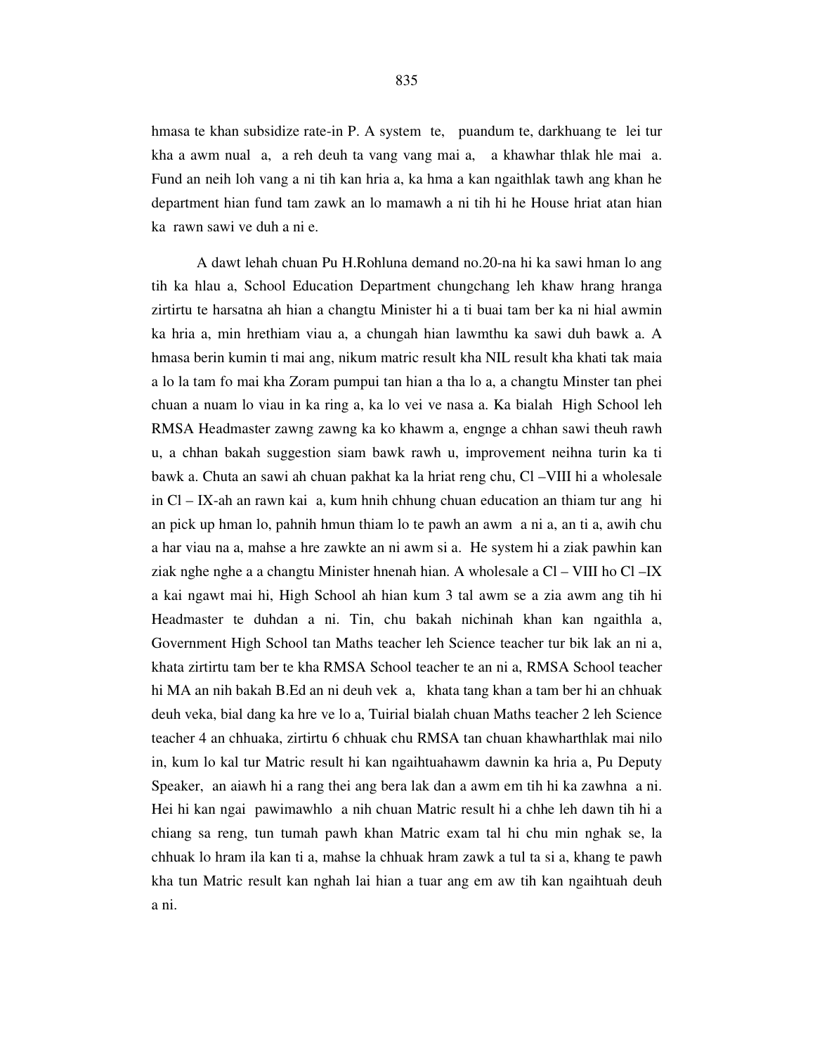hmasa te khan subsidize rate-in P. A system te, puandum te, darkhuang te lei tur kha a awm nual a, a reh deuh ta vang vang mai a, a khawhar thlak hle mai a. Fund an neih loh vang a ni tih kan hria a, ka hma a kan ngaithlak tawh ang khan he department hian fund tam zawk an lo mamawh a ni tih hi he House hriat atan hian ka rawn sawi ve duh a ni e.

A dawt lehah chuan Pu H.Rohluna demand no.20-na hi ka sawi hman lo ang tih ka hlau a, School Education Department chungchang leh khaw hrang hranga zirtirtu te harsatna ah hian a changtu Minister hi a ti buai tam ber ka ni hial awmin ka hria a, min hrethiam viau a, a chungah hian lawmthu ka sawi duh bawk a. A hmasa berin kumin ti mai ang, nikum matric result kha NIL result kha khati tak maia a lo la tam fo mai kha Zoram pumpui tan hian a tha lo a, a changtu Minster tan phei chuan a nuam lo viau in ka ring a, ka lo vei ve nasa a. Ka bialah High School leh RMSA Headmaster zawng zawng ka ko khawm a, engnge a chhan sawi theuh rawh u, a chhan bakah suggestion siam bawk rawh u, improvement neihna turin ka ti bawk a. Chuta an sawi ah chuan pakhat ka la hriat reng chu, Cl –VIII hi a wholesale in Cl – IX-ah an rawn kai a, kum hnih chhung chuan education an thiam tur ang hi an pick up hman lo, pahnih hmun thiam lo te pawh an awm a ni a, an ti a, awih chu a har viau na a, mahse a hre zawkte an ni awm si a. He system hi a ziak pawhin kan ziak nghe nghe a a changtu Minister hnenah hian. A wholesale a Cl – VIII ho Cl –IX a kai ngawt mai hi, High School ah hian kum 3 tal awm se a zia awm ang tih hi Headmaster te duhdan a ni. Tin, chu bakah nichinah khan kan ngaithla a, Government High School tan Maths teacher leh Science teacher tur bik lak an ni a, khata zirtirtu tam ber te kha RMSA School teacher te an ni a, RMSA School teacher hi MA an nih bakah B.Ed an ni deuh vek a, khata tang khan a tam ber hi an chhuak deuh veka, bial dang ka hre ve lo a, Tuirial bialah chuan Maths teacher 2 leh Science teacher 4 an chhuaka, zirtirtu 6 chhuak chu RMSA tan chuan khawharthlak mai nilo in, kum lo kal tur Matric result hi kan ngaihtuahawm dawnin ka hria a, Pu Deputy Speaker, an aiawh hi a rang thei ang bera lak dan a awm em tih hi ka zawhna a ni. Hei hi kan ngai pawimawhlo a nih chuan Matric result hi a chhe leh dawn tih hi a chiang sa reng, tun tumah pawh khan Matric exam tal hi chu min nghak se, la chhuak lo hram ila kan ti a, mahse la chhuak hram zawk a tul ta si a, khang te pawh kha tun Matric result kan nghah lai hian a tuar ang em aw tih kan ngaihtuah deuh a ni.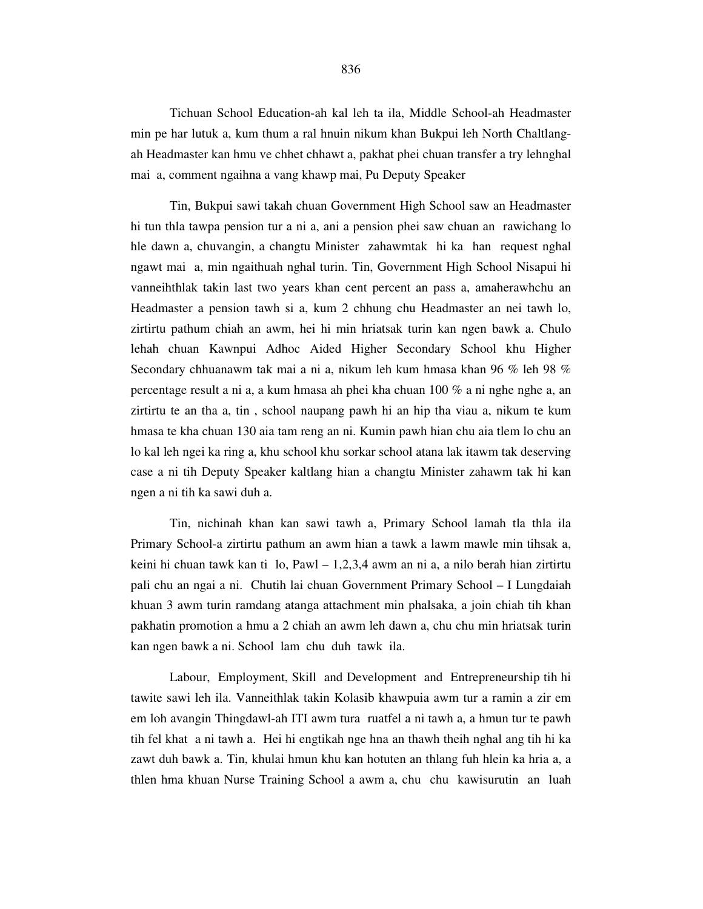Tichuan School Education-ah kal leh ta ila, Middle School-ah Headmaster min pe har lutuk a, kum thum a ral hnuin nikum khan Bukpui leh North Chaltlang-ah Headmaster kan hmu ve chhet chhawt a, pakhat phei chuan transfer a try lehnghal mai a, comment ngaihna a vang khawp mai, Pu Deputy Speaker

Tin, Bukpui sawi takah chuan Government High School saw an Headmaster hi tun thla tawpa pension tur a ni a, ani a pension phei saw chuan an rawichang lo hle dawn a, chuvangin, a changtu Minister zahawmtak hi ka han request nghal ngawt mai a, min ngaithuah nghal turin. Tin, Government High School Nisapui hi vanneihthlak takin last two years khan cent percent an pass a, amaherawhchu an Headmaster a pension tawh si a, kum 2 chhung chu Headmaster an nei tawh lo, zirtirtu pathum chiah an awm, hei hi min hriatsak turin kan ngen bawk a. Chulo lehah chuan Kawnpui Adhoc Aided Higher Secondary School khu Higher Secondary chhuanawm tak mai a ni a, nikum leh kum hmasa khan 96 % leh 98 % percentage result a ni a, a kum hmasa ah phei kha chuan 100 % a ni nghe nghe a, an zirtirtu te an tha a, tin , school naupang pawh hi an hip tha viau a, nikum te kum hmasa te kha chuan 130 aia tam reng an ni. Kumin pawh hian chu aia tlem lo chu an lo kal leh ngei ka ring a, khu school khu sorkar school atana lak itawm tak deserving case a ni tih Deputy Speaker kaltlang hian a changtu Minister zahawm tak hi kan ngen a ni tih ka sawi duh a.

Tin, nichinah khan kan sawi tawh a, Primary School lamah tla thla ila Primary School-a zirtirtu pathum an awm hian a tawk a lawm mawle min tihsak a, keini hi chuan tawk kan ti lo, Pawl – 1,2,3,4 awm an ni a, a nilo berah hian zirtirtu pali chu an ngai a ni. Chutih lai chuan Government Primary School – I Lungdaiah khuan 3 awm turin ramdang atanga attachment min phalsaka, a join chiah tih khan pakhatin promotion a hmu a 2 chiah an awm leh dawn a, chu chu min hriatsak turin kan ngen bawk a ni. School lam chu duh tawk ila.

Labour, Employment, Skill and Development and Entrepreneurship tih hi tawite sawi leh ila. Vanneithlak takin Kolasib khawpuia awm tur a ramin a zir em em loh avangin Thingdawl-ah ITI awm tura ruatfel a ni tawh a, a hmun tur te pawh tih fel khat a ni tawh a. Hei hi engtikah nge hna an thawh theih nghal ang tih hi ka zawt duh bawk a. Tin, khulai hmun khu kan hotuten an thlang fuh hlein ka hria a, a thlen hma khuan Nurse Training School a awm a, chu chu kawisurutin an luah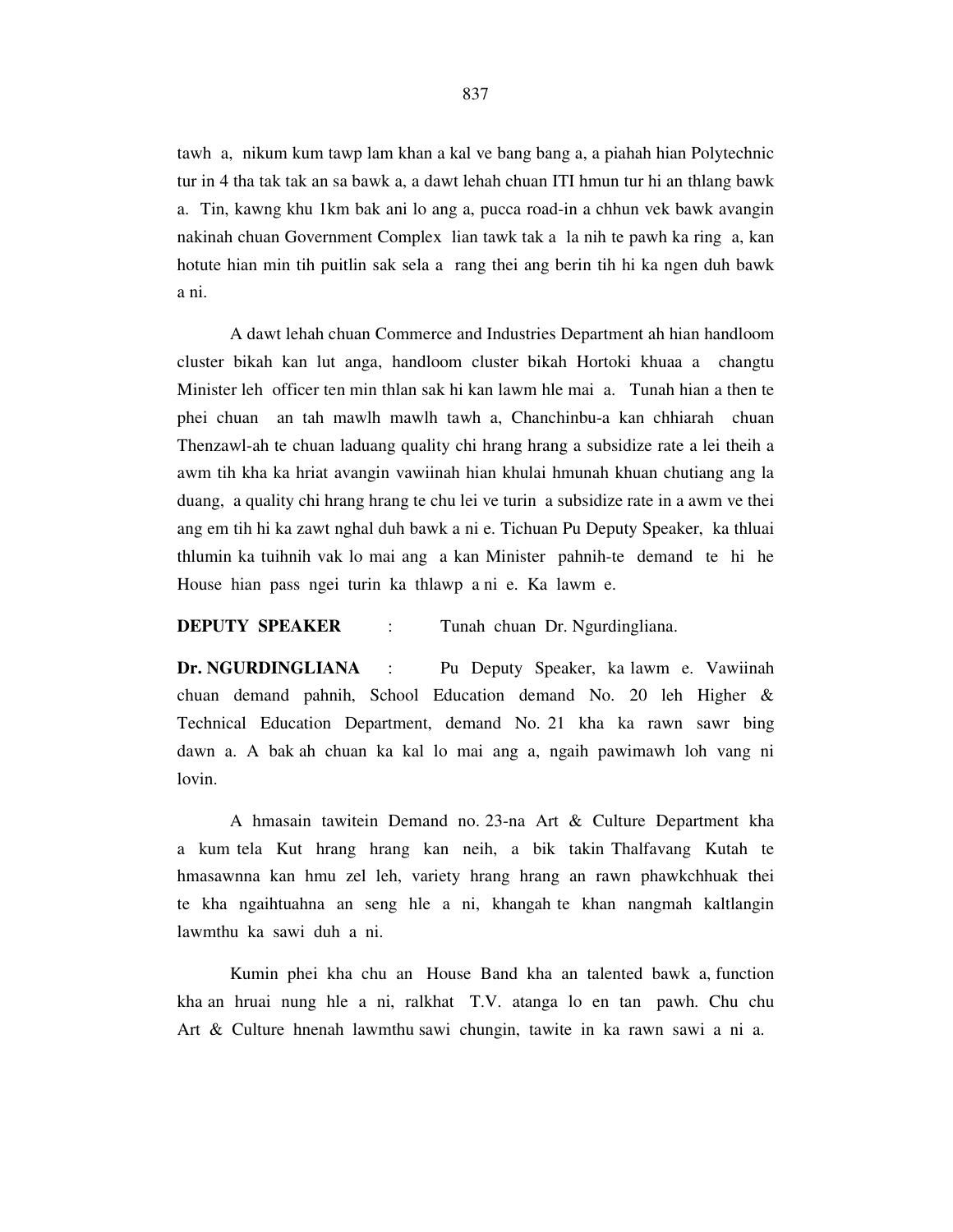tawh a, nikum kum tawp lam khan a kal ve bang bang a, a piahah hian Polytechnic tur in 4 tha tak tak an sa bawk a, a dawt lehah chuan ITI hmun tur hi an thlang bawk a. Tin, kawng khu 1km bak ani lo ang a, pucca road-in a chhun vek bawk avangin nakinah chuan Government Complex lian tawk tak a la nih te pawh ka ring a, kan hotute hian min tih puitlin sak sela a rang thei ang berin tih hi ka ngen duh bawk a ni.

A dawt lehah chuan Commerce and Industries Department ah hian handloom cluster bikah kan lut anga, handloom cluster bikah Hortoki khuaa a changtu Minister leh officer ten min thlan sak hi kan lawm hle mai a. Tunah hian a then te phei chuan an tah mawlh mawlh tawh a, Chanchinbu-a kan chhiarah chuan Thenzawl-ah te chuan laduang quality chi hrang hrang a subsidize rate a lei theih a awm tih kha ka hriat avangin vawiinah hian khulai hmunah khuan chutiang ang la duang, a quality chi hrang hrang te chu lei ve turin a subsidize rate in a awm ve thei ang em tih hi ka zawt nghal duh bawk a ni e. Tichuan Pu Deputy Speaker, ka thluai thlumin ka tuihnih vak lo mai ang a kan Minister pahnih-te demand te hi he House hian pass ngei turin ka thlawp a ni e. Ka lawm e.

**DEPUTY SPEAKER** : Tunah chuan Dr. Ngurdingliana.

**Dr. NGURDINGLIANA** : Pu Deputy Speaker, ka lawm e. Vawiinah chuan demand pahnih, School Education demand No. 20 leh Higher & Technical Education Department, demand No. 21 kha ka rawn sawr bing dawn a. A bak ah chuan ka kal lo mai ang a, ngaih pawimawh loh vang ni lovin.

A hmasain tawitein Demand no. 23-na Art & Culture Department kha a kum tela Kut hrang hrang kan neih, a bik takin Thalfavang Kutah te hmasawnna kan hmu zel leh, variety hrang hrang an rawn phawkchhuak thei te kha ngaihtuahna an seng hle a ni, khangah te khan nangmah kaltlangin lawmthu ka sawi duh a ni.

Kumin phei kha chu an House Band kha an talented bawk a, function kha an hruai nung hle a ni, ralkhat T.V. atanga lo en tan pawh. Chu chu Art & Culture hnenah lawmthu sawi chungin, tawite in ka rawn sawi a ni a.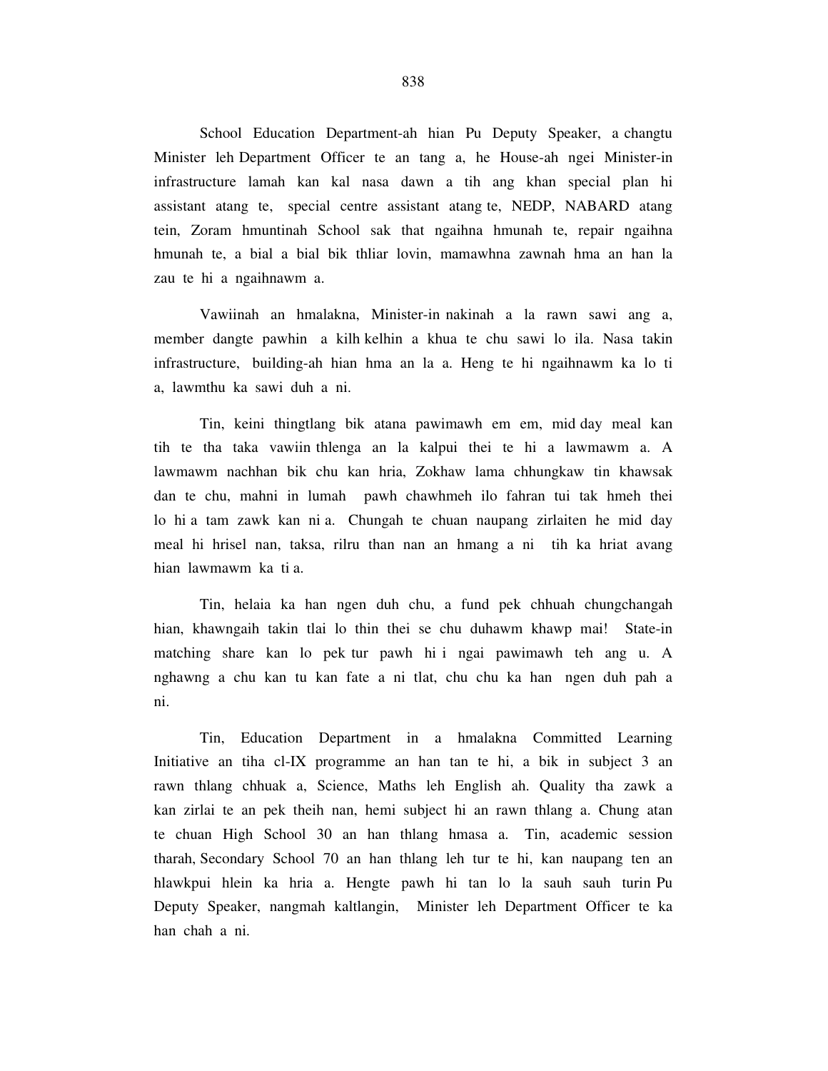School Education Department-ah hian Pu Deputy Speaker, a changtu Minister leh Department Officer te an tang a, he House-ah ngei Minister-in infrastructure lamah kan kal nasa dawn a tih ang khan special plan hi assistant atang te, special centre assistant atang te, NEDP, NABARD atang tein, Zoram hmuntinah School sak that ngaihna hmunah te, repair ngaihna hmunah te, a bial a bial bik thliar lovin, mamawhna zawnah hma an han la zau te hi a ngaihnawm a.

Vawiinah an hmalakna, Minister-in nakinah a la rawn sawi ang a, member dangte pawhin a kilh kelhin a khua te chu sawi lo ila. Nasa takin infrastructure, building-ah hian hma an la a. Heng te hi ngaihnawm ka lo ti a, lawmthu ka sawi duh a ni.

Tin, keini thingtlang bik atana pawimawh em em, mid day meal kan tih te tha taka vawiin thlenga an la kalpui thei te hi a lawmawm a. A lawmawm nachhan bik chu kan hria, Zokhaw lama chhungkaw tin khawsak dan te chu, mahni in lumah pawh chawhmeh ilo fahran tui tak hmeh thei lo hi a tam zawk kan ni a. Chungah te chuan naupang zirlaiten he mid day meal hi hrisel nan, taksa, rilru than nan an hmang a ni tih ka hriat avang hian lawmawm ka ti a.

Tin, helaia ka han ngen duh chu, a fund pek chhuah chungchangah hian, khawngaih takin tlai lo thin thei se chu duhawm khawp mai! State-in matching share kan lo pek tur pawh hi i ngai pawimawh teh ang u. A nghawng a chu kan tu kan fate a ni tlat, chu chu ka han ngen duh pah a ni.

Tin, Education Department in a hmalakna Committed Learning Initiative an tiha cl-IX programme an han tan te hi, a bik in subject 3 an rawn thlang chhuak a, Science, Maths leh English ah. Quality tha zawk a kan zirlai te an pek theih nan, hemi subject hi an rawn thlang a. Chung atan te chuan High School 30 an han thlang hmasa a. Tin, academic session tharah, Secondary School 70 an han thlang leh tur te hi, kan naupang ten an hlawkpui hlein ka hria a. Hengte pawh hi tan lo la sauh sauh turin Pu Deputy Speaker, nangmah kaltlangin, Minister leh Department Officer te ka han chah a ni.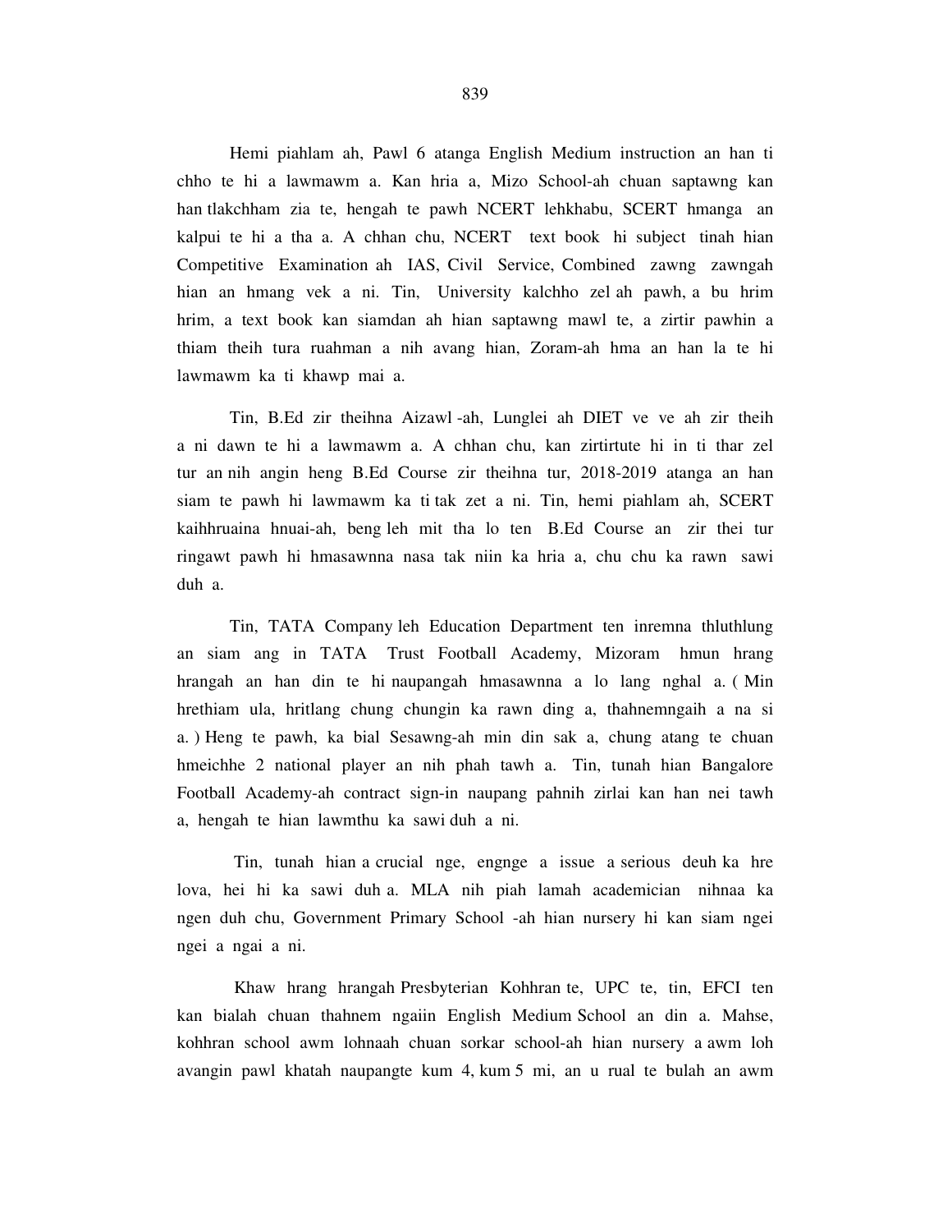Hemi piahlam ah, Pawl 6 atanga English Medium instruction an han ti chho te hi a lawmawm a. Kan hria a, Mizo School-ah chuan saptawng kan han tlakchham zia te, hengah te pawh NCERT lehkhabu, SCERT hmanga an kalpui te hi a tha a. A chhan chu, NCERT text book hi subject tinah hian Competitive Examination ah IAS, Civil Service, Combined zawng zawngah hian an hmang vek a ni. Tin, University kalchho zel ah pawh, a bu hrim hrim, a text book kan siamdan ah hian saptawng mawl te, a zirtir pawhin a thiam theih tura ruahman a nih avang hian, Zoram-ah hma an han la te hi lawmawm ka ti khawp mai a.

Tin, B.Ed zir theihna Aizawl -ah, Lunglei ah DIET ve ve ah zir theih a ni dawn te hi a lawmawm a. A chhan chu, kan zirtirtute hi in ti thar zel tur an nih angin heng B.Ed Course zir theihna tur, 2018-2019 atanga an han siam te pawh hi lawmawm ka ti tak zet a ni. Tin, hemi piahlam ah, SCERT kaihhruaina hnuai-ah, beng leh mit tha lo ten B.Ed Course an zir thei tur ringawt pawh hi hmasawnna nasa tak niin ka hria a, chu chu ka rawn sawi duh a.

Tin, TATA Company leh Education Department ten inremna thluthlung an siam ang in TATA Trust Football Academy, Mizoram hmun hrang hrangah an han din te hi naupangah hmasawnna a lo lang nghal a. ( Min hrethiam ula, hritlang chung chungin ka rawn ding a, thahnemngaih a na si a. ) Heng te pawh, ka bial Sesawng-ah min din sak a, chung atang te chuan hmeichhe 2 national player an nih phah tawh a. Tin, tunah hian Bangalore Football Academy-ah contract sign-in naupang pahnih zirlai kan han nei tawh a, hengah te hian lawmthu ka sawi duh a ni.

Tin, tunah hian a crucial nge, engnge a issue a serious deuh ka hre lova, hei hi ka sawi duh a. MLA nih piah lamah academician nihnaa ka ngen duh chu, Government Primary School -ah hian nursery hi kan siam ngei ngei a ngai a ni.

Khaw hrang hrangah Presbyterian Kohhran te, UPC te, tin, EFCI ten kan bialah chuan thahnem ngaiin English Medium School an din a. Mahse, kohhran school awm lohnaah chuan sorkar school-ah hian nursery a awm loh avangin pawl khatah naupangte kum 4, kum 5 mi, an u rual te bulah an awm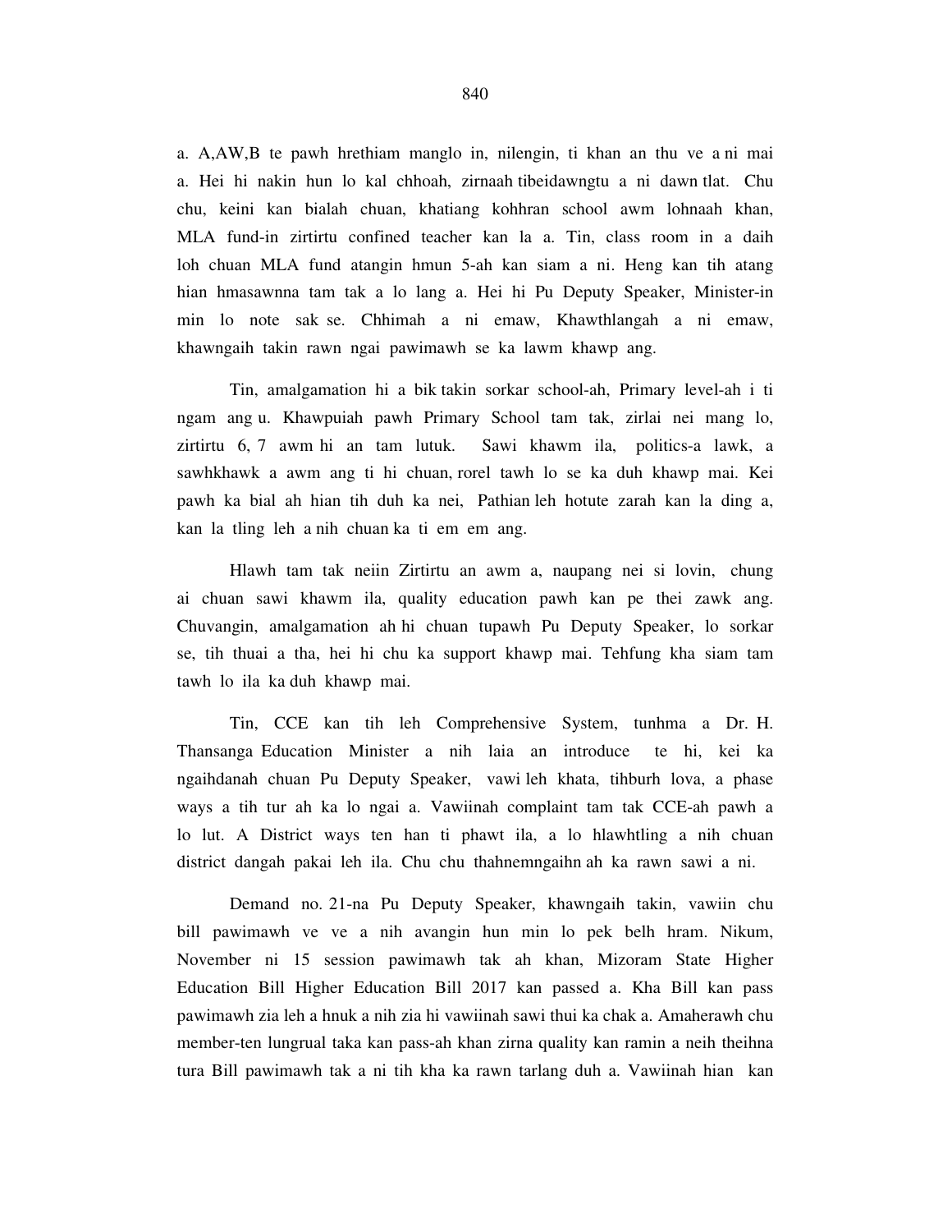a. A,AW,B te pawh hrethiam manglo in, nilengin, ti khan an thu ve a ni mai a. Hei hi nakin hun lo kal chhoah, zirnaah tibeidawngtu a ni dawn tlat. Chu chu, keini kan bialah chuan, khatiang kohhran school awm lohnaah khan, MLA fund-in zirtirtu confined teacher kan la a. Tin, class room in a daih loh chuan MLA fund atangin hmun 5-ah kan siam a ni. Heng kan tih atang hian hmasawnna tam tak a lo lang a. Hei hi Pu Deputy Speaker, Minister-in min lo note sak se. Chhimah a ni emaw, Khawthlangah a ni emaw, khawngaih takin rawn ngai pawimawh se ka lawm khawp ang.

Tin, amalgamation hi a bik takin sorkar school-ah, Primary level-ah i ti ngam ang u. Khawpuiah pawh Primary School tam tak, zirlai nei mang lo, zirtirtu 6, 7 awm hi an tam lutuk. Sawi khawm ila, politics-a lawk, a sawhkhawk a awm ang ti hi chuan, rorel tawh lo se ka duh khawp mai. Kei pawh ka bial ah hian tih duh ka nei, Pathian leh hotute zarah kan la ding a, kan la tling leh a nih chuan ka ti em em ang.

Hlawh tam tak neiin Zirtirtu an awm a, naupang nei si lovin, chung ai chuan sawi khawm ila, quality education pawh kan pe thei zawk ang. Chuvangin, amalgamation ah hi chuan tupawh Pu Deputy Speaker, lo sorkar se, tih thuai a tha, hei hi chu ka support khawp mai. Tehfung kha siam tam tawh lo ila ka duh khawp mai.

Tin, CCE kan tih leh Comprehensive System, tunhma a Dr. H. Thansanga Education Minister a nih laia an introduce te hi, kei ka ngaihdanah chuan Pu Deputy Speaker, vawi leh khata, tihburh lova, a phase ways a tih tur ah ka lo ngai a. Vawiinah complaint tam tak CCE-ah pawh a lo lut. A District ways ten han ti phawt ila, a lo hlawhtling a nih chuan district dangah pakai leh ila. Chu chu thahnemngaihn ah ka rawn sawi a ni.

Demand no. 21-na Pu Deputy Speaker, khawngaih takin, vawiin chu bill pawimawh ve ve a nih avangin hun min lo pek belh hram. Nikum, November ni 15 session pawimawh tak ah khan, Mizoram State Higher Education Bill Higher Education Bill 2017 kan passed a. Kha Bill kan pass pawimawh zia leh a hnuk a nih zia hi vawiinah sawi thui ka chak a. Amaherawh chu member-ten lungrual taka kan pass-ah khan zirna quality kan ramin a neih theihna tura Bill pawimawh tak a ni tih kha ka rawn tarlang duh a. Vawiinah hian kan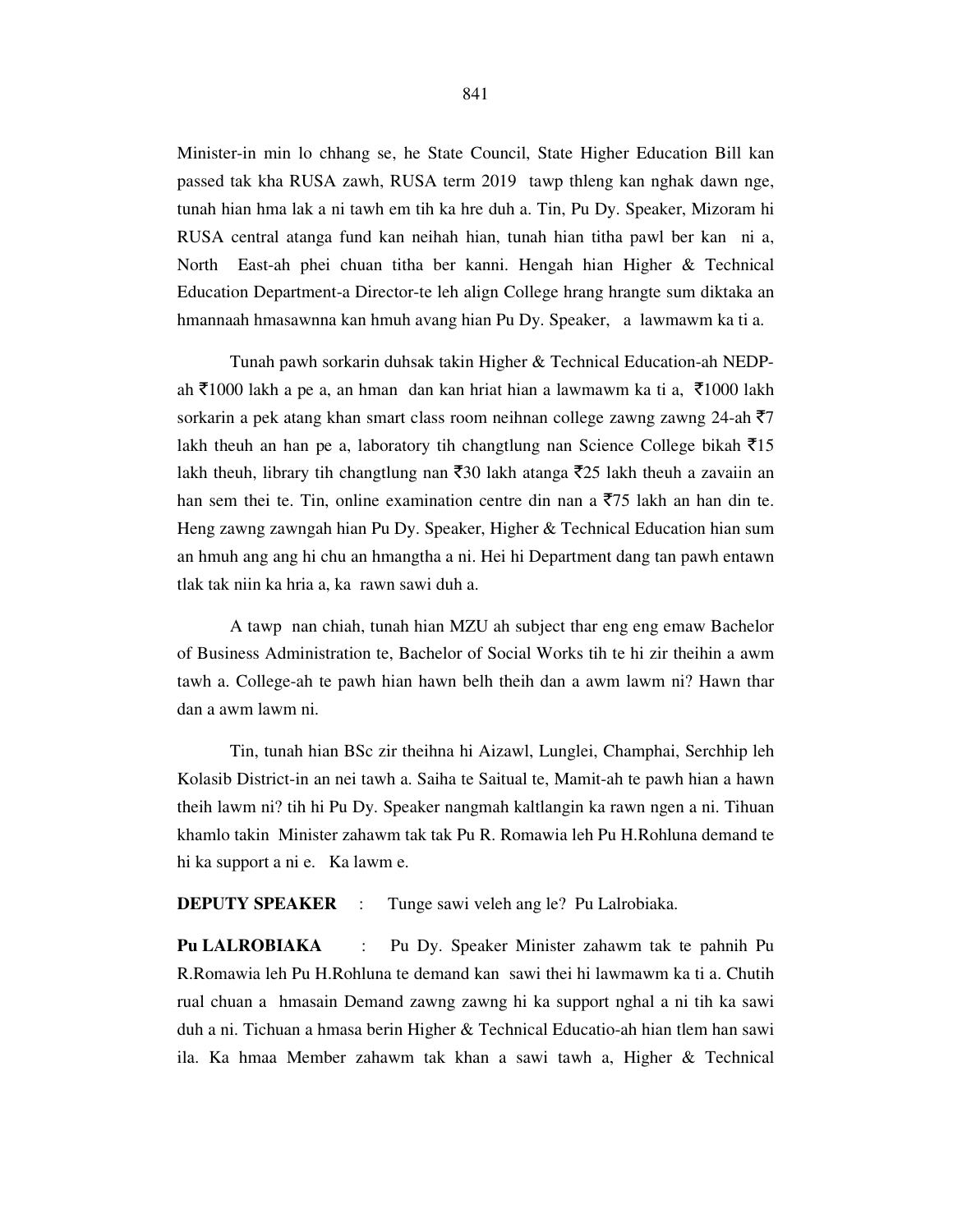Minister-in min lo chhang se, he State Council, State Higher Education Bill kan passed tak kha RUSA zawh, RUSA term 2019 tawp thleng kan nghak dawn nge, tunah hian hma lak a ni tawh em tih ka hre duh a. Tin, Pu Dy. Speaker, Mizoram hi RUSA central atanga fund kan neihah hian, tunah hian titha pawl ber kan ni a, North East-ah phei chuan titha ber kanni. Hengah hian Higher & Technical Education Department-a Director-te leh align College hrang hrangte sum diktaka an hmannaah hmasawnna kan hmuh avang hian Pu Dy. Speaker, a lawmawm ka ti a.

Tunah pawh sorkarin duhsak takin Higher & Technical Education-ah NEDP-ah ₹1000 lakh a pe a, an hman dan kan hriat hian a lawmawm ka ti a, ₹1000 lakh sorkarin a pek atang khan smart class room neihnan college zawng zawng 24-ah ₹7 lakh theuh an han pe a, laboratory tih changtlung nan Science College bikah ₹15 lakh theuh, library tih changtlung nan ₹30 lakh atanga ₹25 lakh theuh a zavaiin an han sem thei te. Tin, online examination centre din nan a ₹75 lakh an han din te. Heng zawng zawngah hian Pu Dy. Speaker, Higher & Technical Education hian sum an hmuh ang ang hi chu an hmangtha a ni. Hei hi Department dang tan pawh entawn tlak tak niin ka hria a, ka rawn sawi duh a.

A tawp nan chiah, tunah hian MZU ah subject thar eng eng emaw Bachelor of Business Administration te, Bachelor of Social Works tih te hi zir theihin a awm tawh a. College-ah te pawh hian hawn belh theih dan a awm lawm ni? Hawn thar dan a awm lawm ni.

Tin, tunah hian BSc zir theihna hi Aizawl, Lunglei, Champhai, Serchhip leh Kolasib District-in an nei tawh a. Saiha te Saitual te, Mamit-ah te pawh hian a hawn theih lawm ni? tih hi Pu Dy. Speaker nangmah kaltlangin ka rawn ngen a ni. Tihuan khamlo takin Minister zahawm tak tak Pu R. Romawia leh Pu H.Rohluna demand te hi ka support a ni e. Ka lawm e.

**DEPUTY SPEAKER** : Tunge sawi veleh ang le? Pu Lalrobiaka.

**Pu LALROBIAKA** : Pu Dy. Speaker Minister zahawm tak te pahnih Pu R.Romawia leh Pu H.Rohluna te demand kan sawi thei hi lawmawm ka ti a. Chutih rual chuan a hmasain Demand zawng zawng hi ka support nghal a ni tih ka sawi duh a ni. Tichuan a hmasa berin Higher & Technical Educatio-ah hian tlem han sawi ila. Ka hmaa Member zahawm tak khan a sawi tawh a, Higher & Technical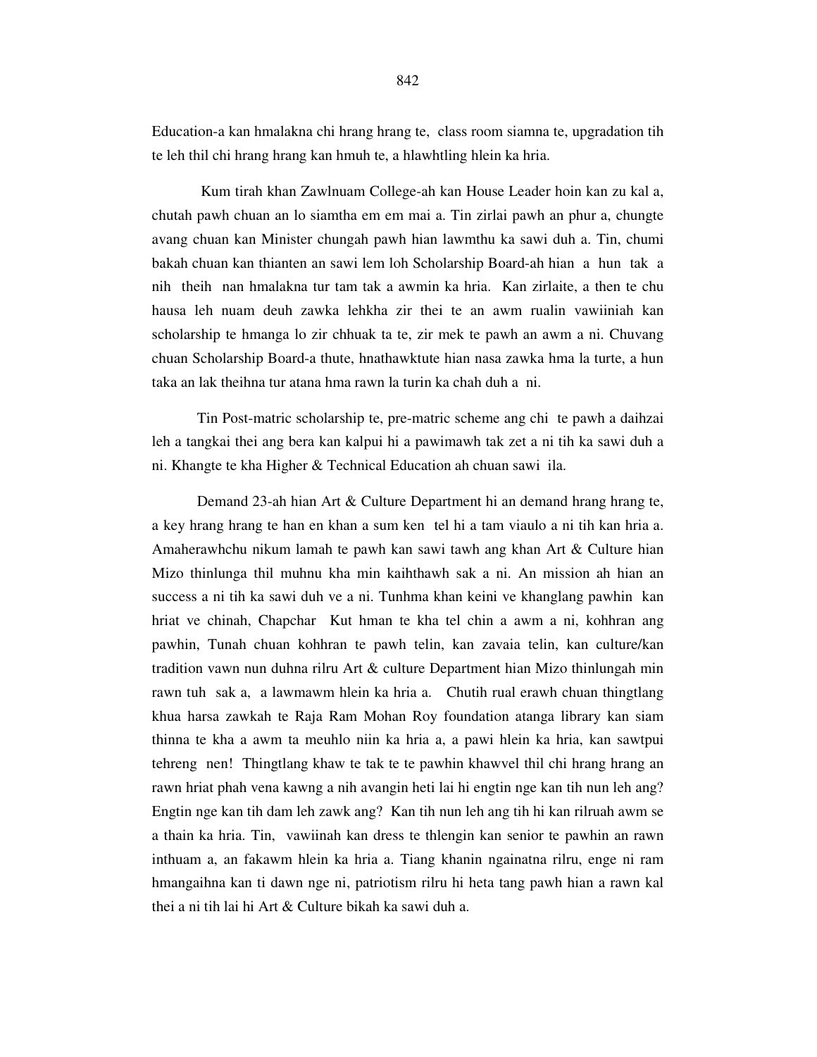Education-a kan hmalakna chi hrang hrang te, class room siamna te, upgradation tih te leh thil chi hrang hrang kan hmuh te, a hlawhtling hlein ka hria.

Kum tirah khan Zawlnuam College-ah kan House Leader hoin kan zu kal a, chutah pawh chuan an lo siamtha em em mai a. Tin zirlai pawh an phur a, chungte avang chuan kan Minister chungah pawh hian lawmthu ka sawi duh a. Tin, chumi bakah chuan kan thianten an sawi lem loh Scholarship Board-ah hian a hun tak a nih theih nan hmalakna tur tam tak a awmin ka hria. Kan zirlaite, a then te chu hausa leh nuam deuh zawka lehkha zir thei te an awm rualin vawiiniah kan scholarship te hmanga lo zir chhuak ta te, zir mek te pawh an awm a ni. Chuvang chuan Scholarship Board-a thute, hnathawktute hian nasa zawka hma la turte, a hun taka an lak theihna tur atana hma rawn la turin ka chah duh a ni.

Tin Post-matric scholarship te, pre-matric scheme ang chi te pawh a daihzai leh a tangkai thei ang bera kan kalpui hi a pawimawh tak zet a ni tih ka sawi duh a ni. Khangte te kha Higher & Technical Education ah chuan sawi ila.

Demand 23-ah hian Art & Culture Department hi an demand hrang hrang te, a key hrang hrang te han en khan a sum ken tel hi a tam viaulo a ni tih kan hria a. Amaherawhchu nikum lamah te pawh kan sawi tawh ang khan Art & Culture hian Mizo thinlunga thil muhnu kha min kaihthawh sak a ni. An mission ah hian an success a ni tih ka sawi duh ve a ni. Tunhma khan keini ve khanglang pawhin kan hriat ve chinah, Chapchar Kut hman te kha tel chin a awm a ni, kohhran ang pawhin, Tunah chuan kohhran te pawh telin, kan zavaia telin, kan culture/kan tradition vawn nun duhna rilru Art & culture Department hian Mizo thinlungah min rawn tuh sak a, a lawmawm hlein ka hria a. Chutih rual erawh chuan thingtlang khua harsa zawkah te Raja Ram Mohan Roy foundation atanga library kan siam thinna te kha a awm ta meuhlo niin ka hria a, a pawi hlein ka hria, kan sawtpui tehreng nen! Thingtlang khaw te tak te te pawhin khawvel thil chi hrang hrang an rawn hriat phah vena kawng a nih avangin heti lai hi engtin nge kan tih nun leh ang? Engtin nge kan tih dam leh zawk ang? Kan tih nun leh ang tih hi kan rilruah awm se a thain ka hria. Tin, vawiinah kan dress te thlengin kan senior te pawhin an rawn inthuam a, an fakawm hlein ka hria a. Tiang khanin ngainatna rilru, enge ni ram hmangaihna kan ti dawn nge ni, patriotism rilru hi heta tang pawh hian a rawn kal thei a ni tih lai hi Art & Culture bikah ka sawi duh a.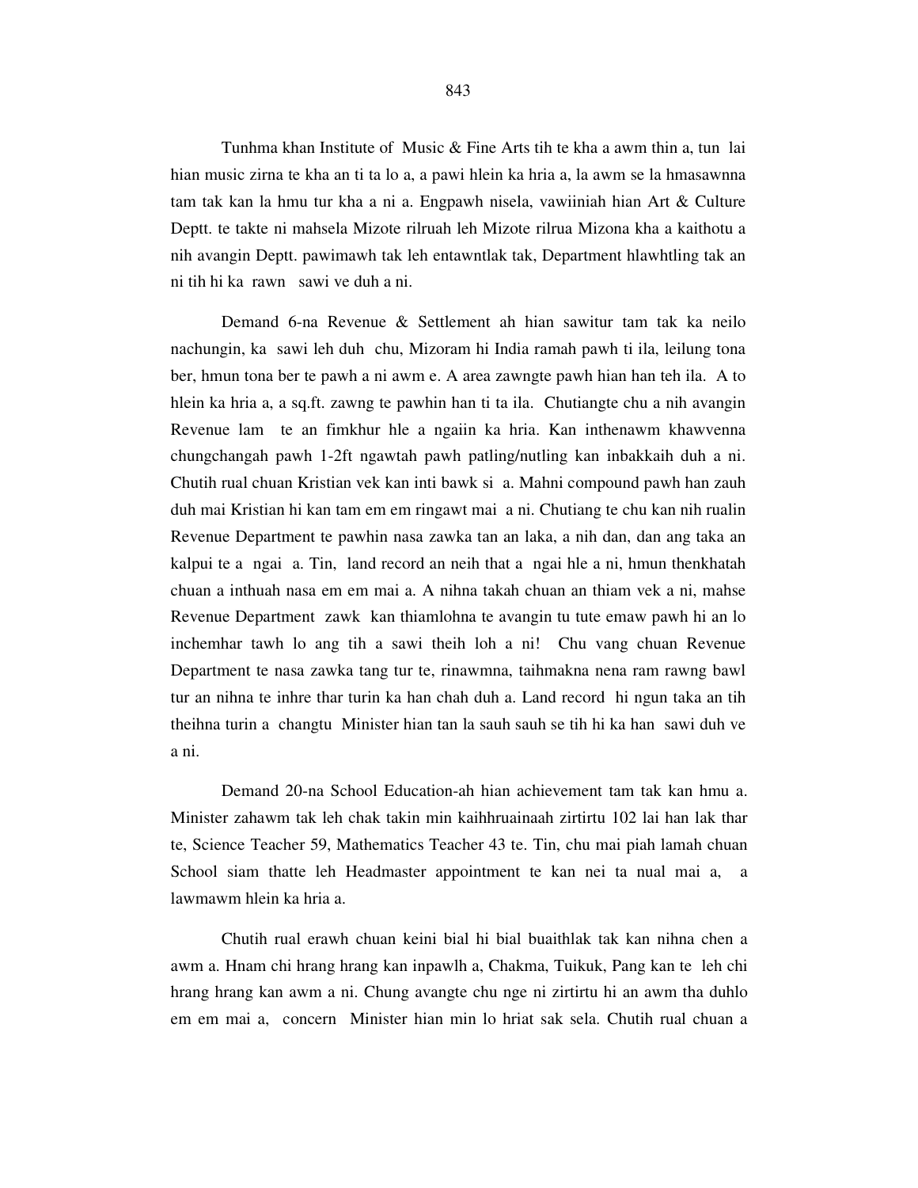Tunhma khan Institute of Music & Fine Arts tih te kha a awm thin a, tun lai hian music zirna te kha an ti ta lo a, a pawi hlein ka hria a, la awm se la hmasawnna tam tak kan la hmu tur kha a ni a. Engpawh nisela, vawiiniah hian Art & Culture Deptt. te takte ni mahsela Mizote rilruah leh Mizote rilrua Mizona kha a kaithotu a nih avangin Deptt. pawimawh tak leh entawntlak tak, Department hlawhtling tak an ni tih hi ka rawn sawi ve duh a ni.

Demand 6-na Revenue & Settlement ah hian sawitur tam tak ka neilo nachungin, ka sawi leh duh chu, Mizoram hi India ramah pawh ti ila, leilung tona ber, hmun tona ber te pawh a ni awm e. A area zawngte pawh hian han teh ila. A to hlein ka hria a, a sq.ft. zawng te pawhin han ti ta ila. Chutiangte chu a nih avangin Revenue lam te an fimkhur hle a ngaiin ka hria. Kan inthenawm khawvenna chungchangah pawh 1-2ft ngawtah pawh patling/nutling kan inbakkaih duh a ni. Chutih rual chuan Kristian vek kan inti bawk si a. Mahni compound pawh han zauh duh mai Kristian hi kan tam em em ringawt mai a ni. Chutiang te chu kan nih rualin Revenue Department te pawhin nasa zawka tan an laka, a nih dan, dan ang taka an kalpui te a ngai a. Tin, land record an neih that a ngai hle a ni, hmun thenkhatah chuan a inthuah nasa em em mai a. A nihna takah chuan an thiam vek a ni, mahse Revenue Department zawk kan thiamlohna te avangin tu tute emaw pawh hi an lo inchemhar tawh lo ang tih a sawi theih loh a ni! Chu vang chuan Revenue Department te nasa zawka tang tur te, rinawmna, taihmakna nena ram rawng bawl tur an nihna te inhre thar turin ka han chah duh a. Land record hi ngun taka an tih theihna turin a changtu Minister hian tan la sauh sauh se tih hi ka han sawi duh ve a ni.

Demand 20-na School Education-ah hian achievement tam tak kan hmu a. Minister zahawm tak leh chak takin min kaihhruainaah zirtirtu 102 lai han lak thar te, Science Teacher 59, Mathematics Teacher 43 te. Tin, chu mai piah lamah chuan School siam thatte leh Headmaster appointment te kan nei ta nual mai a, a lawmawm hlein ka hria a.

Chutih rual erawh chuan keini bial hi bial buaithlak tak kan nihna chen a awm a. Hnam chi hrang hrang kan inpawlh a, Chakma, Tuikuk, Pang kan te leh chi hrang hrang kan awm a ni. Chung avangte chu nge ni zirtirtu hi an awm tha duhlo em em mai a, concern Minister hian min lo hriat sak sela. Chutih rual chuan a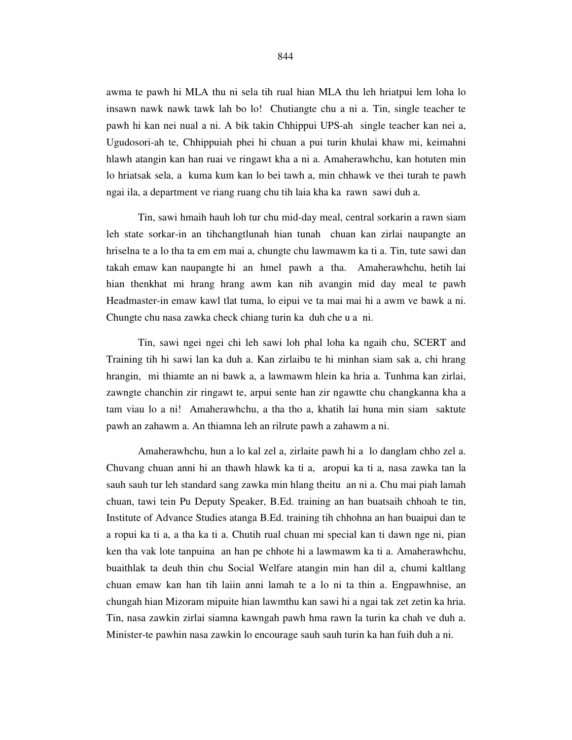awma te pawh hi MLA thu ni sela tih rual hian MLA thu leh hriatpui lem loha lo insawn nawk nawk tawk lah bo lo! Chutiangte chu a ni a. Tin, single teacher te pawh hi kan nei nual a ni. A bik takin Chhippui UPS-ah single teacher kan nei a, Ugudosori-ah te, Chhippuiah phei hi chuan a pui turin khulai khaw mi, keimahni hlawh atangin kan han ruai ve ringawt kha a ni a. Amaherawhchu, kan hotuten min lo hriatsak sela, a kuma kum kan lo bei tawh a, min chhawk ve thei turah te pawh ngai ila, a department ve riang ruang chu tih laia kha ka rawn sawi duh a.

Tin, sawi hmaih hauh loh tur chu mid-day meal, central sorkarin a rawn siam leh state sorkar-in an tihchangtlunah hian tunah chuan kan zirlai naupangte an hriselna te a lo tha ta em em mai a, chungte chu lawmawm ka ti a. Tin, tute sawi dan takah emaw kan naupangte hi an hmel pawh a tha. Amaherawhchu, hetih lai hian thenkhat mi hrang hrang awm kan nih avangin mid day meal te pawh Headmaster-in emaw kawl tlat tuma, lo eipui ve ta mai mai hi a awm ve bawk a ni. Chungte chu nasa zawka check chiang turin ka duh che u a ni.

Tin, sawi ngei ngei chi leh sawi loh phal loha ka ngaih chu, SCERT and Training tih hi sawi lan ka duh a. Kan zirlaibu te hi minhan siam sak a, chi hrang hrangin, mi thiamte an ni bawk a, a lawmawm hlein ka hria a. Tunhma kan zirlai, zawngte chanchin zir ringawt te, arpui sente han zir ngawtte chu changkanna kha a tam viau lo a ni! Amaherawhchu, a tha tho a, khatih lai huna min siam saktute pawh an zahawm a. An thiamna leh an rilrute pawh a zahawm a ni.

Amaherawhchu, hun a lo kal zel a, zirlaite pawh hi a lo danglam chho zel a. Chuvang chuan anni hi an thawh hlawk ka ti a, aropui ka ti a, nasa zawka tan la sauh sauh tur leh standard sang zawka min hlang theitu an ni a. Chu mai piah lamah chuan, tawi tein Pu Deputy Speaker, B.Ed. training an han buatsaih chhoah te tin, Institute of Advance Studies atanga B.Ed. training tih chhohna an han buaipui dan te a ropui ka ti a, a tha ka ti a. Chutih rual chuan mi special kan ti dawn nge ni, pian ken tha vak lote tanpuina an han pe chhote hi a lawmawm ka ti a. Amaherawhchu, buaithlak ta deuh thin chu Social Welfare atangin min han dil a, chumi kaltlang chuan emaw kan han tih laiin anni lamah te a lo ni ta thin a. Engpawhnise, an chungah hian Mizoram mipuite hian lawmthu kan sawi hi a ngai tak zet zetin ka hria. Tin, nasa zawkin zirlai siamna kawngah pawh hma rawn la turin ka chah ve duh a. Minister-te pawhin nasa zawkin lo encourage sauh sauh turin ka han fuih duh a ni.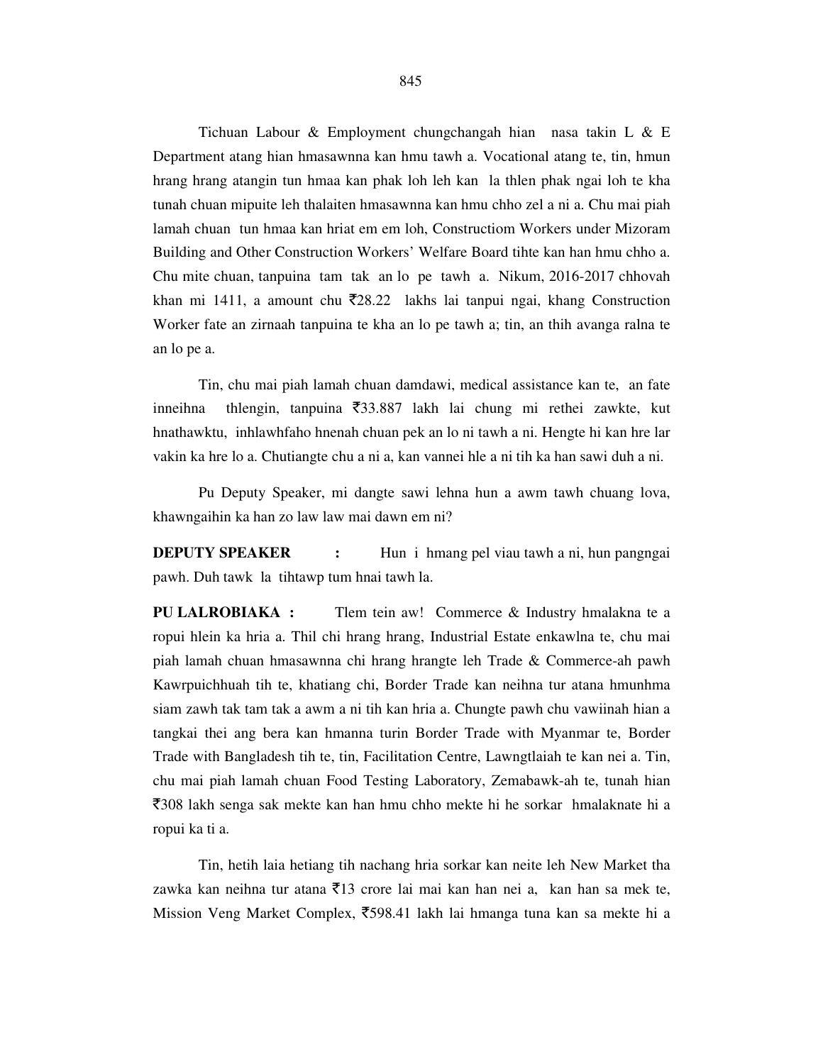Tichuan Labour & Employment chungchangah hian nasa takin L & E Department atang hian hmasawnna kan hmu tawh a. Vocational atang te, tin, hmun hrang hrang atangin tun hmaa kan phak loh leh kan la thlen phak ngai loh te kha tunah chuan mipuite leh thalaiten hmasawnna kan hmu chho zel a ni a. Chu mai piah lamah chuan tun hmaa kan hriat em em loh, Constructiom Workers under Mizoram Building and Other Construction Workers' Welfare Board tihte kan han hmu chho a. Chu mite chuan, tanpuina tam tak an lo pe tawh a. Nikum, 2016-2017 chhovah khan mi 1411, a amount chu ₹28.22 lakhs lai tanpui ngai, khang Construction Worker fate an zirnaah tanpuina te kha an lo pe tawh a; tin, an thih avanga ralna te an lo pe a.

Tin, chu mai piah lamah chuan damdawi, medical assistance kan te, an fate inneihna thlengin, tanpuina ₹33.887 lakh lai chung mi rethei zawkte, kut hnathawktu, inhlawhfaho hnenah chuan pek an lo ni tawh a ni. Hengte hi kan hre lar vakin ka hre lo a. Chutiangte chu a ni a, kan vannei hle a ni tih ka han sawi duh a ni.

Pu Deputy Speaker, mi dangte sawi lehna hun a awm tawh chuang lova, khawngaihin ka han zo law law mai dawn em ni?

**DEPUTY SPEAKER :** Hun i hmang pel viau tawh a ni, hun pangngai pawh. Duh tawk la tihtawp tum hnai tawh la.

**PU LALROBIAKA :** Tlem tein aw! Commerce & Industry hmalakna te a ropui hlein ka hria a. Thil chi hrang hrang, Industrial Estate enkawlna te, chu mai piah lamah chuan hmasawnna chi hrang hrangte leh Trade & Commerce-ah pawh Kawrpuichhuah tih te, khatiang chi, Border Trade kan neihna tur atana hmunhma siam zawh tak tam tak a awm a ni tih kan hria a. Chungte pawh chu vawiinah hian a tangkai thei ang bera kan hmanna turin Border Trade with Myanmar te, Border Trade with Bangladesh tih te, tin, Facilitation Centre, Lawngtlaiah te kan nei a. Tin, chu mai piah lamah chuan Food Testing Laboratory, Zemabawk-ah te, tunah hian ₹308 lakh senga sak mekte kan han hmu chho mekte hi he sorkar hmalaknate hi a ropui ka ti a.

Tin, hetih laia hetiang tih nachang hria sorkar kan neite leh New Market tha zawka kan neihna tur atana ₹13 crore lai mai kan han nei a, kan han sa mek te, Mission Veng Market Complex, ₹598.41 lakh lai hmanga tuna kan sa mekte hi a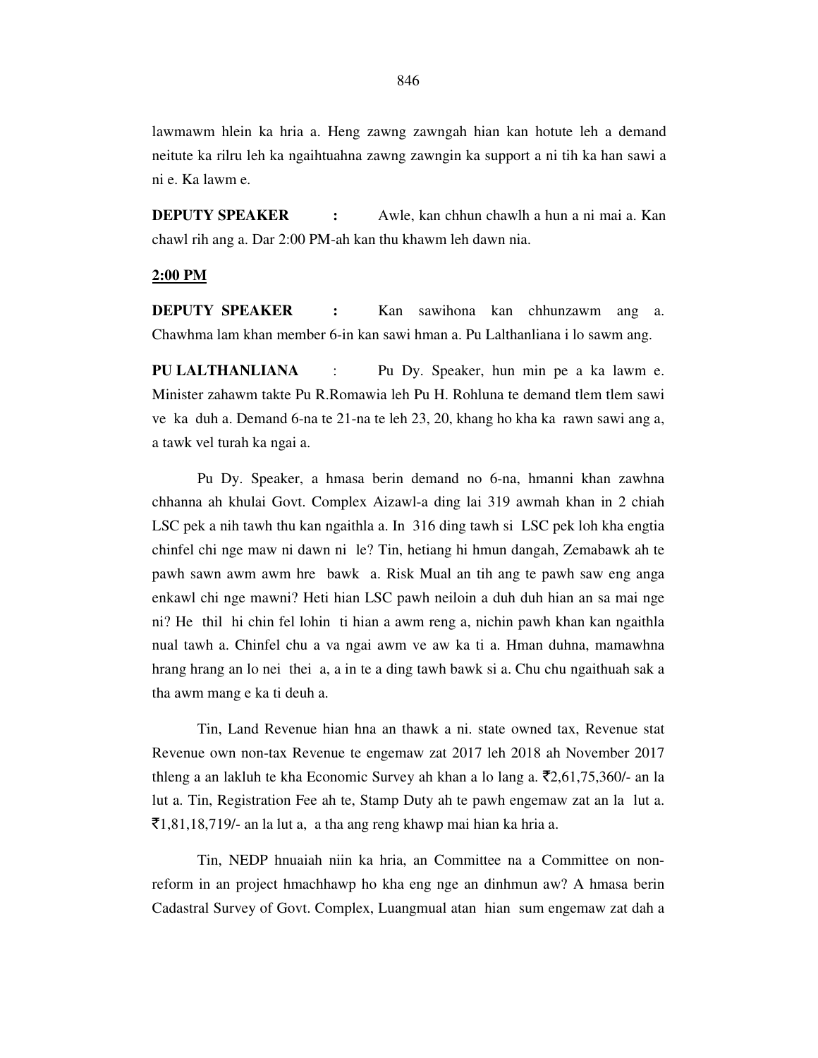lawmawm hlein ka hria a. Heng zawng zawngah hian kan hotute leh a demand neitute ka rilru leh ka ngaihtuahna zawng zawngin ka support a ni tih ka han sawi a ni e. Ka lawm e.

**DEPUTY SPEAKER :** Awle, kan chhun chawlh a hun a ni mai a. Kan chawl rih ang a. Dar 2:00 PM-ah kan thu khawm leh dawn nia.

**2:00 PM**

**DEPUTY SPEAKER :** Kan sawihona kan chhunzawm ang a. Chawhma lam khan member 6-in kan sawi hman a. Pu Lalthanliana i lo sawm ang.

**PU LALTHANLIANA :** Pu Dy. Speaker, hun min pe a ka lawm e. Minister zahawm takte Pu R.Romawia leh Pu H. Rohluna te demand tlem tlem sawi ve ka duh a. Demand 6-na te 21-na te leh 23, 20, khang ho kha ka rawn sawi ang a, a tawk vel turah ka ngai a.

Pu Dy. Speaker, a hmasa berin demand no 6-na, hmanni khan zawhna chhanna ah khulai Govt. Complex Aizawl-a ding lai 319 awmah khan in 2 chiah LSC pek a nih tawh thu kan ngaithla a. In 316 ding tawh si LSC pek loh kha engtia chinfel chi nge maw ni dawn ni le? Tin, hetiang hi hmun dangah, Zemabawk ah te pawh sawn awm awm hre bawk a. Risk Mual an tih ang te pawh saw eng anga enkawl chi nge mawni? Heti hian LSC pawh neiloin a duh duh hian an sa mai nge ni? He thil hi chin fel lohin ti hian a awm reng a, nichin pawh khan kan ngaithla nual tawh a. Chinfel chu a va ngai awm ve aw ka ti a. Hman duhna, mamawhna hrang hrang an lo nei thei a, a in te a ding tawh bawk si a. Chu chu ngaithuah sak a tha awm mang e ka ti deuh a.

Tin, Land Revenue hian hna an thawk a ni. state owned tax, Revenue stat Revenue own non-tax Revenue te engemaw zat 2017 leh 2018 ah November 2017 thleng a an lakluh te kha Economic Survey ah khan a lo lang a. ₹2,61,75,360/- an la lut a. Tin, Registration Fee ah te, Stamp Duty ah te pawh engemaw zat an la lut a. ₹1,81,18,719/- an la lut a, a tha ang reng khawp mai hian ka hria a.

Tin, NEDP hnuaiah niin ka hria, an Committee na a Committee on non-reform in an project hmachhawp ho kha eng nge an dinhmun aw? A hmasa berin Cadastral Survey of Govt. Complex, Luangmual atan hian sum engemaw zat dah a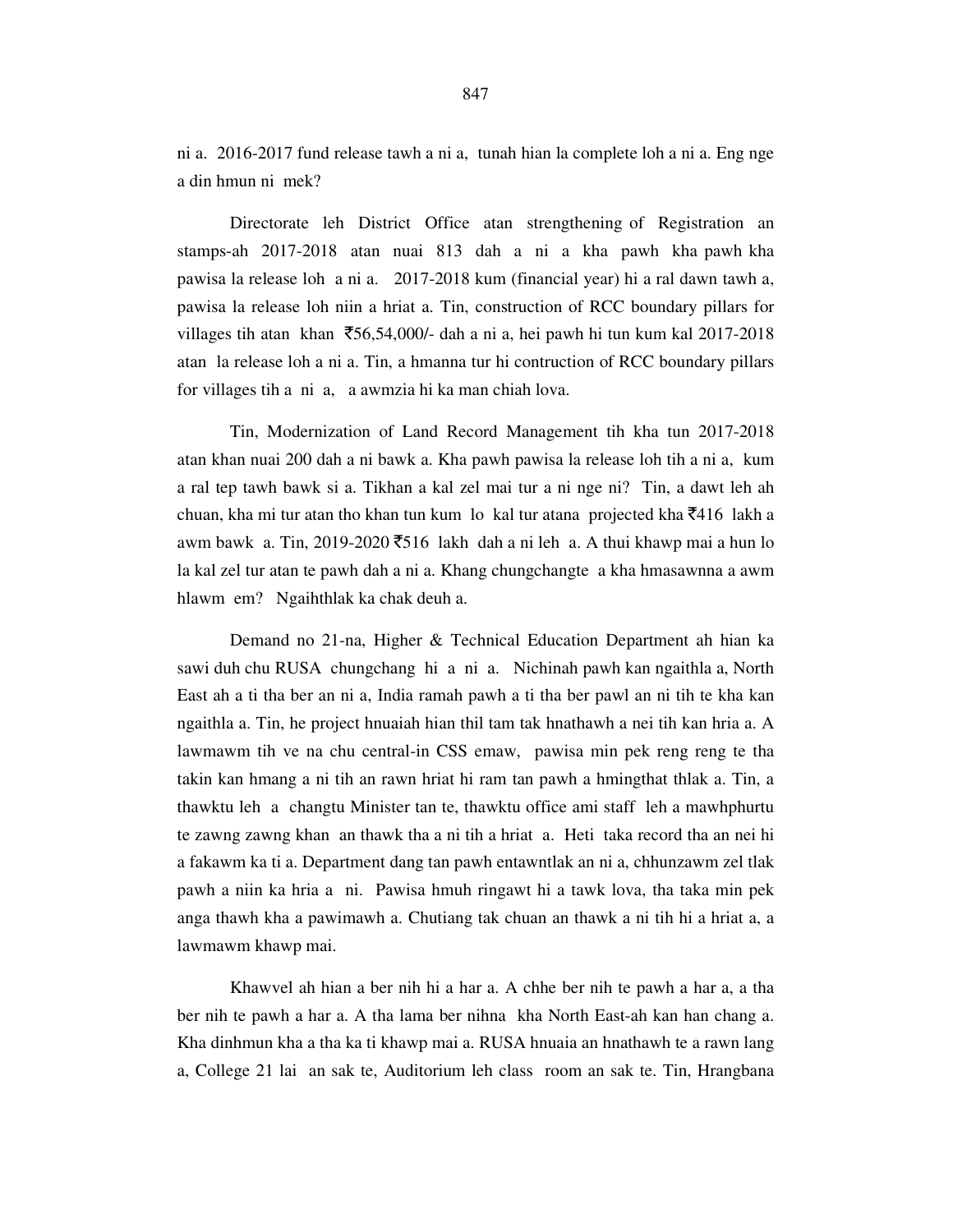ni a. 2016-2017 fund release tawh a ni a, tunah hian la complete loh a ni a. Eng nge a din hmun ni mek?

Directorate leh District Office atan strengthening of Registration an stamps-ah 2017-2018 atan nuai 813 dah a ni a kha pawh kha pawh kha pawisa la release loh a ni a. 2017-2018 kum (financial year) hi a ral dawn tawh a, pawisa la release loh niin a hriat a. Tin, construction of RCC boundary pillars for villages tih atan khan ₹56,54,000/- dah a ni a, hei pawh hi tun kum kal 2017-2018 atan la release loh a ni a. Tin, a hmanna tur hi contruction of RCC boundary pillars for villages tih a ni a, a awmzia hi ka man chiah lova.

Tin, Modernization of Land Record Management tih kha tun 2017-2018 atan khan nuai 200 dah a ni bawk a. Kha pawh pawisa la release loh tih a ni a, kum a ral tep tawh bawk si a. Tikhan a kal zel mai tur a ni nge ni? Tin, a dawt leh ah chuan, kha mi tur atan tho khan tun kum lo kal tur atana projected kha ₹416 lakh a awm bawk a. Tin, 2019-2020 ₹516 lakh dah a ni leh a. A thui khawp mai a hun lo la kal zel tur atan te pawh dah a ni a. Khang chungchangte a kha hmasawnna a awm hlawm em? Ngaihthlak ka chak deuh a.

Demand no 21-na, Higher & Technical Education Department ah hian ka sawi duh chu RUSA chungchang hi a ni a. Nichinah pawh kan ngaithla a, North East ah a ti tha ber an ni a, India ramah pawh a ti tha ber pawl an ni tih te kha kan ngaithla a. Tin, he project hnuaiah hian thil tam tak hnathawh a nei tih kan hria a. A lawmawm tih ve na chu central-in CSS emaw, pawisa min pek reng reng te tha takin kan hmang a ni tih an rawn hriat hi ram tan pawh a hmingthat thlak a. Tin, a thawktu leh a changtu Minister tan te, thawktu office ami staff leh a mawhphurtu te zawng zawng khan an thawk tha a ni tih a hriat a. Heti taka record tha an nei hi a fakawm ka ti a. Department dang tan pawh entawntlak an ni a, chhunzawm zel tlak pawh a niin ka hria a ni. Pawisa hmuh ringawt hi a tawk lova, tha taka min pek anga thawh kha a pawimawh a. Chutiang tak chuan an thawk a ni tih hi a hriat a, a lawmawm khawp mai.

Khawvel ah hian a ber nih hi a har a. A chhe ber nih te pawh a har a, a tha ber nih te pawh a har a. A tha lama ber nihna kha North East-ah kan han chang a. Kha dinhmun kha a tha ka ti khawp mai a. RUSA hnuaia an hnathawh te a rawn lang a, College 21 lai an sak te, Auditorium leh class room an sak te. Tin, Hrangbana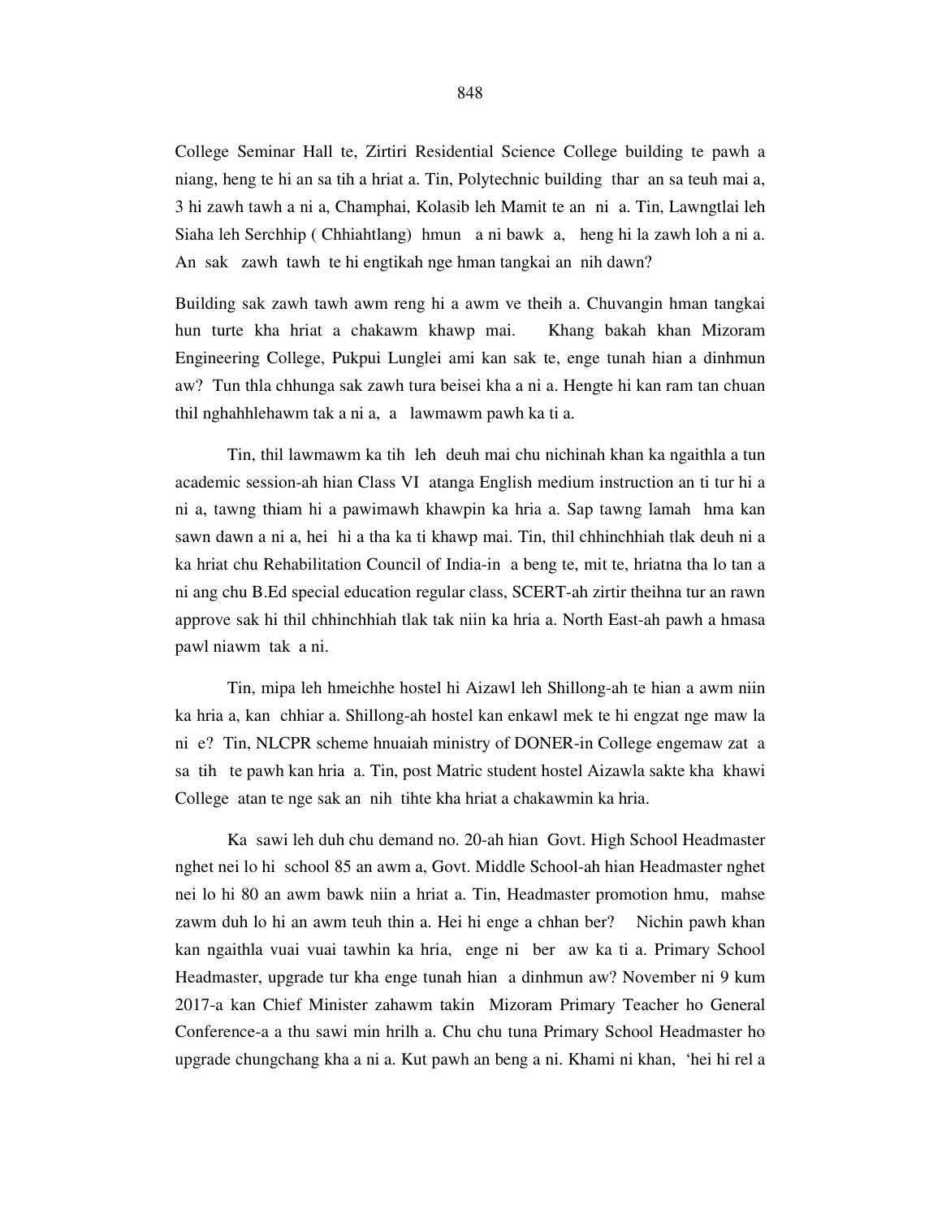College Seminar Hall te, Zirtiri Residential Science College building te pawh a niang, heng te hi an sa tih a hriat a. Tin, Polytechnic building thar an sa teuh mai a, 3 hi zawh tawh a ni a, Champhai, Kolasib leh Mamit te an ni a. Tin, Lawngtlai leh Siaha leh Serchhip ( Chhiahtlang) hmun a ni bawk a, heng hi la zawh loh a ni a. An sak zawh tawh te hi engtikah nge hman tangkai an nih dawn?

Building sak zawh tawh awm reng hi a awm ve theih a. Chuvangin hman tangkai hun turte kha hriat a chakawm khawp mai. Khang bakah khan Mizoram Engineering College, Pukpui Lunglei ami kan sak te, enge tunah hian a dinhmun aw? Tun thla chhunga sak zawh tura beisei kha a ni a. Hengte hi kan ram tan chuan thil nghahhlehawm tak a ni a, a lawmawm pawh ka ti a.

Tin, thil lawmawm ka tih leh deuh mai chu nichinah khan ka ngaithla a tun academic session-ah hian Class VI atanga English medium instruction an ti tur hi a ni a, tawng thiam hi a pawimawh khawpin ka hria a. Sap tawng lamah hma kan sawn dawn a ni a, hei hi a tha ka ti khawp mai. Tin, thil chhinchhiah tlak deuh ni a ka hriat chu Rehabilitation Council of India-in a beng te, mit te, hriatna tha lo tan a ni ang chu B.Ed special education regular class, SCERT-ah zirtir theihna tur an rawn approve sak hi thil chhinchhiah tlak tak niin ka hria a. North East-ah pawh a hmasa pawl niawm tak a ni.

Tin, mipa leh hmeichhe hostel hi Aizawl leh Shillong-ah te hian a awm niin ka hria a, kan chhiar a. Shillong-ah hostel kan enkawl mek te hi engzat nge maw la ni e? Tin, NLCPR scheme hnuaiah ministry of DONER-in College engemaw zat a sa tih te pawh kan hria a. Tin, post Matric student hostel Aizawla sakte kha khawi College atan te nge sak an nih tihte kha hriat a chakawmin ka hria.

Ka sawi leh duh chu demand no. 20-ah hian Govt. High School Headmaster nghet nei lo hi school 85 an awm a, Govt. Middle School-ah hian Headmaster nghet nei lo hi 80 an awm bawk niin a hriat a. Tin, Headmaster promotion hmu, mahse zawm duh lo hi an awm teuh thin a. Hei hi enge a chhan ber? Nichin pawh khan kan ngaithla vuai vuai tawhin ka hria, enge ni ber aw ka ti a. Primary School Headmaster, upgrade tur kha enge tunah hian a dinhmun aw? November ni 9 kum 2017-a kan Chief Minister zahawm takin Mizoram Primary Teacher ho General Conference-a a thu sawi min hrilh a. Chu chu tuna Primary School Headmaster ho upgrade chungchang kha a ni a. Kut pawh an beng a ni. Khami ni khan, 'hei hi rel a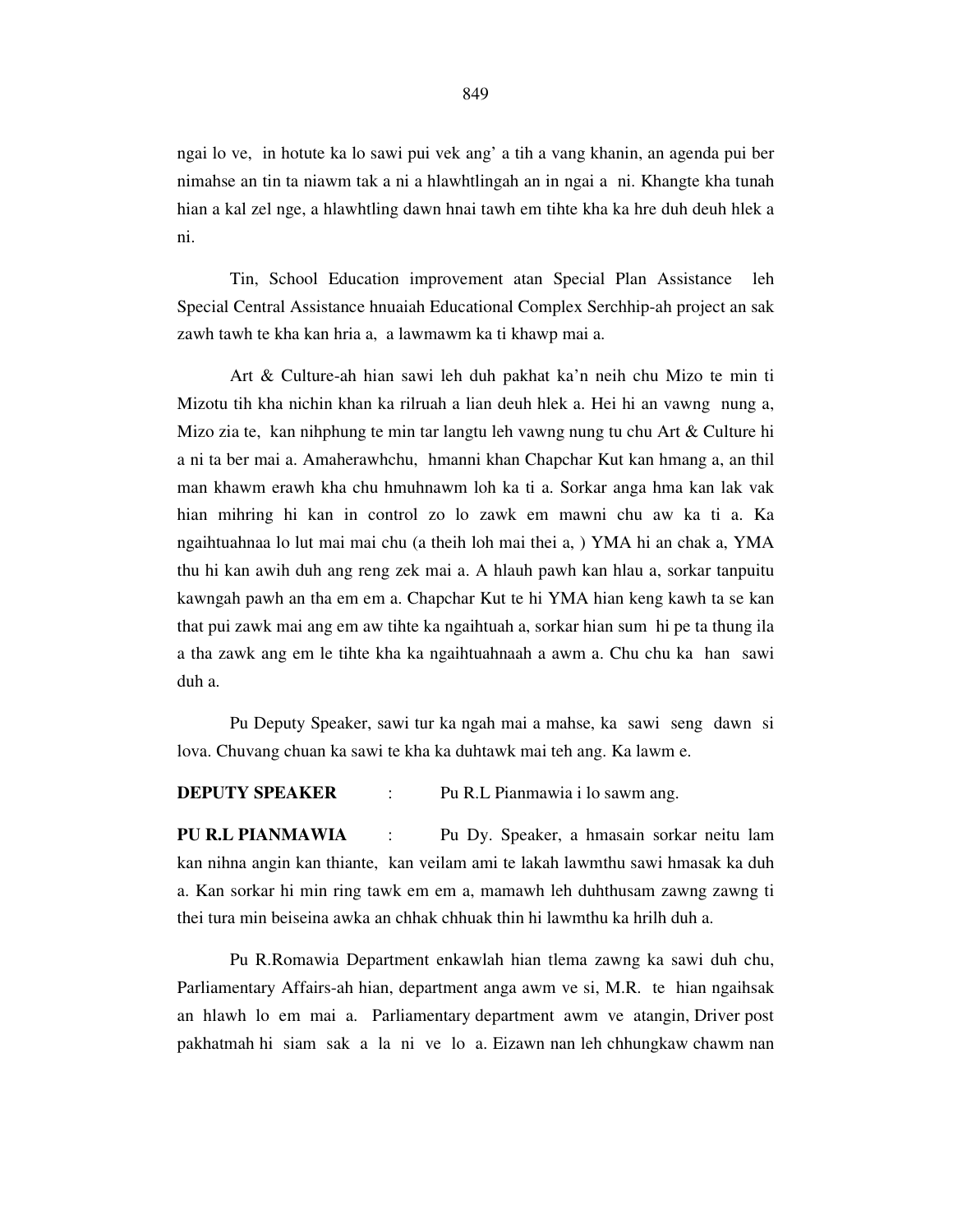ngai lo ve, in hotute ka lo sawi pui vek ang' a tih a vang khanin, an agenda pui ber nimahse an tin ta niawm tak a ni a hlawhtlingah an in ngai a ni. Khangte kha tunah hian a kal zel nge, a hlawhtling dawn hnai tawh em tihte kha ka hre duh deuh hlek a ni.

Tin, School Education improvement atan Special Plan Assistance leh Special Central Assistance hnuaiah Educational Complex Serchhip-ah project an sak zawh tawh te kha kan hria a, a lawmawm ka ti khawp mai a.

Art & Culture-ah hian sawi leh duh pakhat ka'n neih chu Mizo te min ti Mizotu tih kha nichin khan ka rilruah a lian deuh hlek a. Hei hi an vawng nung a, Mizo zia te, kan nihphung te min tar langtu leh vawng nung tu chu Art & Culture hi a ni ta ber mai a. Amaherawhchu, hmanni khan Chapchar Kut kan hmang a, an thil man khawm erawh kha chu hmuhnawm loh ka ti a. Sorkar anga hma kan lak vak hian mihring hi kan in control zo lo zawk em mawni chu aw ka ti a. Ka ngaihtuahnaa lo lut mai mai chu (a theih loh mai thei a, ) YMA hi an chak a, YMA thu hi kan awih duh ang reng zek mai a. A hlauh pawh kan hlau a, sorkar tanpuitu kawngah pawh an tha em em a. Chapchar Kut te hi YMA hian keng kawh ta se kan that pui zawk mai ang em aw tihte ka ngaihtuah a, sorkar hian sum hi pe ta thung ila a tha zawk ang em le tihte kha ka ngaihtuahnaah a awm a. Chu chu ka han sawi duh a.

Pu Deputy Speaker, sawi tur ka ngah mai a mahse, ka sawi seng dawn si lova. Chuvang chuan ka sawi te kha ka duhtawk mai teh ang. Ka lawm e.

**DEPUTY SPEAKER** : Pu R.L Pianmawia i lo sawm ang.

**PU R.L PIANMAWIA** : Pu Dy. Speaker, a hmasain sorkar neitu lam kan nihna angin kan thiante, kan veilam ami te lakah lawmthu sawi hmasak ka duh a. Kan sorkar hi min ring tawk em em a, mamawh leh duhthusam zawng zawng ti thei tura min beiseina awka an chhak chhuak thin hi lawmthu ka hrilh duh a.

Pu R.Romawia Department enkawlah hian tlema zawng ka sawi duh chu, Parliamentary Affairs-ah hian, department anga awm ve si, M.R. te hian ngaihsak an hlawh lo em mai a. Parliamentary department awm ve atangin, Driver post pakhatmah hi siam sak a la ni ve lo a. Eizawn nan leh chhungkaw chawm nan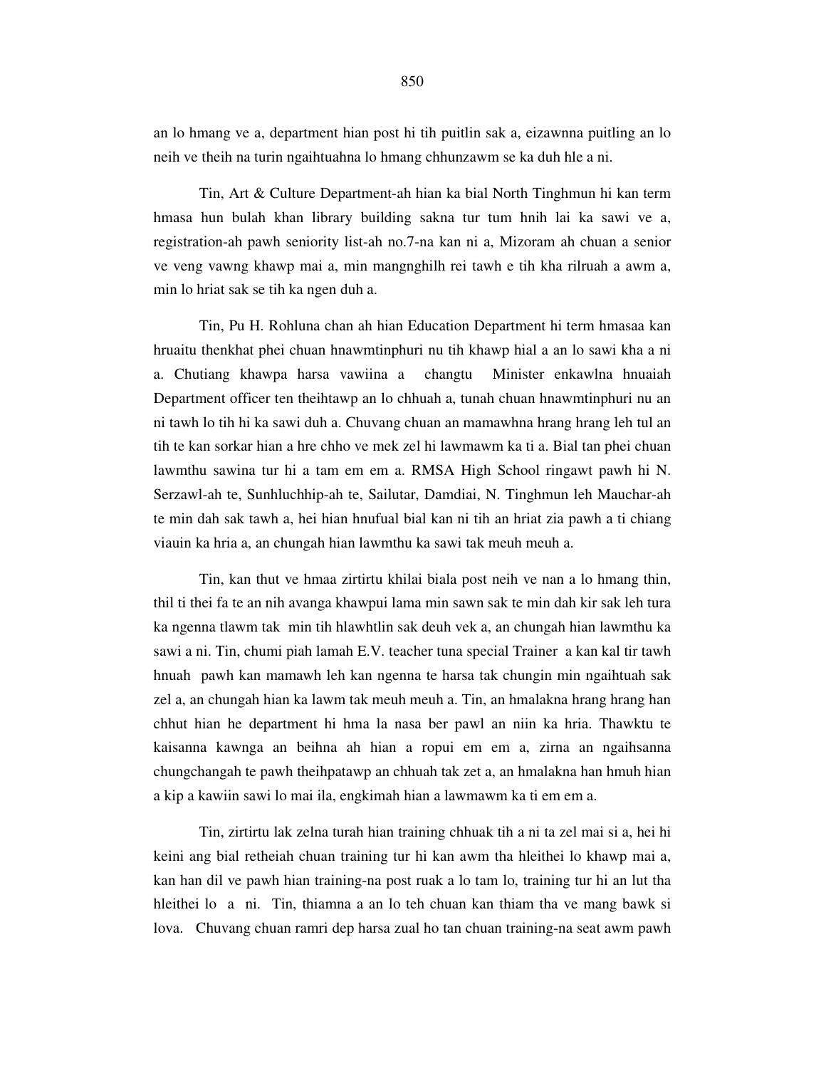an lo hmang ve a, department hian post hi tih puitlin sak a, eizawnna puitling an lo neih ve theih na turin ngaihtuahna lo hmang chhunzawm se ka duh hle a ni.

Tin, Art & Culture Department-ah hian ka bial North Tinghmun hi kan term hmasa hun bulah khan library building sakna tur tum hnih lai ka sawi ve a, registration-ah pawh seniority list-ah no.7-na kan ni a, Mizoram ah chuan a senior ve veng vawng khawp mai a, min mangnghilh rei tawh e tih kha rilruah a awm a, min lo hriat sak se tih ka ngen duh a.

Tin, Pu H. Rohluna chan ah hian Education Department hi term hmasaa kan hruaitu thenkhat phei chuan hnawmtinphuri nu tih khawp hial a an lo sawi kha a ni a. Chutiang khawpa harsa vawiina a changtu Minister enkawlna hnuaiah Department officer ten theihtawp an lo chhuah a, tunah chuan hnawmtinphuri nu an ni tawh lo tih hi ka sawi duh a. Chuvang chuan an mamawhna hrang hrang leh tul an tih te kan sorkar hian a hre chho ve mek zel hi lawmawm ka ti a. Bial tan phei chuan lawmthu sawina tur hi a tam em em a. RMSA High School ringawt pawh hi N. Serzawl-ah te, Sunhluchhip-ah te, Sailutar, Damdiai, N. Tinghmun leh Mauchar-ah te min dah sak tawh a, hei hian hnufual bial kan ni tih an hriat zia pawh a ti chiang viauin ka hria a, an chungah hian lawmthu ka sawi tak meuh meuh a.

Tin, kan thut ve hmaa zirtirtu khilai biala post neih ve nan a lo hmang thin, thil ti thei fa te an nih avanga khawpui lama min sawn sak te min dah kir sak leh tura ka ngenna tlawm tak min tih hlawhtlin sak deuh vek a, an chungah hian lawmthu ka sawi a ni. Tin, chumi piah lamah E.V. teacher tuna special Trainer a kan kal tir tawh hnuah pawh kan mamawh leh kan ngenna te harsa tak chungin min ngaihtuah sak zel a, an chungah hian ka lawm tak meuh meuh a. Tin, an hmalakna hrang hrang han chhut hian he department hi hma la nasa ber pawl an niin ka hria. Thawktu te kaisanna kawnga an beihna ah hian a ropui em em a, zirna an ngaihsanna chungchangah te pawh theihpatawp an chhuah tak zet a, an hmalakna han hmuh hian a kip a kawiin sawi lo mai ila, engkimah hian a lawmawm ka ti em em a.

Tin, zirtirtu lak zelna turah hian training chhuak tih a ni ta zel mai si a, hei hi keini ang bial retheiah chuan training tur hi kan awm tha hleithei lo khawp mai a, kan han dil ve pawh hian training-na post ruak a lo tam lo, training tur hi an lut tha hleithei lo a ni. Tin, thiamna a an lo teh chuan kan thiam tha ve mang bawk si lova. Chuvang chuan ramri dep harsa zual ho tan chuan training-na seat awm pawh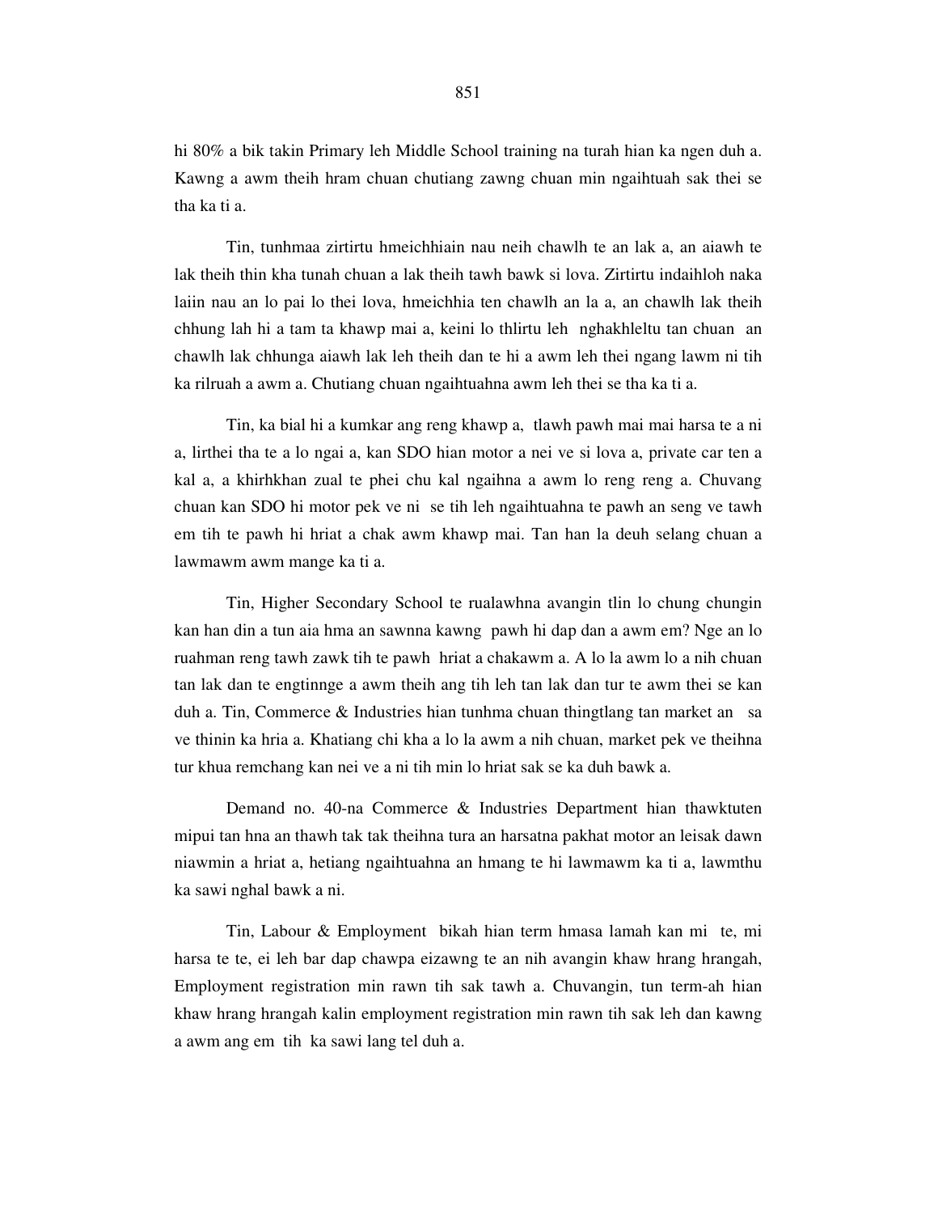hi 80% a bik takin Primary leh Middle School training na turah hian ka ngen duh a. Kawng a awm theih hram chuan chutiang zawng chuan min ngaihtuah sak thei se tha ka ti a.

Tin, tunhmaa zirtirtu hmeichhiain nau neih chawlh te an lak a, an aiawh te lak theih thin kha tunah chuan a lak theih tawh bawk si lova. Zirtirtu indaihloh naka laiin nau an lo pai lo thei lova, hmeichhia ten chawlh an la a, an chawlh lak theih chhung lah hi a tam ta khawp mai a, keini lo thlirtu leh nghakhleltu tan chuan an chawlh lak chhunga aiawh lak leh theih dan te hi a awm leh thei ngang lawm ni tih ka rilruah a awm a. Chutiang chuan ngaihtuahna awm leh thei se tha ka ti a.

Tin, ka bial hi a kumkar ang reng khawp a, tlawh pawh mai mai harsa te a ni a, lirthei tha te a lo ngai a, kan SDO hian motor a nei ve si lova a, private car ten a kal a, a khirhkhan zual te phei chu kal ngaihna a awm lo reng reng a. Chuvang chuan kan SDO hi motor pek ve ni se tih leh ngaihtuahna te pawh an seng ve tawh em tih te pawh hi hriat a chak awm khawp mai. Tan han la deuh selang chuan a lawmawm awm mange ka ti a.

Tin, Higher Secondary School te rualawhna avangin tlin lo chung chungin kan han din a tun aia hma an sawnna kawng pawh hi dap dan a awm em? Nge an lo ruahman reng tawh zawk tih te pawh hriat a chakawm a. A lo la awm lo a nih chuan tan lak dan te engtinnge a awm theih ang tih leh tan lak dan tur te awm thei se kan duh a. Tin, Commerce & Industries hian tunhma chuan thingtlang tan market an sa ve thinin ka hria a. Khatiang chi kha a lo la awm a nih chuan, market pek ve theihna tur khua remchang kan nei ve a ni tih min lo hriat sak se ka duh bawk a.

Demand no. 40-na Commerce & Industries Department hian thawktuten mipui tan hna an thawh tak tak theihna tura an harsatna pakhat motor an leisak dawn niawmin a hriat a, hetiang ngaihtuahna an hmang te hi lawmawm ka ti a, lawmthu ka sawi nghal bawk a ni.

Tin, Labour & Employment bikah hian term hmasa lamah kan mi te, mi harsa te te, ei leh bar dap chawpa eizawng te an nih avangin khaw hrang hrangah, Employment registration min rawn tih sak tawh a. Chuvangin, tun term-ah hian khaw hrang hrangah kalin employment registration min rawn tih sak leh dan kawng a awm ang em tih ka sawi lang tel duh a.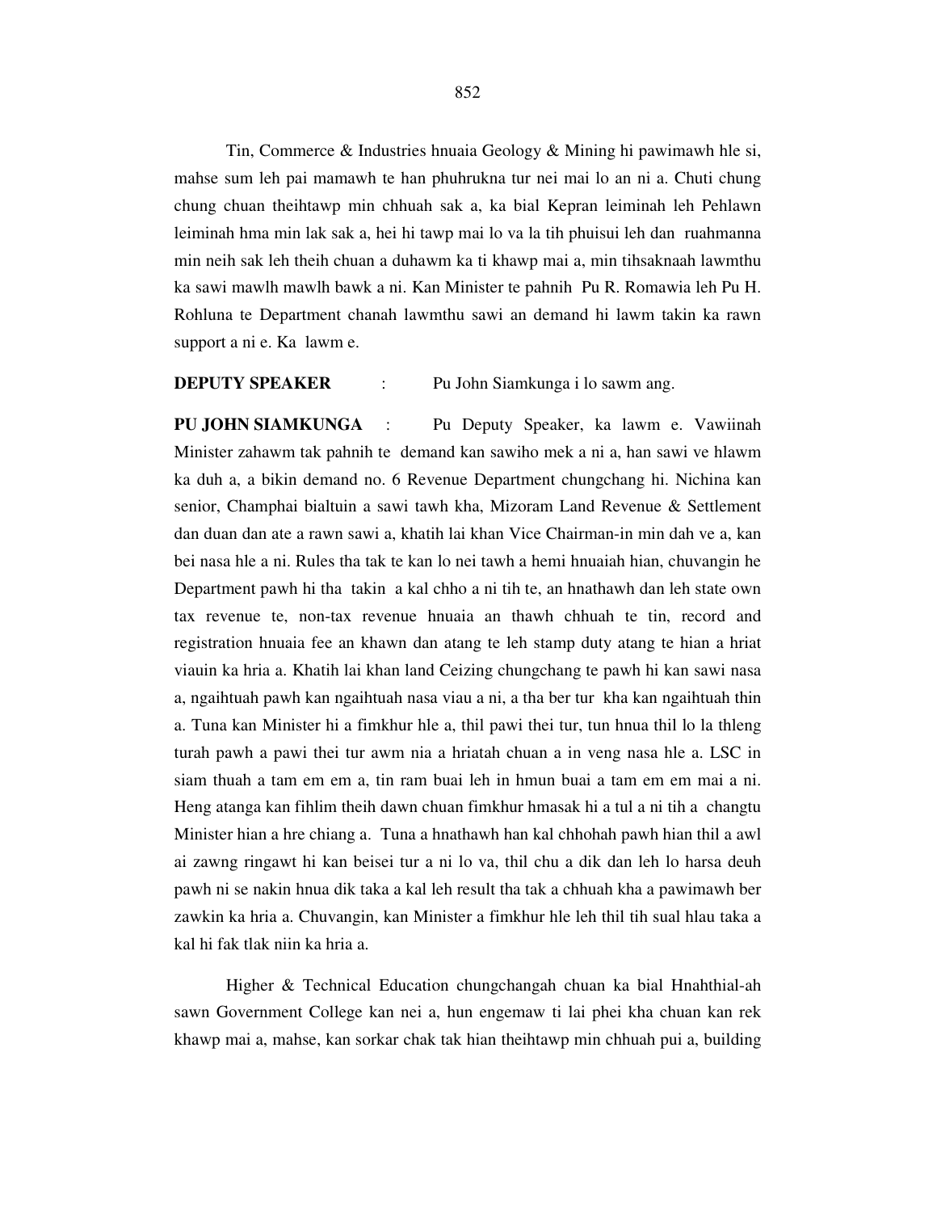Tin, Commerce & Industries hnuaia Geology & Mining hi pawimawh hle si, mahse sum leh pai mamawh te han phuhrukna tur nei mai lo an ni a. Chuti chung chung chuan theihtawp min chhuah sak a, ka bial Kepran leiminah leh Pehlawn leiminah hma min lak sak a, hei hi tawp mai lo va la tih phuisui leh dan ruahmanna min neih sak leh theih chuan a duhawm ka ti khawp mai a, min tihsaknaah lawmthu ka sawi mawlh mawlh bawk a ni. Kan Minister te pahnih Pu R. Romawia leh Pu H. Rohluna te Department chanah lawmthu sawi an demand hi lawm takin ka rawn support a ni e. Ka lawm e.

**DEPUTY SPEAKER** : Pu John Siamkunga i lo sawm ang.

**PU JOHN SIAMKUNGA** : Pu Deputy Speaker, ka lawm e. Vawiinah Minister zahawm tak pahnih te demand kan sawiho mek a ni a, han sawi ve hlawm ka duh a, a bikin demand no. 6 Revenue Department chungchang hi. Nichina kan senior, Champhai bialtuin a sawi tawh kha, Mizoram Land Revenue & Settlement dan duan dan ate a rawn sawi a, khatih lai khan Vice Chairman-in min dah ve a, kan bei nasa hle a ni. Rules tha tak te kan lo nei tawh a hemi hnuaiah hian, chuvangin he Department pawh hi tha takin a kal chho a ni tih te, an hnathawh dan leh state own tax revenue te, non-tax revenue hnuaia an thawh chhuah te tin, record and registration hnuaia fee an khawn dan atang te leh stamp duty atang te hian a hriat viauin ka hria a. Khatih lai khan land Ceizing chungchang te pawh hi kan sawi nasa a, ngaihtuah pawh kan ngaihtuah nasa viau a ni, a tha ber tur kha kan ngaihtuah thin a. Tuna kan Minister hi a fimkhur hle a, thil pawi thei tur, tun hnua thil lo la thleng turah pawh a pawi thei tur awm nia a hriatah chuan a in veng nasa hle a. LSC in siam thuah a tam em em a, tin ram buai leh in hmun buai a tam em em mai a ni. Heng atanga kan fihlim theih dawn chuan fimkhur hmasak hi a tul a ni tih a changtu Minister hian a hre chiang a. Tuna a hnathawh han kal chhohah pawh hian thil a awl ai zawng ringawt hi kan beisei tur a ni lo va, thil chu a dik dan leh lo harsa deuh pawh ni se nakin hnua dik taka a kal leh result tha tak a chhuah kha a pawimawh ber zawkin ka hria a. Chuvangin, kan Minister a fimkhur hle leh thil tih sual hlau taka a kal hi fak tlak niin ka hria a.

Higher & Technical Education chungchangah chuan ka bial Hnahthial-ah sawn Government College kan nei a, hun engemaw ti lai phei kha chuan kan rek khawp mai a, mahse, kan sorkar chak tak hian theihtawp min chhuah pui a, building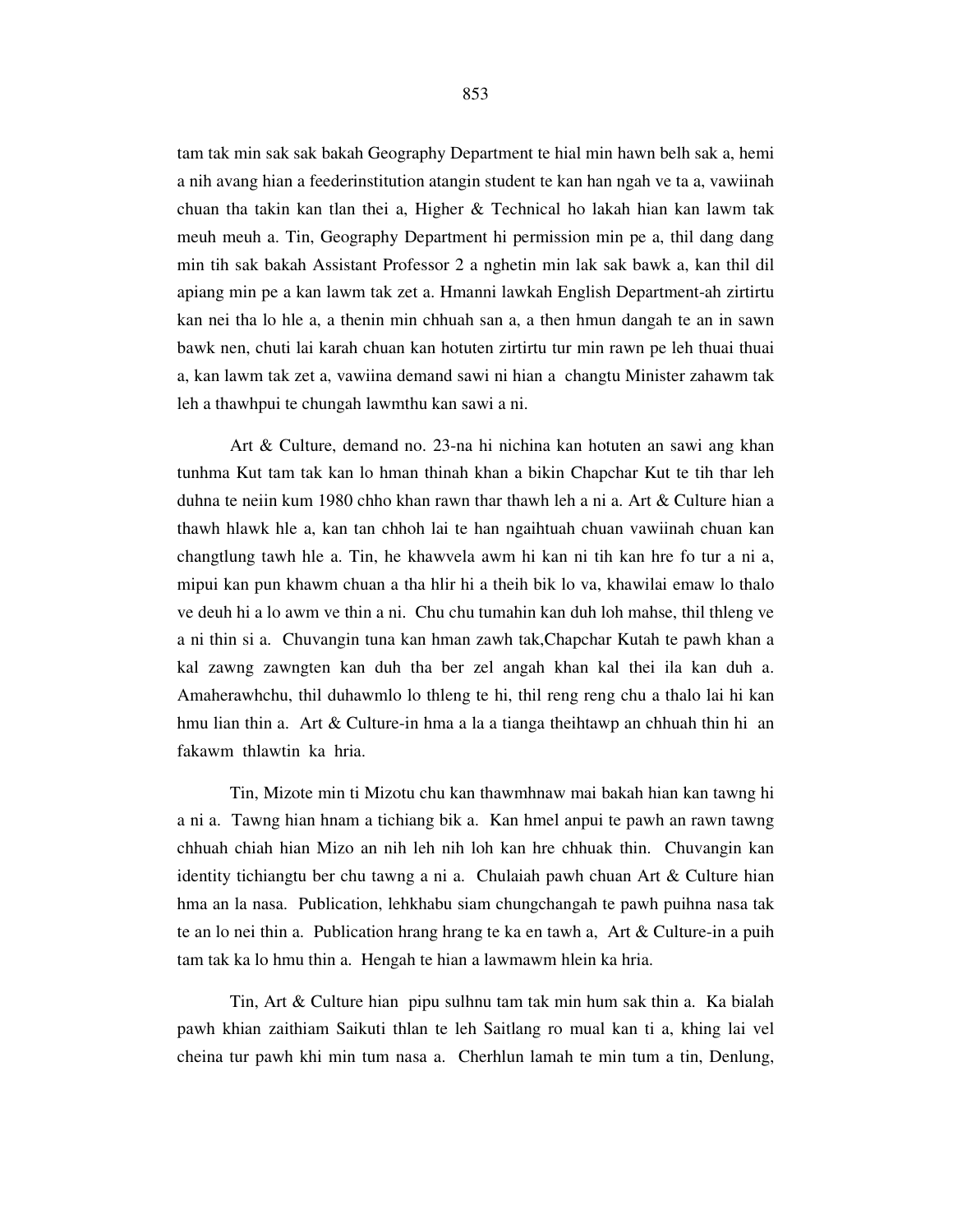tam tak min sak sak bakah Geography Department te hial min hawn belh sak a, hemi a nih avang hian a feederinstitution atangin student te kan han ngah ve ta a, vawiinah chuan tha takin kan tlan thei a, Higher & Technical ho lakah hian kan lawm tak meuh meuh a. Tin, Geography Department hi permission min pe a, thil dang dang min tih sak bakah Assistant Professor 2 a nghetin min lak sak bawk a, kan thil dil apiang min pe a kan lawm tak zet a. Hmanni lawkah English Department-ah zirtirtu kan nei tha lo hle a, a thenin min chhuah san a, a then hmun dangah te an in sawn bawk nen, chuti lai karah chuan kan hotuten zirtirtu tur min rawn pe leh thuai thuai a, kan lawm tak zet a, vawiina demand sawi ni hian a changtu Minister zahawm tak leh a thawhpui te chungah lawmthu kan sawi a ni.

Art & Culture, demand no. 23-na hi nichina kan hotuten an sawi ang khan tunhma Kut tam tak kan lo hman thinah khan a bikin Chapchar Kut te tih thar leh duhna te neiin kum 1980 chho khan rawn thar thawh leh a ni a. Art & Culture hian a thawh hlawk hle a, kan tan chhoh lai te han ngaihtuah chuan vawiinah chuan kan changtlung tawh hle a. Tin, he khawvela awm hi kan ni tih kan hre fo tur a ni a, mipui kan pun khawm chuan a tha hlir hi a theih bik lo va, khawilai emaw lo thalo ve deuh hi a lo awm ve thin a ni. Chu chu tumahin kan duh loh mahse, thil thleng ve a ni thin si a. Chuvangin tuna kan hman zawh tak,Chapchar Kutah te pawh khan a kal zawng zawngten kan duh tha ber zel angah khan kal thei ila kan duh a. Amaherawhchu, thil duhawmlo lo thleng te hi, thil reng reng chu a thalo lai hi kan hmu lian thin a. Art & Culture-in hma a la a tianga theihtawp an chhuah thin hi an fakawm thlawtin ka hria.

Tin, Mizote min ti Mizotu chu kan thawmhnaw mai bakah hian kan tawng hi a ni a. Tawng hian hnam a tichiang bik a. Kan hmel anpui te pawh an rawn tawng chhuah chiah hian Mizo an nih leh nih loh kan hre chhuak thin. Chuvangin kan identity tichiangtu ber chu tawng a ni a. Chulaiah pawh chuan Art & Culture hian hma an la nasa. Publication, lehkhabu siam chungchangah te pawh puihna nasa tak te an lo nei thin a. Publication hrang hrang te ka en tawh a, Art & Culture-in a puih tam tak ka lo hmu thin a. Hengah te hian a lawmawm hlein ka hria.

Tin, Art & Culture hian pipu sulhnu tam tak min hum sak thin a. Ka bialah pawh khian zaithiam Saikuti thlan te leh Saitlang ro mual kan ti a, khing lai vel cheina tur pawh khi min tum nasa a. Cherhlun lamah te min tum a tin, Denlung,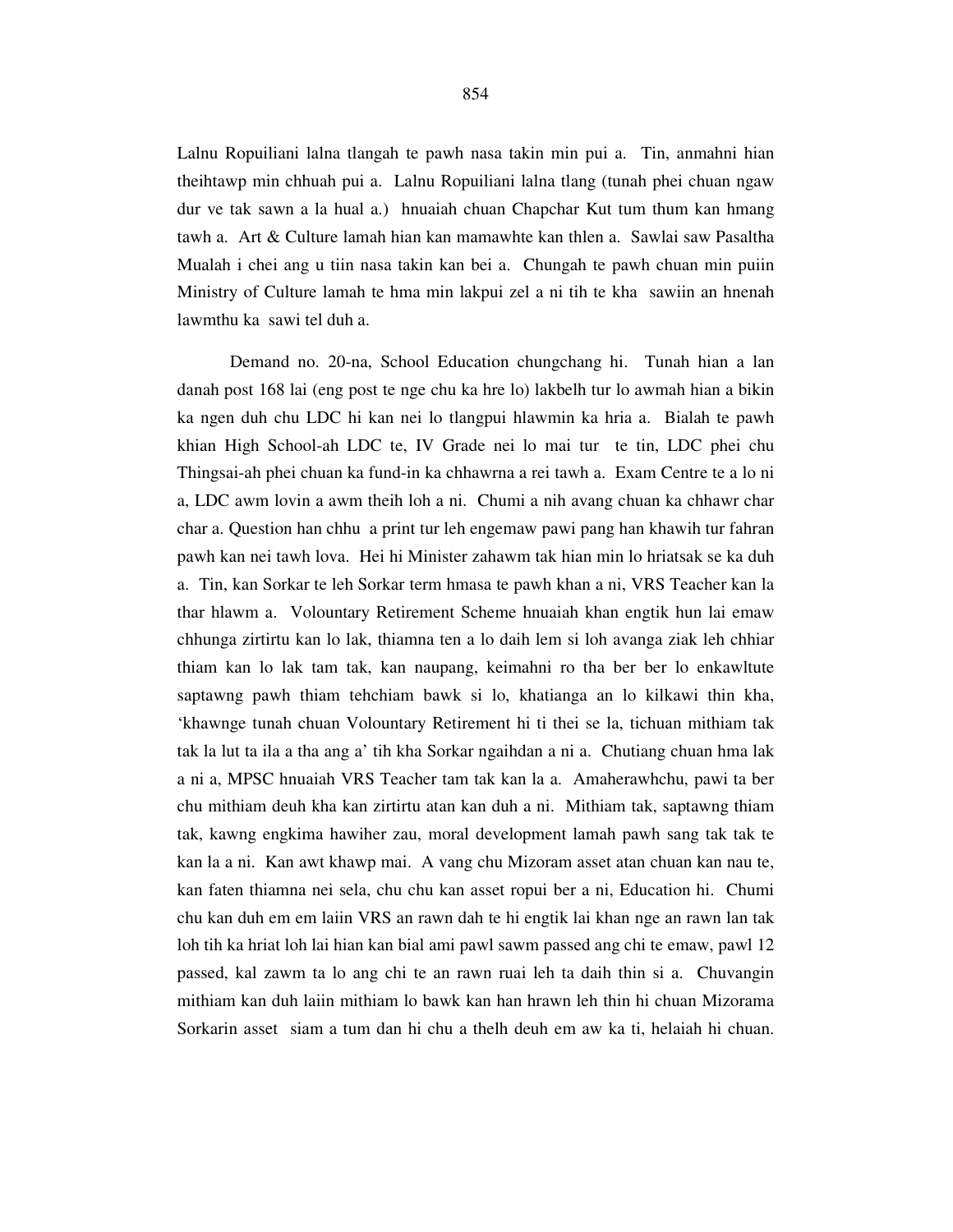Lalnu Ropuiliani lalna tlangah te pawh nasa takin min pui a. Tin, anmahni hian theihtawp min chhuah pui a. Lalnu Ropuiliani lalna tlang (tunah phei chuan ngaw dur ve tak sawn a la hual a.) hnuaiah chuan Chapchar Kut tum thum kan hmang tawh a. Art & Culture lamah hian kan mamawhte kan thlen a. Sawlai saw Pasaltha Mualah i chei ang u tiin nasa takin kan bei a. Chungah te pawh chuan min puiin Ministry of Culture lamah te hma min lakpui zel a ni tih te kha sawiin an hnenah lawmthu ka sawi tel duh a.

Demand no. 20-na, School Education chungchang hi. Tunah hian a lan danah post 168 lai (eng post te nge chu ka hre lo) lakbelh tur lo awmah hian a bikin ka ngen duh chu LDC hi kan nei lo tlangpui hlawmin ka hria a. Bialah te pawh khian High School-ah LDC te, IV Grade nei lo mai tur te tin, LDC phei chu Thingsai-ah phei chuan ka fund-in ka chhawrna a rei tawh a. Exam Centre te a lo ni a, LDC awm lovin a awm theih loh a ni. Chumi a nih avang chuan ka chhawr char char a. Question han chhu a print tur leh engemaw pawi pang han khawih tur fahran pawh kan nei tawh lova. Hei hi Minister zahawm tak hian min lo hriatsak se ka duh a. Tin, kan Sorkar te leh Sorkar term hmasa te pawh khan a ni, VRS Teacher kan la thar hlawm a. Volountary Retirement Scheme hnuaiah khan engtik hun lai emaw chhunga zirtirtu kan lo lak, thiamna ten a lo daih lem si loh avanga ziak leh chhiar thiam kan lo lak tam tak, kan naupang, keimahni ro tha ber ber lo enkawltute saptawng pawh thiam tehchiam bawk si lo, khatianga an lo kilkawi thin kha, 'khawnge tunah chuan Volountary Retirement hi ti thei se la, tichuan mithiam tak tak la lut ta ila a tha ang a' tih kha Sorkar ngaihdan a ni a. Chutiang chuan hma lak a ni a, MPSC hnuaiah VRS Teacher tam tak kan la a. Amaherawhchu, pawi ta ber chu mithiam deuh kha kan zirtirtu atan kan duh a ni. Mithiam tak, saptawng thiam tak, kawng engkima hawiher zau, moral development lamah pawh sang tak tak te kan la a ni. Kan awt khawp mai. A vang chu Mizoram asset atan chuan kan nau te, kan faten thiamna nei sela, chu chu kan asset ropui ber a ni, Education hi. Chumi chu kan duh em em laiin VRS an rawn dah te hi engtik lai khan nge an rawn lan tak loh tih ka hriat loh lai hian kan bial ami pawl sawm passed ang chi te emaw, pawl 12 passed, kal zawm ta lo ang chi te an rawn ruai leh ta daih thin si a. Chuvangin mithiam kan duh laiin mithiam lo bawk kan han hrawn leh thin hi chuan Mizorama Sorkarin asset siam a tum dan hi chu a thelh deuh em aw ka ti, helaiah hi chuan.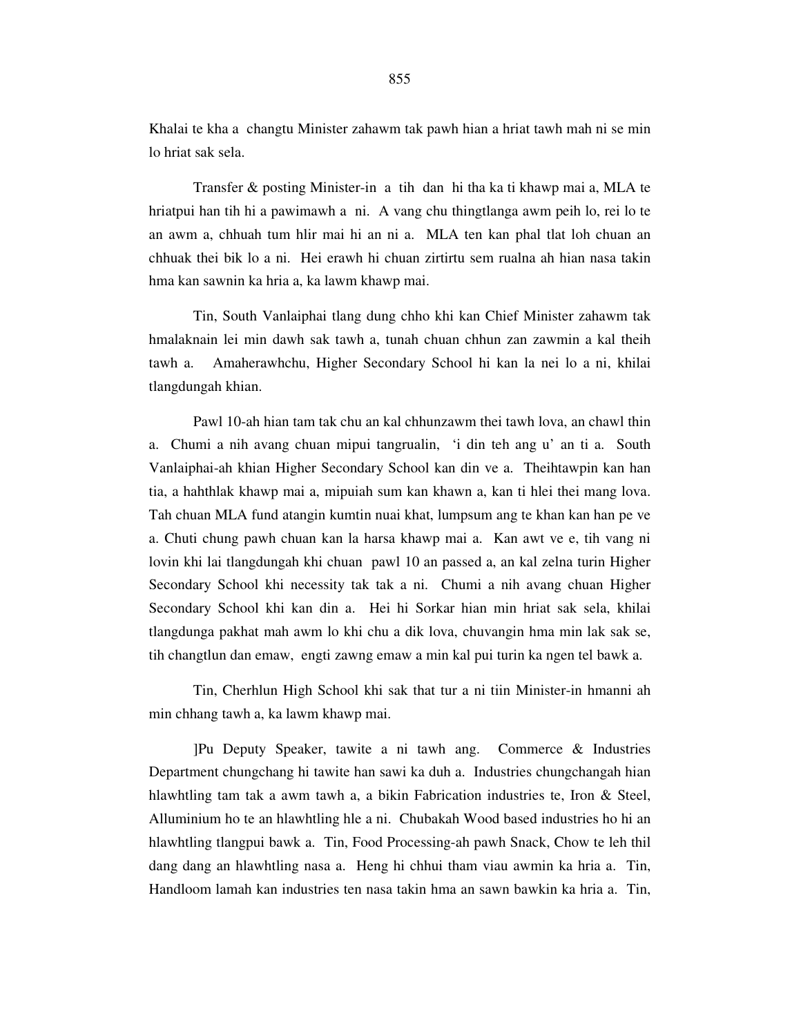Khalai te kha a changtu Minister zahawm tak pawh hian a hriat tawh mah ni se min lo hriat sak sela.

Transfer & posting Minister-in a tih dan hi tha ka ti khawp mai a, MLA te hriatpui han tih hi a pawimawh a ni. A vang chu thingtlanga awm peih lo, rei lo te an awm a, chhuah tum hlir mai hi an ni a. MLA ten kan phal tlat loh chuan an chhuak thei bik lo a ni. Hei erawh hi chuan zirtirtu sem rualna ah hian nasa takin hma kan sawnin ka hria a, ka lawm khawp mai.

Tin, South Vanlaiphai tlang dung chho khi kan Chief Minister zahawm tak hmalaknain lei min dawh sak tawh a, tunah chuan chhun zan zawmin a kal theih tawh a. Amaherawhchu, Higher Secondary School hi kan la nei lo a ni, khilai tlangdungah khian.

Pawl 10-ah hian tam tak chu an kal chhunzawm thei tawh lova, an chawl thin a. Chumi a nih avang chuan mipui tangrualin, 'i din teh ang u' an ti a. South Vanlaiphai-ah khian Higher Secondary School kan din ve a. Theihtawpin kan han tia, a hahthlak khawp mai a, mipuiah sum kan khawn a, kan ti hlei thei mang lova. Tah chuan MLA fund atangin kumtin nuai khat, lumpsum ang te khan kan han pe ve a. Chuti chung pawh chuan kan la harsa khawp mai a. Kan awt ve e, tih vang ni lovin khi lai tlangdungah khi chuan pawl 10 an passed a, an kal zelna turin Higher Secondary School khi necessity tak tak a ni. Chumi a nih avang chuan Higher Secondary School khi kan din a. Hei hi Sorkar hian min hriat sak sela, khilai tlangdunga pakhat mah awm lo khi chu a dik lova, chuvangin hma min lak sak se, tih changtlun dan emaw, engti zawng emaw a min kal pui turin ka ngen tel bawk a.

Tin, Cherhlun High School khi sak that tur a ni tiin Minister-in hmanni ah min chhang tawh a, ka lawm khawp mai.

]Pu Deputy Speaker, tawite a ni tawh ang. Commerce & Industries Department chungchang hi tawite han sawi ka duh a. Industries chungchangah hian hlawhtling tam tak a awm tawh a, a bikin Fabrication industries te, Iron & Steel, Alluminium ho te an hlawhtling hle a ni. Chubakah Wood based industries ho hi an hlawhtling tlangpui bawk a. Tin, Food Processing-ah pawh Snack, Chow te leh thil dang dang an hlawhtling nasa a. Heng hi chhui tham viau awmin ka hria a. Tin, Handloom lamah kan industries ten nasa takin hma an sawn bawkin ka hria a. Tin,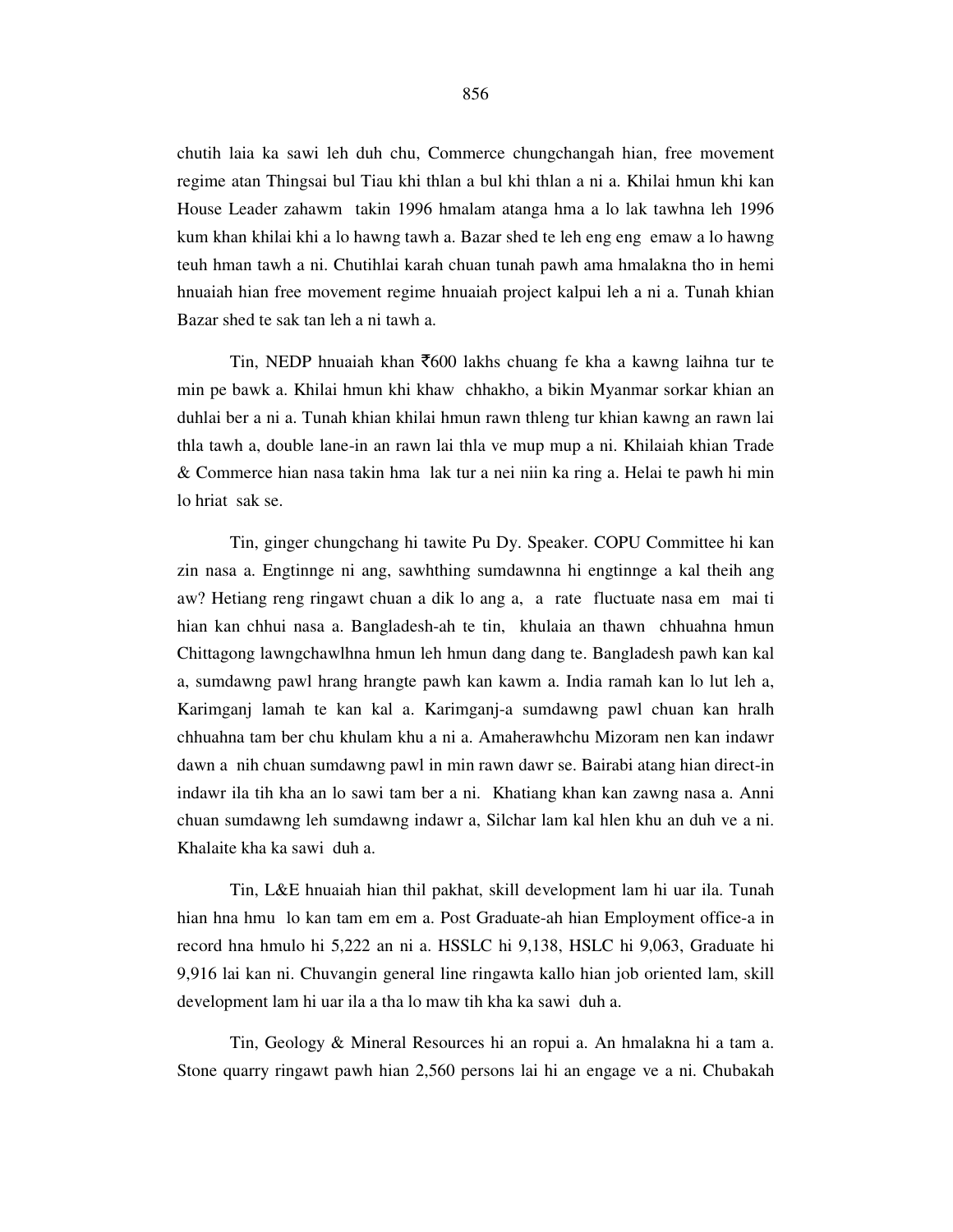chutih laia ka sawi leh duh chu, Commerce chungchangah hian, free movement regime atan Thingsai bul Tiau khi thlan a bul khi thlan a ni a. Khilai hmun khi kan House Leader zahawm takin 1996 hmalam atanga hma a lo lak tawhna leh 1996 kum khan khilai khi a lo hawng tawh a. Bazar shed te leh eng eng emaw a lo hawng teuh hman tawh a ni. Chutihlai karah chuan tunah pawh ama hmalakna tho in hemi hnuaiah hian free movement regime hnuaiah project kalpui leh a ni a. Tunah khian Bazar shed te sak tan leh a ni tawh a.

Tin, NEDP hnuaiah khan ₹600 lakhs chuang fe kha a kawng laihna tur te min pe bawk a. Khilai hmun khi khaw chhakho, a bikin Myanmar sorkar khian an duhlai ber a ni a. Tunah khian khilai hmun rawn thleng tur khian kawng an rawn lai thla tawh a, double lane-in an rawn lai thla ve mup mup a ni. Khilaiah khian Trade & Commerce hian nasa takin hma lak tur a nei niin ka ring a. Helai te pawh hi min lo hriat sak se.

Tin, ginger chungchang hi tawite Pu Dy. Speaker. COPU Committee hi kan zin nasa a. Engtinnge ni ang, sawhthing sumdawnna hi engtinnge a kal theih ang aw? Hetiang reng ringawt chuan a dik lo ang a, a rate fluctuate nasa em mai ti hian kan chhui nasa a. Bangladesh-ah te tin, khulaia an thawn chhuahna hmun Chittagong lawngchawlhna hmun leh hmun dang dang te. Bangladesh pawh kan kal a, sumdawng pawl hrang hrangte pawh kan kawm a. India ramah kan lo lut leh a, Karimganj lamah te kan kal a. Karimganj-a sumdawng pawl chuan kan hralh chhuahna tam ber chu khulam khu a ni a. Amaherawhchu Mizoram nen kan indawr dawn a nih chuan sumdawng pawl in min rawn dawr se. Bairabi atang hian direct-in indawr ila tih kha an lo sawi tam ber a ni. Khatiang khan kan zawng nasa a. Anni chuan sumdawng leh sumdawng indawr a, Silchar lam kal hlen khu an duh ve a ni. Khalaite kha ka sawi duh a.

Tin, L&E hnuaiah hian thil pakhat, skill development lam hi uar ila. Tunah hian hna hmu lo kan tam em em a. Post Graduate-ah hian Employment office-a in record hna hmulo hi 5,222 an ni a. HSSLC hi 9,138, HSLC hi 9,063, Graduate hi 9,916 lai kan ni. Chuvangin general line ringawta kallo hian job oriented lam, skill development lam hi uar ila a tha lo maw tih kha ka sawi duh a.

Tin, Geology & Mineral Resources hi an ropui a. An hmalakna hi a tam a. Stone quarry ringawt pawh hian 2,560 persons lai hi an engage ve a ni. Chubakah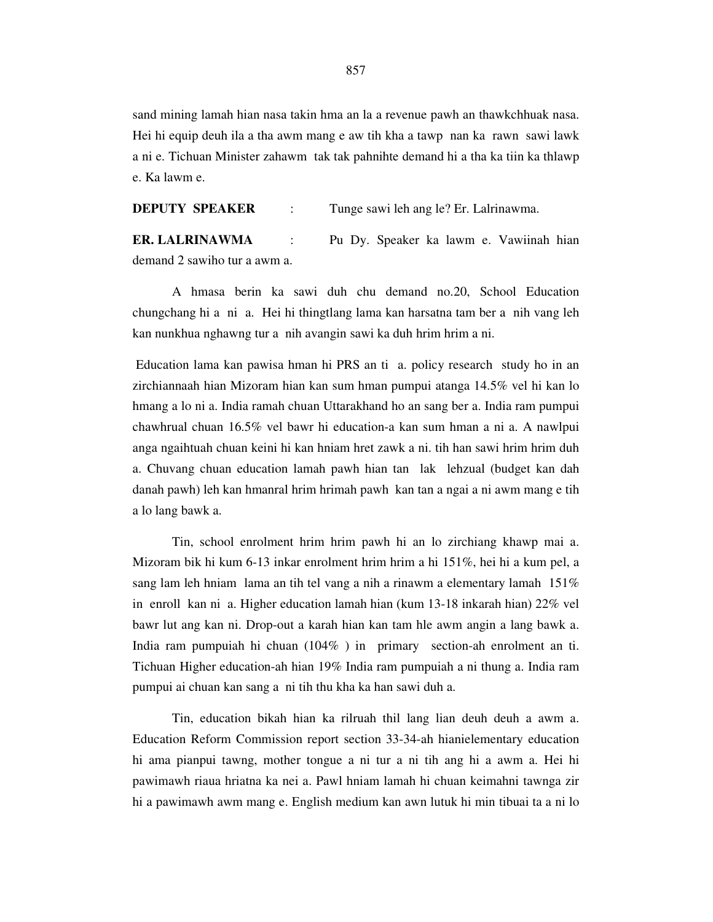sand mining lamah hian nasa takin hma an la a revenue pawh an thawkchhuak nasa. Hei hi equip deuh ila a tha awm mang e aw tih kha a tawp nan ka rawn sawi lawk a ni e. Tichuan Minister zahawm tak tak pahnihte demand hi a tha ka tiin ka thlawp e. Ka lawm e.

**DEPUTY SPEAKER** : Tunge sawi leh ang le? Er. Lalrinawma.

**ER. LALRINAWMA** : Pu Dy. Speaker ka lawm e. Vawiinah hian demand 2 sawiho tur a awm a.

A hmasa berin ka sawi duh chu demand no.20, School Education chungchang hi a ni a. Hei hi thingtlang lama kan harsatna tam ber a nih vang leh kan nunkhua nghawng tur a nih avangin sawi ka duh hrim hrim a ni.

Education lama kan pawisa hman hi PRS an ti a. policy research study ho in an zirchiannaah hian Mizoram hian kan sum hman pumpui atanga 14.5% vel hi kan lo hmang a lo ni a. India ramah chuan Uttarakhand ho an sang ber a. India ram pumpui chawhrual chuan 16.5% vel bawr hi education-a kan sum hman a ni a. A nawlpui anga ngaihtuah chuan keini hi kan hniam hret zawk a ni. tih han sawi hrim hrim duh a. Chuvang chuan education lamah pawh hian tan lak lehzual (budget kan dah danah pawh) leh kan hmanral hrim hrimah pawh kan tan a ngai a ni awm mang e tih a lo lang bawk a.

Tin, school enrolment hrim hrim pawh hi an lo zirchiang khawp mai a. Mizoram bik hi kum 6-13 inkar enrolment hrim hrim a hi 151%, hei hi a kum pel, a sang lam leh hniam lama an tih tel vang a nih a rinawm a elementary lamah 151% in enroll kan ni a. Higher education lamah hian (kum 13-18 inkarah hian) 22% vel bawr lut ang kan ni. Drop-out a karah hian kan tam hle awm angin a lang bawk a. India ram pumpuiah hi chuan (104% ) in primary section-ah enrolment an ti. Tichuan Higher education-ah hian 19% India ram pumpuiah a ni thung a. India ram pumpui ai chuan kan sang a ni tih thu kha ka han sawi duh a.

Tin, education bikah hian ka rilruah thil lang lian deuh deuh a awm a. Education Reform Commission report section 33-34-ah hianielementary education hi ama pianpui tawng, mother tongue a ni tur a ni tih ang hi a awm a. Hei hi pawimawh riaua hriatna ka nei a. Pawl hniam lamah hi chuan keimahni tawnga zir hi a pawimawh awm mang e. English medium kan awn lutuk hi min tibuai ta a ni lo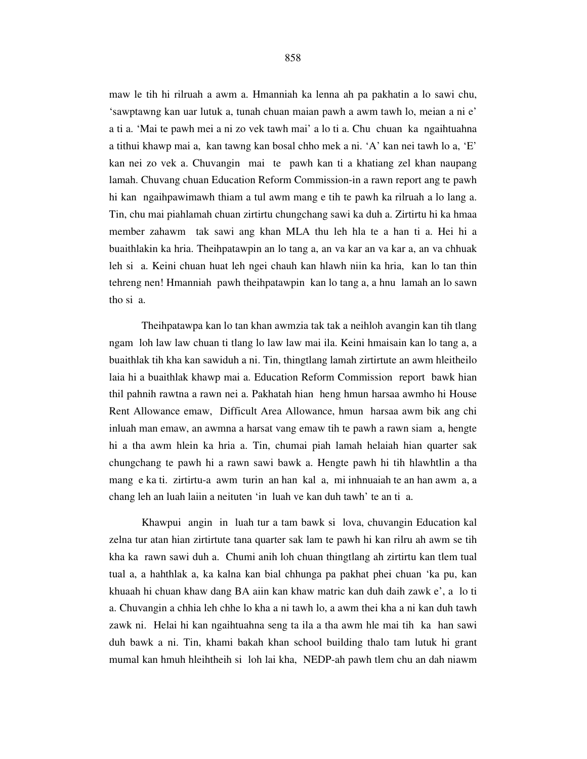maw le tih hi rilruah a awm a. Hmanniah ka lenna ah pa pakhatin a lo sawi chu, 'sawptawng kan uar lutuk a, tunah chuan maian pawh a awm tawh lo, meian a ni e' a ti a. 'Mai te pawh mei a ni zo vek tawh mai' a lo ti a. Chu chuan ka ngaihtuahna a tithui khawp mai a, kan tawng kan bosal chho mek a ni. 'A' kan nei tawh lo a, 'E' kan nei zo vek a. Chuvangin mai te pawh kan ti a khatiang zel khan naupang lamah. Chuvang chuan Education Reform Commission-in a rawn report ang te pawh hi kan ngaihpawimawh thiam a tul awm mang e tih te pawh ka rilruah a lo lang a. Tin, chu mai piahlamah chuan zirtirtu chungchang sawi ka duh a. Zirtirtu hi ka hmaa member zahawm tak sawi ang khan MLA thu leh hla te a han ti a. Hei hi a buaithlakin ka hria. Theihpatawpin an lo tang a, an va kar an va kar a, an va chhuak leh si a. Keini chuan huat leh ngei chauh kan hlawh niin ka hria, kan lo tan thin tehreng nen! Hmanniah pawh theihpatawpin kan lo tang a, a hnu lamah an lo sawn tho si a.

Theihpatawpa kan lo tan khan awmzia tak tak a neihloh avangin kan tih tlang ngam loh law law chuan ti tlang lo law law mai ila. Keini hmaisain kan lo tang a, a buaithlak tih kha kan sawiduh a ni. Tin, thingtlang lamah zirtirtute an awm hleitheilo laia hi a buaithlak khawp mai a. Education Reform Commission report bawk hian thil pahnih rawtna a rawn nei a. Pakhatah hian heng hmun harsaa awmho hi House Rent Allowance emaw, Difficult Area Allowance, hmun harsaa awm bik ang chi inluah man emaw, an awmna a harsat vang emaw tih te pawh a rawn siam a, hengte hi a tha awm hlein ka hria a. Tin, chumai piah lamah helaiah hian quarter sak chungchang te pawh hi a rawn sawi bawk a. Hengte pawh hi tih hlawhtlin a tha mang e ka ti. zirtirtu-a awm turin an han kal a, mi inhnuaiah te an han awm a, a chang leh an luah laiin a neituten 'in luah ve kan duh tawh' te an ti a.

Khawpui angin in luah tur a tam bawk si lova, chuvangin Education kal zelna tur atan hian zirtirtute tana quarter sak lam te pawh hi kan rilru ah awm se tih kha ka rawn sawi duh a. Chumi anih loh chuan thingtlang ah zirtirtu kan tlem tual tual a, a hahthlak a, ka kalna kan bial chhunga pa pakhat phei chuan 'ka pu, kan khuaah hi chuan khaw dang BA aiin kan khaw matric kan duh daih zawk e', a lo ti a. Chuvangin a chhia leh chhe lo kha a ni tawh lo, a awm thei kha a ni kan duh tawh zawk ni. Helai hi kan ngaihtuahna seng ta ila a tha awm hle mai tih ka han sawi duh bawk a ni. Tin, khami bakah khan school building thalo tam lutuk hi grant mumal kan hmuh hleihtheih si loh lai kha, NEDP-ah pawh tlem chu an dah niawm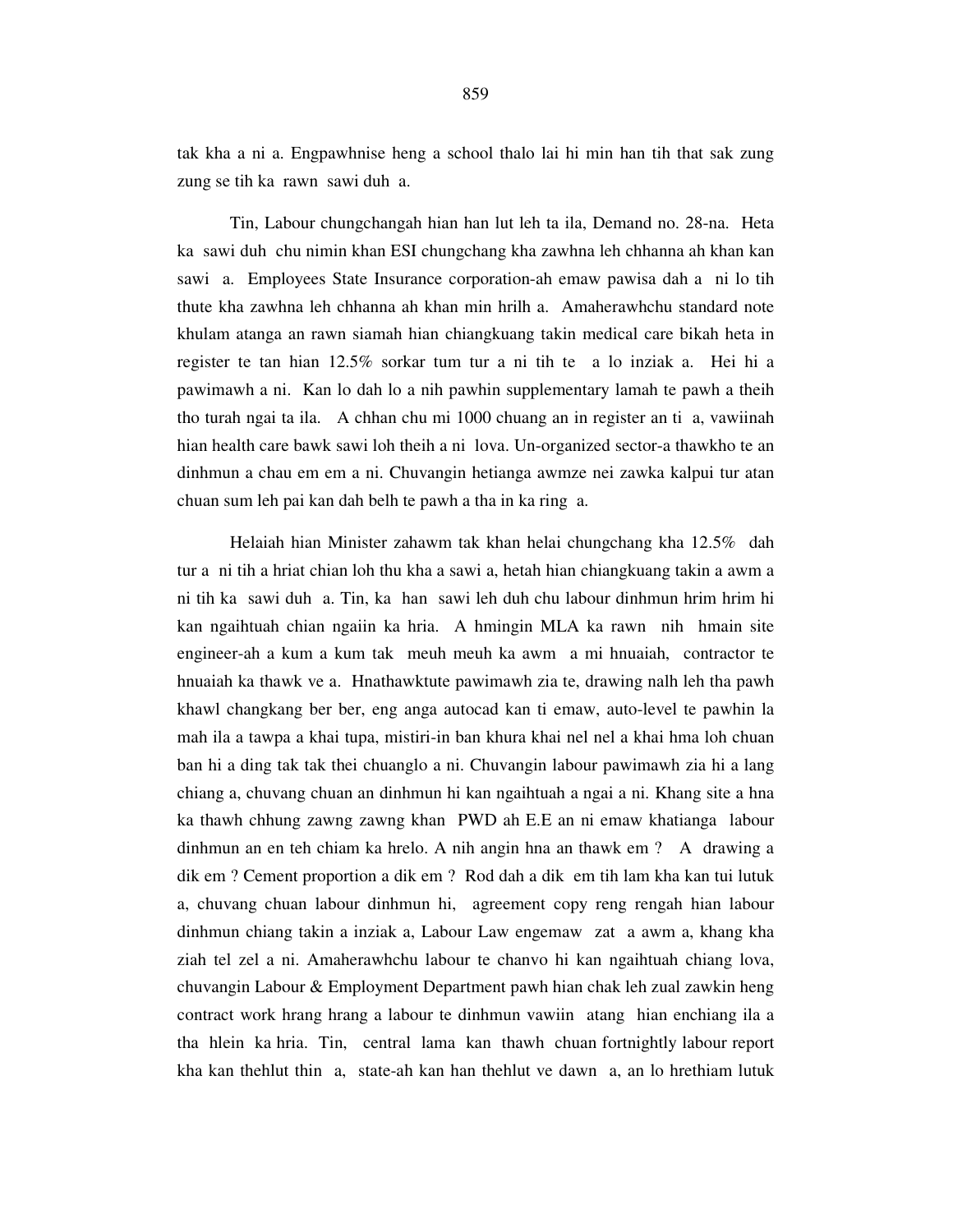tak kha a ni a. Engpawhnise heng a school thalo lai hi min han tih that sak zung zung se tih ka rawn sawi duh a.

Tin, Labour chungchangah hian han lut leh ta ila, Demand no. 28-na. Heta ka sawi duh chu nimin khan ESI chungchang kha zawhna leh chhanna ah khan kan sawi a. Employees State Insurance corporation-ah emaw pawisa dah a ni lo tih thute kha zawhna leh chhanna ah khan min hrilh a. Amaherawhchu standard note khulam atanga an rawn siamah hian chiangkuang takin medical care bikah heta in register te tan hian 12.5% sorkar tum tur a ni tih te a lo inziak a. Hei hi a pawimawh a ni. Kan lo dah lo a nih pawhin supplementary lamah te pawh a theih tho turah ngai ta ila. A chhan chu mi 1000 chuang an in register an ti a, vawiinah hian health care bawk sawi loh theih a ni lova. Un-organized sector-a thawkho te an dinhmun a chau em em a ni. Chuvangin hetianga awmze nei zawka kalpui tur atan chuan sum leh pai kan dah belh te pawh a tha in ka ring a.

Helaiah hian Minister zahawm tak khan helai chungchang kha 12.5% dah tur a ni tih a hriat chian loh thu kha a sawi a, hetah hian chiangkuang takin a awm a ni tih ka sawi duh a. Tin, ka han sawi leh duh chu labour dinhmun hrim hrim hi kan ngaihtuah chian ngaiin ka hria. A hmingin MLA ka rawn nih hmain site engineer-ah a kum a kum tak meuh meuh ka awm a mi hnuaiah, contractor te hnuaiah ka thawk ve a. Hnathawktute pawimawh zia te, drawing nalh leh tha pawh khawl changkang ber ber, eng anga autocad kan ti emaw, auto-level te pawhin la mah ila a tawpa a khai tupa, mistiri-in ban khura khai nel nel a khai hma loh chuan ban hi a ding tak tak thei chuanglo a ni. Chuvangin labour pawimawh zia hi a lang chiang a, chuvang chuan an dinhmun hi kan ngaihtuah a ngai a ni. Khang site a hna ka thawh chhung zawng zawng khan PWD ah E.E an ni emaw khatianga labour dinhmun an en teh chiam ka hrelo. A nih angin hna an thawk em ? A drawing a dik em ? Cement proportion a dik em ? Rod dah a dik em tih lam kha kan tui lutuk a, chuvang chuan labour dinhmun hi, agreement copy reng rengah hian labour dinhmun chiang takin a inziak a, Labour Law engemaw zat a awm a, khang kha ziah tel zel a ni. Amaherawhchu labour te chanvo hi kan ngaihtuah chiang lova, chuvangin Labour & Employment Department pawh hian chak leh zual zawkin heng contract work hrang hrang a labour te dinhmun vawiin atang hian enchiang ila a tha hlein ka hria. Tin, central lama kan thawh chuan fortnightly labour report kha kan thehlut thin a, state-ah kan han thehlut ve dawn a, an lo hrethiam lutuk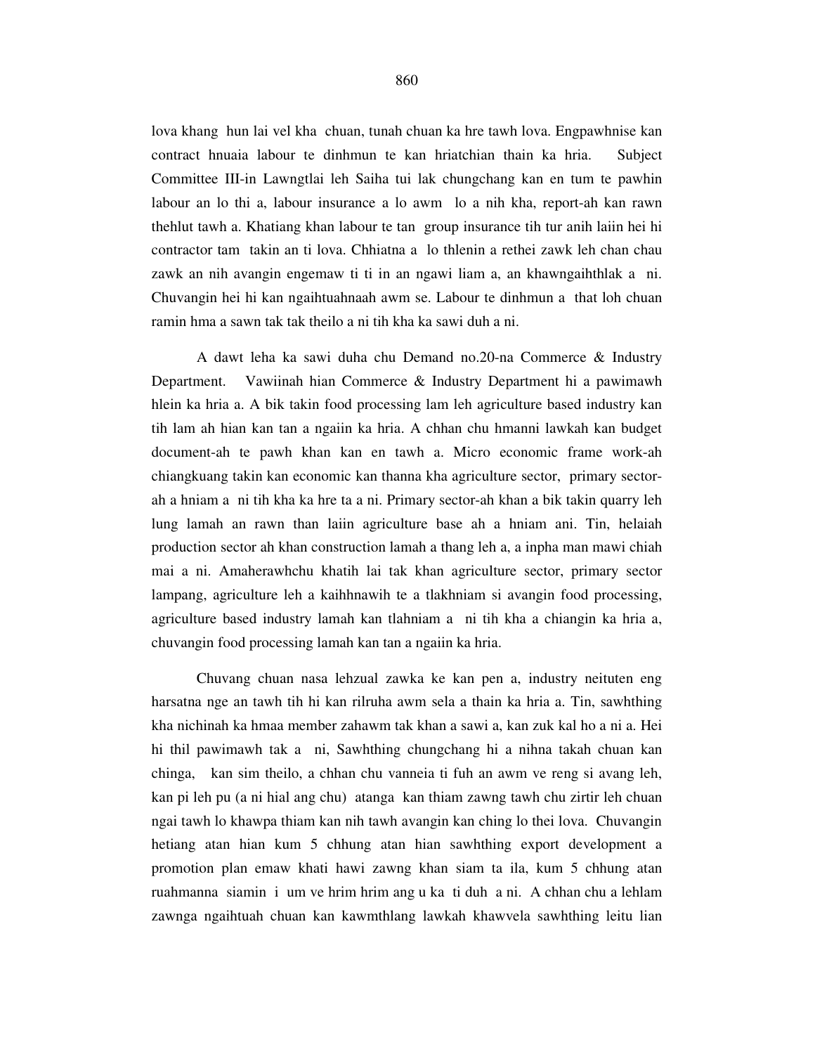lova khang hun lai vel kha chuan, tunah chuan ka hre tawh lova. Engpawhnise kan contract hnuaia labour te dinhmun te kan hriatchian thain ka hria. Subject Committee III-in Lawngtlai leh Saiha tui lak chungchang kan en tum te pawhin labour an lo thi a, labour insurance a lo awm lo a nih kha, report-ah kan rawn thehlut tawh a. Khatiang khan labour te tan group insurance tih tur anih laiin hei hi contractor tam takin an ti lova. Chhiatna a lo thlenin a rethei zawk leh chan chau zawk an nih avangin engemaw ti ti in an ngawi liam a, an khawngaihthlak a ni. Chuvangin hei hi kan ngaihtuahnaah awm se. Labour te dinhmun a that loh chuan ramin hma a sawn tak tak theilo a ni tih kha ka sawi duh a ni.

A dawt leha ka sawi duha chu Demand no.20-na Commerce & Industry Department. Vawiinah hian Commerce & Industry Department hi a pawimawh hlein ka hria a. A bik takin food processing lam leh agriculture based industry kan tih lam ah hian kan tan a ngaiin ka hria. A chhan chu hmanni lawkah kan budget document-ah te pawh khan kan en tawh a. Micro economic frame work-ah chiangkuang takin kan economic kan thanna kha agriculture sector, primary sector-ah a hniam a ni tih kha ka hre ta a ni. Primary sector-ah khan a bik takin quarry leh lung lamah an rawn than laiin agriculture base ah a hniam ani. Tin, helaiah production sector ah khan construction lamah a thang leh a, a inpha man mawi chiah mai a ni. Amaherawhchu khatih lai tak khan agriculture sector, primary sector lampang, agriculture leh a kaihhnawih te a tlakhniam si avangin food processing, agriculture based industry lamah kan tlahniam a ni tih kha a chiangin ka hria a, chuvangin food processing lamah kan tan a ngaiin ka hria.

Chuvang chuan nasa lehzual zawka ke kan pen a, industry neituten eng harsatna nge an tawh tih hi kan rilruha awm sela a thain ka hria a. Tin, sawhthing kha nichinah ka hmaa member zahawm tak khan a sawi a, kan zuk kal ho a ni a. Hei hi thil pawimawh tak a ni, Sawhthing chungchang hi a nihna takah chuan kan chinga, kan sim theilo, a chhan chu vanneia ti fuh an awm ve reng si avang leh, kan pi leh pu (a ni hial ang chu) atanga kan thiam zawng tawh chu zirtir leh chuan ngai tawh lo khawpa thiam kan nih tawh avangin kan ching lo thei lova. Chuvangin hetiang atan hian kum 5 chhung atan hian sawhthing export development a promotion plan emaw khati hawi zawng khan siam ta ila, kum 5 chhung atan ruahmanna siamin i um ve hrim hrim ang u ka ti duh a ni. A chhan chu a lehlam zawnga ngaihtuah chuan kan kawmthlang lawkah khawvela sawhthing leitu lian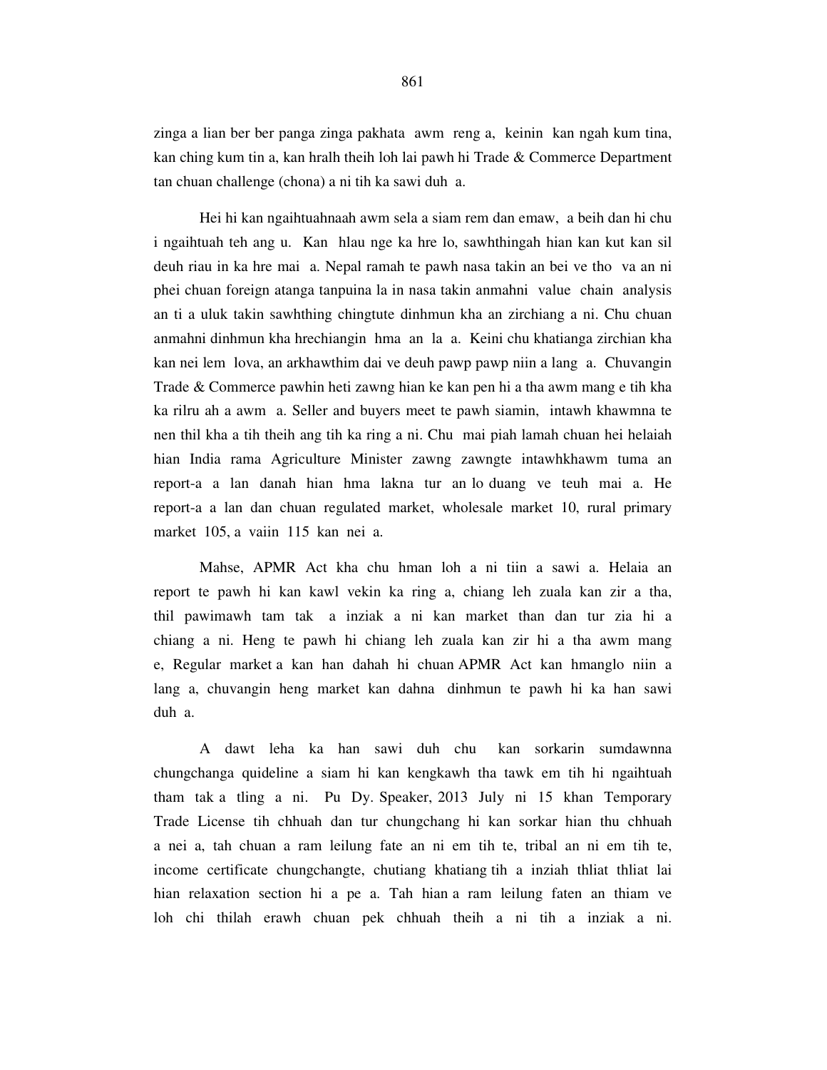zinga a lian ber ber panga zinga pakhata awm reng a, keinin kan ngah kum tina, kan ching kum tin a, kan hralh theih loh lai pawh hi Trade & Commerce Department tan chuan challenge (chona) a ni tih ka sawi duh a.

Hei hi kan ngaihtuahnaah awm sela a siam rem dan emaw, a beih dan hi chu i ngaihtuah teh ang u. Kan hlau nge ka hre lo, sawhthingah hian kan kut kan sil deuh riau in ka hre mai a. Nepal ramah te pawh nasa takin an bei ve tho va an ni phei chuan foreign atanga tanpuina la in nasa takin anmahni value chain analysis an ti a uluk takin sawhthing chingtute dinhmun kha an zirchiang a ni. Chu chuan anmahni dinhmun kha hrechiangin hma an la a. Keini chu khatianga zirchian kha kan nei lem lova, an arkhawthim dai ve deuh pawp pawp niin a lang a. Chuvangin Trade & Commerce pawhin heti zawng hian ke kan pen hi a tha awm mang e tih kha ka rilru ah a awm a. Seller and buyers meet te pawh siamin, intawh khawmna te nen thil kha a tih theih ang tih ka ring a ni. Chu mai piah lamah chuan hei helaiah hian India rama Agriculture Minister zawng zawngte intawhkhawm tuma an report-a a lan danah hian hma lakna tur an lo duang ve teuh mai a. He report-a a lan dan chuan regulated market, wholesale market 10, rural primary market 105, a vaiin 115 kan nei a.

Mahse, APMR Act kha chu hman loh a ni tiin a sawi a. Helaia an report te pawh hi kan kawl vekin ka ring a, chiang leh zuala kan zir a tha, thil pawimawh tam tak a inziak a ni kan market than dan tur zia hi a chiang a ni. Heng te pawh hi chiang leh zuala kan zir hi a tha awm mang e, Regular market a kan han dahah hi chuan APMR Act kan hmanglo niin a lang a, chuvangin heng market kan dahna dinhmun te pawh hi ka han sawi duh a.

A dawt leha ka han sawi duh chu kan sorkarin sumdawnna chungchanga quideline a siam hi kan kengkawh tha tawk em tih hi ngaihtuah tham tak a tling a ni. Pu Dy. Speaker, 2013 July ni 15 khan Temporary Trade License tih chhuah dan tur chungchang hi kan sorkar hian thu chhuah a nei a, tah chuan a ram leilung fate an ni em tih te, tribal an ni em tih te, income certificate chungchangte, chutiang khatiang tih a inziah thliat thliat lai hian relaxation section hi a pe a. Tah hian a ram leilung faten an thiam ve loh chi thilah erawh chuan pek chhuah theih a ni tih a inziak a ni.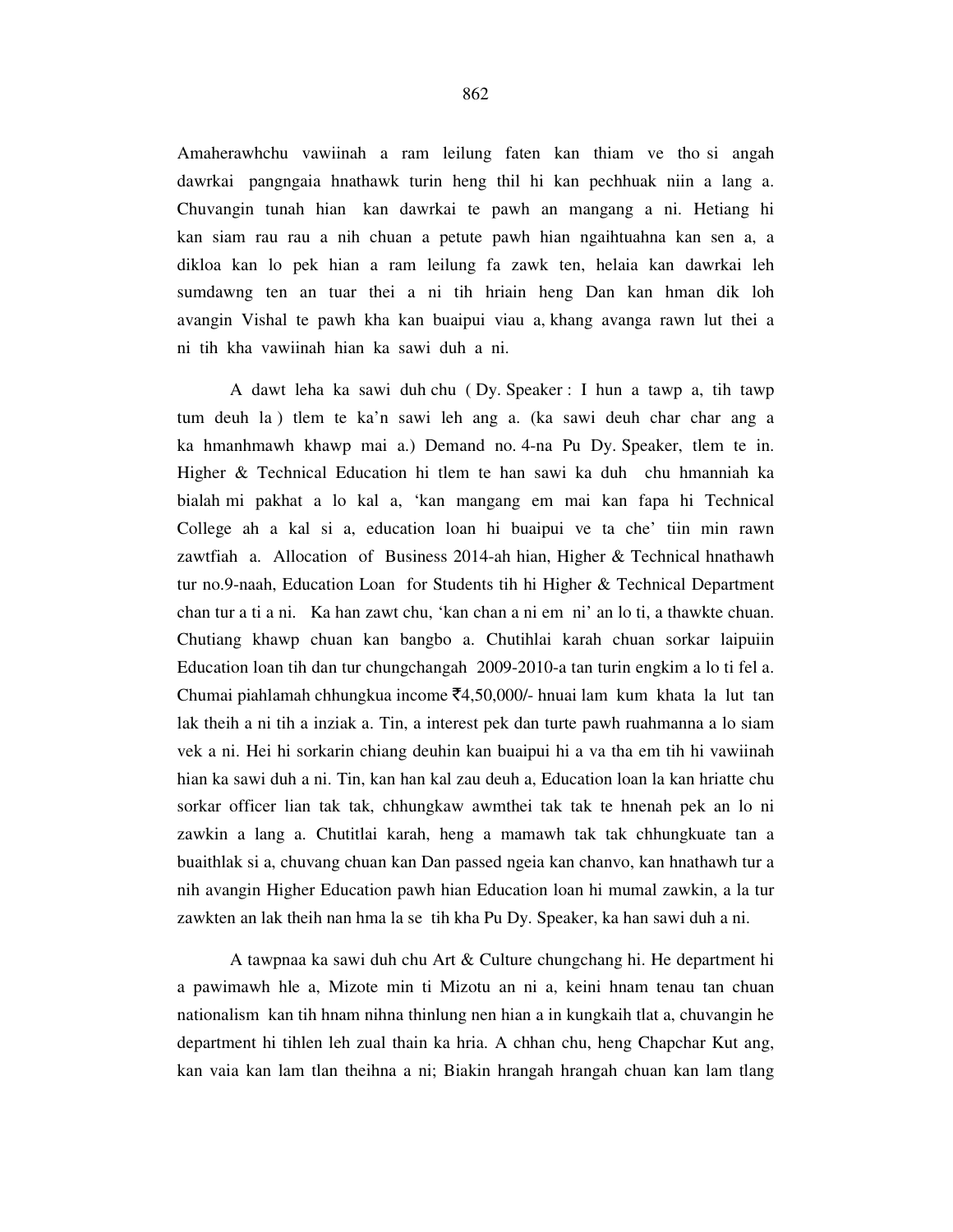Amaherawhchu vawiinah a ram leilung faten kan thiam ve tho si angah dawrkai pangngaia hnathawk turin heng thil hi kan pechhuak niin a lang a. Chuvangin tunah hian kan dawrkai te pawh an mangang a ni. Hetiang hi kan siam rau rau a nih chuan a petute pawh hian ngaihtuahna kan sen a, a dikloa kan lo pek hian a ram leilung fa zawk ten, helaia kan dawrkai leh sumdawng ten an tuar thei a ni tih hriain heng Dan kan hman dik loh avangin Vishal te pawh kha kan buaipui viau a, khang avanga rawn lut thei a ni tih kha vawiinah hian ka sawi duh a ni.

A dawt leha ka sawi duh chu ( Dy. Speaker : I hun a tawp a, tih tawp tum deuh la ) tlem te ka'n sawi leh ang a. (ka sawi deuh char char ang a ka hmanhmawh khawp mai a.) Demand no. 4-na Pu Dy. Speaker, tlem te in. Higher & Technical Education hi tlem te han sawi ka duh chu hmanniah ka bialah mi pakhat a lo kal a, 'kan mangang em mai kan fapa hi Technical College ah a kal si a, education loan hi buaipui ve ta che' tiin min rawn zawtfiah a. Allocation of Business 2014-ah hian, Higher & Technical hnathawh tur no.9-naah, Education Loan for Students tih hi Higher & Technical Department chan tur a ti a ni. Ka han zawt chu, 'kan chan a ni em ni' an lo ti, a thawkte chuan. Chutiang khawp chuan kan bangbo a. Chutihlai karah chuan sorkar laipuiin Education loan tih dan tur chungchangah 2009-2010-a tan turin engkim a lo ti fel a. Chumai piahlamah chhungkua income ₹4,50,000/- hnuai lam kum khata la lut tan lak theih a ni tih a inziak a. Tin, a interest pek dan turte pawh ruahmanna a lo siam vek a ni. Hei hi sorkarin chiang deuhin kan buaipui hi a va tha em tih hi vawiinah hian ka sawi duh a ni. Tin, kan han kal zau deuh a, Education loan la kan hriatte chu sorkar officer lian tak tak, chhungkaw awmthei tak tak te hnenah pek an lo ni zawkin a lang a. Chutitlai karah, heng a mamawh tak tak chhungkuate tan a buaithlak si a, chuvang chuan kan Dan passed ngeia kan chanvo, kan hnathawh tur a nih avangin Higher Education pawh hian Education loan hi mumal zawkin, a la tur zawkten an lak theih nan hma la se tih kha Pu Dy. Speaker, ka han sawi duh a ni.

A tawpnaa ka sawi duh chu Art & Culture chungchang hi. He department hi a pawimawh hle a, Mizote min ti Mizotu an ni a, keini hnam tenau tan chuan nationalism kan tih hnam nihna thinlung nen hian a in kungkaih tlat a, chuvangin he department hi tihlen leh zual thain ka hria. A chhan chu, heng Chapchar Kut ang, kan vaia kan lam tlan theihna a ni; Biakin hrangah hrangah chuan kan lam tlang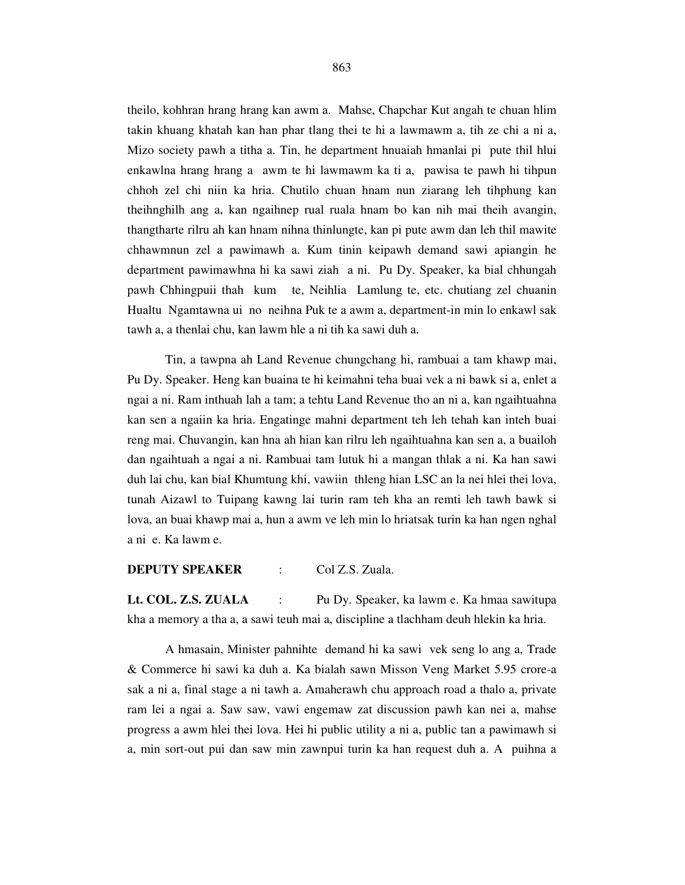theilo, kohhran hrang hrang kan awm a. Mahse, Chapchar Kut angah te chuan hlim takin khuang khatah kan han phar tlang thei te hi a lawmawm a, tih ze chi a ni a, Mizo society pawh a titha a. Tin, he department hnuaiah hmanlai pi pute thil hlui enkawlna hrang hrang a awm te hi lawmawm ka ti a, pawisa te pawh hi tihpun chhoh zel chi niin ka hria. Chutilo chuan hnam nun ziarang leh tihphung kan theihnghilh ang a, kan ngaihnep rual ruala hnam bo kan nih mai theih avangin, thangtharte rilru ah kan hnam nihna thinlungte, kan pi pute awm dan leh thil mawite chhawmnun zel a pawimawh a. Kum tinin keipawh demand sawi apiangin he department pawimawhna hi ka sawi ziah a ni. Pu Dy. Speaker, ka bial chhungah pawh Chhingpuii thah kum te, Neihlia Lamlung te, etc. chutiang zel chuanin Hualtu Ngamtawna ui no neihna Puk te a awm a, department-in min lo enkawl sak tawh a, a thenlai chu, kan lawm hle a ni tih ka sawi duh a.

Tin, a tawpna ah Land Revenue chungchang hi, rambuai a tam khawp mai, Pu Dy. Speaker. Heng kan buaina te hi keimahni teha buai vek a ni bawk si a, enlet a ngai a ni. Ram inthuah lah a tam; a tehtu Land Revenue tho an ni a, kan ngaihtuahna kan sen a ngaiin ka hria. Engatinge mahni department teh leh tehah kan inteh buai reng mai. Chuvangin, kan hna ah hian kan rilru leh ngaihtuahna kan sen a, a buailoh dan ngaihtuah a ngai a ni. Rambuai tam lutuk hi a mangan thlak a ni. Ka han sawi duh lai chu, kan bial Khumtung khi, vawiin thleng hian LSC an la nei hlei thei lova, tunah Aizawl to Tuipang kawng lai turin ram teh kha an remti leh tawh bawk si lova, an buai khawp mai a, hun a awm ve leh min lo hriatsak turin ka han ngen nghal a ni e. Ka lawm e.

**DEPUTY SPEAKER** : Col Z.S. Zuala.

**Lt. COL. Z.S. ZUALA** : Pu Dy. Speaker, ka lawm e. Ka hmaa sawitupa kha a memory a tha a, a sawi teuh mai a, discipline a tlachham deuh hlekin ka hria.

A hmasain, Minister pahnihte demand hi ka sawi vek seng lo ang a, Trade & Commerce hi sawi ka duh a. Ka bialah sawn Misson Veng Market 5.95 crore-a sak a ni a, final stage a ni tawh a. Amaherawh chu approach road a thalo a, private ram lei a ngai a. Saw saw, vawi engemaw zat discussion pawh kan nei a, mahse progress a awm hlei thei lova. Hei hi public utility a ni a, public tan a pawimawh si a, min sort-out pui dan saw min zawnpui turin ka han request duh a. A puihna a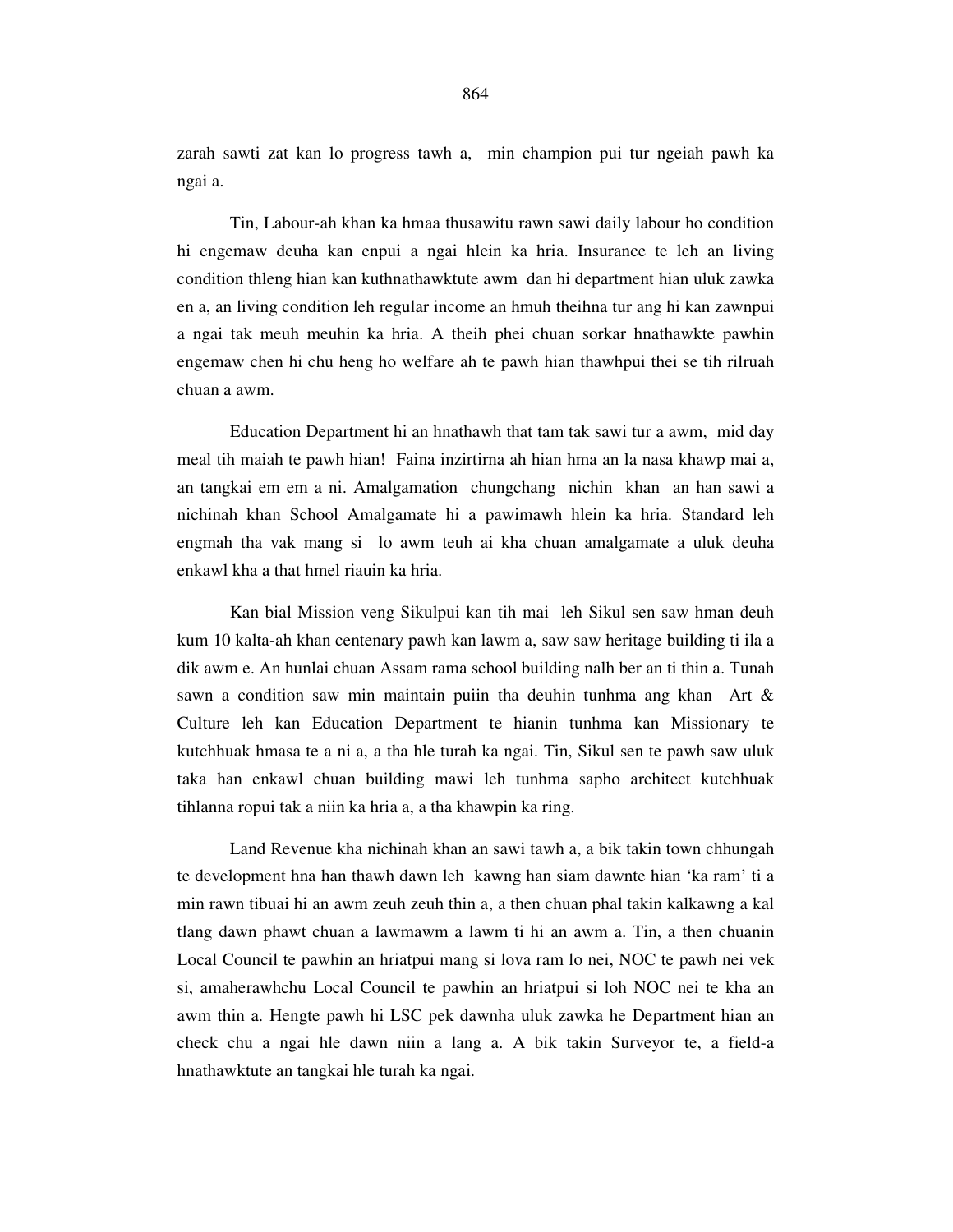zarah sawti zat kan lo progress tawh a, min champion pui tur ngeiah pawh ka ngai a.

Tin, Labour-ah khan ka hmaa thusawitu rawn sawi daily labour ho condition hi engemaw deuha kan enpui a ngai hlein ka hria. Insurance te leh an living condition thleng hian kan kuthnathawktute awm dan hi department hian uluk zawka en a, an living condition leh regular income an hmuh theihna tur ang hi kan zawnpui a ngai tak meuh meuhin ka hria. A theih phei chuan sorkar hnathawkte pawhin engemaw chen hi chu heng ho welfare ah te pawh hian thawhpui thei se tih rilruah chuan a awm.

Education Department hi an hnathawh that tam tak sawi tur a awm, mid day meal tih maiah te pawh hian! Faina inzirtirna ah hian hma an la nasa khawp mai a, an tangkai em em a ni. Amalgamation chungchang nichin khan an han sawi a nichinah khan School Amalgamate hi a pawimawh hlein ka hria. Standard leh engmah tha vak mang si lo awm teuh ai kha chuan amalgamate a uluk deuha enkawl kha a that hmel riauin ka hria.

Kan bial Mission veng Sikulpui kan tih mai leh Sikul sen saw hman deuh kum 10 kalta-ah khan centenary pawh kan lawm a, saw saw heritage building ti ila a dik awm e. An hunlai chuan Assam rama school building nalh ber an ti thin a. Tunah sawn a condition saw min maintain puiin tha deuhin tunhma ang khan Art & Culture leh kan Education Department te hianin tunhma kan Missionary te kutchhuak hmasa te a ni a, a tha hle turah ka ngai. Tin, Sikul sen te pawh saw uluk taka han enkawl chuan building mawi leh tunhma sapho architect kutchhuak tihlanna ropui tak a niin ka hria a, a tha khawpin ka ring.

Land Revenue kha nichinah khan an sawi tawh a, a bik takin town chhungah te development hna han thawh dawn leh kawng han siam dawnte hian 'ka ram' ti a min rawn tibuai hi an awm zeuh zeuh thin a, a then chuan phal takin kalkawng a kal tlang dawn phawt chuan a lawmawm a lawm ti hi an awm a. Tin, a then chuanin Local Council te pawhin an hriatpui mang si lova ram lo nei, NOC te pawh nei vek si, amaherawhchu Local Council te pawhin an hriatpui si loh NOC nei te kha an awm thin a. Hengte pawh hi LSC pek dawnha uluk zawka he Department hian an check chu a ngai hle dawn niin a lang a. A bik takin Surveyor te, a field-a hnathawktute an tangkai hle turah ka ngai.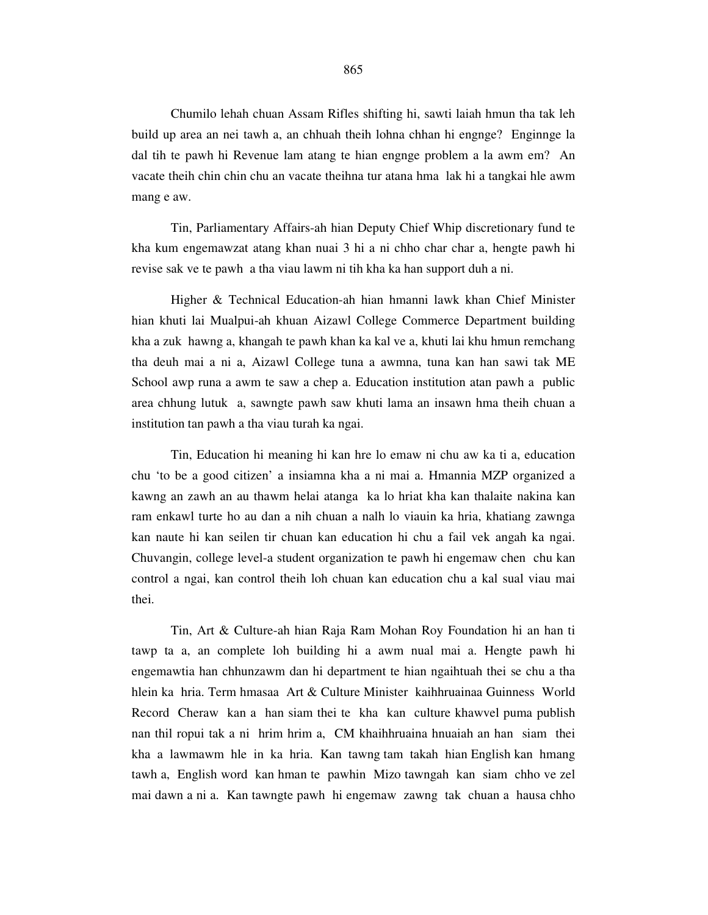Chumilo lehah chuan Assam Rifles shifting hi, sawti laiah hmun tha tak leh build up area an nei tawh a, an chhuah theih lohna chhan hi engnge? Enginnge la dal tih te pawh hi Revenue lam atang te hian engnge problem a la awm em? An vacate theih chin chin chu an vacate theihna tur atana hma lak hi a tangkai hle awm mang e aw.

Tin, Parliamentary Affairs-ah hian Deputy Chief Whip discretionary fund te kha kum engemawzat atang khan nuai 3 hi a ni chho char char a, hengte pawh hi revise sak ve te pawh a tha viau lawm ni tih kha ka han support duh a ni.

Higher & Technical Education-ah hian hmanni lawk khan Chief Minister hian khuti lai Mualpui-ah khuan Aizawl College Commerce Department building kha a zuk hawng a, khangah te pawh khan ka kal ve a, khuti lai khu hmun remchang tha deuh mai a ni a, Aizawl College tuna a awmna, tuna kan han sawi tak ME School awp runa a awm te saw a chep a. Education institution atan pawh a public area chhung lutuk a, sawngte pawh saw khuti lama an insawn hma theih chuan a institution tan pawh a tha viau turah ka ngai.

Tin, Education hi meaning hi kan hre lo emaw ni chu aw ka ti a, education chu 'to be a good citizen' a insiamna kha a ni mai a. Hmannia MZP organized a kawng an zawh an au thawm helai atanga ka lo hriat kha kan thalaite nakina kan ram enkawl turte ho au dan a nih chuan a nalh lo viauin ka hria, khatiang zawnga kan naute hi kan seilen tir chuan kan education hi chu a fail vek angah ka ngai. Chuvangin, college level-a student organization te pawh hi engemaw chen chu kan control a ngai, kan control theih loh chuan kan education chu a kal sual viau mai thei.

Tin, Art & Culture-ah hian Raja Ram Mohan Roy Foundation hi an han ti tawp ta a, an complete loh building hi a awm nual mai a. Hengte pawh hi engemawtia han chhunzawm dan hi department te hian ngaihtuah thei se chu a tha hlein ka hria. Term hmasaa Art & Culture Minister kaihhruainaa Guinness World Record Cheraw kan a han siam thei te kha kan culture khawvel puma publish nan thil ropui tak a ni hrim hrim a, CM khaihhruaina hnuaiah an han siam thei kha a lawmawm hle in ka hria. Kan tawng tam takah hian English kan hmang tawh a, English word kan hman te pawhin Mizo tawngah kan siam chho ve zel mai dawn a ni a. Kan tawngte pawh hi engemaw zawng tak chuan a hausa chho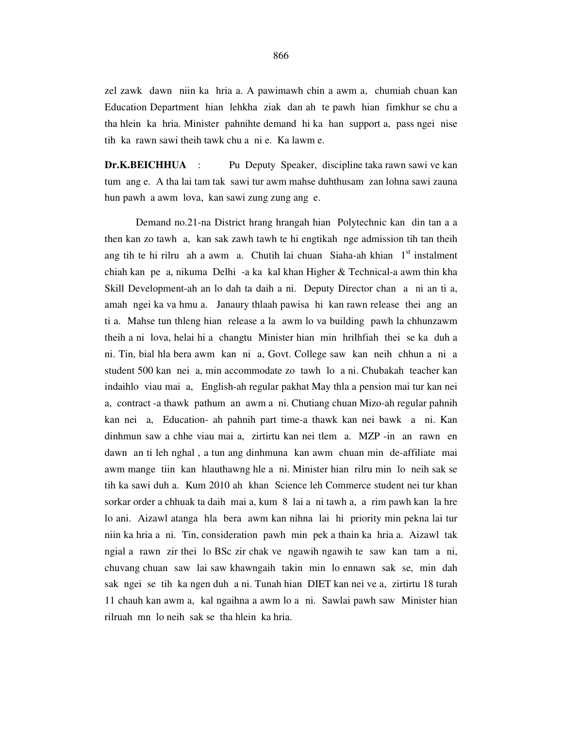zel zawk dawn niin ka hria a. A pawimawh chin a awm a, chumiah chuan kan Education Department hian lehkha ziak dan ah te pawh hian fimkhur se chu a tha hlein ka hria. Minister pahnihte demand hi ka han support a, pass ngei nise tih ka rawn sawi theih tawk chu a ni e. Ka lawm e.

**Dr.K.BEICHHUA** : Pu Deputy Speaker, discipline taka rawn sawi ve kan tum ang e. A tha lai tam tak sawi tur awm mahse duhthusam zan lohna sawi zauna hun pawh a awm lova, kan sawi zung zung ang e.

Demand no.21-na District hrang hrangah hian Polytechnic kan din tan a a then kan zo tawh a, kan sak zawh tawh te hi engtikah nge admission tih tan theih ang tih te hi rilru ah a awm a. Chutih lai chuan Siaha-ah khian 1st instalment chiah kan pe a, nikuma Delhi -a ka kal khan Higher & Technical-a awm thin kha Skill Development-ah an lo dah ta daih a ni. Deputy Director chan a ni an ti a, amah ngei ka va hmu a. Janaury thlaah pawisa hi kan rawn release thei ang an ti a. Mahse tun thleng hian release a la awm lo va building pawh la chhunzawm theih a ni lova, helai hi a changtu Minister hian min hrilhfiah thei se ka duh a ni. Tin, bial hla bera awm kan ni a, Govt. College saw kan neih chhun a ni a student 500 kan nei a, min accommodate zo tawh lo a ni. Chubakah teacher kan indaihlo viau mai a, English-ah regular pakhat May thla a pension mai tur kan nei a, contract -a thawk pathum an awm a ni. Chutiang chuan Mizo-ah regular pahnih kan nei a, Education- ah pahnih part time-a thawk kan nei bawk a ni. Kan dinhmun saw a chhe viau mai a, zirtirtu kan nei tlem a. MZP -in an rawn en dawn an ti leh nghal , a tun ang dinhmuna kan awm chuan min de-affiliate mai awm mange tiin kan hlauthawng hle a ni. Minister hian rilru min lo neih sak se tih ka sawi duh a. Kum 2010 ah khan Science leh Commerce student nei tur khan sorkar order a chhuak ta daih mai a, kum 8 lai a ni tawh a, a rim pawh kan la hre lo ani. Aizawl atanga hla bera awm kan nihna lai hi priority min pekna lai tur niin ka hria a ni. Tin, consideration pawh min pek a thain ka hria a. Aizawl tak ngial a rawn zir thei lo BSc zir chak ve ngawih ngawih te saw kan tam a ni, chuvang chuan saw lai saw khawngaih takin min lo ennawn sak se, min dah sak ngei se tih ka ngen duh a ni. Tunah hian DIET kan nei ve a, zirtirtu 18 turah 11 chauh kan awm a, kal ngaihna a awm lo a ni. Sawlai pawh saw Minister hian rilruah mn lo neih sak se tha hlein ka hria.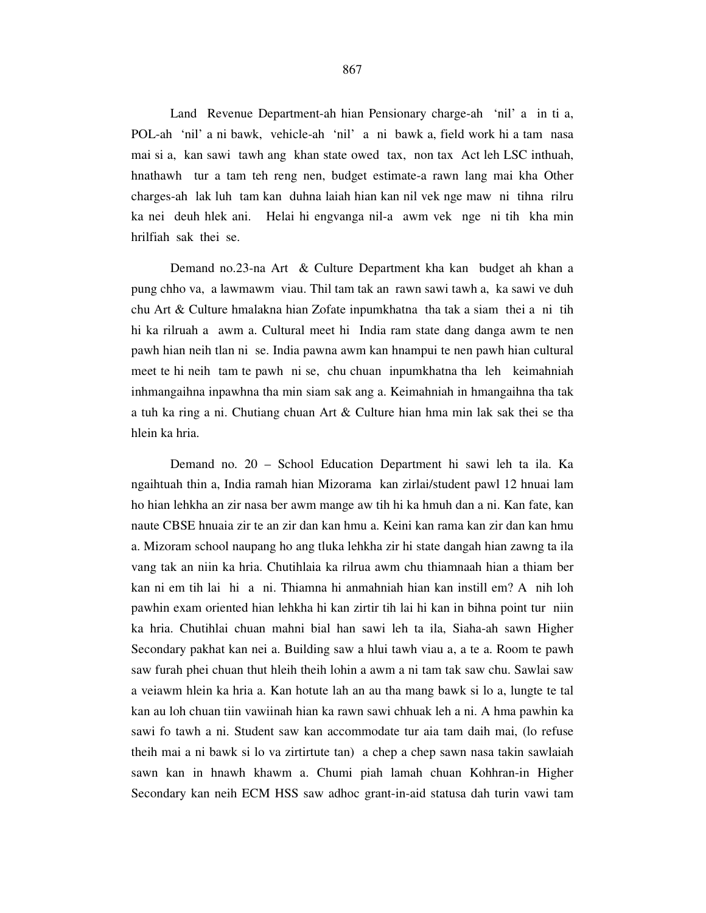Land Revenue Department-ah hian Pensionary charge-ah 'nil' a in ti a, POL-ah 'nil' a ni bawk, vehicle-ah 'nil' a ni bawk a, field work hi a tam nasa mai si a, kan sawi tawh ang khan state owed tax, non tax Act leh LSC inthuah, hnathawh tur a tam teh reng nen, budget estimate-a rawn lang mai kha Other charges-ah lak luh tam kan duhna laiah hian kan nil vek nge maw ni tihna rilru ka nei deuh hlek ani. Helai hi engvanga nil-a awm vek nge ni tih kha min hrilfiah sak thei se.

Demand no.23-na Art & Culture Department kha kan budget ah khan a pung chho va, a lawmawm viau. Thil tam tak an rawn sawi tawh a, ka sawi ve duh chu Art & Culture hmalakna hian Zofate inpumkhatna tha tak a siam thei a ni tih hi ka rilruah a awm a. Cultural meet hi India ram state dang danga awm te nen pawh hian neih tlan ni se. India pawna awm kan hnampui te nen pawh hian cultural meet te hi neih tam te pawh ni se, chu chuan inpumkhatna tha leh keimahniah inhmangaihna inpawhna tha min siam sak ang a. Keimahniah in hmangaihna tha tak a tuh ka ring a ni. Chutiang chuan Art & Culture hian hma min lak sak thei se tha hlein ka hria.

Demand no. 20 – School Education Department hi sawi leh ta ila. Ka ngaihtuah thin a, India ramah hian Mizorama kan zirlai/student pawl 12 hnuai lam ho hian lehkha an zir nasa ber awm mange aw tih hi ka hmuh dan a ni. Kan fate, kan naute CBSE hnuaia zir te an zir dan kan hmu a. Keini kan rama kan zir dan kan hmu a. Mizoram school naupang ho ang tluka lehkha zir hi state dangah hian zawng ta ila vang tak an niin ka hria. Chutihlaia ka rilrua awm chu thiamnaah hian a thiam ber kan ni em tih lai hi a ni. Thiamna hi anmahniah hian kan instill em? A nih loh pawhin exam oriented hian lehkha hi kan zirtir tih lai hi kan in bihna point tur niin ka hria. Chutihlai chuan mahni bial han sawi leh ta ila, Siaha-ah sawn Higher Secondary pakhat kan nei a. Building saw a hlui tawh viau a, a te a. Room te pawh saw furah phei chuan thut hleih theih lohin a awm a ni tam tak saw chu. Sawlai saw a veiawm hlein ka hria a. Kan hotute lah an au tha mang bawk si lo a, lungte te tal kan au loh chuan tiin vawiinah hian ka rawn sawi chhuak leh a ni. A hma pawhin ka sawi fo tawh a ni. Student saw kan accommodate tur aia tam daih mai, (lo refuse theih mai a ni bawk si lo va zirtirtute tan) a chep a chep sawn nasa takin sawlaiah sawn kan in hnawh khawm a. Chumi piah lamah chuan Kohhran-in Higher Secondary kan neih ECM HSS saw adhoc grant-in-aid statusa dah turin vawi tam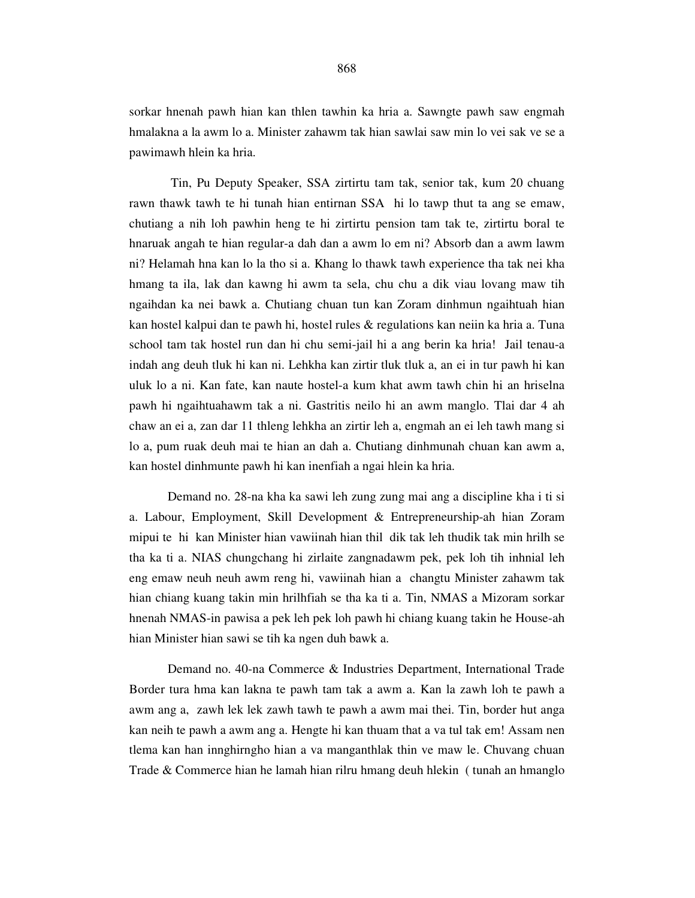sorkar hnenah pawh hian kan thlen tawhin ka hria a. Sawngte pawh saw engmah hmalakna a la awm lo a. Minister zahawm tak hian sawlai saw min lo vei sak ve se a pawimawh hlein ka hria.

Tin, Pu Deputy Speaker, SSA zirtirtu tam tak, senior tak, kum 20 chuang rawn thawk tawh te hi tunah hian entirnan SSA hi lo tawp thut ta ang se emaw, chutiang a nih loh pawhin heng te hi zirtirtu pension tam tak te, zirtirtu boral te hnaruak angah te hian regular-a dah dan a awm lo em ni? Absorb dan a awm lawm ni? Helamah hna kan lo la tho si a. Khang lo thawk tawh experience tha tak nei kha hmang ta ila, lak dan kawng hi awm ta sela, chu chu a dik viau lovang maw tih ngaihdan ka nei bawk a. Chutiang chuan tun kan Zoram dinhmun ngaihtuah hian kan hostel kalpui dan te pawh hi, hostel rules & regulations kan neiin ka hria a. Tuna school tam tak hostel run dan hi chu semi-jail hi a ang berin ka hria! Jail tenau-a indah ang deuh tluk hi kan ni. Lehkha kan zirtir tluk tluk a, an ei in tur pawh hi kan uluk lo a ni. Kan fate, kan naute hostel-a kum khat awm tawh chin hi an hriselna pawh hi ngaihtuahawm tak a ni. Gastritis neilo hi an awm manglo. Tlai dar 4 ah chaw an ei a, zan dar 11 thleng lehkha an zirtir leh a, engmah an ei leh tawh mang si lo a, pum ruak deuh mai te hian an dah a. Chutiang dinhmunah chuan kan awm a, kan hostel dinhmunte pawh hi kan inenfiah a ngai hlein ka hria.

Demand no. 28-na kha ka sawi leh zung zung mai ang a discipline kha i ti si a. Labour, Employment, Skill Development & Entrepreneurship-ah hian Zoram mipui te hi kan Minister hian vawiinah hian thil dik tak leh thudik tak min hrilh se tha ka ti a. NIAS chungchang hi zirlaite zangnadawm pek, pek loh tih inhnial leh eng emaw neuh neuh awm reng hi, vawiinah hian a changtu Minister zahawm tak hian chiang kuang takin min hrilhfiah se tha ka ti a. Tin, NMAS a Mizoram sorkar hnenah NMAS-in pawisa a pek leh pek loh pawh hi chiang kuang takin he House-ah hian Minister hian sawi se tih ka ngen duh bawk a.

Demand no. 40-na Commerce & Industries Department, International Trade Border tura hma kan lakna te pawh tam tak a awm a. Kan la zawh loh te pawh a awm ang a, zawh lek lek zawh tawh te pawh a awm mai thei. Tin, border hut anga kan neih te pawh a awm ang a. Hengte hi kan thuam that a va tul tak em! Assam nen tlema kan han innghirngho hian a va manganthlak thin ve maw le. Chuvang chuan Trade & Commerce hian he lamah hian rilru hmang deuh hlekin ( tunah an hmanglo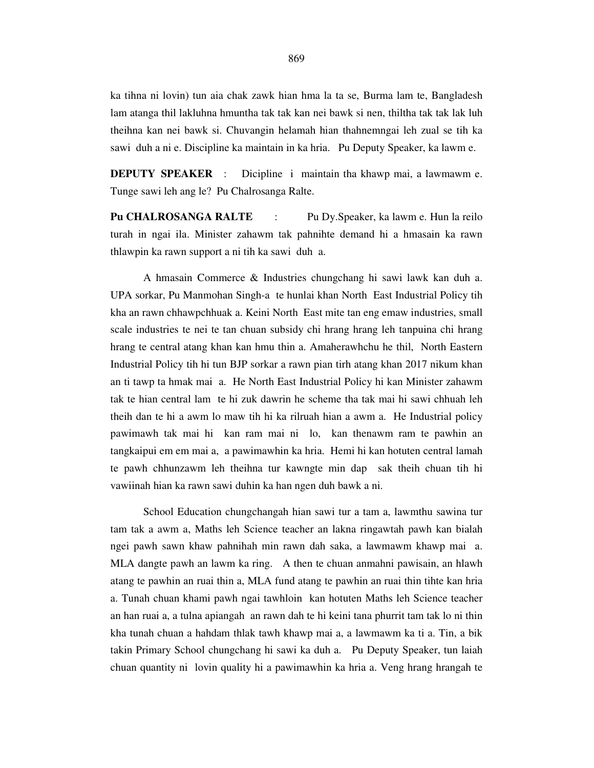ka tihna ni lovin) tun aia chak zawk hian hma la ta se, Burma lam te, Bangladesh lam atanga thil lakluhna hmuntha tak tak kan nei bawk si nen, thiltha tak tak lak luh theihna kan nei bawk si. Chuvangin helamah hian thahnemngai leh zual se tih ka sawi duh a ni e. Discipline ka maintain in ka hria. Pu Deputy Speaker, ka lawm e.

**DEPUTY SPEAKER** : Dicipline i maintain tha khawp mai, a lawmawm e. Tunge sawi leh ang le? Pu Chalrosanga Ralte.

**Pu CHALROSANGA RALTE** : Pu Dy.Speaker, ka lawm e. Hun la reilo turah in ngai ila. Minister zahawm tak pahnihte demand hi a hmasain ka rawn thlawpin ka rawn support a ni tih ka sawi duh a.

A hmasain Commerce & Industries chungchang hi sawi lawk kan duh a. UPA sorkar, Pu Manmohan Singh-a te hunlai khan North East Industrial Policy tih kha an rawn chhawpchhuak a. Keini North East mite tan eng emaw industries, small scale industries te nei te tan chuan subsidy chi hrang hrang leh tanpuina chi hrang hrang te central atang khan kan hmu thin a. Amaherawhchu he thil, North Eastern Industrial Policy tih hi tun BJP sorkar a rawn pian tirh atang khan 2017 nikum khan an ti tawp ta hmak mai a. He North East Industrial Policy hi kan Minister zahawm tak te hian central lam te hi zuk dawrin he scheme tha tak mai hi sawi chhuah leh theih dan te hi a awm lo maw tih hi ka rilruah hian a awm a. He Industrial policy pawimawh tak mai hi kan ram mai ni lo, kan thenawm ram te pawhin an tangkaipui em em mai a, a pawimawhin ka hria. Hemi hi kan hotuten central lamah te pawh chhunzawm leh theihna tur kawngte min dap sak theih chuan tih hi vawiinah hian ka rawn sawi duhin ka han ngen duh bawk a ni.

School Education chungchangah hian sawi tur a tam a, lawmthu sawina tur tam tak a awm a, Maths leh Science teacher an lakna ringawtah pawh kan bialah ngei pawh sawn khaw pahnihah min rawn dah saka, a lawmawm khawp mai a. MLA dangte pawh an lawm ka ring. A then te chuan anmahni pawisain, an hlawh atang te pawhin an ruai thin a, MLA fund atang te pawhin an ruai thin tihte kan hria a. Tunah chuan khami pawh ngai tawhloin kan hotuten Maths leh Science teacher an han ruai a, a tulna apiangah an rawn dah te hi keini tana phurrit tam tak lo ni thin kha tunah chuan a hahdam thlak tawh khawp mai a, a lawmawm ka ti a. Tin, a bik takin Primary School chungchang hi sawi ka duh a. Pu Deputy Speaker, tun laiah chuan quantity ni lovin quality hi a pawimawhin ka hria a. Veng hrang hrangah te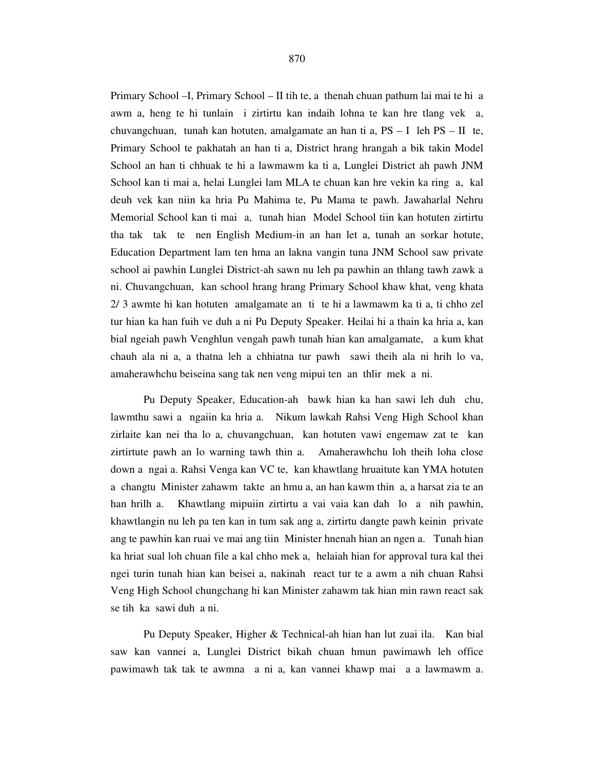Primary School –I, Primary School – II tih te, a thenah chuan pathum lai mai te hi a awm a, heng te hi tunlain i zirtirtu kan indaih lohna te kan hre tlang vek a, chuvangchuan, tunah kan hotuten, amalgamate an han ti a, PS – I leh PS – II te, Primary School te pakhatah an han ti a, District hrang hrangah a bik takin Model School an han ti chhuak te hi a lawmawm ka ti a, Lunglei District ah pawh JNM School kan ti mai a, helai Lunglei lam MLA te chuan kan hre vekin ka ring a, kal deuh vek kan niin ka hria Pu Mahima te, Pu Mama te pawh. Jawaharlal Nehru Memorial School kan ti mai a, tunah hian Model School tiin kan hotuten zirtirtu tha tak tak te nen English Medium-in an han let a, tunah an sorkar hotute, Education Department lam ten hma an lakna vangin tuna JNM School saw private school ai pawhin Lunglei District-ah sawn nu leh pa pawhin an thlang tawh zawk a ni. Chuvangchuan, kan school hrang hrang Primary School khaw khat, veng khata 2/ 3 awmte hi kan hotuten amalgamate an ti te hi a lawmawm ka ti a, ti chho zel tur hian ka han fuih ve duh a ni Pu Deputy Speaker. Heilai hi a thain ka hria a, kan bial ngeiah pawh Venghlun vengah pawh tunah hian kan amalgamate, a kum khat chauh ala ni a, a thatna leh a chhiatna tur pawh sawi theih ala ni hrih lo va, amaherawhchu beiseina sang tak nen veng mipui ten an thlir mek a ni.

Pu Deputy Speaker, Education-ah bawk hian ka han sawi leh duh chu, lawmthu sawi a ngaiin ka hria a. Nikum lawkah Rahsi Veng High School khan zirlaite kan nei tha lo a, chuvangchuan, kan hotuten vawi engemaw zat te kan zirtirtute pawh an lo warning tawh thin a. Amaherawhchu loh theih loha close down a ngai a. Rahsi Venga kan VC te, kan khawtlang hruaitute kan YMA hotuten a changtu Minister zahawm takte an hmu a, an han kawm thin a, a harsat zia te an han hrilh a. Khawtlang mipuiin zirtirtu a vai vaia kan dah lo a nih pawhin, khawtlangin nu leh pa ten kan in tum sak ang a, zirtirtu dangte pawh keinin private ang te pawhin kan ruai ve mai ang tiin Minister hnenah hian an ngen a. Tunah hian ka hriat sual loh chuan file a kal chho mek a, helaiah hian for approval tura kal thei ngei turin tunah hian kan beisei a, nakinah react tur te a awm a nih chuan Rahsi Veng High School chungchang hi kan Minister zahawm tak hian min rawn react sak se tih ka sawi duh a ni.

Pu Deputy Speaker, Higher & Technical-ah hian han lut zuai ila. Kan bial saw kan vannei a, Lunglei District bikah chuan hmun pawimawh leh office pawimawh tak tak te awmna a ni a, kan vannei khawp mai a a lawmawm a.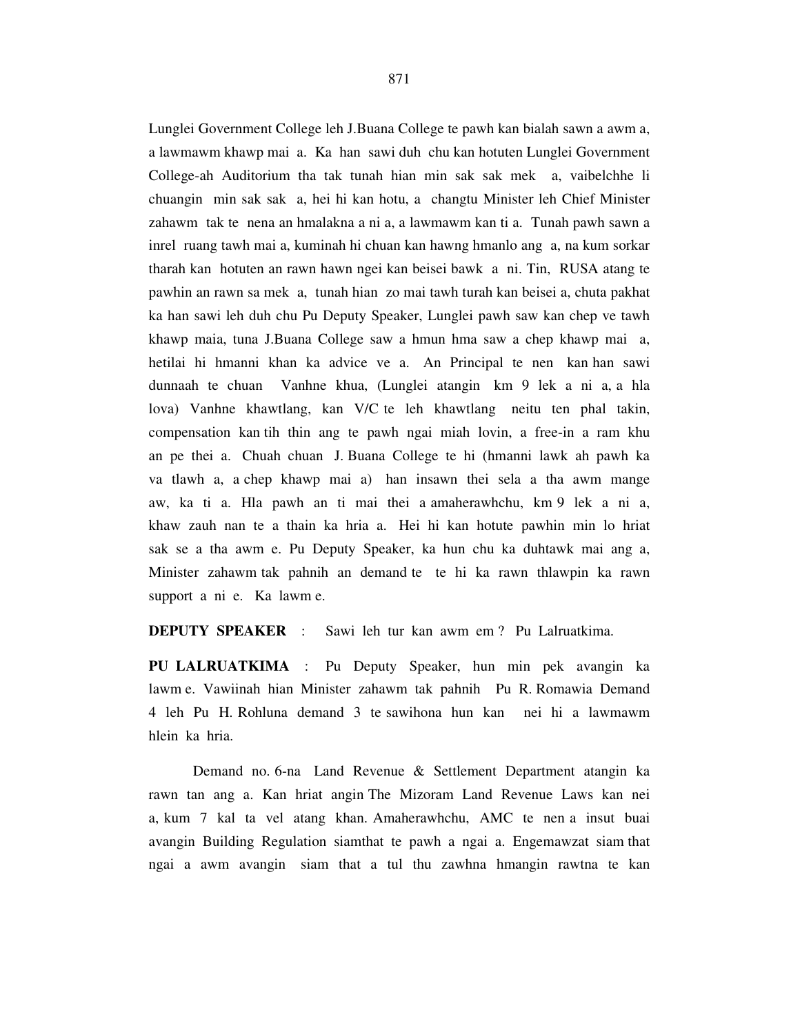Lunglei Government College leh J.Buana College te pawh kan bialah sawn a awm a, a lawmawm khawp mai a. Ka han sawi duh chu kan hotuten Lunglei Government College-ah Auditorium tha tak tunah hian min sak sak mek a, vaibelchhe li chuangin min sak sak a, hei hi kan hotu, a changtu Minister leh Chief Minister zahawm tak te nena an hmalakna a ni a, a lawmawm kan ti a. Tunah pawh sawn a inrel ruang tawh mai a, kuminah hi chuan kan hawng hmanlo ang a, na kum sorkar tharah kan hotuten an rawn hawn ngei kan beisei bawk a ni. Tin, RUSA atang te pawhin an rawn sa mek a, tunah hian zo mai tawh turah kan beisei a, chuta pakhat ka han sawi leh duh chu Pu Deputy Speaker, Lunglei pawh saw kan chep ve tawh khawp maia, tuna J.Buana College saw a hmun hma saw a chep khawp mai a, hetilai hi hmanni khan ka advice ve a. An Principal te nen kan han sawi dunnaah te chuan Vanhne khua, (Lunglei atangin km 9 lek a ni a, a hla lova) Vanhne khawtlang, kan V/C te leh khawtlang neitu ten phal takin, compensation kan tih thin ang te pawh ngai miah lovin, a free-in a ram khu an pe thei a. Chuah chuan J. Buana College te hi (hmanni lawk ah pawh ka va tlawh a, a chep khawp mai a) han insawn thei sela a tha awm mange aw, ka ti a. Hla pawh an ti mai thei a amaherawhchu, km 9 lek a ni a, khaw zauh nan te a thain ka hria a. Hei hi kan hotute pawhin min lo hriat sak se a tha awm e. Pu Deputy Speaker, ka hun chu ka duhtawk mai ang a, Minister zahawm tak pahnih an demand te te hi ka rawn thlawpin ka rawn support a ni e. Ka lawm e.

**DEPUTY SPEAKER** : Sawi leh tur kan awm em ? Pu Lalruatkima.

**PU LALRUATKIMA** : Pu Deputy Speaker, hun min pek avangin ka lawm e. Vawiinah hian Minister zahawm tak pahnih Pu R. Romawia Demand 4 leh Pu H. Rohluna demand 3 te sawihona hun kan nei hi a lawmawm hlein ka hria.

Demand no. 6-na Land Revenue & Settlement Department atangin ka rawn tan ang a. Kan hriat angin The Mizoram Land Revenue Laws kan nei a, kum 7 kal ta vel atang khan. Amaherawhchu, AMC te nen a insut buai avangin Building Regulation siamthat te pawh a ngai a. Engemawzat siam that ngai a awm avangin siam that a tul thu zawhna hmangin rawtna te kan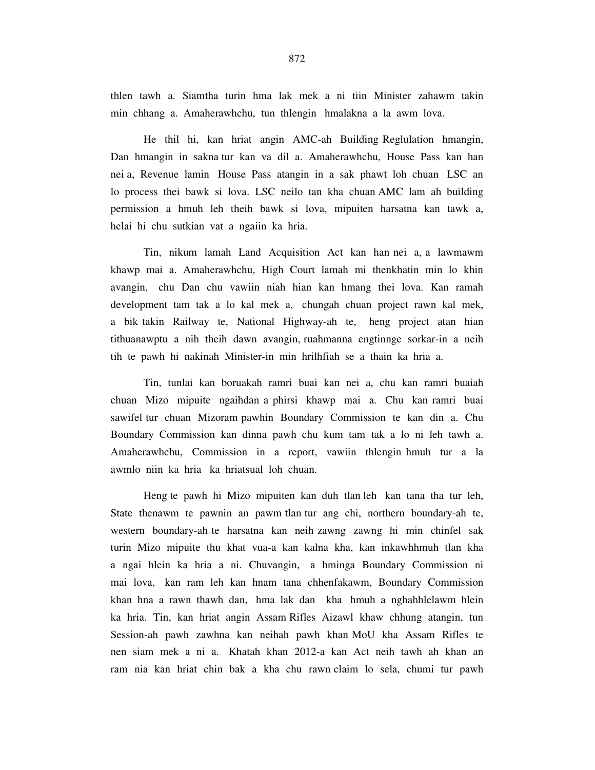thlen tawh a. Siamtha turin hma lak mek a ni tiin Minister zahawm takin min chhang a. Amaherawhchu, tun thlengin hmalakna a la awm lova.

He thil hi, kan hriat angin AMC-ah Building Reglulation hmangin, Dan hmangin in sakna tur kan va dil a. Amaherawhchu, House Pass kan han nei a, Revenue lamin House Pass atangin in a sak phawt loh chuan LSC an lo process thei bawk si lova. LSC neilo tan kha chuan AMC lam ah building permission a hmuh leh theih bawk si lova, mipuiten harsatna kan tawk a, helai hi chu sutkian vat a ngaiin ka hria.

Tin, nikum lamah Land Acquisition Act kan han nei a, a lawmawm khawp mai a. Amaherawhchu, High Court lamah mi thenkhatin min lo khin avangin, chu Dan chu vawiin niah hian kan hmang thei lova. Kan ramah development tam tak a lo kal mek a, chungah chuan project rawn kal mek, a bik takin Railway te, National Highway-ah te, heng project atan hian tithuanawptu a nih theih dawn avangin, ruahmanna engtinnge sorkar-in a neih tih te pawh hi nakinah Minister-in min hrilhfiah se a thain ka hria a.

Tin, tunlai kan boruakah ramri buai kan nei a, chu kan ramri buaiah chuan Mizo mipuite ngaihdan a phirsi khawp mai a. Chu kan ramri buai sawifel tur chuan Mizoram pawhin Boundary Commission te kan din a. Chu Boundary Commission kan dinna pawh chu kum tam tak a lo ni leh tawh a. Amaherawhchu, Commission in a report, vawiin thlengin hmuh tur a la awmlo niin ka hria ka hriatsual loh chuan.

Heng te pawh hi Mizo mipuiten kan duh tlan leh kan tana tha tur leh, State thenawm te pawnin an pawm tlan tur ang chi, northern boundary-ah te, western boundary-ah te harsatna kan neih zawng zawng hi min chinfel sak turin Mizo mipuite thu khat vua-a kan kalna kha, kan inkawhhmuh tlan kha a ngai hlein ka hria a ni. Chuvangin, a hminga Boundary Commission ni mai lova, kan ram leh kan hnam tana chhenfakawm, Boundary Commission khan hna a rawn thawh dan, hma lak dan kha hmuh a nghahhlelawm hlein ka hria. Tin, kan hriat angin Assam Rifles Aizawl khaw chhung atangin, tun Session-ah pawh zawhna kan neihah pawh khan MoU kha Assam Rifles te nen siam mek a ni a. Khatah khan 2012-a kan Act neih tawh ah khan an ram nia kan hriat chin bak a kha chu rawn claim lo sela, chumi tur pawh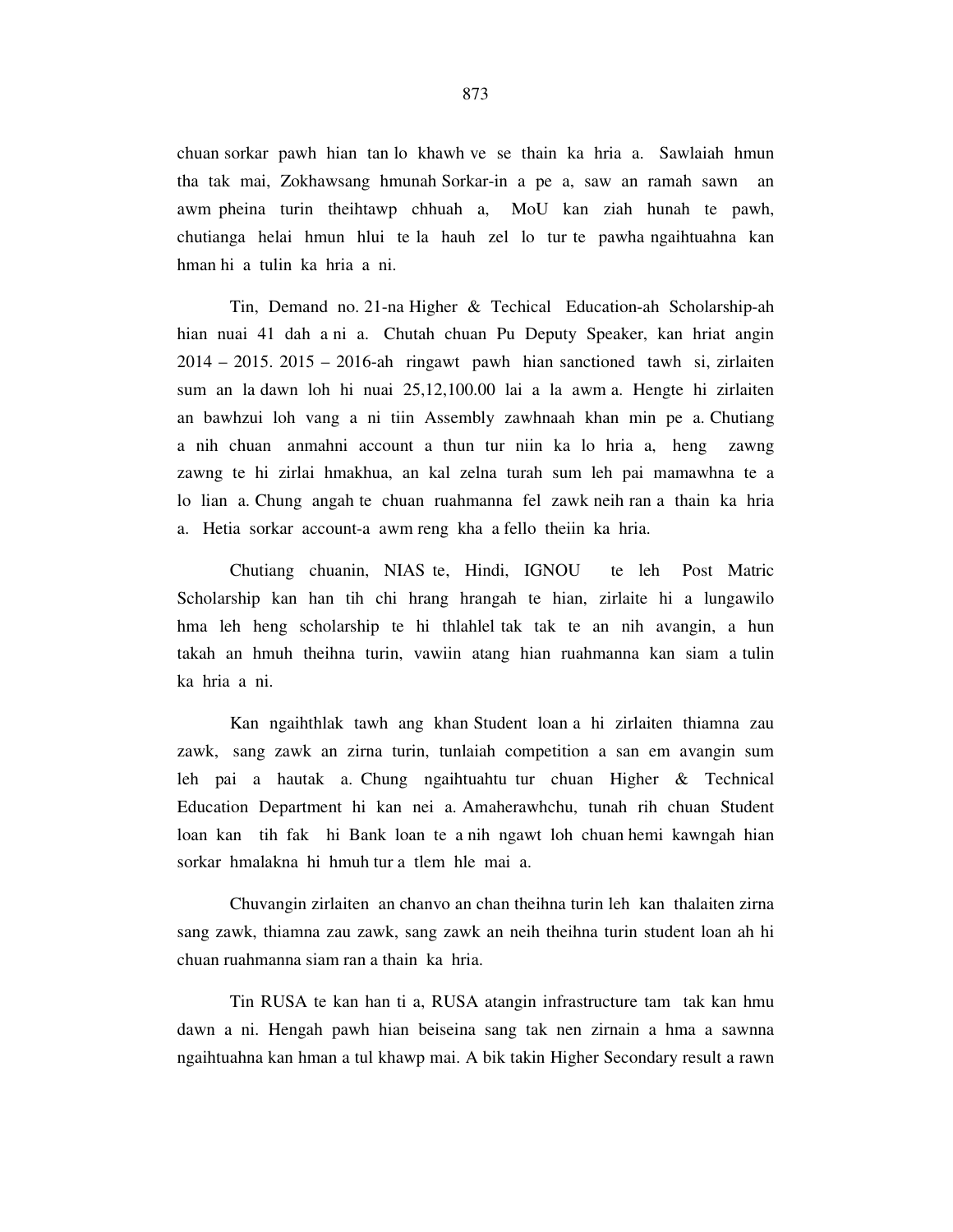chuan sorkar pawh hian tan lo khawh ve se thain ka hria a. Sawlaiah hmun tha tak mai, Zokhawsang hmunah Sorkar-in a pe a, saw an ramah sawn an awm pheina turin theihtawp chhuah a, MoU kan ziah hunah te pawh, chutianga helai hmun hlui te la hauh zel lo tur te pawha ngaihtuahna kan hman hi a tulin ka hria a ni.

Tin, Demand no. 21-na Higher & Techical Education-ah Scholarship-ah hian nuai 41 dah a ni a. Chutah chuan Pu Deputy Speaker, kan hriat angin 2014 – 2015. 2015 – 2016-ah ringawt pawh hian sanctioned tawh si, zirlaiten sum an la dawn loh hi nuai 25,12,100.00 lai a la awm a. Hengte hi zirlaiten an bawhzui loh vang a ni tiin Assembly zawhnaah khan min pe a. Chutiang a nih chuan anmahni account a thun tur niin ka lo hria a, heng zawng zawng te hi zirlai hmakhua, an kal zelna turah sum leh pai mamawhna te a lo lian a. Chung angah te chuan ruahmanna fel zawk neih ran a thain ka hria a. Hetia sorkar account-a awm reng kha a fello theiin ka hria.

Chutiang chuanin, NIAS te, Hindi, IGNOU te leh Post Matric Scholarship kan han tih chi hrang hrangah te hian, zirlaite hi a lungawilo hma leh heng scholarship te hi thlahlel tak tak te an nih avangin, a hun takah an hmuh theihna turin, vawiin atang hian ruahmanna kan siam a tulin ka hria a ni.

Kan ngaihthlak tawh ang khan Student loan a hi zirlaiten thiamna zau zawk, sang zawk an zirna turin, tunlaiah competition a san em avangin sum leh pai a hautak a. Chung ngaihtuahtu tur chuan Higher & Technical Education Department hi kan nei a. Amaherawhchu, tunah rih chuan Student loan kan tih fak hi Bank loan te a nih ngawt loh chuan hemi kawngah hian sorkar hmalakna hi hmuh tur a tlem hle mai a.

Chuvangin zirlaiten an chanvo an chan theihna turin leh kan thalaiten zirna sang zawk, thiamna zau zawk, sang zawk an neih theihna turin student loan ah hi chuan ruahmanna siam ran a thain ka hria.

Tin RUSA te kan han ti a, RUSA atangin infrastructure tam tak kan hmu dawn a ni. Hengah pawh hian beiseina sang tak nen zirnain a hma a sawnna ngaihtuahna kan hman a tul khawp mai. A bik takin Higher Secondary result a rawn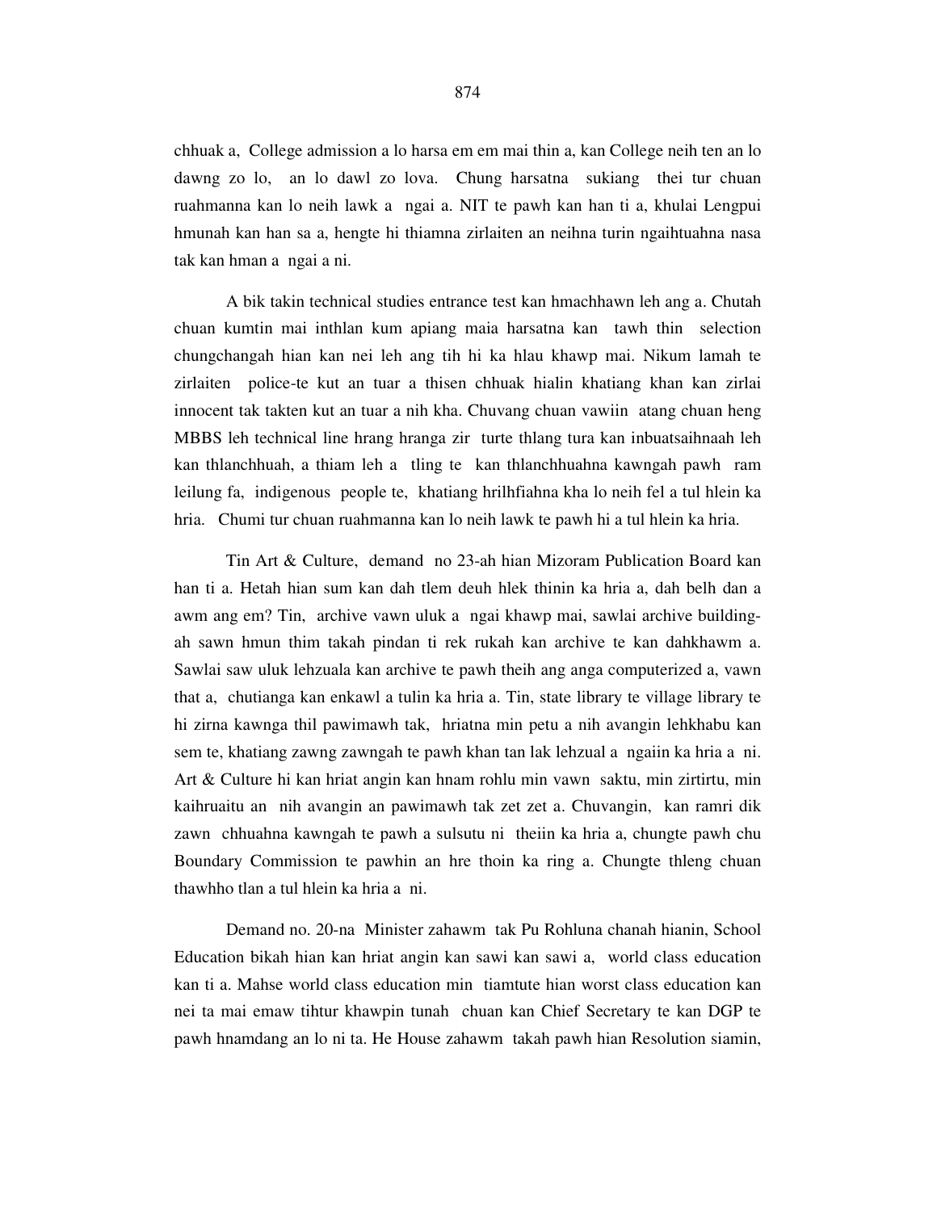chhuak a, College admission a lo harsa em em mai thin a, kan College neih ten an lo dawng zo lo, an lo dawl zo lova. Chung harsatna sukiang thei tur chuan ruahmanna kan lo neih lawk a ngai a. NIT te pawh kan han ti a, khulai Lengpui hmunah kan han sa a, hengte hi thiamna zirlaiten an neihna turin ngaihtuahna nasa tak kan hman a ngai a ni.

A bik takin technical studies entrance test kan hmachhawn leh ang a. Chutah chuan kumtin mai inthlan kum apiang maia harsatna kan tawh thin selection chungchangah hian kan nei leh ang tih hi ka hlau khawp mai. Nikum lamah te zirlaiten police-te kut an tuar a thisen chhuak hialin khatiang khan kan zirlai innocent tak takten kut an tuar a nih kha. Chuvang chuan vawiin atang chuan heng MBBS leh technical line hrang hranga zir turte thlang tura kan inbuatsaihnaah leh kan thlanchhuah, a thiam leh a tling te kan thlanchhuahna kawngah pawh ram leilung fa, indigenous people te, khatiang hrilhfiahna kha lo neih fel a tul hlein ka hria. Chumi tur chuan ruahmanna kan lo neih lawk te pawh hi a tul hlein ka hria.

Tin Art & Culture, demand no 23-ah hian Mizoram Publication Board kan han ti a. Hetah hian sum kan dah tlem deuh hlek thinin ka hria a, dah belh dan a awm ang em? Tin, archive vawn uluk a ngai khawp mai, sawlai archive building-ah sawn hmun thim takah pindan ti rek rukah kan archive te kan dahkhawm a. Sawlai saw uluk lehzuala kan archive te pawh theih ang anga computerized a, vawn that a, chutianga kan enkawl a tulin ka hria a. Tin, state library te village library te hi zirna kawnga thil pawimawh tak, hriatna min petu a nih avangin lehkhabu kan sem te, khatiang zawng zawngah te pawh khan tan lak lehzual a ngaiin ka hria a ni. Art & Culture hi kan hriat angin kan hnam rohlu min vawn saktu, min zirtirtu, min kaihruaitu an nih avangin an pawimawh tak zet zet a. Chuvangin, kan ramri dik zawn chhuahna kawngah te pawh a sulsutu ni theiin ka hria a, chungte pawh chu Boundary Commission te pawhin an hre thoin ka ring a. Chungte thleng chuan thawhho tlan a tul hlein ka hria a ni.

Demand no. 20-na Minister zahawm tak Pu Rohluna chanah hianin, School Education bikah hian kan hriat angin kan sawi kan sawi a, world class education kan ti a. Mahse world class education min tiamtute hian worst class education kan nei ta mai emaw tihtur khawpin tunah chuan kan Chief Secretary te kan DGP te pawh hnamdang an lo ni ta. He House zahawm takah pawh hian Resolution siamin,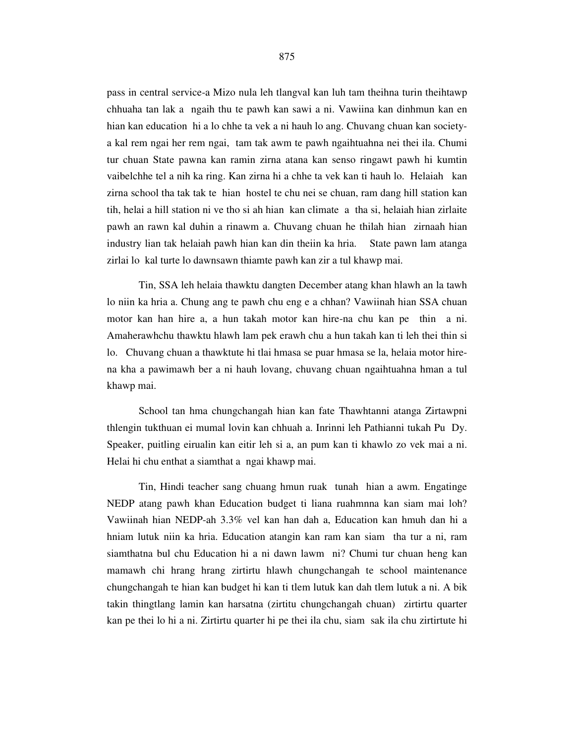pass in central service-a Mizo nula leh tlangval kan luh tam theihna turin theihtawp chhuaha tan lak a ngaih thu te pawh kan sawi a ni. Vawiina kan dinhmun kan en hian kan education hi a lo chhe ta vek a ni hauh lo ang. Chuvang chuan kan society-a kal rem ngai her rem ngai, tam tak awm te pawh ngaihtuahna nei thei ila. Chumi tur chuan State pawna kan ramin zirna atana kan senso ringawt pawh hi kumtin vaibelchhe tel a nih ka ring. Kan zirna hi a chhe ta vek kan ti hauh lo. Helaiah kan zirna school tha tak tak te hian hostel te chu nei se chuan, ram dang hill station kan tih, helai a hill station ni ve tho si ah hian kan climate a tha si, helaiah hian zirlaite pawh an rawn kal duhin a rinawm a. Chuvang chuan he thilah hian zirnaah hian industry lian tak helaiah pawh hian kan din theiin ka hria. State pawn lam atanga zirlai lo kal turte lo dawnsawn thiamte pawh kan zir a tul khawp mai.

Tin, SSA leh helaia thawktu dangten December atang khan hlawh an la tawh lo niin ka hria a. Chung ang te pawh chu eng e a chhan? Vawiinah hian SSA chuan motor kan han hire a, a hun takah motor kan hire-na chu kan pe thin a ni. Amaherawhchu thawktu hlawh lam pek erawh chu a hun takah kan ti leh thei thin si lo. Chuvang chuan a thawktute hi tlai hmasa se puar hmasa se la, helaia motor hire-na kha a pawimawh ber a ni hauh lovang, chuvang chuan ngaihtuahna hman a tul khawp mai.

School tan hma chungchangah hian kan fate Thawhtanni atanga Zirtawpni thlengin tukthuan ei mumal lovin kan chhuah a. Inrinni leh Pathianni tukah Pu Dy. Speaker, puitling eirualin kan eitir leh si a, an pum kan ti khawlo zo vek mai a ni. Helai hi chu enthat a siamthat a ngai khawp mai.

Tin, Hindi teacher sang chuang hmun ruak tunah hian a awm. Engatinge NEDP atang pawh khan Education budget ti liana ruahmnna kan siam mai loh? Vawiinah hian NEDP-ah 3.3% vel kan han dah a, Education kan hmuh dan hi a hniam lutuk niin ka hria. Education atangin kan ram kan siam tha tur a ni, ram siamthatna bul chu Education hi a ni dawn lawm ni? Chumi tur chuan heng kan mamawh chi hrang hrang zirtirtu hlawh chungchangah te school maintenance chungchangah te hian kan budget hi kan ti tlem lutuk kan dah tlem lutuk a ni. A bik takin thingtlang lamin kan harsatna (zirtitu chungchangah chuan) zirtirtu quarter kan pe thei lo hi a ni. Zirtirtu quarter hi pe thei ila chu, siam sak ila chu zirtirtute hi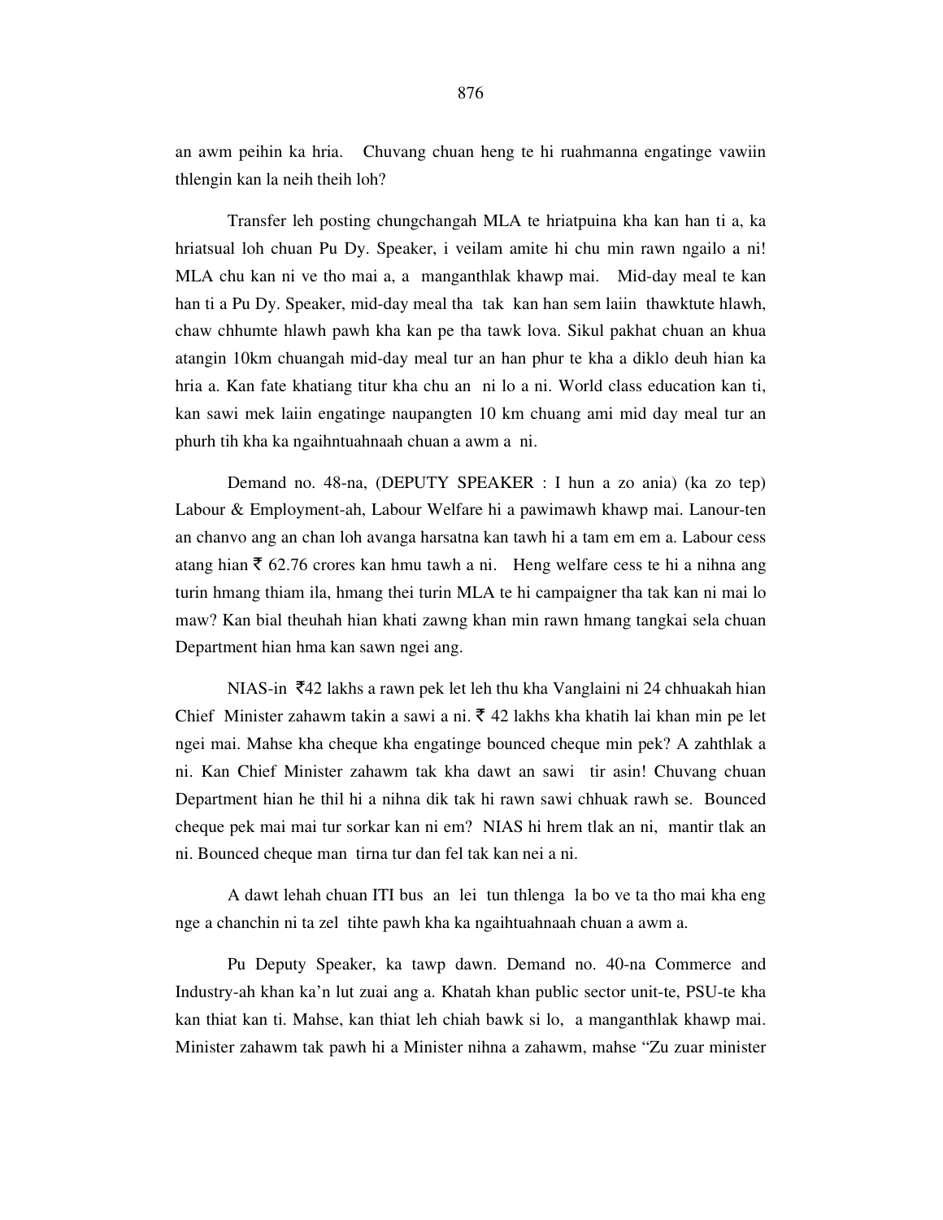an awm peihin ka hria. Chuvang chuan heng te hi ruahmanna engatinge vawiin thlengin kan la neih theih loh?

Transfer leh posting chungchangah MLA te hriatpuina kha kan han ti a, ka hriatsual loh chuan Pu Dy. Speaker, i veilam amite hi chu min rawn ngailo a ni! MLA chu kan ni ve tho mai a, a manganthlak khawp mai. Mid-day meal te kan han ti a Pu Dy. Speaker, mid-day meal tha tak kan han sem laiin thawktute hlawh, chaw chhumte hlawh pawh kha kan pe tha tawk lova. Sikul pakhat chuan an khua atangin 10km chuangah mid-day meal tur an han phur te kha a diklo deuh hian ka hria a. Kan fate khatiang titur kha chu an ni lo a ni. World class education kan ti, kan sawi mek laiin engatinge naupangten 10 km chuang ami mid day meal tur an phurh tih kha ka ngaihntuahnaah chuan a awm a ni.

Demand no. 48-na, (DEPUTY SPEAKER : I hun a zo ania) (ka zo tep) Labour & Employment-ah, Labour Welfare hi a pawimawh khawp mai. Lanour-ten an chanvo ang an chan loh avanga harsatna kan tawh hi a tam em em a. Labour cess atang hian ₹ 62.76 crores kan hmu tawh a ni. Heng welfare cess te hi a nihna ang turin hmang thiam ila, hmang thei turin MLA te hi campaigner tha tak kan ni mai lo maw? Kan bial theuhah hian khati zawng khan min rawn hmang tangkai sela chuan Department hian hma kan sawn ngei ang.

NIAS-in ₹42 lakhs a rawn pek let leh thu kha Vanglaini ni 24 chhuakah hian Chief Minister zahawm takin a sawi a ni. ₹ 42 lakhs kha khatih lai khan min pe let ngei mai. Mahse kha cheque kha engatinge bounced cheque min pek? A zahthlak a ni. Kan Chief Minister zahawm tak kha dawt an sawi tir asin! Chuvang chuan Department hian he thil hi a nihna dik tak hi rawn sawi chhuak rawh se. Bounced cheque pek mai mai tur sorkar kan ni em? NIAS hi hrem tlak an ni, mantir tlak an ni. Bounced cheque man tirna tur dan fel tak kan nei a ni.

A dawt lehah chuan ITI bus an lei tun thlenga la bo ve ta tho mai kha eng nge a chanchin ni ta zel tihte pawh kha ka ngaihtuahnaah chuan a awm a.

Pu Deputy Speaker, ka tawp dawn. Demand no. 40-na Commerce and Industry-ah khan ka'n lut zuai ang a. Khatah khan public sector unit-te, PSU-te kha kan thiat kan ti. Mahse, kan thiat leh chiah bawk si lo, a manganthlak khawp mai. Minister zahawm tak pawh hi a Minister nihna a zahawm, mahse "Zu zuar minister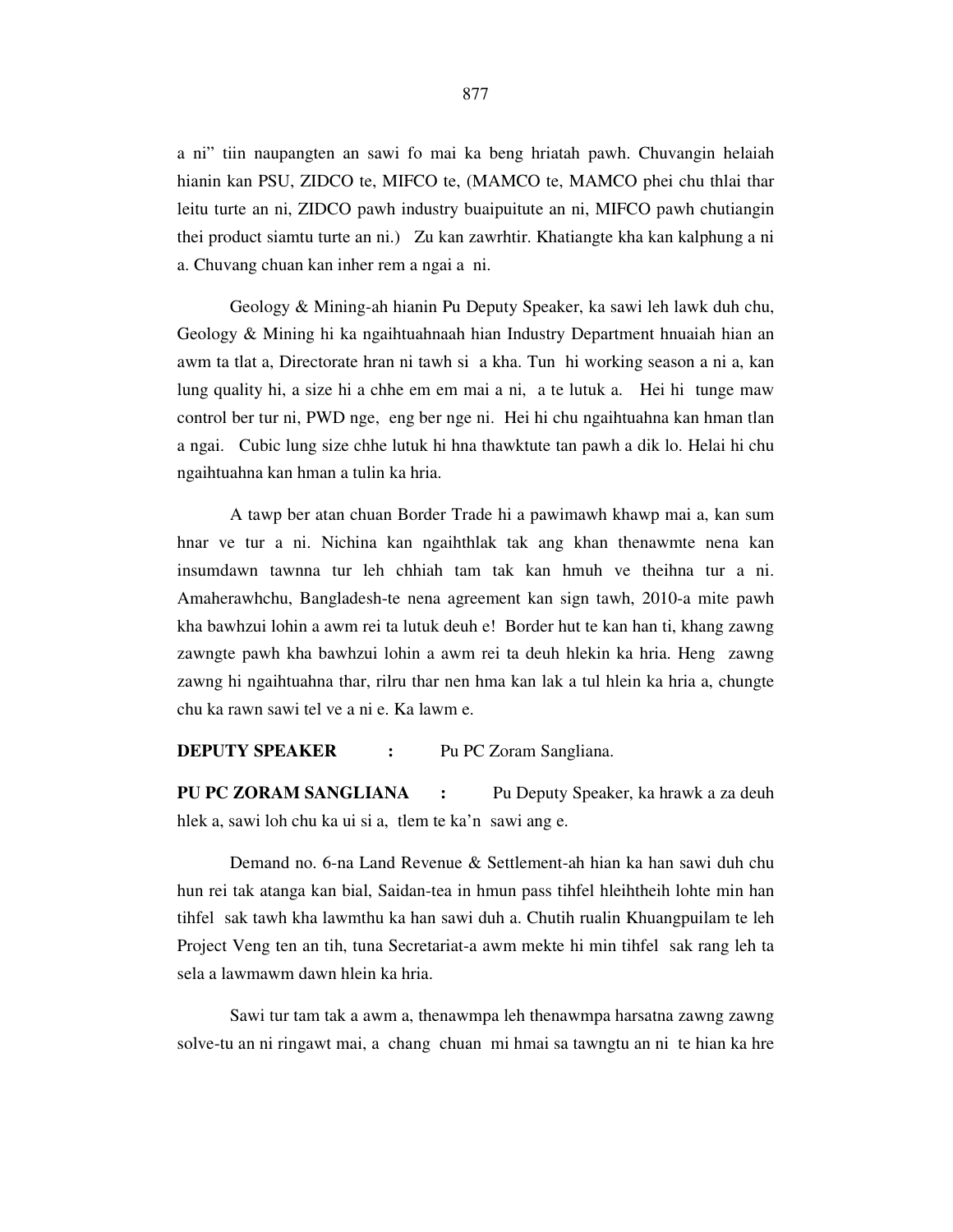a ni" tiin naupangten an sawi fo mai ka beng hriatah pawh. Chuvangin helaiah hianin kan PSU, ZIDCO te, MIFCO te, (MAMCO te, MAMCO phei chu thlai thar leitu turte an ni, ZIDCO pawh industry buaipuitute an ni, MIFCO pawh chutiangin thei product siamtu turte an ni.) Zu kan zawrhtir. Khatiangte kha kan kalphung a ni a. Chuvang chuan kan inher rem a ngai a ni.

Geology & Mining-ah hianin Pu Deputy Speaker, ka sawi leh lawk duh chu, Geology & Mining hi ka ngaihtuahnaah hian Industry Department hnuaiah hian an awm ta tlat a, Directorate hran ni tawh si a kha. Tun hi working season a ni a, kan lung quality hi, a size hi a chhe em em mai a ni, a te lutuk a. Hei hi tunge maw control ber tur ni, PWD nge, eng ber nge ni. Hei hi chu ngaihtuahna kan hman tlan a ngai. Cubic lung size chhe lutuk hi hna thawktute tan pawh a dik lo. Helai hi chu ngaihtuahna kan hman a tulin ka hria.

A tawp ber atan chuan Border Trade hi a pawimawh khawp mai a, kan sum hnar ve tur a ni. Nichina kan ngaihthlak tak ang khan thenawmte nena kan insumdawn tawnna tur leh chhiah tam tak kan hmuh ve theihna tur a ni. Amaherawhchu, Bangladesh-te nena agreement kan sign tawh, 2010-a mite pawh kha bawhzui lohin a awm rei ta lutuk deuh e! Border hut te kan han ti, khang zawng zawngte pawh kha bawhzui lohin a awm rei ta deuh hlekin ka hria. Heng zawng zawng hi ngaihtuahna thar, rilru thar nen hma kan lak a tul hlein ka hria a, chungte chu ka rawn sawi tel ve a ni e. Ka lawm e.

**DEPUTY SPEAKER :** Pu PC Zoram Sangliana.

**PU PC ZORAM SANGLIANA :** Pu Deputy Speaker, ka hrawk a za deuh hlek a, sawi loh chu ka ui si a, tlem te ka'n sawi ang e.

Demand no. 6-na Land Revenue & Settlement-ah hian ka han sawi duh chu hun rei tak atanga kan bial, Saidan-tea in hmun pass tihfel hleihtheih lohte min han tihfel sak tawh kha lawmthu ka han sawi duh a. Chutih rualin Khuangpuilam te leh Project Veng ten an tih, tuna Secretariat-a awm mekte hi min tihfel sak rang leh ta sela a lawmawm dawn hlein ka hria.

Sawi tur tam tak a awm a, thenawmpa leh thenawmpa harsatna zawng zawng solve-tu an ni ringawt mai, a chang chuan mi hmai sa tawngtu an ni te hian ka hre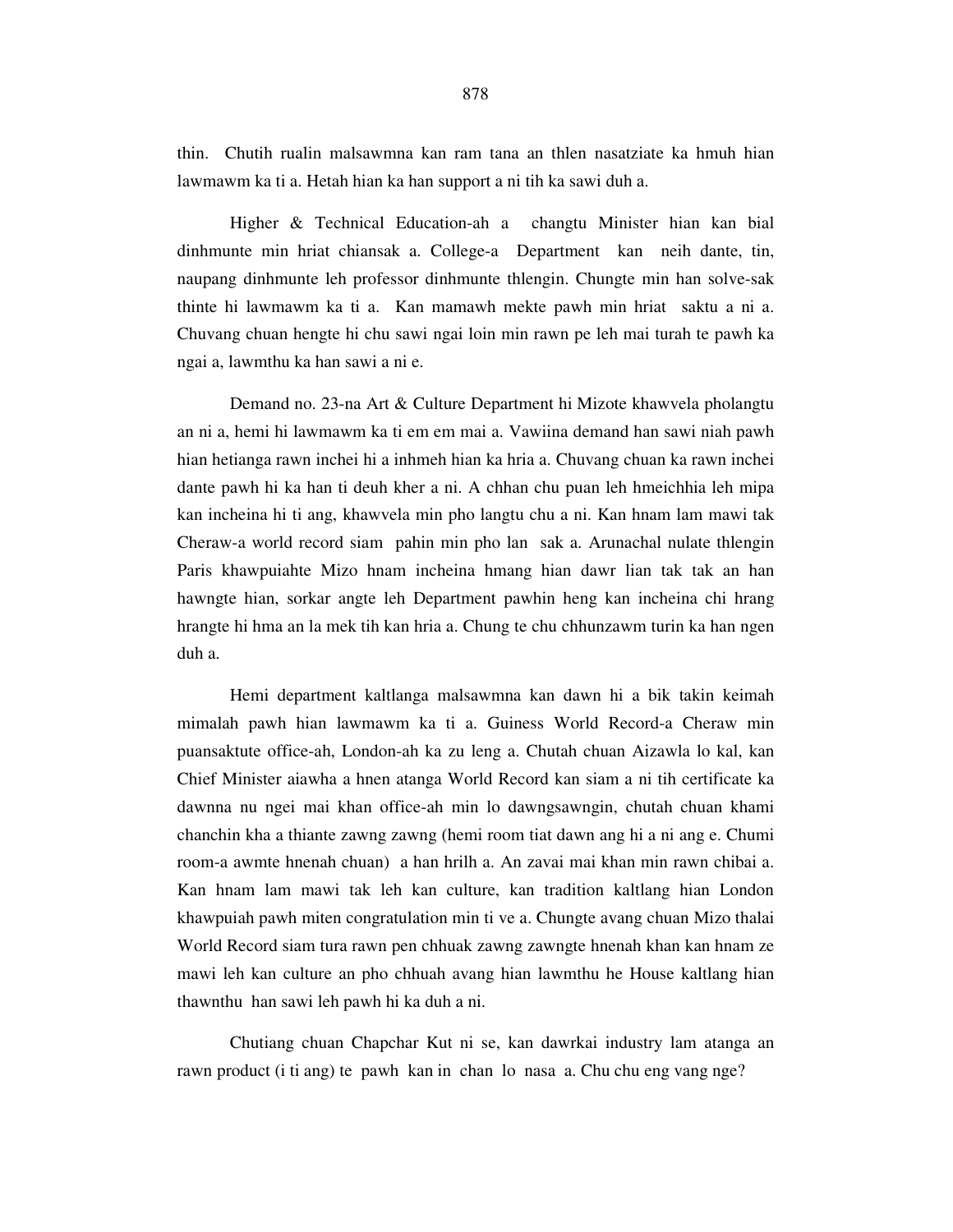thin. Chutih rualin malsawmna kan ram tana an thlen nasatziate ka hmuh hian lawmawm ka ti a. Hetah hian ka han support a ni tih ka sawi duh a.

Higher & Technical Education-ah a changtu Minister hian kan bial dinhmunte min hriat chiansak a. College-a Department kan neih dante, tin, naupang dinhmunte leh professor dinhmunte thlengin. Chungte min han solve-sak thinte hi lawmawm ka ti a. Kan mamawh mekte pawh min hriat saktu a ni a. Chuvang chuan hengte hi chu sawi ngai loin min rawn pe leh mai turah te pawh ka ngai a, lawmthu ka han sawi a ni e.

Demand no. 23-na Art & Culture Department hi Mizote khawvela pholangtu an ni a, hemi hi lawmawm ka ti em em mai a. Vawiina demand han sawi niah pawh hian hetianga rawn inchei hi a inmeh hian ka hria a. Chuvang chuan ka rawn inchei dante pawh hi ka han ti deuh kher a ni. A chhan chu puan leh hmeichhia leh mipa kan incheina hi ti ang, khawvela min pho langtu chu a ni. Kan hnam lam mawi tak Cheraw-a world record siam pahin min pho lan sak a. Arunachal nulate thlengin Paris khawpuiahte Mizo hnam incheina hmang hian dawr lian tak tak an han hawngte hian, sorkar angte leh Department pawhin heng kan incheina chi hrang hrangte hi hma an la mek tih kan hria a. Chung te chu chhunzawm turin ka han ngen duh a.

Hemi department kaltlanga malsawmna kan dawn hi a bik takin keimah mimalah pawh hian lawmawm ka ti a. Guiness World Record-a Cheraw min puansaktute office-ah, London-ah ka zu leng a. Chutah chuan Aizawla lo kal, kan Chief Minister aiawha a hnen atanga World Record kan siam a ni tih certificate ka dawnna nu ngei mai khan office-ah min lo dawngsawngin, chutah chuan khami chanchin kha a thiante zawng zawng (hemi room tiat dawn ang hi a ni ang e. Chumi room-a awmte hnenah chuan) a han hrilh a. An zavai mai khan min rawn chibai a. Kan hnam lam mawi tak leh kan culture, kan tradition kaltlang hian London khawpuiah pawh miten congratulation min ti ve a. Chungte avang chuan Mizo thalai World Record siam tura rawn pen chhuak zawng zawngte hnenah khan kan hnam ze mawi leh kan culture an pho chhuah avang hian lawmthu he House kaltlang hian thawnthu han sawi leh pawh hi ka duh a ni.

Chutiang chuan Chapchar Kut ni se, kan dawrkai industry lam atanga an rawn product (i ti ang) te pawh kan in chan lo nasa a. Chu chu eng vang nge?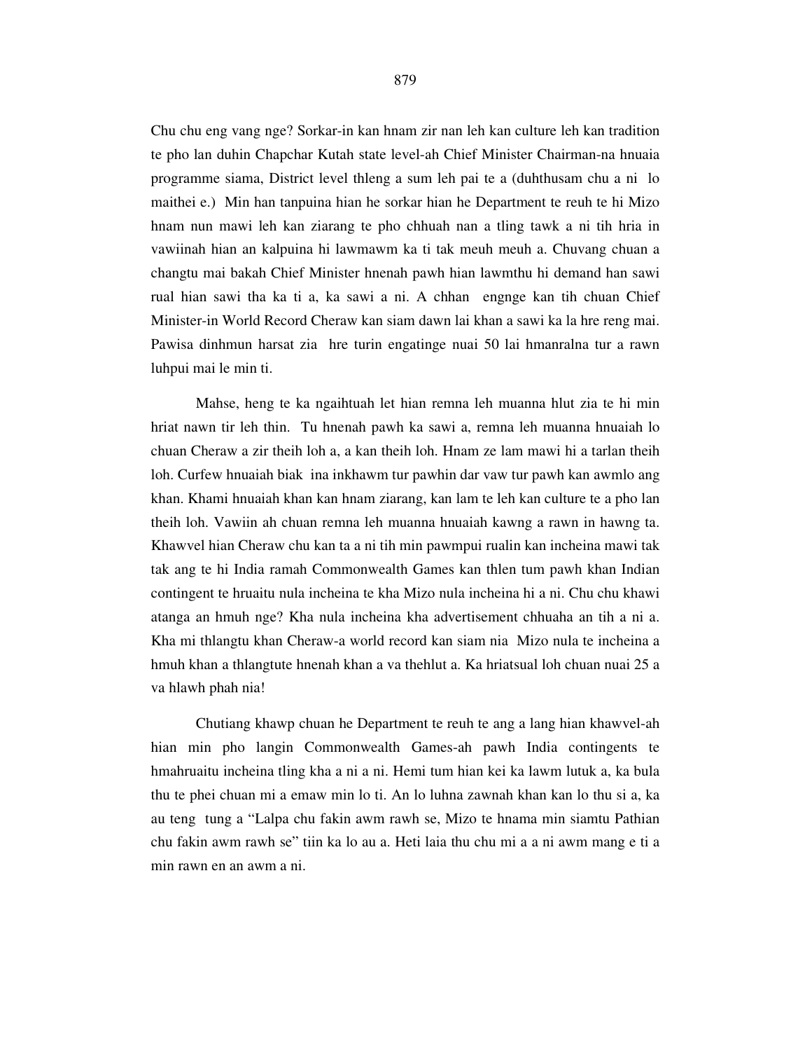Chu chu eng vang nge? Sorkar-in kan hnam zir nan leh kan culture leh kan tradition te pho lan duhin Chapchar Kutah state level-ah Chief Minister Chairman-na hnuaia programme siama, District level thleng a sum leh pai te a (duhthusam chu a ni lo maithei e.) Min han tanpuina hian he sorkar hian he Department te reuh te hi Mizo hnam nun mawi leh kan ziarang te pho chhuah nan a tling tawk a ni tih hria in vawiinah hian an kalpuina hi lawmawm ka ti tak meuh meuh a. Chuvang chuan a changtu mai bakah Chief Minister hnenah pawh hian lawmthu hi demand han sawi rual hian sawi tha ka ti a, ka sawi a ni. A chhan engnge kan tih chuan Chief Minister-in World Record Cheraw kan siam dawn lai khan a sawi ka la hre reng mai. Pawisa dinhmun harsat zia hre turin engatinge nuai 50 lai hmanralna tur a rawn luhpui mai le min ti.

Mahse, heng te ka ngaihtuah let hian remna leh muanna hlut zia te hi min hriat nawn tir leh thin. Tu hnenah pawh ka sawi a, remna leh muanna hnuaiah lo chuan Cheraw a zir theih loh a, a kan theih loh. Hnam ze lam mawi hi a tarlan theih loh. Curfew hnuaiah biak ina inkhawm tur pawhin dar vaw tur pawh kan awmlo ang khan. Khami hnuaiah khan kan hnam ziarang, kan lam te leh kan culture te a pho lan theih loh. Vawiin ah chuan remna leh muanna hnuaiah kawng a rawn in hawng ta. Khawvel hian Cheraw chu kan ta a ni tih min pawmpui rualin kan incheina mawi tak tak ang te hi India ramah Commonwealth Games kan thlen tum pawh khan Indian contingent te hruaitu nula incheina te kha Mizo nula incheina hi a ni. Chu chu khawi atanga an hmuh nge? Kha nula incheina kha advertisement chhuaha an tih a ni a. Kha mi thlangtu khan Cheraw-a world record kan siam nia Mizo nula te incheina a hmuh khan a thlangtute hnenah khan a va thehlut a. Ka hriatsual loh chuan nuai 25 a va hlawh phah nia!

Chutiang khawp chuan he Department te reuh te ang a lang hian khawvel-ah hian min pho langin Commonwealth Games-ah pawh India contingents te hmahruaitu incheina tling kha a ni a ni. Hemi tum hian kei ka lawm lutuk a, ka bula thu te phei chuan mi a emaw min lo ti. An lo luhna zawnnah khan kan lo thu si a, ka au teng tung a "Lalpa chu fakin awm rawh se, Mizo te hnama min siamtu Pathian chu fakin awm rawh se" tiin ka lo au a. Heti laia thu chu mi a a ni awm mang e ti a min rawn en an awm a ni.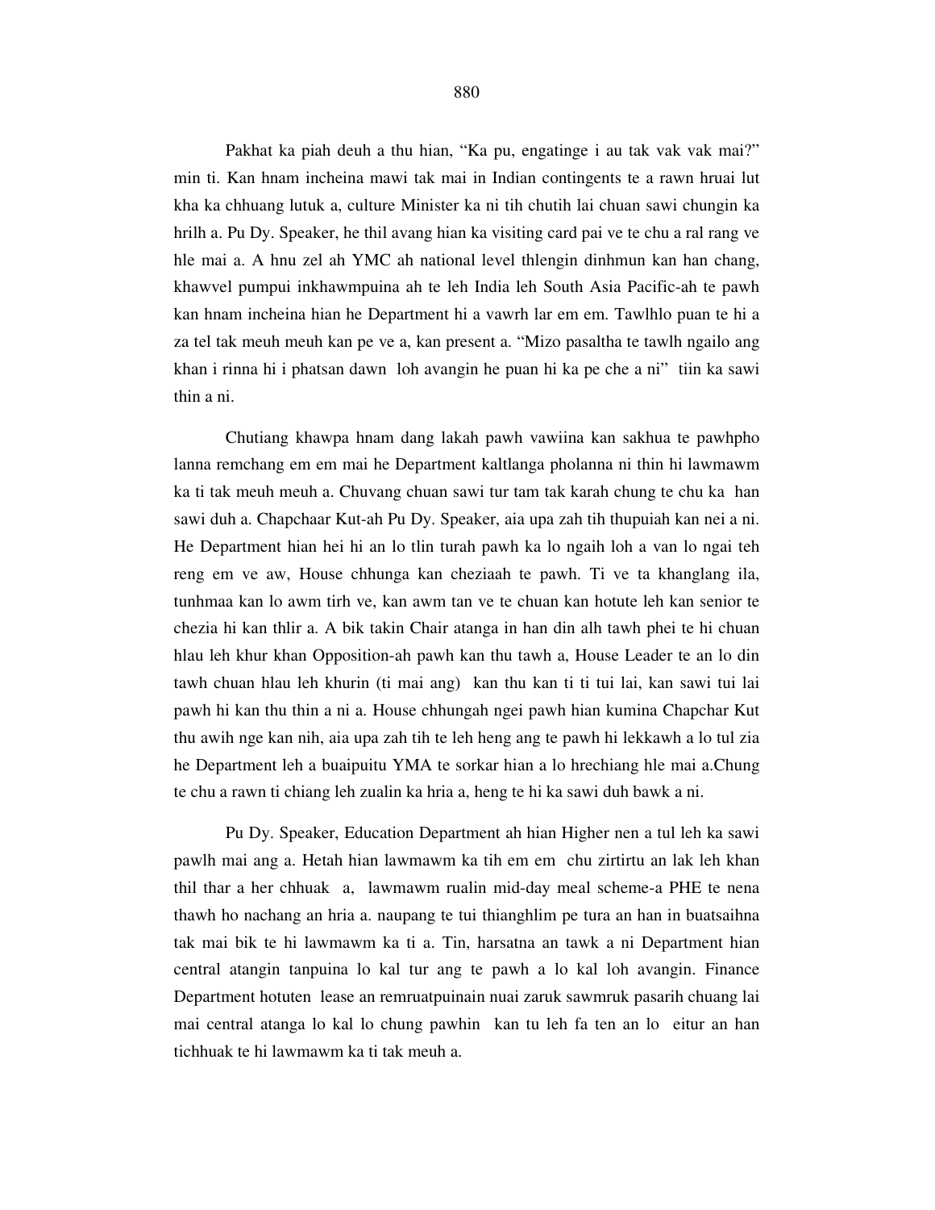Pakhat ka piah deuh a thu hian, "Ka pu, engatinge i au tak vak vak mai?" min ti. Kan hnam incheina mawi tak mai in Indian contingents te a rawn hruai lut kha ka chhuang lutuk a, culture Minister ka ni tih chutih lai chuan sawi chungin ka hrilh a. Pu Dy. Speaker, he thil avang hian ka visiting card pai ve te chu a ral rang ve hle mai a. A hnu zel ah YMC ah national level thlengin dinhmun kan han chang, khawvel pumpui inkhawmpuina ah te leh India leh South Asia Pacific-ah te pawh kan hnam incheina hian he Department hi a vawrh lar em em. Tawlhlo puan te hi a za tel tak meuh meuh kan pe ve a, kan present a. "Mizo pasaltha te tawlh ngailo ang khan i rinna hi i phatsan dawn loh avangin he puan hi ka pe che a ni" tiin ka sawi thin a ni.

Chutiang khawpa hnam dang lakah pawh vawiina kan sakhua te pawhpho lanna remchang em em mai he Department kaltlanga pholanna ni thin hi lawmawm ka ti tak meuh meuh a. Chuvang chuan sawi tur tam tak karah chung te chu ka han sawi duh a. Chapchaar Kut-ah Pu Dy. Speaker, aia upa zah tih thupuiah kan nei a ni. He Department hian hei hi an lo tlin turah pawh ka lo ngaih loh a van lo ngai teh reng em ve aw, House chhunga kan cheziaah te pawh. Ti ve ta khanglang ila, tunhmaa kan lo awm tirh ve, kan awm tan ve te chuan kan hotute leh kan senior te chezia hi kan thlir a. A bik takin Chair atanga in han din alh tawh phei te hi chuan hlau leh khur khan Opposition-ah pawh kan thu tawh a, House Leader te an lo din tawh chuan hlau leh khurin (ti mai ang) kan thu kan ti ti tui lai, kan sawi tui lai pawh hi kan thu thin a ni a. House chhungah ngei pawh hian kumina Chapchar Kut thu awih nge kan nih, aia upa zah tih te leh heng ang te pawh hi lekkawh a lo tul zia he Department leh a buaipuitu YMA te sorkar hian a lo hrechiang hle mai a.Chung te chu a rawn ti chiang leh zualin ka hria a, heng te hi ka sawi duh bawk a ni.

Pu Dy. Speaker, Education Department ah hian Higher nen a tul leh ka sawi pawlh mai ang a. Hetah hian lawmawm ka tih em em chu zirtirtu an lak leh khan thil thar a her chhuak a, lawmawm rualin mid-day meal scheme-a PHE te nena thawh ho nachang an hria a. naupang te tui thianghlim pe tura an han in buatsaihna tak mai bik te hi lawmawm ka ti a. Tin, harsatna an tawk a ni Department hian central atangin tanpuina lo kal tur ang te pawh a lo kal loh avangin. Finance Department hotuten lease an remruatpuinain nuai zaruk sawmruk pasarih chuang lai mai central atanga lo kal lo chung pawhin kan tu leh fa ten an lo eitur an han tichhuak te hi lawmawm ka ti tak meuh a.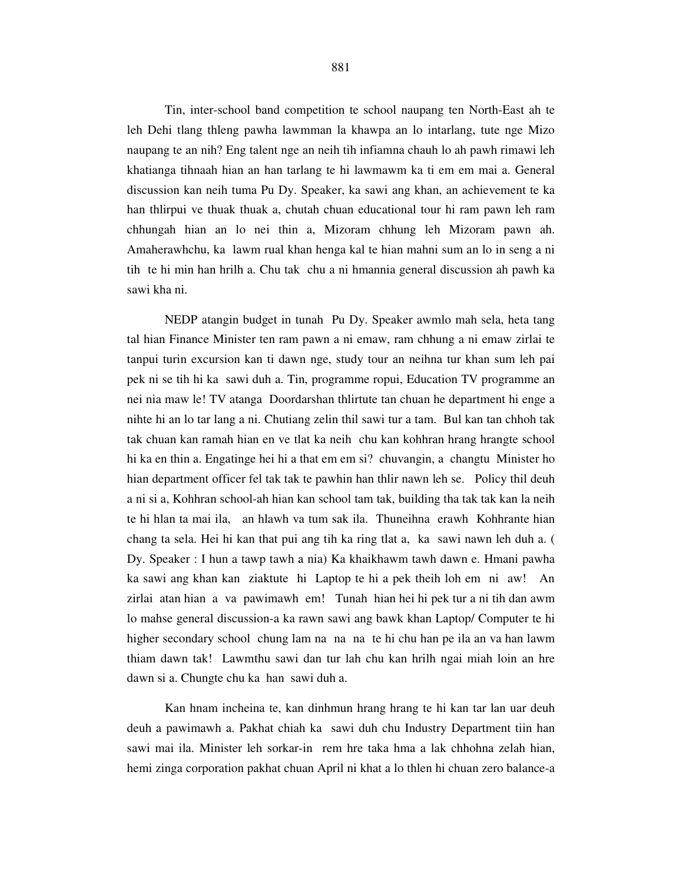Tin, inter-school band competition te school naupang ten North-East ah te leh Dehi tlang thleng pawha lawmman la khawpa an lo intarlang, tute nge Mizo naupang te an nih? Eng talent nge an neih tih infiamna chauh lo ah pawh rimawi leh khatianga tihnaah hian an han tarlang te hi lawmawm ka ti em em mai a. General discussion kan neih tuma Pu Dy. Speaker, ka sawi ang khan, an achievement te ka han thlirpui ve thuak thuak a, chutah chuan educational tour hi ram pawn leh ram chhungah hian an lo nei thin a, Mizoram chhung leh Mizoram pawn ah. Amaherawhchu, ka lawm rual khan henga kal te hian mahni sum an lo in seng a ni tih te hi min han hrilh a. Chu tak chu a ni hmannia general discussion ah pawh ka sawi kha ni.

NEDP atangin budget in tunah Pu Dy. Speaker awmlo mah sela, heta tang tal hian Finance Minister ten ram pawn a ni emaw, ram chhung a ni emaw zirlai te tanpui turin excursion kan ti dawn nge, study tour an neihna tur khan sum leh pai pek ni se tih hi ka sawi duh a. Tin, programme ropui, Education TV programme an nei nia maw le! TV atanga Doordarshan thlirtute tan chuan he department hi enge a nihte hi an lo tar lang a ni. Chutiang zelin thil sawi tur a tam. Bul kan tan chhoh tak tak chuan kan ramah hian en ve tlat ka neih chu kan kohhran hrang hrangte school hi ka en thin a. Engatinge hei hi a that em em si? chuvangin, a changtu Minister ho hian department officer fel tak tak te pawhin han thlir nawn leh se. Policy thil deuh a ni si a, Kohhran school-ah hian kan school tam tak, building tha tak tak kan la neih te hi hlan ta mai ila, an hlawh va tum sak ila. Thuneihna erawh Kohhrante hian chang ta sela. Hei hi kan that pui ang tih ka ring tlat a, ka sawi nawn leh duh a. ( Dy. Speaker : I hun a tawp tawh a nia) Ka khaikhawm tawh dawn e. Hmani pawha ka sawi ang khan kan ziaktute hi Laptop te hi a pek theih loh em ni aw! An zirlai atan hian a va pawimawh em! Tunah hian hei hi pek tur a ni tih dan awm lo mahse general discussion-a ka rawn sawi ang bawk khan Laptop/ Computer te hi higher secondary school chung lam na na na te hi chu han pe ila an va han lawm thiam dawn tak! Lawmthu sawi dan tur lah chu kan hrilh ngai miah loin an hre dawn si a. Chungte chu ka han sawi duh a.

Kan hnam incheina te, kan dinhmun hrang hrang te hi kan tar lan uar deuh deuh a pawimawh a. Pakhat chiah ka sawi duh chu Industry Department tiin han sawi mai ila. Minister leh sorkar-in rem hre taka hma a lak chhohna zelah hian, hemi zinga corporation pakhat chuan April ni khat a lo thlen hi chuan zero balance-a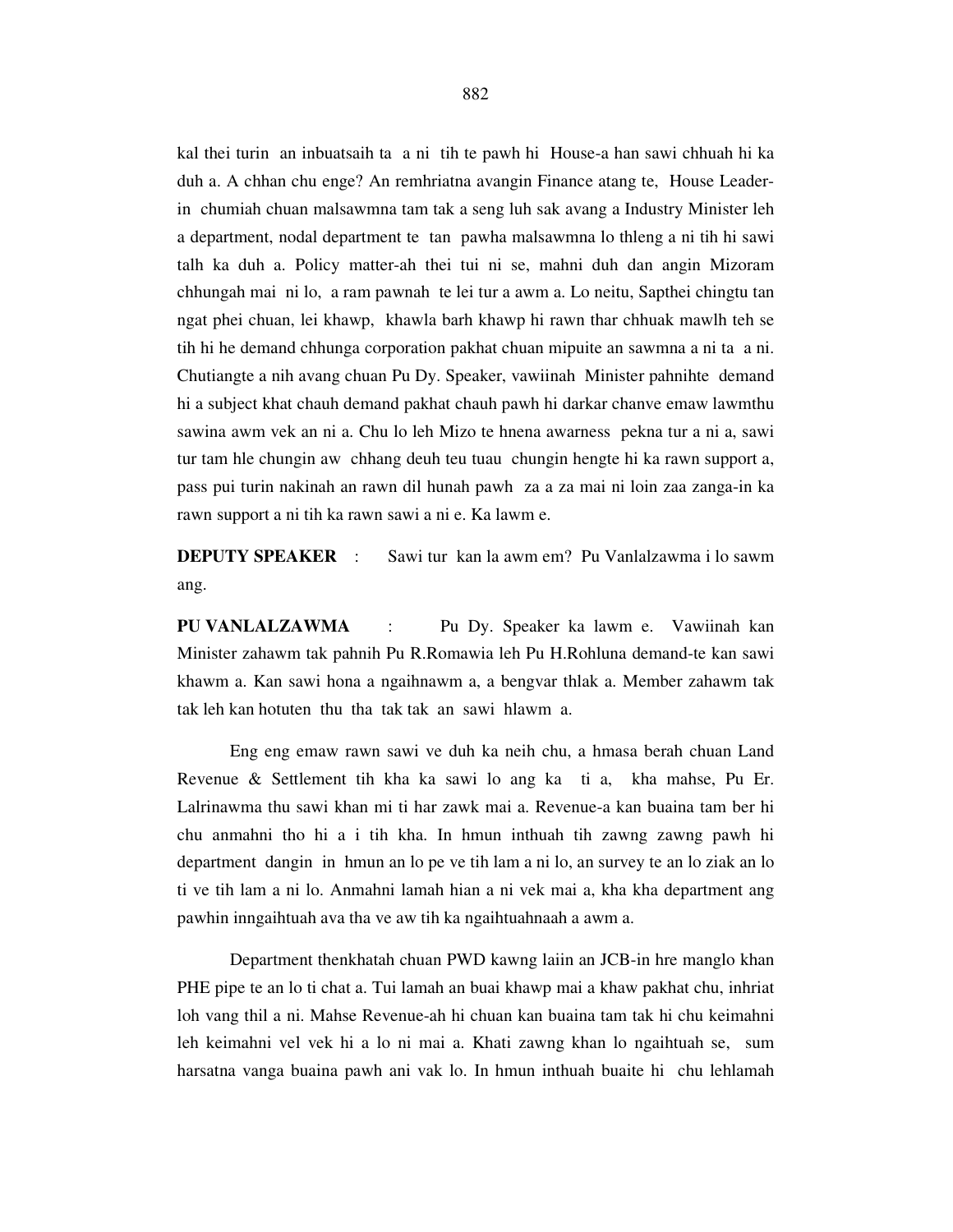kal thei turin an inbuatsaih ta a ni tih te pawh hi House-a han sawi chhuah hi ka duh a. A chhan chu enge? An remhriatna avangin Finance atang te, House Leader-in chumiah chuan malsawmna tam tak a seng luh sak avang a Industry Minister leh a department, nodal department te tan pawha malsawmna lo thleng a ni tih hi sawi talh ka duh a. Policy matter-ah thei tui ni se, mahni duh dan angin Mizoram chhungah mai ni lo, a ram pawnah te lei tur a awm a. Lo neitu, Sapthei chingtu tan ngat phei chuan, lei khawp, khawla barh khawp hi rawn thar chhuak mawlh teh se tih hi he demand chhunga corporation pakhat chuan mipuite an sawmna a ni ta a ni. Chutiangte a nih avang chuan Pu Dy. Speaker, vawiinah Minister pahnihte demand hi a subject khat chauh demand pakhat chauh pawh hi darkar chanve emaw lawmthu sawina awm vek an ni a. Chu lo leh Mizo te hnena awarness pekna tur a ni a, sawi tur tam hle chungin aw chhang deuh teu tuau chungin hengte hi ka rawn support a, pass pui turin nakinah an rawn dil hunah pawh za a za mai ni loin zaa zanga-in ka rawn support a ni tih ka rawn sawi a ni e. Ka lawm e.

**DEPUTY SPEAKER** : Sawi tur kan la awm em? Pu Vanlalzawma i lo sawm ang.

**PU VANLALZAWMA** : Pu Dy. Speaker ka lawm e. Vawiinah kan Minister zahawm tak pahnih Pu R.Romawia leh Pu H.Rohluna demand-te kan sawi khawm a. Kan sawi hona a ngaihnawm a, a bengvar thlak a. Member zahawm tak tak leh kan hotuten thu tha tak tak an sawi hlawm a.

Eng eng emaw rawn sawi ve duh ka neih chu, a hmasa berah chuan Land Revenue & Settlement tih kha ka sawi lo ang ka ti a, kha mahse, Pu Er. Lalrinawma thu sawi khan mi ti har zawk mai a. Revenue-a kan buaina tam ber hi chu anmahni tho hi a i tih kha. In hmun inthuah tih zawng zawng pawh hi department dangin in hmun an lo pe ve tih lam a ni lo, an survey te an lo ziak an lo ti ve tih lam a ni lo. Anmahni lamah hian a ni vek mai a, kha kha department ang pawhin inngaihtuah ava tha ve aw tih ka ngaihtuahnaah a awm a.

Department thenkhatah chuan PWD kawng laiin an JCB-in hre manglo khan PHE pipe te an lo ti chat a. Tui lamah an buai khawp mai a khaw pakhat chu, inhriat loh vang thil a ni. Mahse Revenue-ah hi chuan kan buaina tam tak hi chu keimahni leh keimahni vel vek hi a lo ni mai a. Khati zawng khan lo ngaihtuah se, sum harsatna vanga buaina pawh ani vak lo. In hmun inthuah buaite hi chu lehlamah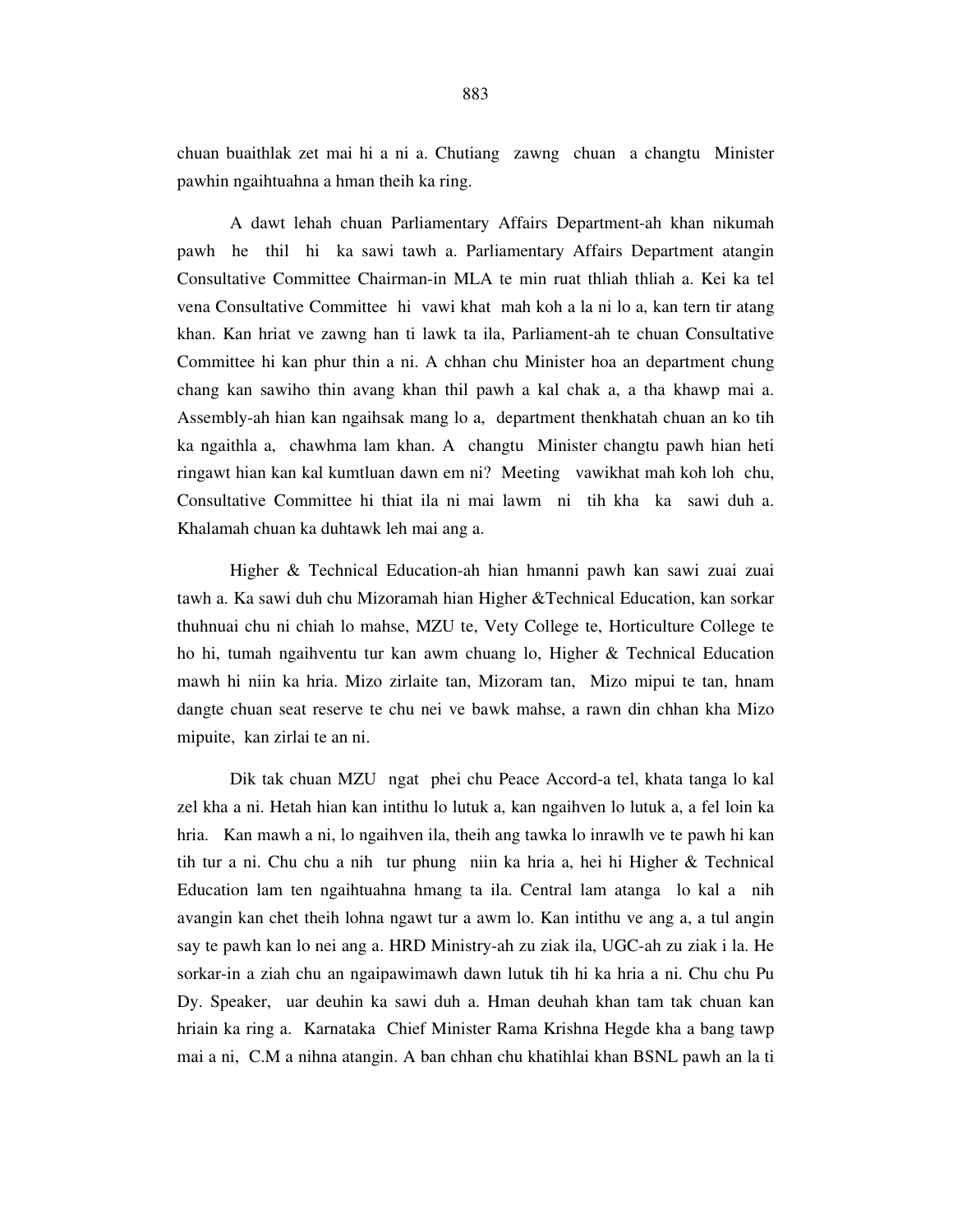chuan buaithlak zet mai hi a ni a. Chutiang zawng chuan a changtu Minister pawhin ngaihtuahna a hman theih ka ring.

A dawt lehah chuan Parliamentary Affairs Department-ah khan nikumah pawh he thil hi ka sawi tawh a. Parliamentary Affairs Department atangin Consultative Committee Chairman-in MLA te min ruat thliah thliah a. Kei ka tel vena Consultative Committee hi vawi khat mah koh a la ni lo a, kan tern tir atang khan. Kan hriat ve zawng han ti lawk ta ila, Parliament-ah te chuan Consultative Committee hi kan phur thin a ni. A chhan chu Minister hoa an department chung chang kan sawiho thin avang khan thil pawh a kal chak a, a tha khawp mai a. Assembly-ah hian kan ngaihsak mang lo a, department thenkhatah chuan an ko tih ka ngaithla a, chawhma lam khan. A changtu Minister changtu pawh hian heti ringawt hian kan kal kumtluan dawn em ni? Meeting vawikhat mah koh loh chu, Consultative Committee hi thiat ila ni mai lawm ni tih kha ka sawi duh a. Khalamah chuan ka duhtawk leh mai ang a.

Higher & Technical Education-ah hian hmanni pawh kan sawi zuai zuai tawh a. Ka sawi duh chu Mizoramah hian Higher &Technical Education, kan sorkar thuhnuai chu ni chiah lo mahse, MZU te, Vety College te, Horticulture College te ho hi, tumah ngaihventu tur kan awm chuang lo, Higher & Technical Education mawh hi niin ka hria. Mizo zirlaite tan, Mizoram tan, Mizo mipui te tan, hnam dangte chuan seat reserve te chu nei ve bawk mahse, a rawn din chhan kha Mizo mipuite, kan zirlai te an ni.

Dik tak chuan MZU ngat phei chu Peace Accord-a tel, khata tanga lo kal zel kha a ni. Hetah hian kan intithu lo lutuk a, kan ngaihven lo lutuk a, a fel loin ka hria. Kan mawh a ni, lo ngaihven ila, theih ang tawka lo inrawlh ve te pawh hi kan tih tur a ni. Chu chu a nih tur phung niin ka hria a, hei hi Higher & Technical Education lam ten ngaihtuahna hmang ta ila. Central lam atanga lo kal a nih avangin kan chet theih lohna ngawt tur a awm lo. Kan intithu ve ang a, a tul angin say te pawh kan lo nei ang a. HRD Ministry-ah zu ziak ila, UGC-ah zu ziak i la. He sorkar-in a ziah chu an ngaipawimawh dawn lutuk tih hi ka hria a ni. Chu chu Pu Dy. Speaker, uar deuhin ka sawi duh a. Hman deuhah khan tam tak chuan kan hriain ka ring a. Karnataka Chief Minister Rama Krishna Hegde kha a bang tawp mai a ni, C.M a nihna atangin. A ban chhan chu khatihlai khan BSNL pawh an la ti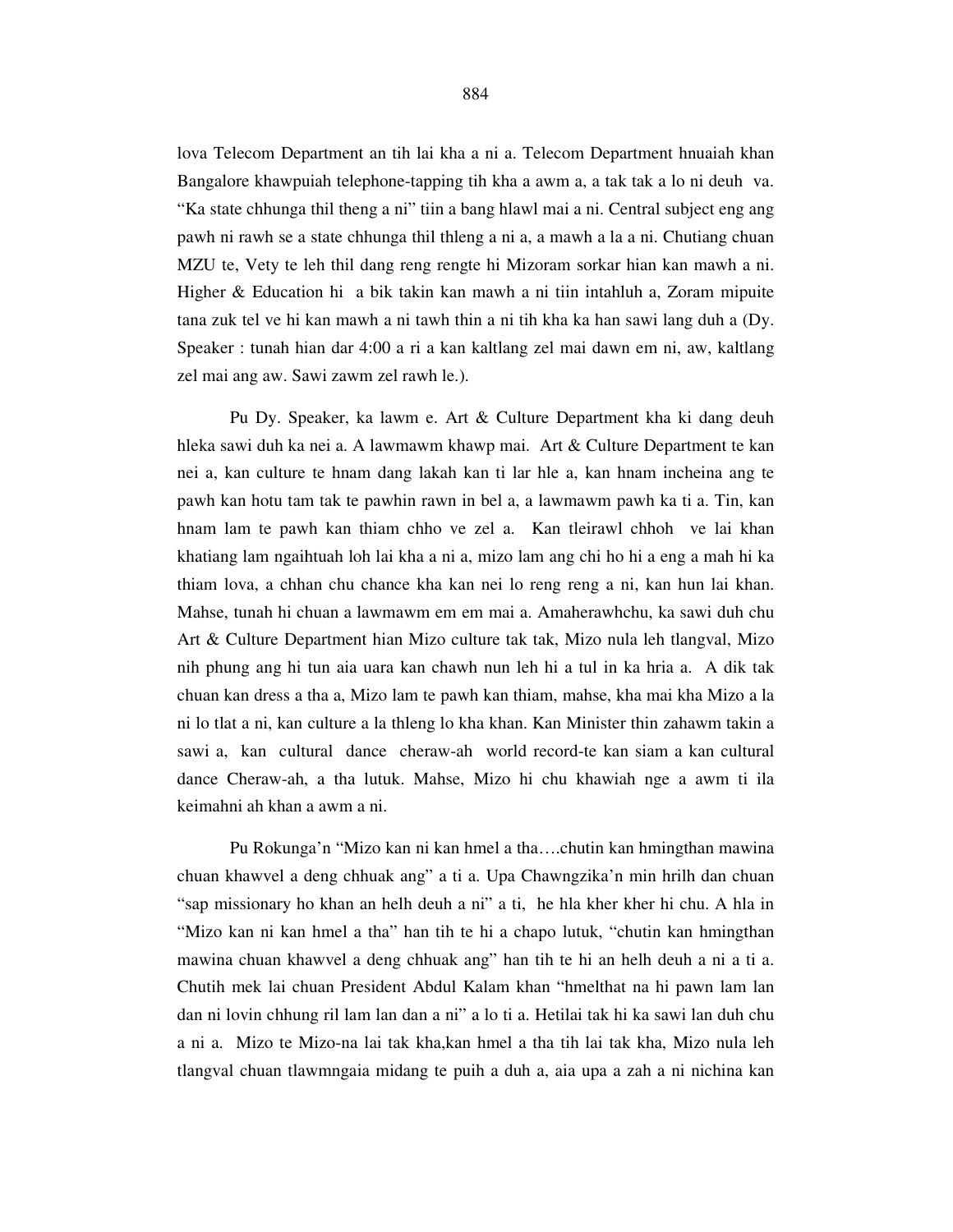lova Telecom Department an tih lai kha a ni a. Telecom Department hnuaiah khan Bangalore khawpuiah telephone-tapping tih kha a awm a, a tak tak a lo ni deuh va. "Ka state chhunga thil theng a ni" tiin a bang hlawl mai a ni. Central subject eng ang pawh ni rawh se a state chhunga thil thleng a ni a, a mawh a la a ni. Chutiang chuan MZU te, Vety te leh thil dang reng rengte hi Mizoram sorkar hian kan mawh a ni. Higher & Education hi a bik takin kan mawh a ni tiin intahluh a, Zoram mipuite tana zuk tel ve hi kan mawh a ni tawh thin a ni tih kha ka han sawi lang duh a (Dy. Speaker : tunah hian dar 4:00 a ri a kan kaltlang zel mai dawn em ni, aw, kaltlang zel mai ang aw. Sawi zawm zel rawh le.).

Pu Dy. Speaker, ka lawm e. Art & Culture Department kha ki dang deuh hleka sawi duh ka nei a. A lawmawm khawp mai. Art & Culture Department te kan nei a, kan culture te hnam dang lakah kan ti lar hle a, kan hnam incheina ang te pawh kan hotu tam tak te pawhin rawn in bel a, a lawmawm pawh ka ti a. Tin, kan hnam lam te pawh kan thiam chho ve zel a. Kan tleirawl chhoh ve lai khan khatiang lam ngaihtuah loh lai kha a ni a, mizo lam ang chi ho hi a eng a mah hi ka thiam lova, a chhan chu chance kha kan nei lo reng reng a ni, kan hun lai khan. Mahse, tunah hi chuan a lawmawm em em mai a. Amaherawhchu, ka sawi duh chu Art & Culture Department hian Mizo culture tak tak, Mizo nula leh tlangval, Mizo nih phung ang hi tun aia uara kan chawh nun leh hi a tul in ka hria a. A dik tak chuan kan dress a tha a, Mizo lam te pawh kan thiam, mahse, kha mai kha Mizo a la ni lo tlat a ni, kan culture a la thleng lo kha khan. Kan Minister thin zahawm takin a sawi a, kan cultural dance cheraw-ah world record-te kan siam a kan cultural dance Cheraw-ah, a tha lutuk. Mahse, Mizo hi chu khawiah nge a awm ti ila keimahni ah khan a awm a ni.

Pu Rokunga'n "Mizo kan ni kan hmel a tha….chutin kan hmingthan mawina chuan khawvel a deng chhuak ang" a ti a. Upa Chawngzika'n min hrilh dan chuan "sap missionary ho khan an helh deuh a ni" a ti, he hla kher kher hi chu. A hla in "Mizo kan ni kan hmel a tha" han tih te hi a chapo lutuk, "chutin kan hmingthan mawina chuan khawvel a deng chhuak ang" han tih te hi an helh deuh a ni a ti a. Chutih mek lai chuan President Abdul Kalam khan "hmelthat na hi pawn lam lan dan ni lovin chhung ril lam lan dan a ni" a lo ti a. Hetilai tak hi ka sawi lan duh chu a ni a. Mizo te Mizo-na lai tak kha,kan hmel a tha tih lai tak kha, Mizo nula leh tlangval chuan tlawmngaia midang te puih a duh a, aia upa a zah a ni nichina kan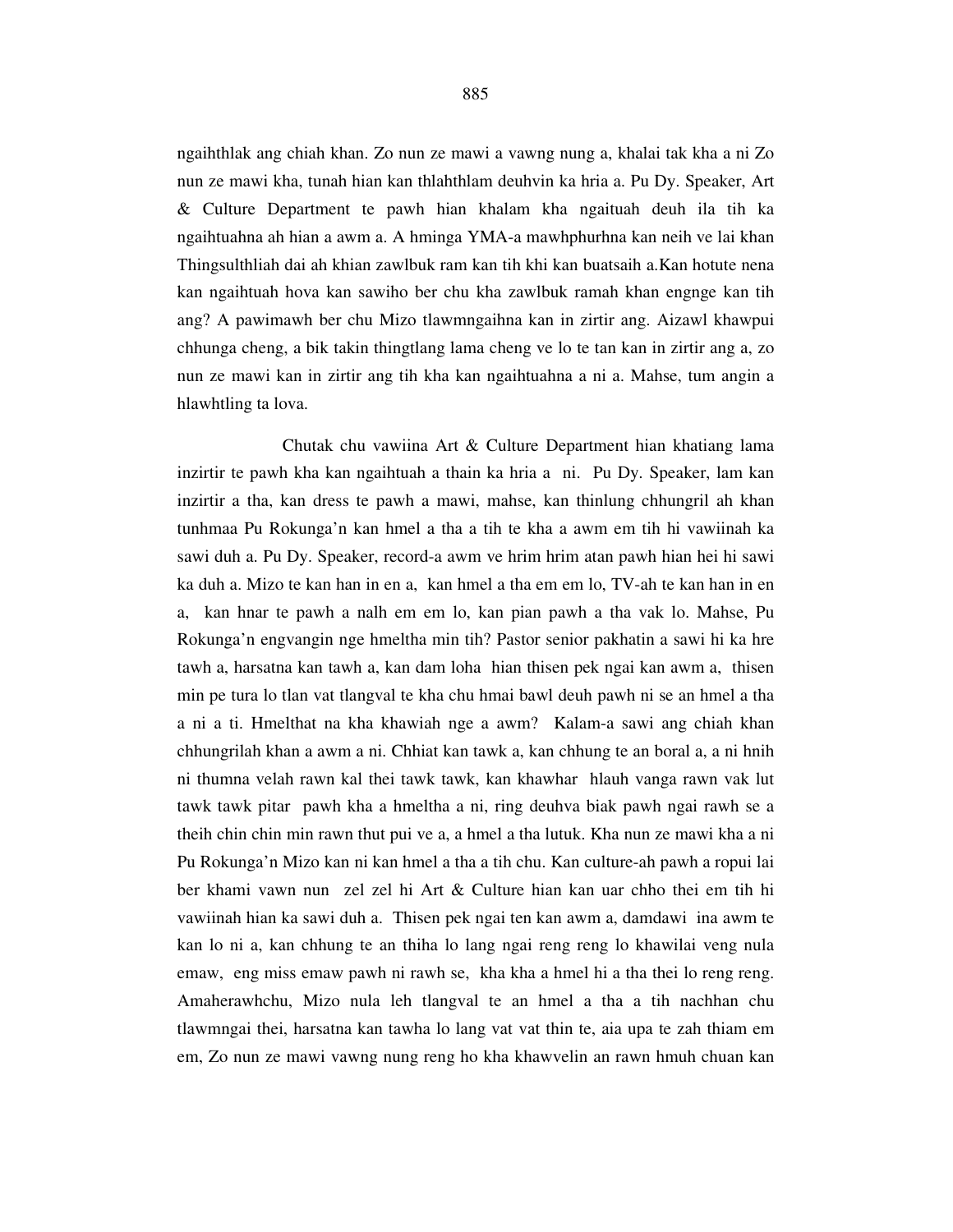ngaihthlak ang chiah khan. Zo nun ze mawi a vawng nung a, khalai tak kha a ni Zo nun ze mawi kha, tunah hian kan thlahthlam deuhvin ka hria a. Pu Dy. Speaker, Art & Culture Department te pawh hian khalam kha ngaituah deuh ila tih ka ngaihtuahna ah hian a awm a. A hminga YMA-a mawhphurhna kan neih ve lai khan Thingsulthliah dai ah khian zawlbuk ram kan tih khi kan buatsaih a.Kan hotute nena kan ngaihtuah hova kan sawiho ber chu kha zawlbuk ramah khan engnge kan tih ang? A pawimawh ber chu Mizo tlawmngaihna kan in zirtir ang. Aizawl khawpui chhunga cheng, a bik takin thingtlang lama cheng ve lo te tan kan in zirtir ang a, zo nun ze mawi kan in zirtir ang tih kha kan ngaihtuahna a ni a. Mahse, tum angin a hlawhtling ta lova.

Chutak chu vawiina Art & Culture Department hian khatiang lama inzirtir te pawh kha kan ngaihtuah a thain ka hria a ni. Pu Dy. Speaker, lam kan inzirtir a tha, kan dress te pawh a mawi, mahse, kan thinlung chhungril ah khan tunhmaa Pu Rokunga'n kan hmel a tha a tih te kha a awm em tih hi vawiinah ka sawi duh a. Pu Dy. Speaker, record-a awm ve hrim hrim atan pawh hian hei hi sawi ka duh a. Mizo te kan han in en a, kan hmel a tha em em lo, TV-ah te kan han in en a, kan hnar te pawh a nalh em em lo, kan pian pawh a tha vak lo. Mahse, Pu Rokunga'n engvangin nge hmeltha min tih? Pastor senior pakhatin a sawi hi ka hre tawh a, harsatna kan tawh a, kan dam loha hian thisen pek ngai kan awm a, thisen min pe tura lo tlan vat tlangval te kha chu hmai bawl deuh pawh ni se an hmel a tha a ni a ti. Hmelthat na kha khawiah nge a awm? Kalam-a sawi ang chiah khan chhungrilah khan a awm a ni. Chhiat kan tawk a, kan chhung te an boral a, a ni hnih ni thumna velah rawn kal thei tawk tawk, kan khawhar hlauh vanga rawn vak lut tawk tawk pitar pawh kha a hmeltha a ni, ring deuhva biak pawh ngai rawh se a theih chin chin min rawn thut pui ve a, a hmel a tha lutuk. Kha nun ze mawi kha a ni Pu Rokunga'n Mizo kan ni kan hmel a tha a tih chu. Kan culture-ah pawh a ropui lai ber khami vawn nun zel zel hi Art & Culture hian kan uar chho thei em tih hi vawiinah hian ka sawi duh a. Thisen pek ngai ten kan awm a, damdawi ina awm te kan lo ni a, kan chhung te an thiha lo lang ngai reng reng lo khawilai veng nula emaw, eng miss emaw pawh ni rawh se, kha kha a hmel hi a tha thei lo reng reng. Amaherawhchu, Mizo nula leh tlangval te an hmel a tha a tih nachhan chu tlawmngai thei, harsatna kan tawha lo lang vat vat thin te, aia upa te zah thiam em em, Zo nun ze mawi vawng nung reng ho kha khawvelin an rawn hmuh chuan kan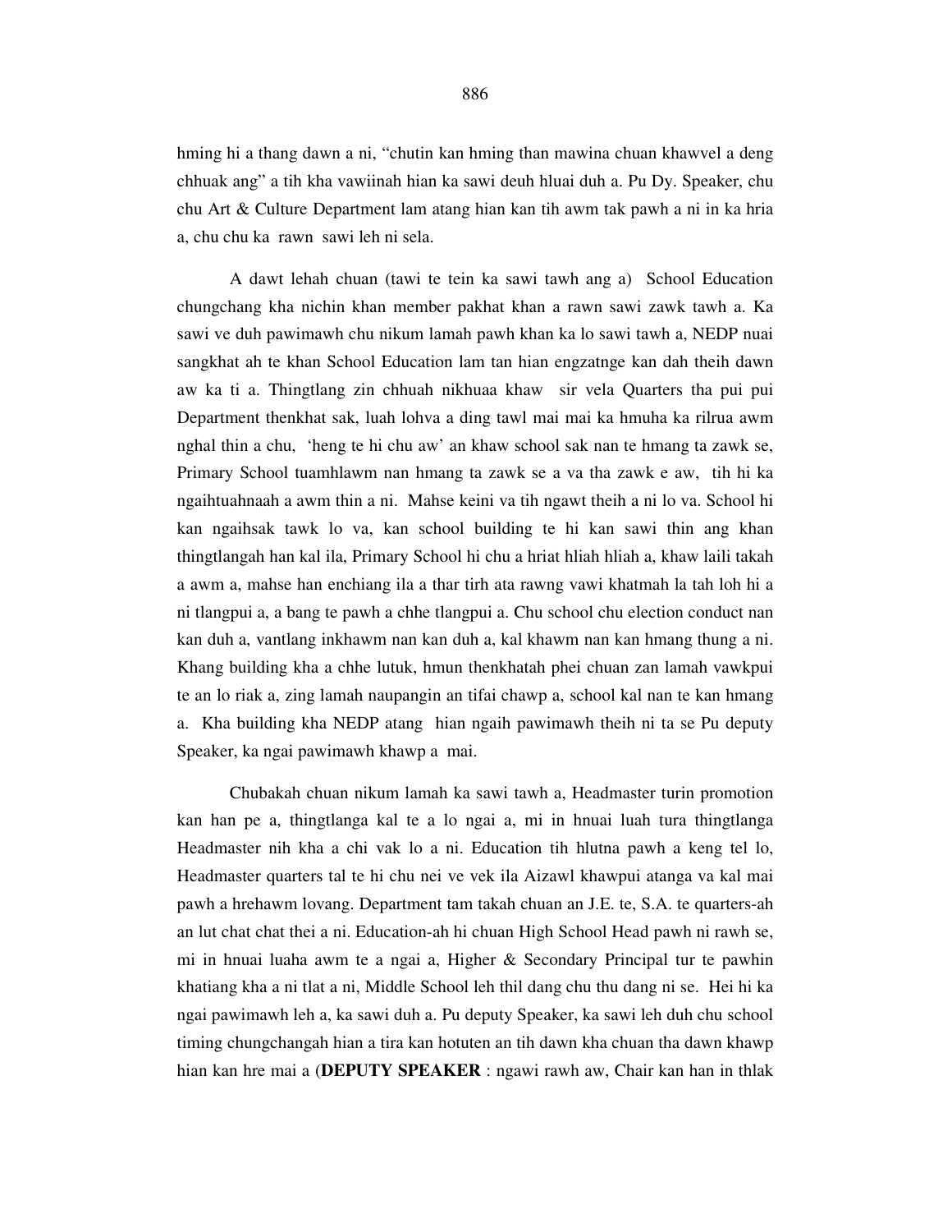hming hi a thang dawn a ni, "chutin kan hming than mawina chuan khawvel a deng chhuak ang" a tih kha vawiinah hian ka sawi deuh hluai duh a. Pu Dy. Speaker, chu chu Art & Culture Department lam atang hian kan tih awm tak pawh a ni in ka hria a, chu chu ka rawn sawi leh ni sela.

A dawt lehah chuan (tawi te tein ka sawi tawh ang a) School Education chungchang kha nichin khan member pakhat khan a rawn sawi zawk tawh a. Ka sawi ve duh pawimawh chu nikum lamah pawh khan ka lo sawi tawh a, NEDP nuai sangkhat ah te khan School Education lam tan hian engzatnge kan dah theih dawn aw ka ti a. Thingtlang zin chhuah nikhuaa khaw sir vela Quarters tha pui pui Department thenkhat sak, luah lohva a ding tawl mai mai ka hmuha ka rilrua awm nghal thin a chu, 'heng te hi chu aw' an khaw school sak nan te hmang ta zawk se, Primary School tuamhlawm nan hmang ta zawk se a va tha zawk e aw, tih hi ka ngaihtuahnaah a awm thin a ni. Mahse keini va tih ngawt theih a ni lo va. School hi kan ngaihsak tawk lo va, kan school building te hi kan sawi thin ang khan thingtlangah han kal ila, Primary School hi chu a hriat hliah hliah a, khaw laili takah a awm a, mahse han enchiang ila a thar tirh ata rawng vawi khatmah la tah loh hi a ni tlangpui a, a bang te pawh a chhe tlangpui a. Chu school chu election conduct nan kan duh a, vantlang inkhawm nan kan duh a, kal khawm nan kan hmang thung a ni. Khang building kha a chhe lutuk, hmun thenkhatah phei chuan zan lamah vawkpui te an lo riak a, zing lamah naupangin an tifai chawp a, school kal nan te kan hmang a. Kha building kha NEDP atang hian ngaih pawimawh theih ni ta se Pu deputy Speaker, ka ngai pawimawh khawp a mai.

Chubakah chuan nikum lamah ka sawi tawh a, Headmaster turin promotion kan han pe a, thingtlanga kal te a lo ngai a, mi in hnuai luah tura thingtlanga Headmaster nih kha a chi vak lo a ni. Education tih hlutna pawh a keng tel lo, Headmaster quarters tal te hi chu nei ve vek ila Aizawl khawpui atanga va kal mai pawh a hrehawm lovang. Department tam takah chuan an J.E. te, S.A. te quarters-ah an lut chat chat thei a ni. Education-ah hi chuan High School Head pawh ni rawh se, mi in hnuai luaha awm te a ngai a, Higher & Secondary Principal tur te pawhin khatiang kha a ni tlat a ni, Middle School leh thil dang chu thu dang ni se. Hei hi ka ngai pawimawh leh a, ka sawi duh a. Pu deputy Speaker, ka sawi leh duh chu school timing chungchangah hian a tira kan hotuten an tih dawn kha chuan tha dawn khawp hian kan hre mai a (**DEPUTY SPEAKER** : ngawi rawh aw, Chair kan han in thlak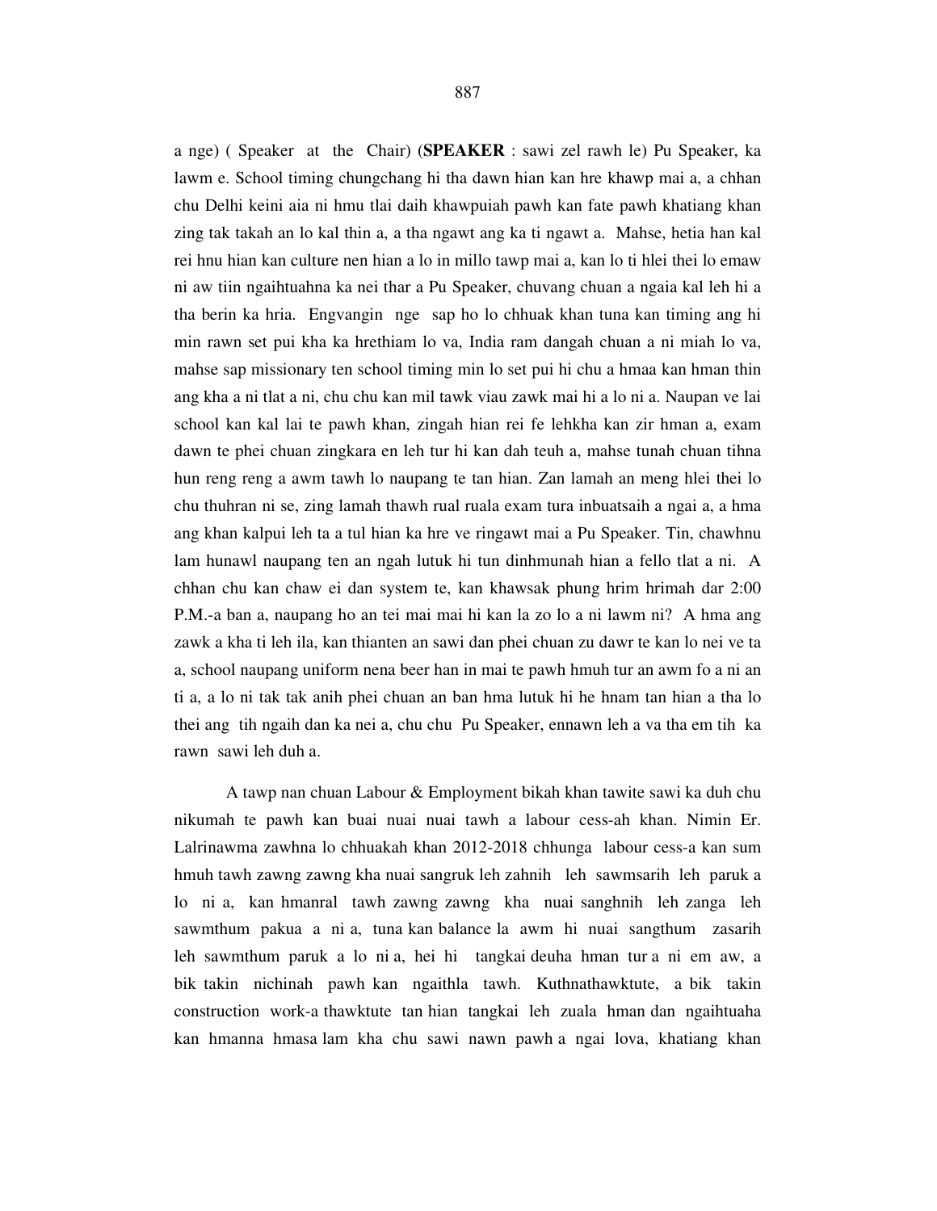a nge) ( Speaker at the Chair) (**SPEAKER** : sawi zel rawh le) Pu Speaker, ka lawm e. School timing chungchang hi tha dawn hian kan hre khawp mai a, a chhan chu Delhi keini aia ni hmu tlai daih khawpuiah pawh kan fate pawh khatiang khan zing tak takah an lo kal thin a, a tha ngawt ang ka ti ngawt a. Mahse, hetia han kal rei hnu hian kan culture nen hian a lo in millo tawp mai a, kan lo ti hlei thei lo emaw ni aw tiin ngaihtuahna ka nei thar a Pu Speaker, chuvang chuan a ngaia kal leh hi a tha berin ka hria. Engvangin nge sap ho lo chhuak khan tuna kan timing ang hi min rawn set pui kha ka hrethiam lo va, India ram dangah chuan a ni miah lo va, mahse sap missionary ten school timing min lo set pui hi chu a hmaa kan hman thin ang kha a ni tlat a ni, chu chu kan mil tawk viau zawk mai hi a lo ni a. Naupan ve lai school kan kal lai te pawh khan, zingah hian rei fe lehkha kan zir hman a, exam dawn te phei chuan zingkara en leh tur hi kan dah teuh a, mahse tunah chuan tihna hun reng reng a awm tawh lo naupang te tan hian. Zan lamah an meng hlei thei lo chu thuhran ni se, zing lamah thawh rual ruala exam tura inbuatsaih a ngai a, a hma ang khan kalpui leh ta a tul hian ka hre ve ringawt mai a Pu Speaker. Tin, chawhnu lam hunawl naupang ten an ngah lutuk hi tun dinhmunah hian a fello tlat a ni. A chhan chu kan chaw ei dan system te, kan khawsak phung hrim hrimah dar 2:00 P.M.-a ban a, naupang ho an tei mai mai hi kan la zo lo a ni lawm ni? A hma ang zawk a kha ti leh ila, kan thianten an sawi dan phei chuan zu dawr te kan lo nei ve ta a, school naupang uniform nena beer han in mai te pawh hmuh tur an awm fo a ni an ti a, a lo ni tak tak anih phei chuan an ban hma lutuk hi he hnam tan hian a tha lo thei ang tih ngaih dan ka nei a, chu chu Pu Speaker, ennawn leh a va tha em tih ka rawn sawi leh duh a.

A tawp nan chuan Labour & Employment bikah khan tawite sawi ka duh chu nikumah te pawh kan buai nuai nuai tawh a labour cess-ah khan. Nimin Er. Lalrinawma zawhna lo chhuakah khan 2012-2018 chhunga labour cess-a kan sum hmuh tawh zawng zawng kha nuai sangruk leh zahnih leh sawmsarih leh paruk a lo ni a, kan hmanral tawh zawng zawng kha nuai sanghnih leh zanga leh sawmthum pakua a ni a, tuna kan balance la awm hi nuai sangthum zasarih leh sawmthum paruk a lo ni a, hei hi tangkai deuha hman tur a ni em aw, a bik takin nichinah pawh kan ngaithla tawh. Kuthnathawktute, a bik takin construction work-a thawktute tan hian tangkai leh zuala hman dan ngaihtuaha kan hmanna hmasa lam kha chu sawi nawn pawh a ngai lova, khatiang khan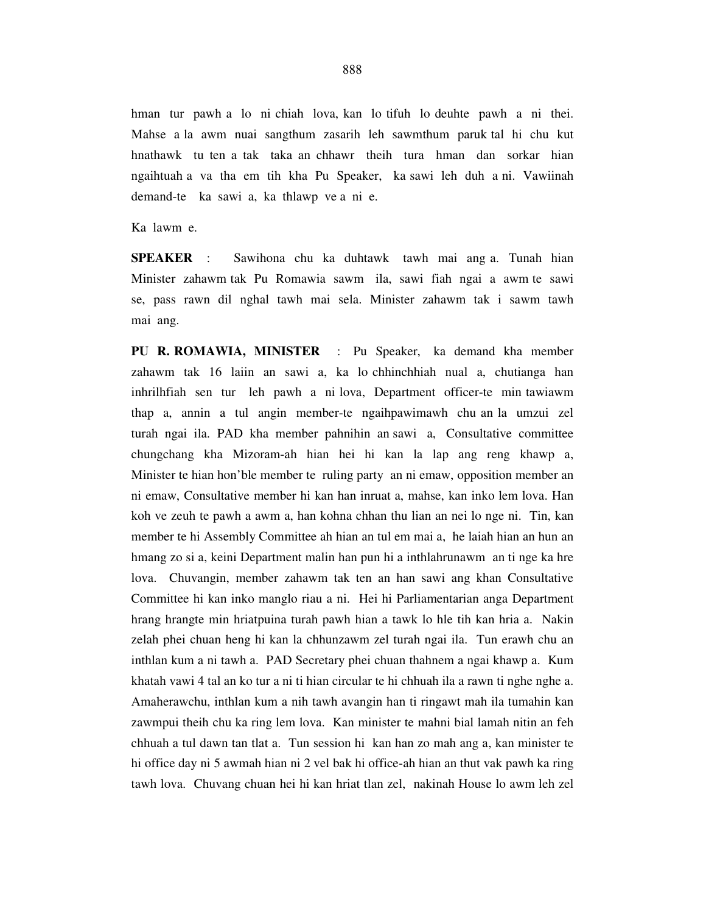hman tur pawh a lo ni chiah lova, kan lo tifuh lo deuhte pawh a ni thei. Mahse a la awm nuai sangthum zasarih leh sawmthum paruk tal hi chu kut hnathawk tu ten a tak taka an chhawr theih tura hman dan sorkar hian ngaihtuah a va tha em tih kha Pu Speaker, ka sawi leh duh a ni. Vawiinah demand-te ka sawi a, ka thlawp ve a ni e.

Ka lawm e.

**SPEAKER** : Sawihona chu ka duhtawk tawh mai ang a. Tunah hian Minister zahawm tak Pu Romawia sawm ila, sawi fiah ngai a awm te sawi se, pass rawn dil nghal tawh mai sela. Minister zahawm tak i sawm tawh mai ang.

**PU R. ROMAWIA, MINISTER** : Pu Speaker, ka demand kha member zahawm tak 16 laiin an sawi a, ka lo chhinchhiah nual a, chutianga han inhrilhfiah sen tur leh pawh a ni lova, Department officer-te min tawiawm thap a, annin a tul angin member-te ngaihpawimawh chu an la umzui zel turah ngai ila. PAD kha member pahnihin an sawi a, Consultative committee chungchang kha Mizoram-ah hian hei hi kan la lap ang reng khawp a, Minister te hian hon'ble member te ruling party an ni emaw, opposition member an ni emaw, Consultative member hi kan han inruat a, mahse, kan inko lem lova. Han koh ve zeuh te pawh a awm a, han kohna chhan thu lian an nei lo nge ni. Tin, kan member te hi Assembly Committee ah hian an tul em mai a, he laiah hian an hun an hmang zo si a, keini Department malin han pun hi a inthlahrunawm an ti nge ka hre lova. Chuvangin, member zahawm tak ten an han sawi ang khan Consultative Committee hi kan inko manglo riau a ni. Hei hi Parliamentarian anga Department hrang hrangte min hriatpuina turah pawh hian a tawk lo hle tih kan hria a. Nakin zelah phei chuan heng hi kan la chhunzawm zel turah ngai ila. Tun erawh chu an inthlan kum a ni tawh a. PAD Secretary phei chuan thahnem a ngai khawp a. Kum khatah vawi 4 tal an ko tur a ni ti hian circular te hi chhuah ila a rawn ti nghe nghe a. Amaherawchu, inthlan kum a nih tawh avangin han ti ringawt mah ila tumahin kan zawmpui theih chu ka ring lem lova. Kan minister te mahni bial lamah nitin an feh chhuah a tul dawn tan tlat a. Tun session hi kan han zo mah ang a, kan minister te hi office day ni 5 awmah hian ni 2 vel bak hi office-ah hian an thut vak pawh ka ring tawh lova. Chuvang chuan hei hi kan hriat tlan zel, nakinah House lo awm leh zel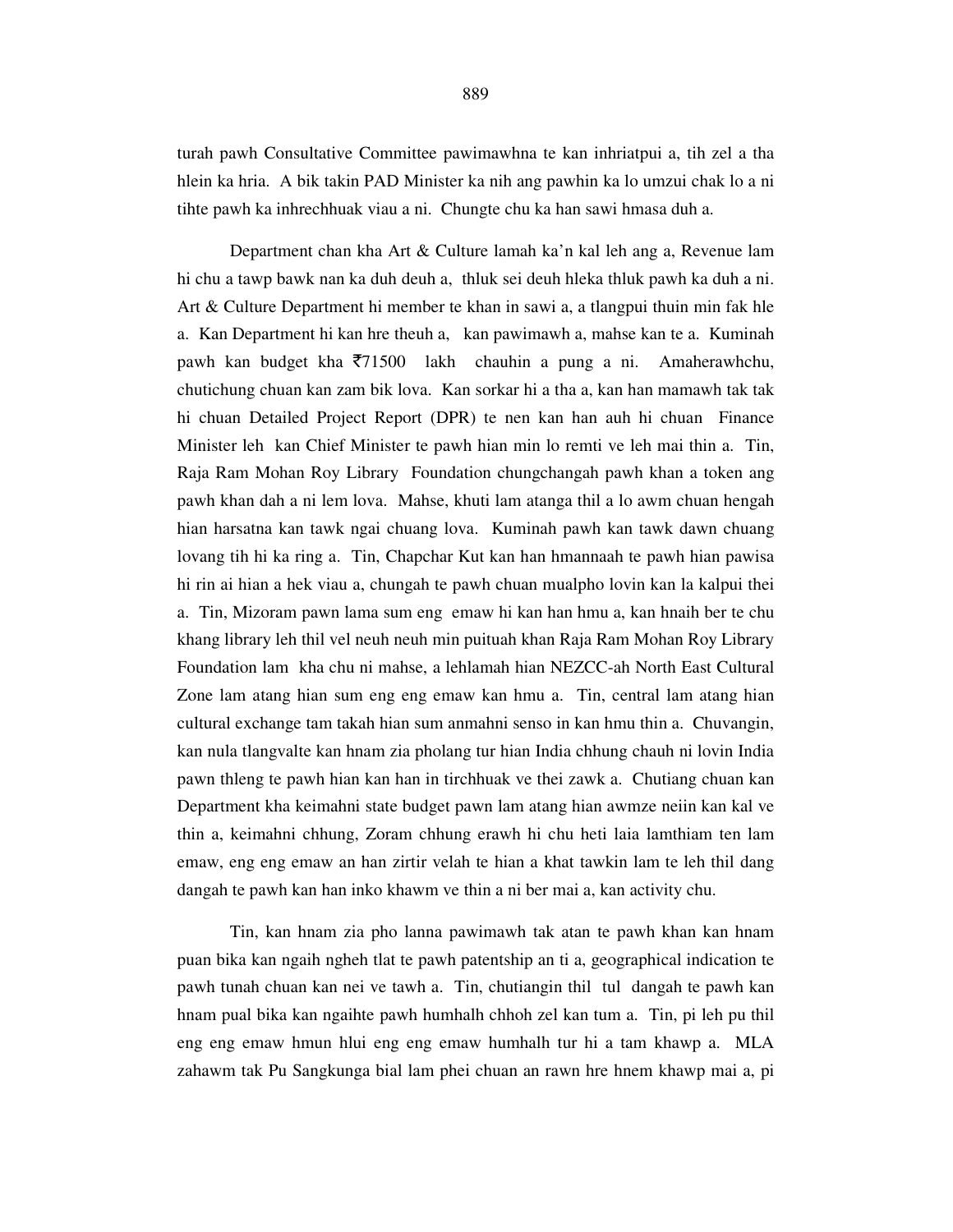turah pawh Consultative Committee pawimawhna te kan inhriatpui a, tih zel a tha hlein ka hria. A bik takin PAD Minister ka nih ang pawhin ka lo umzui chak lo a ni tihte pawh ka inhrechhuak viau a ni. Chungte chu ka han sawi hmasa duh a.

Department chan kha Art & Culture lamah ka'n kal leh ang a, Revenue lam hi chu a tawp bawk nan ka duh deuh a, thluk sei deuh hleka thluk pawh ka duh a ni. Art & Culture Department hi member te khan in sawi a, a tlangpui thuin min fak hle a. Kan Department hi kan hre theuh a, kan pawimawh a, mahse kan te a. Kuminah pawh kan budget kha ₹71500 lakh chauhin a pung a ni. Amaherawhchu, chutichung chuan kan zam bik lova. Kan sorkar hi a tha a, kan han mamawh tak tak hi chuan Detailed Project Report (DPR) te nen kan han auh hi chuan Finance Minister leh kan Chief Minister te pawh hian min lo remti ve leh mai thin a. Tin, Raja Ram Mohan Roy Library Foundation chungchangah pawh khan a token ang pawh khan dah a ni lem lova. Mahse, khuti lam atanga thil a lo awm chuan hengah hian harsatna kan tawk ngai chuang lova. Kuminah pawh kan tawk dawn chuang lovang tih hi ka ring a. Tin, Chapchar Kut kan han hmannaah te pawh hian pawisa hi rin ai hian a hek viau a, chungah te pawh chuan mualpho lovin kan la kalpui thei a. Tin, Mizoram pawn lama sum eng emaw hi kan han hmu a, kan hnaih ber te chu khang library leh thil vel neuh neuh min puituah khan Raja Ram Mohan Roy Library Foundation lam kha chu ni mahse, a lehlamah hian NEZCC-ah North East Cultural Zone lam atang hian sum eng eng emaw kan hmu a. Tin, central lam atang hian cultural exchange tam takah hian sum anmahni senso in kan hmu thin a. Chuvangin, kan nula tlangvalte kan hnam zia pholang tur hian India chhung chauh ni lovin India pawn thleng te pawh hian kan han in tirchhuak ve thei zawk a. Chutiang chuan kan Department kha keimahni state budget pawn lam atang hian awmze neiin kan kal ve thin a, keimahni chhung, Zoram chhung erawh hi chu heti laia lamthiam ten lam emaw, eng eng emaw an han zirtir velah te hian a khat tawkin lam te leh thil dang dangah te pawh kan han inko khawm ve thin a ni ber mai a, kan activity chu.

Tin, kan hnam zia pho lanna pawimawh tak atan te pawh khan kan hnam puan bika kan ngaih ngheh tlat te pawh patentship an ti a, geographical indication te pawh tunah chuan kan nei ve tawh a. Tin, chutiangin thil tul dangah te pawh kan hnam pual bika kan ngaihte pawh humhalh chhoh zel kan tum a. Tin, pi leh pu thil eng eng emaw hmun hlui eng eng emaw humhalh tur hi a tam khawp a. MLA zahawm tak Pu Sangkunga bial lam phei chuan an rawn hre hnem khawp mai a, pi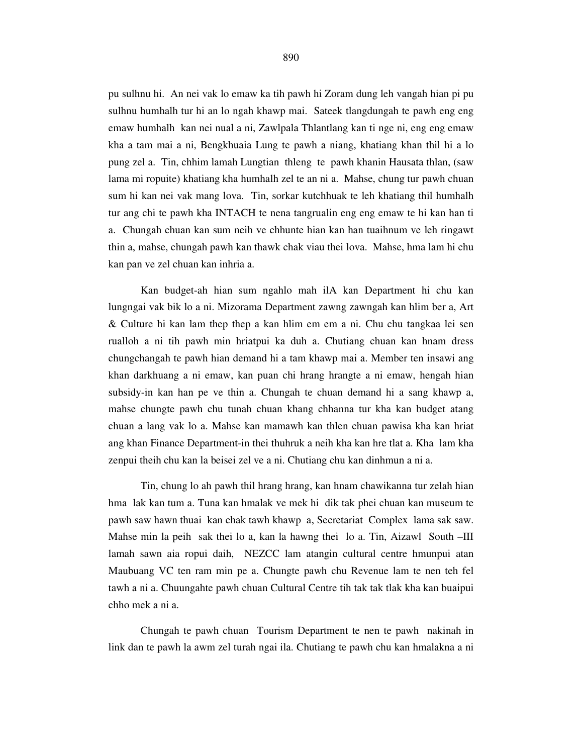pu sulhnu hi. An nei vak lo emaw ka tih pawh hi Zoram dung leh vangah hian pi pu sulhnu humhalh tur hi an lo ngah khawp mai. Sateek tlangdungah te pawh eng eng emaw humhalh kan nei nual a ni, Zawlpala Thlantlang kan ti nge ni, eng eng emaw kha a tam mai a ni, Bengkhuaia Lung te pawh a niang, khatiang khan thil hi a lo pung zel a. Tin, chhim lamah Lungtian thleng te pawh khanin Hausata thlan, (saw lama mi ropuite) khatiang kha humhalh zel te an ni a. Mahse, chung tur pawh chuan sum hi kan nei vak mang lova. Tin, sorkar kutchhuak te leh khatiang thil humhalh tur ang chi te pawh kha INTACH te nena tangrualin eng eng emaw te hi kan han ti a. Chungah chuan kan sum neih ve chhunte hian kan han tuaihnum ve leh ringawt thin a, mahse, chungah pawh kan thawk chak viau thei lova. Mahse, hma lam hi chu kan pan ve zel chuan kan inhria a.

Kan budget-ah hian sum ngahlo mah ilA kan Department hi chu kan lungngai vak bik lo a ni. Mizorama Department zawng zawngah kan hlim ber a, Art & Culture hi kan lam thep thep a kan hlim em em a ni. Chu chu tangkaa lei sen rualloh a ni tih pawh min hriatpui ka duh a. Chutiang chuan kan hnam dress chungchangah te pawh hian demand hi a tam khawp mai a. Member ten insawi ang khan darkhuang a ni emaw, kan puan chi hrang hrangte a ni emaw, hengah hian subsidy-in kan han pe ve thin a. Chungah te chuan demand hi a sang khawp a, mahse chungte pawh chu tunah chuan khang chhanna tur kha kan budget atang chuan a lang vak lo a. Mahse kan mamawh kan thlen chuan pawisa kha kan hriat ang khan Finance Department-in thei thuhruk a neih kha kan hre tlat a. Kha lam kha zenpui theih chu kan la beisei zel ve a ni. Chutiang chu kan dinhmun a ni a.

Tin, chung lo ah pawh thil hrang hrang, kan hnam chawikanna tur zelah hian hma lak kan tum a. Tuna kan hmalak ve mek hi dik tak phei chuan kan museum te pawh saw hawn thuai kan chak tawh khawp a, Secretariat Complex lama sak saw. Mahse min la peih sak thei lo a, kan la hawng thei lo a. Tin, Aizawl South –III lamah sawn aia ropui daih, NEZCC lam atangin cultural centre hmunpui atan Maubuang VC ten ram min pe a. Chungte pawh chu Revenue lam te nen teh fel tawh a ni a. Chuungahte pawh chuan Cultural Centre tih tak tak tlak kha kan buaipui chho mek a ni a.

Chungah te pawh chuan Tourism Department te nen te pawh nakinah in link dan te pawh la awm zel turah ngai ila. Chutiang te pawh chu kan hmalakna a ni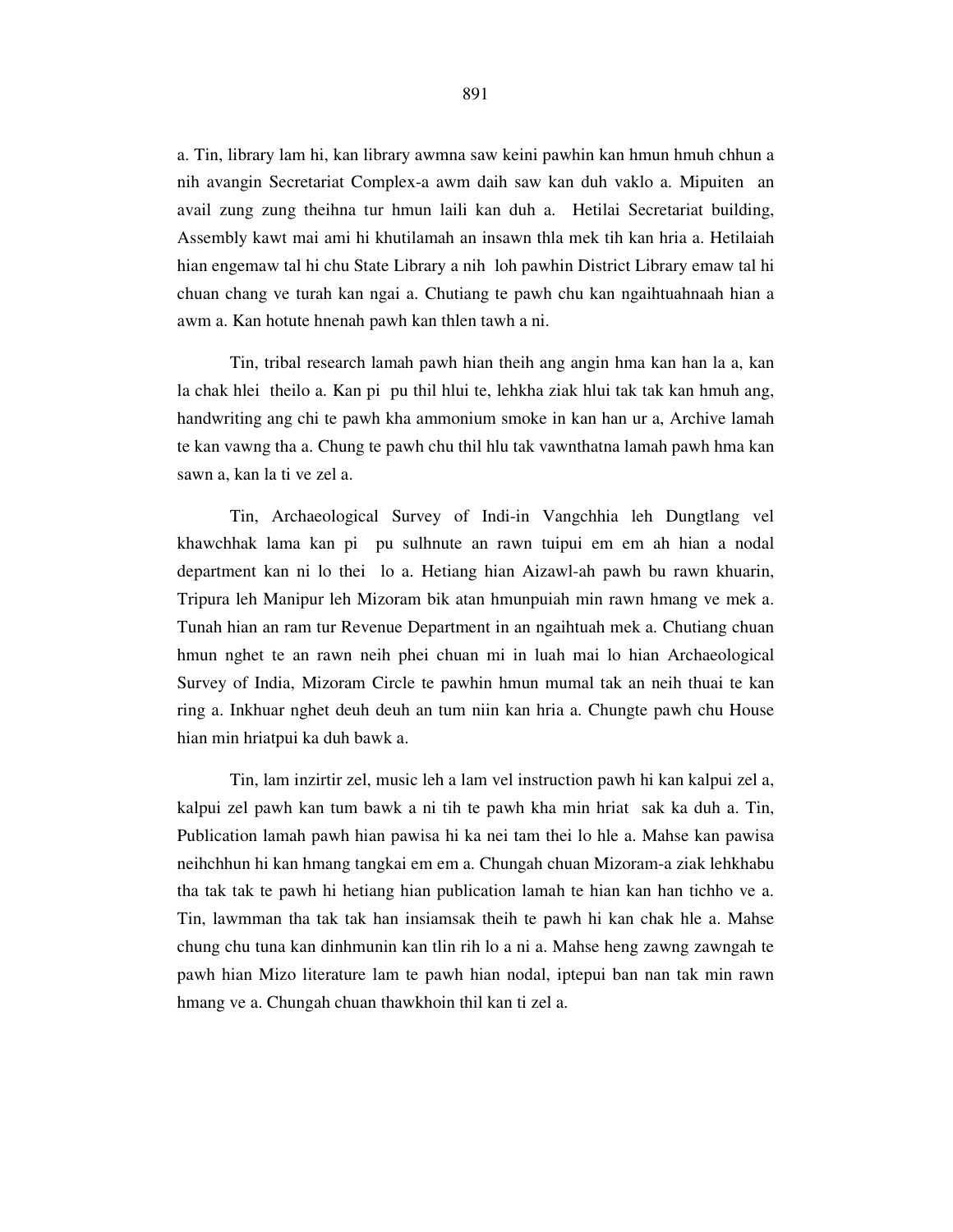a. Tin, library lam hi, kan library awmna saw keini pawhin kan hmun hmuh chhun a nih avangin Secretariat Complex-a awm daih saw kan duh vaklo a. Mipuiten an avail zung zung theihna tur hmun laili kan duh a. Hetilai Secretariat building, Assembly kawt mai ami hi khutilamah an insawn thla mek tih kan hria a. Hetilaiah hian engemaw tal hi chu State Library a nih loh pawhin District Library emaw tal hi chuan chang ve turah kan ngai a. Chutiang te pawh chu kan ngaihtuahnaah hian a awm a. Kan hotute hnenah pawh kan thlen tawh a ni.

Tin, tribal research lamah pawh hian theih ang angin hma kan han la a, kan la chak hlei theilo a. Kan pi pu thil hlui te, lehkha ziak hlui tak tak kan hmuh ang, handwriting ang chi te pawh kha ammonium smoke in kan han ur a, Archive lamah te kan vawng tha a. Chung te pawh chu thil hlu tak vawnthatna lamah pawh hma kan sawn a, kan la ti ve zel a.

Tin, Archaeological Survey of Indi-in Vangchhia leh Dungtlang vel khawchhak lama kan pi pu sulhnute an rawn tuipui em em ah hian a nodal department kan ni lo thei lo a. Hetiang hian Aizawl-ah pawh bu rawn khuarin, Tripura leh Manipur leh Mizoram bik atan hmunpuiah min rawn hmang ve mek a. Tunah hian an ram tur Revenue Department in an ngaihtuah mek a. Chutiang chuan hmun nghet te an rawn neih phei chuan mi in luah mai lo hian Archaeological Survey of India, Mizoram Circle te pawhin hmun mumal tak an neih thuai te kan ring a. Inkhuar nghet deuh deuh an tum niin kan hria a. Chungte pawh chu House hian min hriatpui ka duh bawk a.

Tin, lam inzirtir zel, music leh a lam vel instruction pawh hi kan kalpui zel a, kalpui zel pawh kan tum bawk a ni tih te pawh kha min hriat sak ka duh a. Tin, Publication lamah pawh hian pawisa hi ka nei tam thei lo hle a. Mahse kan pawisa neihchhun hi kan hmang tangkai em em a. Chungah chuan Mizoram-a ziak lehkhabu tha tak tak te pawh hi hetiang hian publication lamah te hian kan han tichho ve a. Tin, lawmman tha tak tak han insiamsak theih te pawh hi kan chak hle a. Mahse chung chu tuna kan dinhmunin kan tlin rih lo a ni a. Mahse heng zawng zawngah te pawh hian Mizo literature lam te pawh hian nodal, iptepui ban nan tak min rawn hmang ve a. Chungah chuan thawkhoin thil kan ti zel a.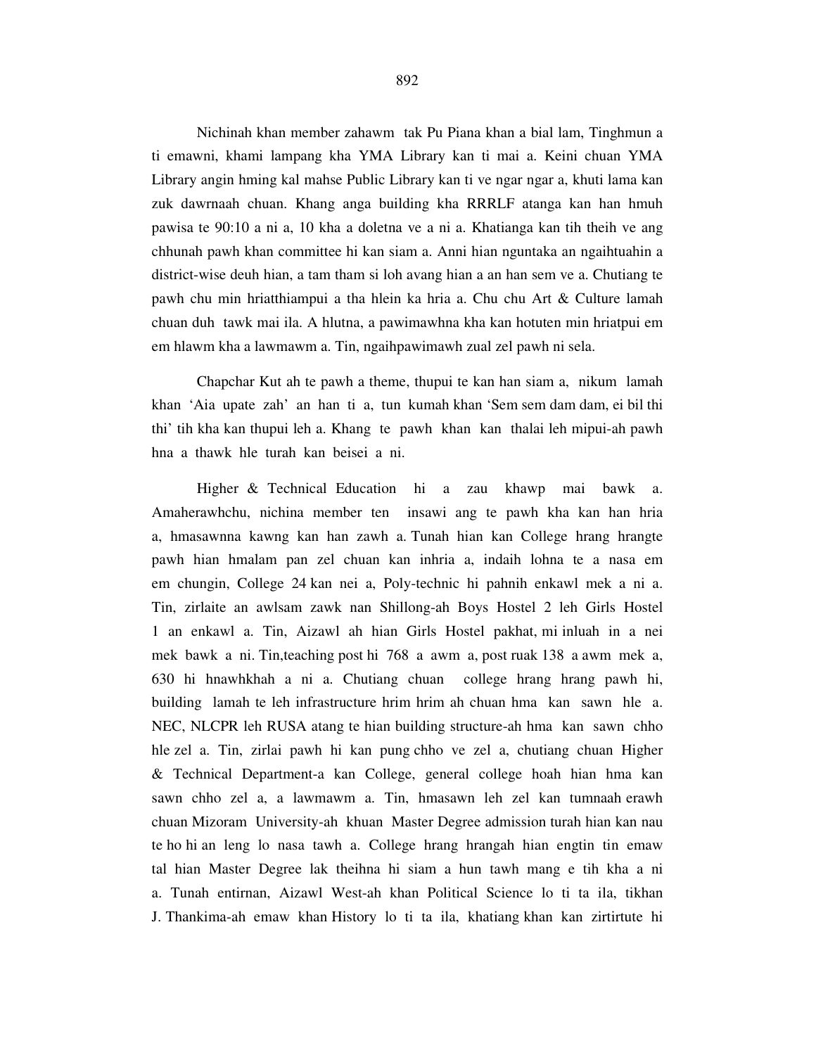Nichinah khan member zahawm tak Pu Piana khan a bial lam, Tinghmun a ti emawni, khami lampang kha YMA Library kan ti mai a. Keini chuan YMA Library angin hming kal mahse Public Library kan ti ve ngar ngar a, khuti lama kan zuk dawrnaah chuan. Khang anga building kha RRRLF atanga kan han hmuh pawisa te 90:10 a ni a, 10 kha a doletna ve a ni a. Khatianga kan tih theih ve ang chhunah pawh khan committee hi kan siam a. Anni hian nguntaka an ngaihtuahin a district-wise deuh hian, a tam tham si loh avang hian a an han sem ve a. Chutiang te pawh chu min hriatthiampui a tha hlein ka hria a. Chu chu Art & Culture lamah chuan duh tawk mai ila. A hlutna, a pawimawhna kha kan hotuten min hriatpui em em hlawm kha a lawmawm a. Tin, ngaihpawimawh zual zel pawh ni sela.

Chapchar Kut ah te pawh a theme, thupui te kan han siam a, nikum lamah khan 'Aia upate zah' an han ti a, tun kumah khan 'Sem sem dam dam, ei bil thi thi' tih kha kan thupui leh a. Khang te pawh khan kan thalai leh mipui-ah pawh hna a thawk hle turah kan beisei a ni.

Higher & Technical Education hi a zau khawp mai bawk a. Amaherawhchu, nichina member ten insawi ang te pawh kha kan han hria a, hmasawnna kawng kan han zawh a. Tunah hian kan College hrang hrangte pawh hian hmalam pan zel chuan kan inhria a, indaih lohna te a nasa em em chungin, College 24 kan nei a, Poly-technic hi pahnih enkawl mek a ni a. Tin, zirlaite an awlsam zawk nan Shillong-ah Boys Hostel 2 leh Girls Hostel 1 an enkawl a. Tin, Aizawl ah hian Girls Hostel pakhat, mi inluah in a nei mek bawk a ni. Tin,teaching post hi 768 a awm a, post ruak 138 a awm mek a, 630 hi hnawhkhah a ni a. Chutiang chuan college hrang hrang pawh hi, building lamah te leh infrastructure hrim hrim ah chuan hma kan sawn hle a. NEC, NLCPR leh RUSA atang te hian building structure-ah hma kan sawn chho hle zel a. Tin, zirlai pawh hi kan pung chho ve zel a, chutiang chuan Higher & Technical Department-a kan College, general college hoah hian hma kan sawn chho zel a, a lawmawm a. Tin, hmasawn leh zel kan tumnaah erawh chuan Mizoram University-ah khuan Master Degree admission turah hian kan nau te ho hi an leng lo nasa tawh a. College hrang hrangah hian engtin tin emaw tal hian Master Degree lak theihna hi siam a hun tawh mang e tih kha a ni a. Tunah entirnan, Aizawl West-ah khan Political Science lo ti ta ila, tikhan J. Thankima-ah emaw khan History lo ti ta ila, khatiang khan kan zirtirtute hi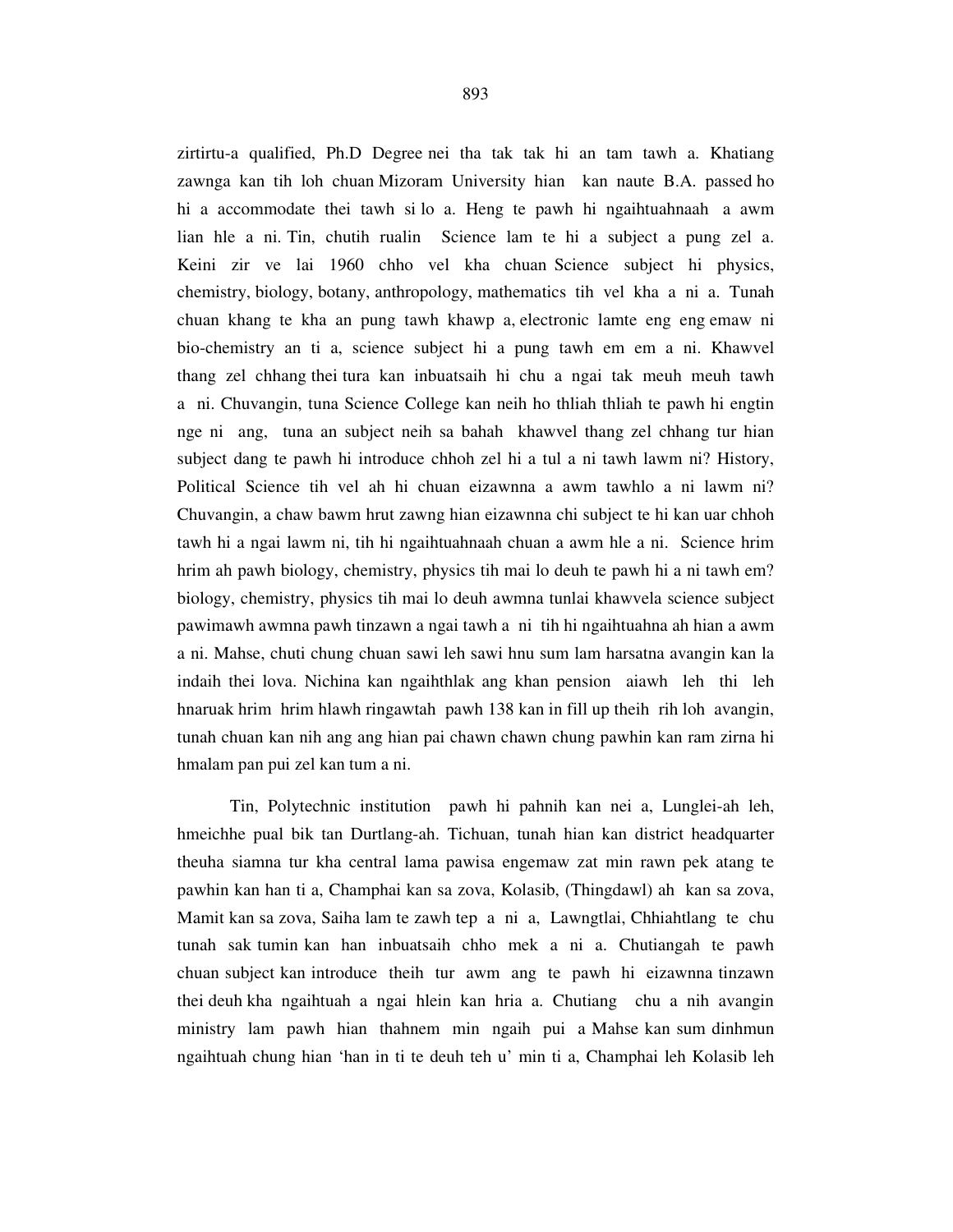zirtirtu-a qualified, Ph.D Degree nei tha tak tak hi an tam tawh a. Khatiang zawnga kan tih loh chuan Mizoram University hian kan naute B.A. passed ho hi a accommodate thei tawh si lo a. Heng te pawh hi ngaihtuahnaah a awm lian hle a ni. Tin, chutih rualin Science lam te hi a subject a pung zel a. Keini zir ve lai 1960 chho vel kha chuan Science subject hi physics, chemistry, biology, botany, anthropology, mathematics tih vel kha a ni a. Tunah chuan khang te kha an pung tawh khawp a, electronic lamte eng eng emaw ni bio-chemistry an ti a, science subject hi a pung tawh em em a ni. Khawvel thang zel chhang thei tura kan inbuatsaih hi chu a ngai tak meuh meuh tawh a ni. Chuvangin, tuna Science College kan neih ho thliah thliah te pawh hi engtin nge ni ang, tuna an subject neih sa bahah khawvel thang zel chhang tur hian subject dang te pawh hi introduce chhoh zel hi a tul a ni tawh lawm ni? History, Political Science tih vel ah hi chuan eizawnna a awm tawhlo a ni lawm ni? Chuvangin, a chaw bawm hrut zawng hian eizawnna chi subject te hi kan uar chhoh tawh hi a ngai lawm ni, tih hi ngaihtuahnaah chuan a awm hle a ni. Science hrim hrim ah pawh biology, chemistry, physics tih mai lo deuh te pawh hi a ni tawh em? biology, chemistry, physics tih mai lo deuh awmna tunlai khawvela science subject pawimawh awmna pawh tinzawn a ngai tawh a ni tih hi ngaihtuahna ah hian a awm a ni. Mahse, chuti chung chuan sawi leh sawi hnu sum lam harsatna avangin kan la indaih thei lova. Nichina kan ngaihthlak ang khan pension aiawh leh thi leh hnaruak hrim hrim hlawh ringawtah pawh 138 kan in fill up theih rih loh avangin, tunah chuan kan nih ang ang hian pai chawn chawn chung pawhin kan ram zirna hi hmalam pan pui zel kan tum a ni.

Tin, Polytechnic institution pawh hi pahnih kan nei a, Lunglei-ah leh, hmeichhe pual bik tan Durtlang-ah. Tichuan, tunah hian kan district headquarter theuha siamna tur kha central lama pawisa engemaw zat min rawn pek atang te pawhin kan han ti a, Champhai kan sa zova, Kolasib, (Thingdawl) ah kan sa zova, Mamit kan sa zova, Saiha lam te zawh tep a ni a, Lawngtlai, Chhiahtlang te chu tunah sak tumin kan han inbuatsaih chho mek a ni a. Chutiangah te pawh chuan subject kan introduce theih tur awm ang te pawh hi eizawnna tinzawn thei deuh kha ngaihtuah a ngai hlein kan hria a. Chutiang chu a nih avangin ministry lam pawh hian thahnem min ngaih pui a Mahse kan sum dinhmun ngaihtuah chung hian 'han in ti te deuh teh u' min ti a, Champhai leh Kolasib leh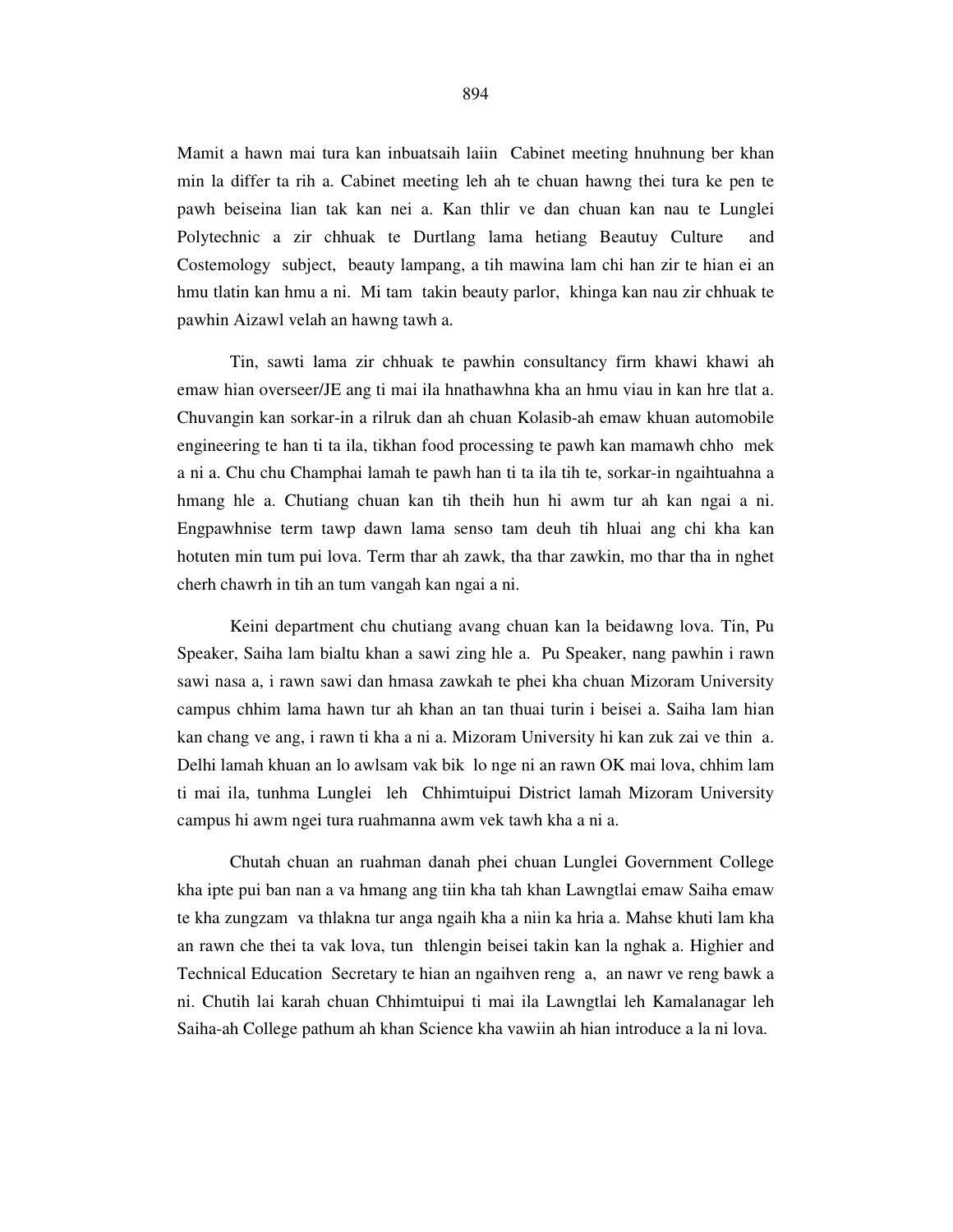Mamit a hawn mai tura kan inbuatsaih laiin Cabinet meeting hnuhnung ber khan min la differ ta rih a. Cabinet meeting leh ah te chuan hawng thei tura ke pen te pawh beiseina lian tak kan nei a. Kan thlir ve dan chuan kan nau te Lunglei Polytechnic a zir chhuak te Durtlang lama hetiang Beautuy Culture and Costemology subject, beauty lampang, a tih mawina lam chi han zir te hian ei an hmu tlatin kan hmu a ni. Mi tam takin beauty parlor, khinga kan nau zir chhuak te pawhin Aizawl velah an hawng tawh a.

Tin, sawti lama zir chhuak te pawhin consultancy firm khawi khawi ah emaw hian overseer/JE ang ti mai ila hnathawhna kha an hmu viau in kan hre tlat a. Chuvangin kan sorkar-in a rilruk dan ah chuan Kolasib-ah emaw khuan automobile engineering te han ti ta ila, tikhan food processing te pawh kan mamawh chho mek a ni a. Chu chu Champhai lamah te pawh han ti ta ila tih te, sorkar-in ngaihtuahna a hmang hle a. Chutiang chuan kan tih theih hun hi awm tur ah kan ngai a ni. Engpawhnise term tawp dawn lama senso tam deuh tih hluai ang chi kha kan hotuten min tum pui lova. Term thar ah zawk, tha thar zawkin, mo thar tha in nghet cherh chawrh in tih an tum vangah kan ngai a ni.

Keini department chu chutiang avang chuan kan la beidawng lova. Tin, Pu Speaker, Saiha lam bialtu khan a sawi zing hle a. Pu Speaker, nang pawhin i rawn sawi nasa a, i rawn sawi dan hmasa zawkah te phei kha chuan Mizoram University campus chhim lama hawn tur ah khan an tan thuai turin i beisei a. Saiha lam hian kan chang ve ang, i rawn ti kha a ni a. Mizoram University hi kan zuk zai ve thin a. Delhi lamah khuan an lo awlsam vak bik lo nge ni an rawn OK mai lova, chhim lam ti mai ila, tunhma Lunglei leh Chhimtuipui District lamah Mizoram University campus hi awm ngei tura ruahmanna awm vek tawh kha a ni a.

Chutah chuan an ruahman danah phei chuan Lunglei Government College kha ipte pui ban nan a va hmang ang tiin kha tah khan Lawngtlai emaw Saiha emaw te kha zungzam va thlakna tur anga ngaih kha a niin ka hria a. Mahse khuti lam kha an rawn che thei ta vak lova, tun thlengin beisei takin kan la nghak a. Highier and Technical Education Secretary te hian an ngaihven reng a, an nawr ve reng bawk a ni. Chutih lai karah chuan Chhimtuipui ti mai ila Lawngtlai leh Kamalanagar leh Saiha-ah College pathum ah khan Science kha vawiin ah hian introduce a la ni lova.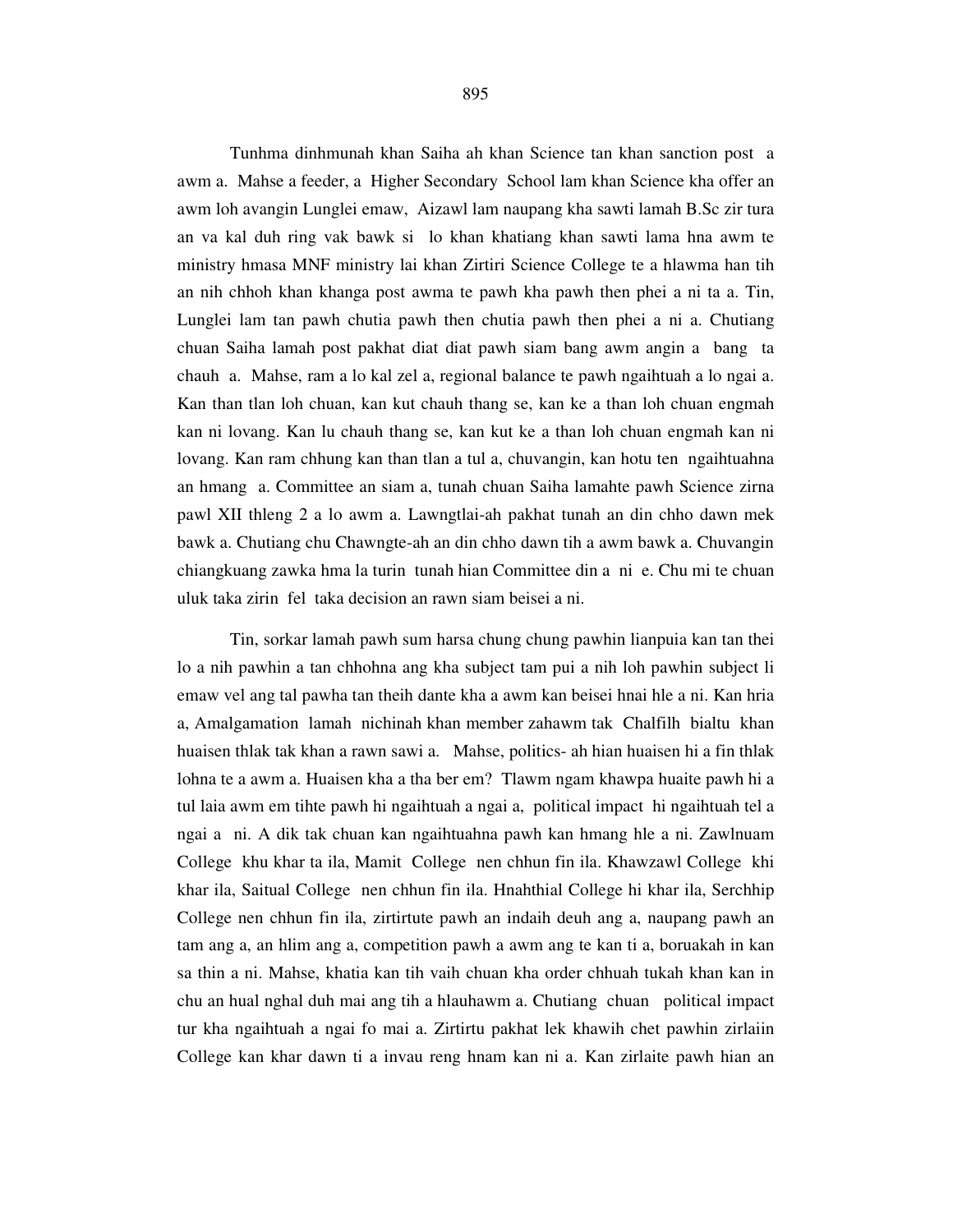Tunhma dinhmunah khan Saiha ah khan Science tan khan sanction post a awm a. Mahse a feeder, a Higher Secondary School lam khan Science kha offer an awm loh avangin Lunglei emaw, Aizawl lam naupang kha sawti lamah B.Sc zir tura an va kal duh ring vak bawk si lo khan khatiang khan sawti lama hna awm te ministry hmasa MNF ministry lai khan Zirtiri Science College te a hlawma han tih an nih chhoh khan khanga post awma te pawh kha pawh then phei a ni ta a. Tin, Lunglei lam tan pawh chutia pawh then chutia pawh then phei a ni a. Chutiang chuan Saiha lamah post pakhat diat diat pawh siam bang awm angin a bang ta chauh a. Mahse, ram a lo kal zel a, regional balance te pawh ngaihtuah a lo ngai a. Kan than tlan loh chuan, kan kut chauh thang se, kan ke a than loh chuan engmah kan ni lovang. Kan lu chauh thang se, kan kut ke a than loh chuan engmah kan ni lovang. Kan ram chhung kan than tlan a tul a, chuvangin, kan hotu ten ngaihtuahna an hmang a. Committee an siam a, tunah chuan Saiha lamahte pawh Science zirna pawl XII thleng 2 a lo awm a. Lawngtlai-ah pakhat tunah an din chho dawn mek bawk a. Chutiang chu Chawngte-ah an din chho dawn tih a awm bawk a. Chuvangin chiangkuang zawka hma la turin tunah hian Committee din a ni e. Chu mi te chuan uluk taka zirin fel taka decision an rawn siam beisei a ni.

Tin, sorkar lamah pawh sum harsa chung chung pawhin lianpuia kan tan thei lo a nih pawhin a tan chhohna ang kha subject tam pui a nih loh pawhin subject li emaw vel ang tal pawha tan theih dante kha a awm kan beisei hnai hle a ni. Kan hria a, Amalgamation lamah nichinah khan member zahawm tak Chalfilh bialtu khan huaisen thlak tak khan a rawn sawi a. Mahse, politics- ah hian huaisen hi a fin thlak lohna te a awm a. Huaisen kha a tha ber em? Tlawm ngam khawpa huaite pawh hi a tul laia awm em tihte pawh hi ngaihtuah a ngai a, political impact hi ngaihtuah tel a ngai a ni. A dik tak chuan kan ngaihtuahna pawh kan hmang hle a ni. Zawlnuam College khu khar ta ila, Mamit College nen chhun fin ila. Khawzawl College khi khar ila, Saitual College nen chhun fin ila. Hnahthial College hi khar ila, Serchhip College nen chhun fin ila, zirtirtute pawh an indaih deuh ang a, naupang pawh an tam ang a, an hlim ang a, competition pawh a awm ang te kan ti a, boruakah in kan sa thin a ni. Mahse, khatia kan tih vaih chuan kha order chhuah tukah khan kan in chu an hual nghal duh mai ang tih a hlauhawm a. Chutiang chuan political impact tur kha ngaihtuah a ngai fo mai a. Zirtirtu pakhat lek khawih chet pawhin zirlaiin College kan khar dawn ti a invau reng hnam kan ni a. Kan zirlaite pawh hian an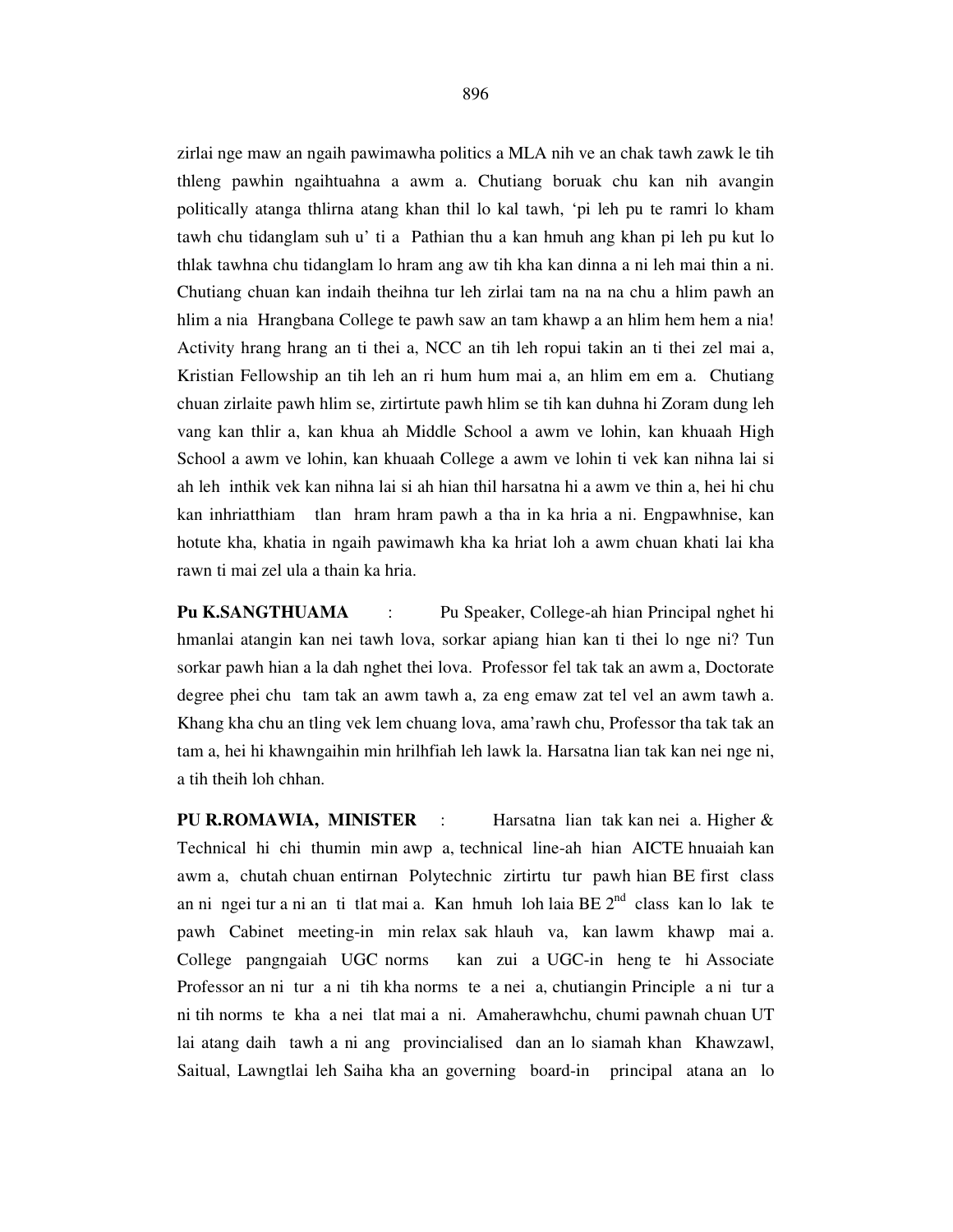zirlai nge maw an ngaih pawimawha politics a MLA nih ve an chak tawh zawk le tih thleng pawhin ngaihtuahna a awm a. Chutiang boruak chu kan nih avangin politically atanga thlirna atang khan thil lo kal tawh, 'pi leh pu te ramri lo kham tawh chu tidanglam suh u' ti a Pathian thu a kan hmuh ang khan pi leh pu kut lo thlak tawhna chu tidanglam lo hram ang aw tih kha kan dinna a ni leh mai thin a ni. Chutiang chuan kan indaih theihna tur leh zirlai tam na na na chu a hlim pawh an hlim a nia Hrangbana College te pawh saw an tam khawp a an hlim hem hem a nia! Activity hrang hrang an ti thei a, NCC an tih leh ropui takin an ti thei zel mai a, Kristian Fellowship an tih leh an ri hum hum mai a, an hlim em em a. Chutiang chuan zirlaite pawh hlim se, zirtirtute pawh hlim se tih kan duhna hi Zoram dung leh vang kan thlir a, kan khua ah Middle School a awm ve lohin, kan khuaah High School a awm ve lohin, kan khuaah College a awm ve lohin ti vek kan nihna lai si ah leh inthik vek kan nihna lai si ah hian thil harsatna hi a awm ve thin a, hei hi chu kan inhriatthiam tlan hram hram pawh a tha in ka hria a ni. Engpawhnise, kan hotute kha, khatia in ngaih pawimawh kha ka hriat loh a awm chuan khati lai kha rawn ti mai zel ula a thain ka hria.

**Pu K.SANGTHUAMA** : Pu Speaker, College-ah hian Principal nghet hi hmanlai atangin kan nei tawh lova, sorkar apiang hian kan ti thei lo nge ni? Tun sorkar pawh hian a la dah nghet thei lova. Professor fel tak tak an awm a, Doctorate degree phei chu tam tak an awm tawh a, za eng emaw zat tel vel an awm tawh a. Khang kha chu an tling vek lem chuang lova, ama'rawh chu, Professor tha tak tak an tam a, hei hi khawngaihin min hrilhfiah leh lawk la. Harsatna lian tak kan nei nge ni, a tih theih loh chhan.

**PU R.ROMAWIA, MINISTER** : Harsatna lian tak kan nei a. Higher & Technical hi chi thumin min awp a, technical line-ah hian AICTE hnuaiah kan awm a, chutah chuan entirnan Polytechnic zirtirtu tur pawh hian BE first class an ni ngei tur a ni an ti tlat mai a. Kan hmuh loh laia BE 2nd class kan lo lak te pawh Cabinet meeting-in min relax sak hlauh va, kan lawm khawp mai a. College pangngaiah UGC norms kan zui a UGC-in heng te hi Associate Professor an ni tur a ni tih kha norms te a nei a, chutiangin Principle a ni tur a ni tih norms te kha a nei tlat mai a ni. Amaherawhchu, chumi pawnah chuan UT lai atang daih tawh a ni ang provincialised dan an lo siamah khan Khawzawl, Saitual, Lawngtlai leh Saiha kha an governing board-in principal atana an lo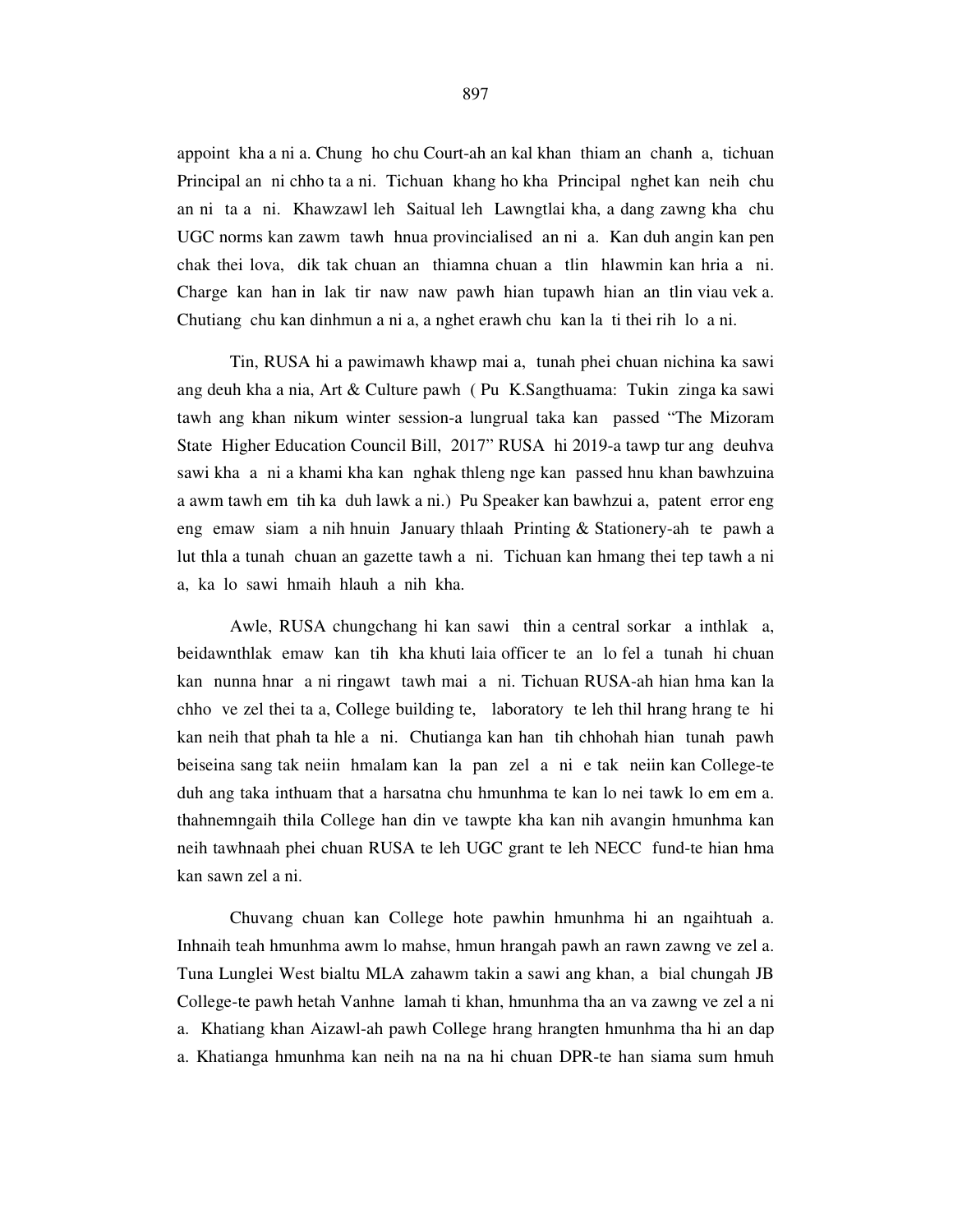appoint kha a ni a. Chung ho chu Court-ah an kal khan thiam an chanh a, tichuan Principal an ni chho ta a ni. Tichuan khang ho kha Principal nghet kan neih chu an ni ta a ni. Khawzawl leh Saitual leh Lawngtlai kha, a dang zawng kha chu UGC norms kan zawm tawh hnua provincialised an ni a. Kan duh angin kan pen chak thei lova, dik tak chuan an thiamna chuan a tlin hlawmin kan hria a ni. Charge kan han in lak tir naw naw pawh hian tupawh hian an tlin viau vek a. Chutiang chu kan dinhmun a ni a, a nghet erawh chu kan la ti thei rih lo a ni.

Tin, RUSA hi a pawimawh khawp mai a, tunah phei chuan nichina ka sawi ang deuh kha a nia, Art & Culture pawh ( Pu K.Sangthuama: Tukin zinga ka sawi tawh ang khan nikum winter session-a lungrual taka kan passed "The Mizoram State Higher Education Council Bill, 2017" RUSA hi 2019-a tawp tur ang deuhva sawi kha a ni a khami kha kan nghak thleng nge kan passed hnu khan bawhzuina a awm tawh em tih ka duh lawk a ni.) Pu Speaker kan bawhzui a, patent error eng eng emaw siam a nih hnuin January thlaah Printing & Stationery-ah te pawh a lut thla a tunah chuan an gazette tawh a ni. Tichuan kan hmang thei tep tawh a ni a, ka lo sawi hmaih hlauh a nih kha.

Awle, RUSA chungchang hi kan sawi thin a central sorkar a inthlak a, beidawnthlak emaw kan tih kha khuti laia officer te an lo fel a tunah hi chuan kan nunna hnar a ni ringawt tawh mai a ni. Tichuan RUSA-ah hian hma kan la chho ve zel thei ta a, College building te, laboratory te leh thil hrang hrang te hi kan neih that phah ta hle a ni. Chutianga kan han tih chhohah hian tunah pawh beiseina sang tak neiin hmalam kan la pan zel a ni e tak neiin kan College-te duh ang taka inthuam that a harsatna chu hmunhma te kan lo nei tawk lo em em a. thahnemngaih thila College han din ve tawpte kha kan nih avangin hmunhma kan neih tawhnaah phei chuan RUSA te leh UGC grant te leh NECC fund-te hian hma kan sawn zel a ni.

Chuvang chuan kan College hote pawhin hmunhma hi an ngaihtuah a. Inhnaih teah hmunhma awm lo mahse, hmun hrangah pawh an rawn zawng ve zel a. Tuna Lunglei West bialtu MLA zahawm takin a sawi ang khan, a bial chungah JB College-te pawh hetah Vanhne lamah ti khan, hmunhma tha an va zawng ve zel a ni a. Khatiang khan Aizawl-ah pawh College hrang hrangten hmunhma tha hi an dap a. Khatianga hmunhma kan neih na na na hi chuan DPR-te han siama sum hmuh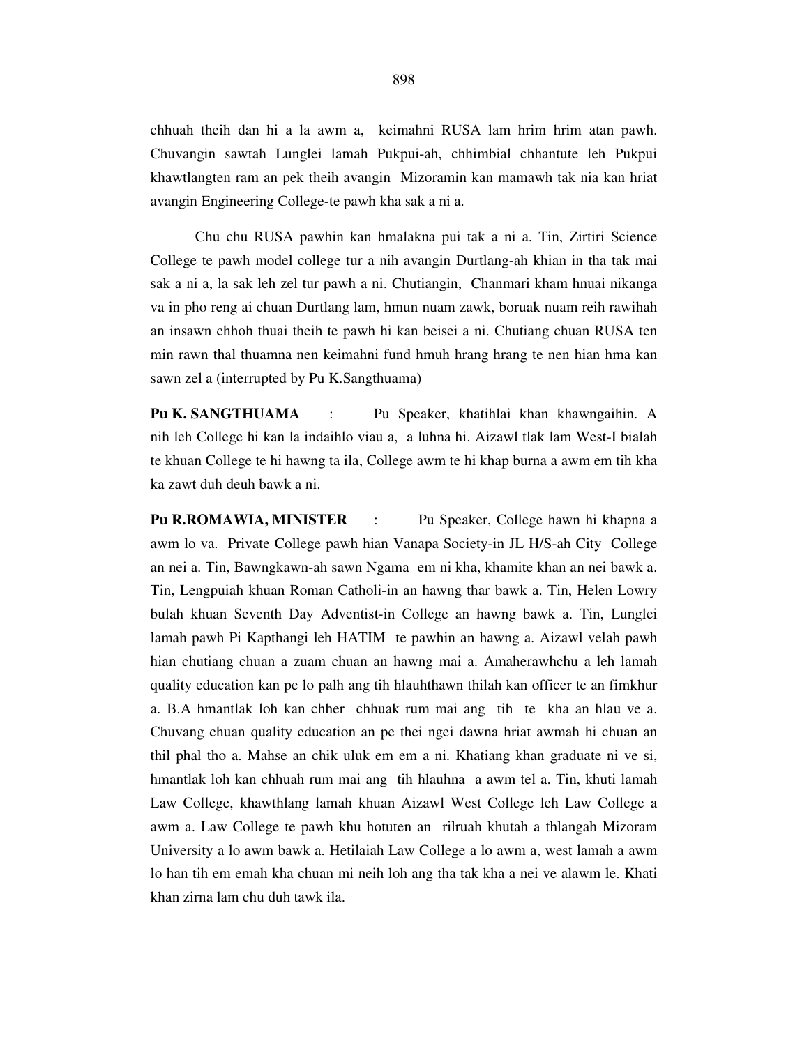chhuah theih dan hi a la awm a, keimahni RUSA lam hrim hrim atan pawh. Chuvangin sawtah Lunglei lamah Pukpui-ah, chhimbial chhantute leh Pukpui khawtlangten ram an pek theih avangin Mizoramin kan mamawh tak nia kan hriat avangin Engineering College-te pawh kha sak a ni a.

Chu chu RUSA pawhin kan hmalakna pui tak a ni a. Tin, Zirtiri Science College te pawh model college tur a nih avangin Durtlang-ah khian in tha tak mai sak a ni a, la sak leh zel tur pawh a ni. Chutiangin, Chanmari kham hnuai nikanga va in pho reng ai chuan Durtlang lam, hmun nuam zawk, boruak nuam reih rawihah an insawn chhoh thuai theih te pawh hi kan beisei a ni. Chutiang chuan RUSA ten min rawn thal thuamna nen keimahni fund hmuh hrang hrang te nen hian hma kan sawn zel a (interrupted by Pu K.Sangthuama)

**Pu K. SANGTHUAMA** : Pu Speaker, khatihlai khan khawngaihin. A nih leh College hi kan la indaihlo viau a, a luhna hi. Aizawl tlak lam West-I bialah te khuan College te hi hawng ta ila, College awm te hi khap burna a awm em tih kha ka zawt duh deuh bawk a ni.

**Pu R.ROMAWIA, MINISTER** : Pu Speaker, College hawn hi khapna a awm lo va. Private College pawh hian Vanapa Society-in JL H/S-ah City College an nei a. Tin, Bawngkawn-ah sawn Ngama em ni kha, khamite khan an nei bawk a. Tin, Lengpuiah khuan Roman Catholi-in an hawng thar bawk a. Tin, Helen Lowry bulah khuan Seventh Day Adventist-in College an hawng bawk a. Tin, Lunglei lamah pawh Pi Kapthangi leh HATIM te pawhin an hawng a. Aizawl velah pawh hian chutiang chuan a zuam chuan an hawng mai a. Amaherawhchu a leh lamah quality education kan pe lo palh ang tih hlauhthawn thilah kan officer te an fimkhur a. B.A hmantlak loh kan chher chhuak rum mai ang tih te kha an hlau ve a. Chuvang chuan quality education an pe thei ngei dawna hriat awmah hi chuan an thil phal tho a. Mahse an chik uluk em em a ni. Khatiang khan graduate ni ve si, hmantlak loh kan chhuah rum mai ang tih hlauhna a awm tel a. Tin, khuti lamah Law College, khawthlang lamah khuan Aizawl West College leh Law College a awm a. Law College te pawh khu hotuten an rilruah khutah a thlangah Mizoram University a lo awm bawk a. Hetilaiah Law College a lo awm a, west lamah a awm lo han tih em emah kha chuan mi neih loh ang tha tak kha a nei ve alawm le. Khati khan zirna lam chu duh tawk ila.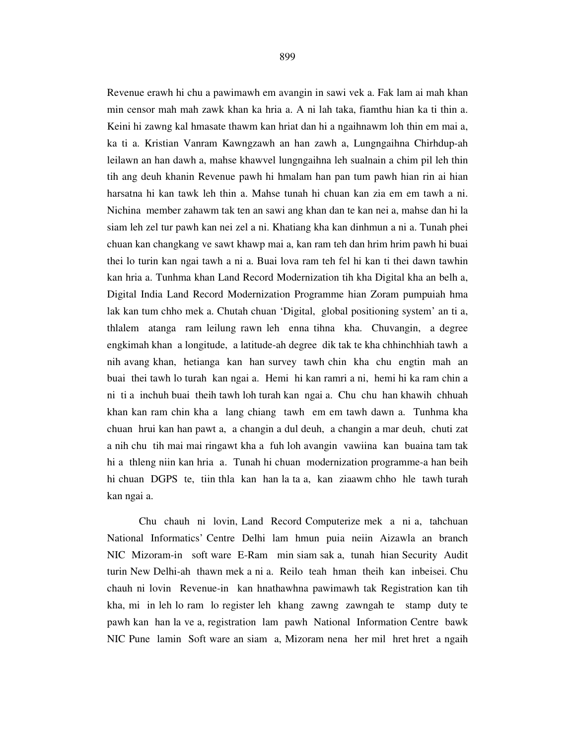Revenue erawh hi chu a pawimawh em avangin in sawi vek a. Fak lam ai mah khan min censor mah mah zawk khan ka hria a. A ni lah taka, fiamthu hian ka ti thin a. Keini hi zawng kal hmasate thawm kan hriat dan hi a ngaihnawm loh thin em mai a, ka ti a. Kristian Vanram Kawngzawh an han zawh a, Lungngaihna Chirhdup-ah leilawn an han dawh a, mahse khawvel lungngaihna leh sualnain a chim pil leh thin tih ang deuh khanin Revenue pawh hi hmalam han pan tum pawh hian rin ai hian harsatna hi kan tawk leh thin a. Mahse tunah hi chuan kan zia em em tawh a ni. Nichina member zahawm tak ten an sawi ang khan dan te kan nei a, mahse dan hi la siam leh zel tur pawh kan nei zel a ni. Khatiang kha kan dinhmun a ni a. Tunah phei chuan kan changkang ve sawt khawp mai a, kan ram teh dan hrim hrim pawh hi buai thei lo turin kan ngai tawh a ni a. Buai lova ram teh fel hi kan ti thei dawn tawhin kan hria a. Tunhma khan Land Record Modernization tih kha Digital kha an belh a, Digital India Land Record Modernization Programme hian Zoram pumpuiah hma lak kan tum chho mek a. Chutah chuan 'Digital, global positioning system' an ti a, thlalem atanga ram leilung rawn leh enna tihna kha. Chuvangin, a degree engkimah khan a longitude, a latitude-ah degree dik tak te kha chhinchhiah tawh a nih avang khan, hetianga kan han survey tawh chin kha chu engtin mah an buai thei tawh lo turah kan ngai a. Hemi hi kan ramri a ni, hemi hi ka ram chin a ni ti a inchuh buai theih tawh loh turah kan ngai a. Chu chu han khawih chhuah khan kan ram chin kha a lang chiang tawh em em tawh dawn a. Tunhma kha chuan hrui kan han pawt a, a changin a dul deuh, a changin a mar deuh, chuti zat a nih chu tih mai mai ringawt kha a fuh loh avangin vawiina kan buaina tam tak hi a thleng niin kan hria a. Tunah hi chuan modernization programme-a han beih hi chuan DGPS te, tiin thla kan han la ta a, kan ziaawm chho hle tawh turah kan ngai a.

Chu chauh ni lovin, Land Record Computerize mek a ni a, tahchuan National Informatics' Centre Delhi lam hmun puia neiin Aizawla an branch NIC Mizoram-in soft ware E-Ram min siam sak a, tunah hian Security Audit turin New Delhi-ah thawn mek a ni a. Reilo teah hman theih kan inbeisei. Chu chauh ni lovin Revenue-in kan hnathawhna pawimawh tak Registration kan tih kha, mi in leh lo ram lo register leh khang zawng zawngah te stamp duty te pawh kan han la ve a, registration lam pawh National Information Centre bawk NIC Pune lamin Soft ware an siam a, Mizoram nena her mil hret hret a ngaih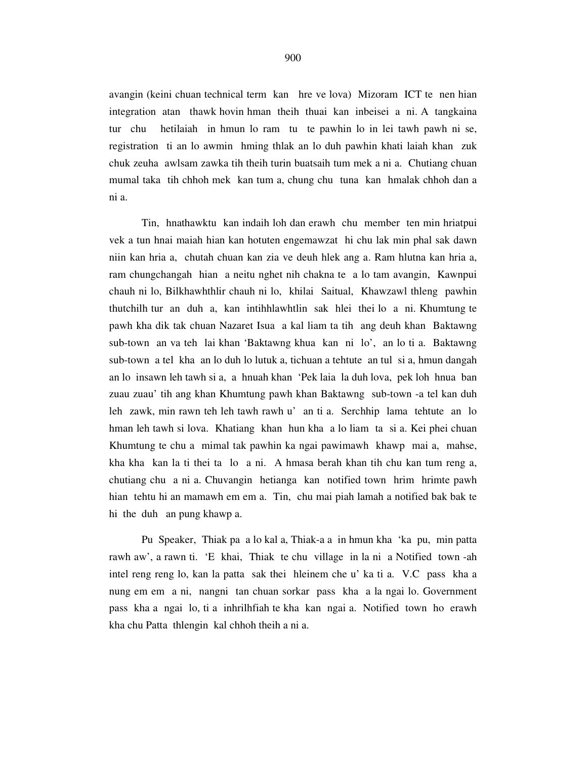avangin (keini chuan technical term kan hre ve lova) Mizoram ICT te nen hian integration atan thawk hovin hman theih thuai kan inbeisei a ni. A tangkaina tur chu hetilaiah in hmun lo ram tu te pawhin lo in lei tawh pawh ni se, registration ti an lo awmin hming thlak an lo duh pawhin khati laiah khan zuk chuk zeuha awlsam zawka tih theih turin buatsaih tum mek a ni a. Chutiang chuan mumal taka tih chhoh mek kan tum a, chung chu tuna kan hmalak chhoh dan a ni a.

Tin, hnathawktu kan indaih loh dan erawh chu member ten min hriatpui vek a tun hnai maiah hian kan hotuten engemawzat hi chu lak min phal sak dawn niin kan hria a, chutah chuan kan zia ve deuh hlek ang a. Ram hlutna kan hria a, ram chungchangah hian a neitu nghet nih chakna te a lo tam avangin, Kawnpui chauh ni lo, Bilkhawhthlir chauh ni lo, khilai Saitual, Khawzawl thleng pawhin thutchilh tur an duh a, kan intihhlawhtlin sak hlei thei lo a ni. Khumtung te pawh kha dik tak chuan Nazaret Isua a kal liam ta tih ang deuh khan Baktawng sub-town an va teh lai khan 'Baktawng khua kan ni lo', an lo ti a. Baktawng sub-town a tel kha an lo duh lo lutuk a, tichuan a tehtute an tul si a, hmun dangah an lo insawn leh tawh si a, a hnuah khan 'Pek laia la duh lova, pek loh hnua ban zuau zuau' tih ang khan Khumtung pawh khan Baktawng sub-town -a tel kan duh leh zawk, min rawn teh leh tawh rawh u' an ti a. Serchhip lama tehtute an lo hman leh tawh si lova. Khatiang khan hun kha a lo liam ta si a. Kei phei chuan Khumtung te chu a mimal tak pawhin ka ngai pawimawh khawp mai a, mahse, kha kha kan la ti thei ta lo a ni. A hmasa berah khan tih chu kan tum reng a, chutiang chu a ni a. Chuvangin hetianga kan notified town hrim hrimte pawh hian tehtu hi an mamawh em em a. Tin, chu mai piah lamah a notified bak bak te hi the duh an pung khawp a.

Pu Speaker, Thiak pa a lo kal a, Thiak-a a in hmun kha 'ka pu, min patta rawh aw', a rawn ti. 'E khai, Thiak te chu village in la ni a Notified town -ah intel reng reng lo, kan la patta sak thei hleinem che u' ka ti a. V.C pass kha a nung em em a ni, nangni tan chuan sorkar pass kha a la ngai lo. Government pass kha a ngai lo, ti a inhrilhfiah te kha kan ngai a. Notified town ho erawh kha chu Patta thlengin kal chhoh theih a ni a.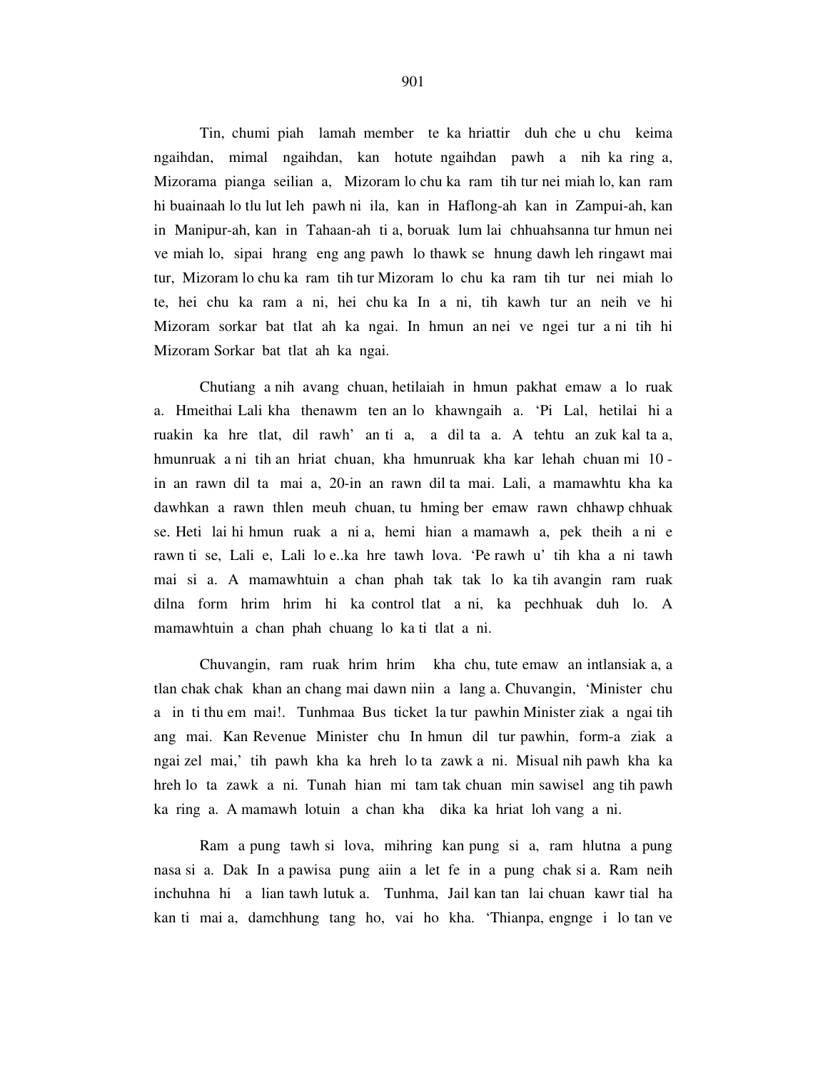Tin, chumi piah lamah member te ka hriattir duh che u chu keima ngaihdan, mimal ngaihdan, kan hotute ngaihdan pawh a nih ka ring a, Mizorama pianga seilian a, Mizoram lo chu ka ram tih tur nei miah lo, kan ram hi buainaah lo tlu lut leh pawh ni ila, kan in Haflong-ah kan in Zampui-ah, kan in Manipur-ah, kan in Tahaan-ah ti a, boruak lum lai chhuahsanna tur hmun nei ve miah lo, sipai hrang eng ang pawh lo thawk se hnung dawh leh ringawt mai tur, Mizoram lo chu ka ram tih tur Mizoram lo chu ka ram tih tur nei miah lo te, hei chu ka ram a ni, hei chu ka In a ni, tih kawh tur an neih ve hi Mizoram sorkar bat tlat ah ka ngai. In hmun an nei ve ngei tur a ni tih hi Mizoram Sorkar bat tlat ah ka ngai.

Chutiang a nih avang chuan, hetilaiah in hmun pakhat emaw a lo ruak a. Hmeithai Lali kha thenawm ten an lo khawngaih a. 'Pi Lal, hetilai hi a ruakin ka hre tlat, dil rawh' an ti a, a dil ta a. A tehtu an zuk kal ta a, hmunruak a ni tih an hriat chuan, kha hmunruak kha kar lehah chuan mi 10 - in an rawn dil ta mai a, 20-in an rawn dil ta mai. Lali, a mamawhtu kha ka dawhkan a rawn thlen meuh chuan, tu hming ber emaw rawn chhawp chhuak se. Heti lai hi hmun ruak a ni a, hemi hian a mamawh a, pek theih a ni e rawn ti se, Lali e, Lali lo e..ka hre tawh lova. 'Pe rawh u' tih kha a ni tawh mai si a. A mamawhtuin a chan phah tak tak lo ka tih avangin ram ruak dilna form hrim hrim hi ka control tlat a ni, ka pechhuak duh lo. A mamawhtuin a chan phah chuang lo ka ti tlat a ni.

Chuvangin, ram ruak hrim hrim kha chu, tute emaw an intlansiak a, a tlan chak chak khan an chang mai dawn niin a lang a. Chuvangin, 'Minister chu a in ti thu em mai!. Tunhmaa Bus ticket la tur pawhin Minister ziak a ngai tih ang mai. Kan Revenue Minister chu In hmun dil tur pawhin, form-a ziak a ngai zel mai,' tih pawh kha ka hreh lo ta zawk a ni. Misual nih pawh kha ka hreh lo ta zawk a ni. Tunah hian mi tam tak chuan min sawisel ang tih pawh ka ring a. A mamawh lotuin a chan kha dika ka hriat loh vang a ni.

Ram a pung tawh si lova, mihring kan pung si a, ram hlutna a pung nasa si a. Dak In a pawisa pung aiin a let fe in a pung chak si a. Ram neih inchuhna hi a lian tawh lutuk a. Tunhma, Jail kan tan lai chuan kawr tial ha kan ti mai a, damchhung tang ho, vai ho kha. 'Thianpa, engnge i lo tan ve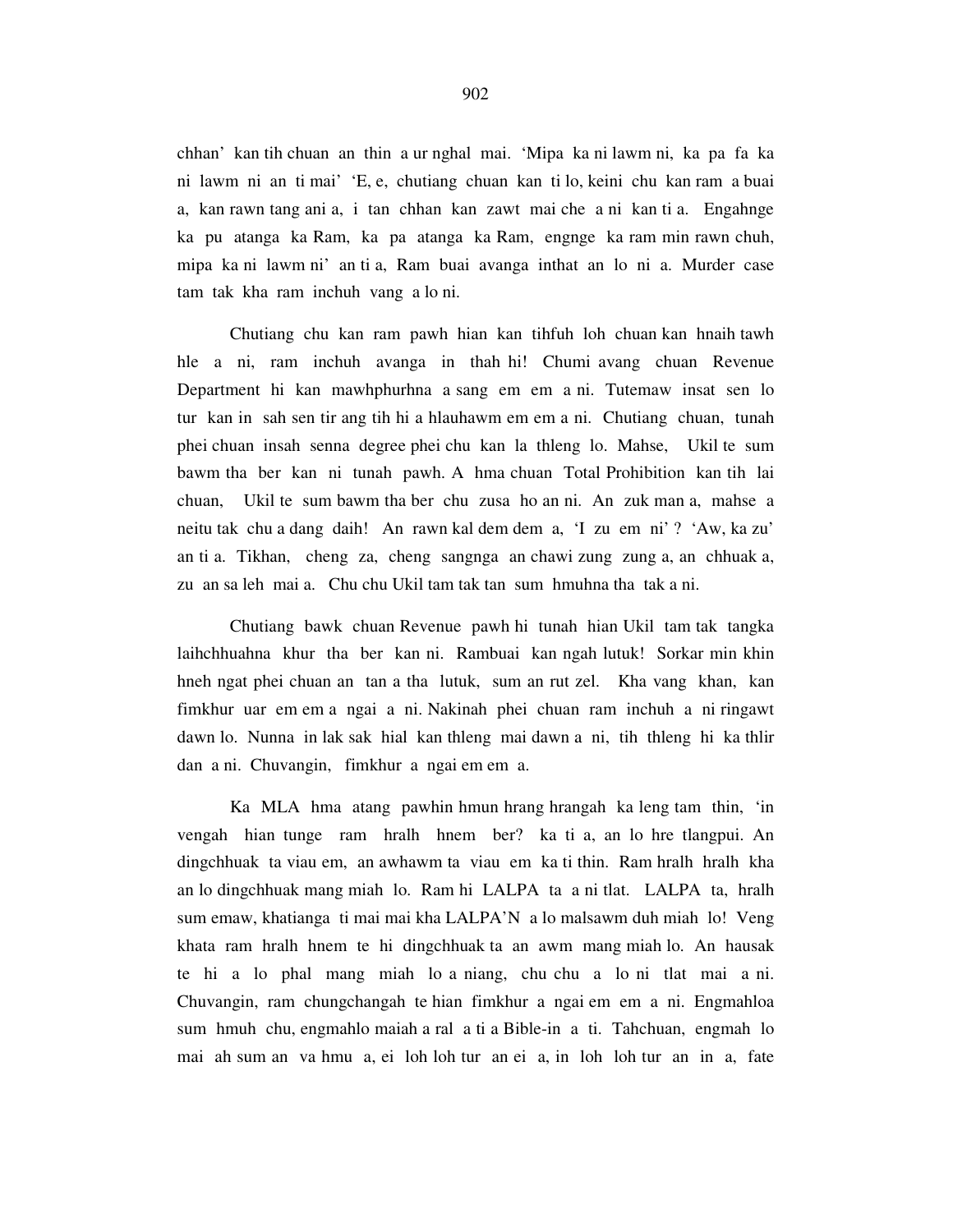chhan' kan tih chuan an thin a ur nghal mai. 'Mipa ka ni lawm ni, ka pa fa ka ni lawm ni an ti mai' 'E, e, chutiang chuan kan ti lo, keini chu kan ram a buai a, kan rawn tang ani a, i tan chhan kan zawt mai che a ni kan ti a. Engahnge ka pu atanga ka Ram, ka pa atanga ka Ram, engnge ka ram min rawn chuh, mipa ka ni lawm ni' an ti a, Ram buai avanga inthat an lo ni a. Murder case tam tak kha ram inchuh vang a lo ni.

Chutiang chu kan ram pawh hian kan tihfuh loh chuan kan hnaih tawh hle a ni, ram inchuh avanga in thah hi! Chumi avang chuan Revenue Department hi kan mawhphurhna a sang em em a ni. Tutemaw insat sen lo tur kan in sah sen tir ang tih hi a hlauhawm em em a ni. Chutiang chuan, tunah phei chuan insah senna degree phei chu kan la thleng lo. Mahse, Ukil te sum bawm tha ber kan ni tunah pawh. A hma chuan Total Prohibition kan tih lai chuan, Ukil te sum bawm tha ber chu zusa ho an ni. An zuk man a, mahse a neitu tak chu a dang daih! An rawn kal dem dem a, 'I zu em ni' ? 'Aw, ka zu' an ti a. Tikhan, cheng za, cheng sangngga an chawi zung zung a, an chhuak a, zu an sa leh mai a. Chu chu Ukil tam tak tan sum hmuhna tha tak a ni.

Chutiang bawk chuan Revenue pawh hi tunah hian Ukil tam tak tangka laihchhuahna khur tha ber kan ni. Rambuai kan ngah lutuk! Sorkar min khin hneh ngat phei chuan an tan a tha lutuk, sum an rut zel. Kha vang khan, kan fimkhur uar em em a ngai a ni. Nakinah phei chuan ram inchuh a ni ringawt dawn lo. Nunna in lak sak hial kan thleng mai dawn a ni, tih thleng hi ka thlir dan a ni. Chuvangin, fimkhur a ngai em em a.

Ka MLA hma atang pawhin hmun hrang hrangah ka leng tam thin, 'in vengah hian tunge ram hralh hnem ber? ka ti a, an lo hre tlangpui. An dingchhuak ta viau em, an awhawm ta viau em ka ti thin. Ram hralh hralh kha an lo dingchhuak mang miah lo. Ram hi LALPA ta a ni tlat. LALPA ta, hralh sum emaw, khatianga ti mai mai kha LALPA'N a lo malsawm duh miah lo! Veng khata ram hralh hnem te hi dingchhuak ta an awm mang miah lo. An hausak te hi a lo phal mang miah lo a niang, chu chu a lo ni tlat mai a ni. Chuvangin, ram chungchangah te hian fimkhur a ngai em em a ni. Engmahloa sum hmuh chu, engmahlo maiah a ral a ti a Bible-in a ti. Tahchuan, engmah lo mai ah sum an va hmu a, ei loh loh tur an ei a, in loh loh tur an in a, fate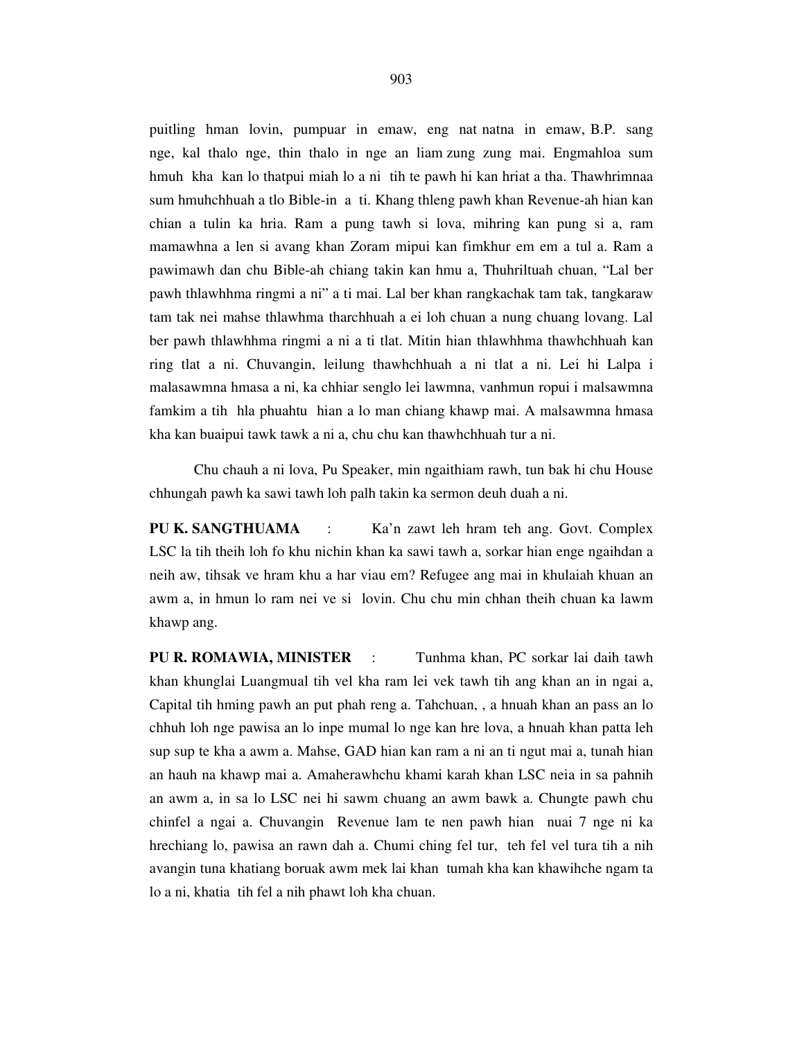puitling hman lovin, pumpuar in emaw, eng nat natna in emaw, B.P. sang nge, kal thalo nge, thin thalo in nge an liam zung zung mai. Engmahloa sum hmuh kha kan lo thatpui miah lo a ni tih te pawh hi kan hriat a tha. Thawhrimnaa sum hmuhchhuah a tlo Bible-in a ti. Khang thleng pawh khan Revenue-ah hian kan chian a tulin ka hria. Ram a pung tawh si lova, mihring kan pung si a, ram mamawhna a len si avang khan Zoram mipui kan fimkhur em em a tul a. Ram a pawimawh dan chu Bible-ah chiang takin kan hmu a, Thuhriltuah chuan, "Lal ber pawh thlawhhma ringmi a ni" a ti mai. Lal ber khan rangkachak tam tak, tangkaraw tam tak nei mahse thlawhma tharchhuah a ei loh chuan a nung chuang lovang. Lal ber pawh thlawhhma ringmi a ni a ti tlat. Mitin hian thlawhhma thawhchhuah kan ring tlat a ni. Chuvangin, leilung thawhchhuah a ni tlat a ni. Lei hi Lalpa i malasawmna hmasa a ni, ka chhiar senglo lei lawmna, vanhmun ropui i malsawmna famkim a tih hla phuahtu hian a lo man chiang khawp mai. A malsawmna hmasa kha kan buaipui tawk tawk a ni a, chu chu kan thawhchhuah tur a ni.

Chu chauh a ni lova, Pu Speaker, min ngaithiam rawh, tun bak hi chu House chhungah pawh ka sawi tawh loh palh takin ka sermon deuh duah a ni.

**PU K. SANGTHUAMA** : Ka'n zawt leh hram teh ang. Govt. Complex LSC la tih theih loh fo khu nichin khan ka sawi tawh a, sorkar hian enge ngaihdan a neih aw, tihsak ve hram khu a har viau em? Refugee ang mai in khulaiah khuan an awm a, in hmun lo ram nei ve si lovin. Chu chu min chhan theih chuan ka lawm khawp ang.

**PU R. ROMAWIA, MINISTER** : Tunhma khan, PC sorkar lai daih tawh khan khunglai Luangmual tih vel kha ram lei vek tawh tih ang khan an in ngai a, Capital tih hming pawh an put phah reng a. Tahchuan, , a hnuah khan an pass an lo chhuh loh nge pawisa an lo inpe mumal lo nge kan hre lova, a hnuah khan patta leh sup sup te kha a awm a. Mahse, GAD hian kan ram a ni an ti ngut mai a, tunah hian an hauh na khawp mai a. Amaherawhchu khami karah khan LSC neia in sa pahnih an awm a, in sa lo LSC nei hi sawm chuang an awm bawk a. Chungte pawh chu chinfel a ngai a. Chuvangin Revenue lam te nen pawh hian nuai 7 nge ni ka hrechiang lo, pawisa an rawn dah a. Chumi ching fel tur, teh fel vel tura tih a nih avangin tuna khatiang boruak awm mek lai khan tumah kha kan khawihche ngam ta lo a ni, khatia tih fel a nih phawt loh kha chuan.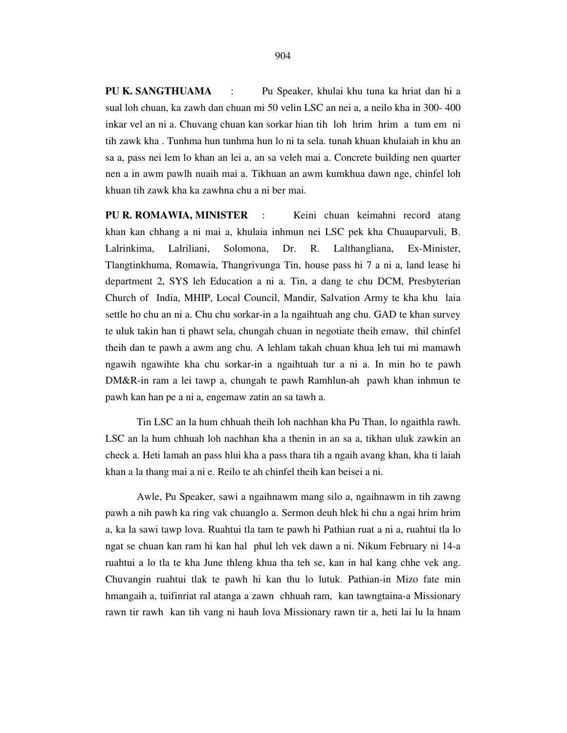**PU K. SANGTHUAMA** : Pu Speaker, khulai khu tuna ka hriat dan hi a sual loh chuan, ka zawh dan chuan mi 50 velin LSC an nei a, a neilo kha in 300- 400 inkar vel an ni a. Chuvang chuan kan sorkar hian tih loh hrim hrim a tum em ni tih zawk kha . Tunhma hun tunhma hun lo ni ta sela. tunah khuan khulaiah in khu an sa a, pass nei lem lo khan an lei a, an sa veleh mai a. Concrete building nen quarter nen a in awm pawlh nuaih mai a. Tikhuan an awm kumkhua dawn nge, chinfel loh khuan tih zawk kha ka zawhna chu a ni ber mai.

**PU R. ROMAWIA, MINISTER** : Keini chuan keimahni record atang khan kan chhang a ni mai a, khulaia inhmun nei LSC pek kha Chuauparvuli, B. Lalrinkima, Lalriliani, Solomona, Dr. R. Lalthangliana, Ex-Minister, Tlangtinkhuma, Romawia, Thangrivunga Tin, house pass hi 7 a ni a, land lease hi department 2, SYS leh Education a ni a. Tin, a dang te chu DCM, Presbyterian Church of India, MHIP, Local Council, Mandir, Salvation Army te kha khu laia settle ho chu an ni a. Chu chu sorkar-in a la ngaihtuah ang chu. GAD te khan survey te uluk takin han ti phawt sela, chungah chuan in negotiate theih emaw, thil chinfel theih dan te pawh a awm ang chu. A lehlam takah chuan khua leh tui mi mamawh ngawih ngawihte kha chu sorkar-in a ngaihtuah tur a ni a. In min ho te pawh DM&R-in ram a lei tawp a, chungah te pawh Ramhlun-ah pawh khan inhmun te pawh kan han pe a ni a, engemaw zatin an sa tawh a.

Tin LSC an la hum chhuah theih loh nachhan kha Pu Than, lo ngaithla rawh. LSC an la hum chhuah loh nachhan kha a thenin in an sa a, tikhan uluk zawkin an check a. Heti lamah an pass hlui kha a pass thara tih a ngaih avang khan, kha ti laiah khan a la thang mai a ni e. Reilo te ah chinfel theih kan beisei a ni.

Awle, Pu Speaker, sawi a ngaihnawm mang silo a, ngaihnawm in tih zawng pawh a nih pawh ka ring vak chuanglo a. Sermon deuh hlek hi chu a ngai hrim hrim a, ka la sawi tawp lova. Ruahtui tla tam te pawh hi Pathian ruat a ni a, ruahtui tla lo ngat se chuan kan ram hi kan hal phul leh vek dawn a ni. Nikum February ni 14-a ruahtui a lo tla te kha June thleng khua tha teh se, kan in hal kang chhe vek ang. Chuvangin ruahtui tlak te pawh hi kan thu lo lutuk. Pathian-in Mizo fate min hmangaih a, tuifinriat ral atanga a zawn chhuah ram, kan tawngtaina-a Missionary rawn tir rawh kan tih vang ni hauh lova Missionary rawn tir a, heti lai lu la hnam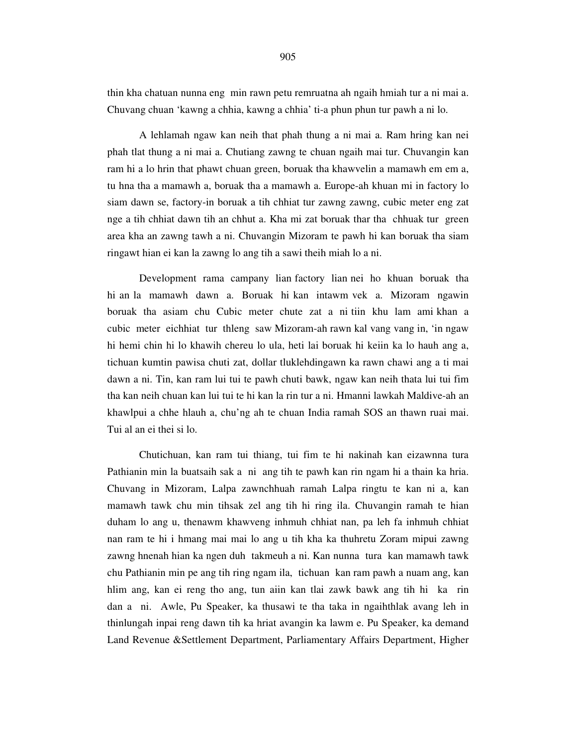thin kha chatuan nunna eng min rawn petu remruatna ah ngaih hmiah tur a ni mai a. Chuvang chuan 'kawng a chhia, kawng a chhia' ti-a phun phun tur pawh a ni lo.

A lehlamah ngaw kan neih that phah thung a ni mai a. Ram hring kan nei phah tlat thung a ni mai a. Chutiang zawng te chuan ngaih mai tur. Chuvangin kan ram hi a lo hrin that phawt chuan green, boruak tha khawvelin a mamawh em em a, tu hna tha a mamawh a, boruak tha a mamawh a. Europe-ah khuan mi in factory lo siam dawn se, factory-in boruak a tih chhiat tur zawng zawng, cubic meter eng zat nge a tih chhiat dawn tih an chhut a. Kha mi zat boruak thar tha chhuak tur green area kha an zawng tawh a ni. Chuvangin Mizoram te pawh hi kan boruak tha siam ringawt hian ei kan la zawng lo ang tih a sawi theih miah lo a ni.

Development rama campany lian factory lian nei ho khuan boruak tha hi an la mamawh dawn a. Boruak hi kan intawm vek a. Mizoram ngawin boruak tha asiam chu Cubic meter chute zat a ni tiin khu lam ami khan a cubic meter eichhiat tur thleng saw Mizoram-ah rawn kal vang vang in, 'in ngaw hi hemi chin hi lo khawih chereu lo ula, heti lai boruak hi keiin ka lo hauh ang a, tichuan kumtin pawisa chuti zat, dollar tluklehdingawn ka rawn chawi ang a ti mai dawn a ni. Tin, kan ram lui tui te pawh chuti bawk, ngaw kan neih thata lui tui fim tha kan neih chuan kan lui tui te hi kan la rin tur a ni. Hmanni lawkah Maldive-ah an khawlpui a chhe hlauh a, chu'ng ah te chuan India ramah SOS an thawn ruai mai. Tui al an ei thei si lo.

Chutichuan, kan ram tui thiang, tui fim te hi nakinah kan eizawnna tura Pathianin min la buatsaih sak a ni ang tih te pawh kan rin ngam hi a thain ka hria. Chuvang in Mizoram, Lalpa zawnchhuah ramah Lalpa ringtu te kan ni a, kan mamawh tawk chu min tihsak zel ang tih hi ring ila. Chuvangin ramah te hian duham lo ang u, thenawm khawveng inhmuh chhiat nan, pa leh fa inhmuh chhiat nan ram te hi i hmang mai mai lo ang u tih kha ka thuhretu Zoram mipui zawng zawng hnenah hian ka ngen duh takmeuh a ni. Kan nunna tura kan mamawh tawk chu Pathianin min pe ang tih ring ngam ila, tichuan kan ram pawh a nuam ang, kan hlim ang, kan ei reng tho ang, tun aiin kan tlai zawk bawk ang tih hi ka rin dan a ni. Awle, Pu Speaker, ka thusawi te tha taka in ngaihthlak avang leh in thinlungah inpai reng dawn tih ka hriat avangin ka lawm e. Pu Speaker, ka demand Land Revenue &Settlement Department, Parliamentary Affairs Department, Higher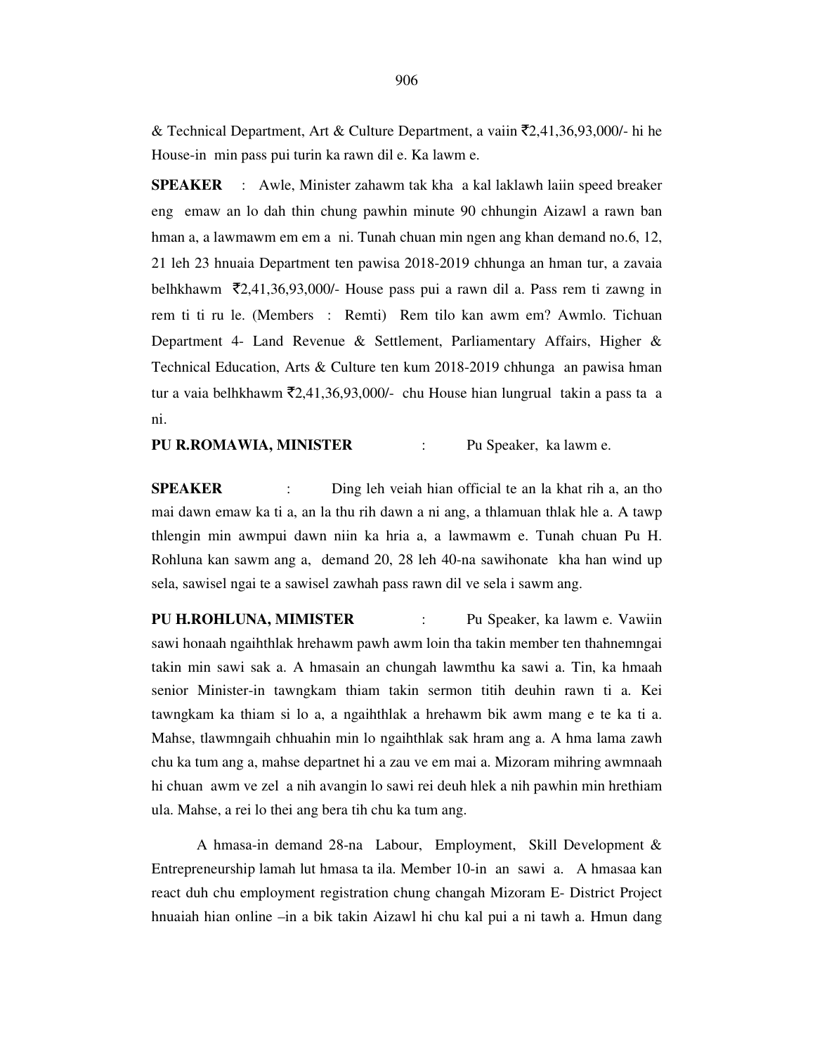& Technical Department, Art & Culture Department, a vaiin ₹2,41,36,93,000/- hi he House-in min pass pui turin ka rawn dil e. Ka lawm e.

**SPEAKER** : Awle, Minister zahawm tak kha a kal laklawh laiin speed breaker eng emaw an lo dah thin chung pawhin minute 90 chhungin Aizawl a rawn ban hman a, a lawmawm em em a ni. Tunah chuan min ngen ang khan demand no.6, 12, 21 leh 23 hnuaia Department ten pawisa 2018-2019 chhunga an hman tur, a zavaia belhkhawm ₹2,41,36,93,000/- House pass pui a rawn dil a. Pass rem ti zawng in rem ti ti ru le. (Members : Remti) Rem tilo kan awm em? Awmlo. Tichuan Department 4- Land Revenue & Settlement, Parliamentary Affairs, Higher & Technical Education, Arts & Culture ten kum 2018-2019 chhunga an pawisa hman tur a vaia belhkhawm ₹2,41,36,93,000/- chu House hian lungrual takin a pass ta a ni.

**PU R.ROMAWIA, MINISTER** : Pu Speaker, ka lawm e.

**SPEAKER** : Ding leh veiah hian official te an la khat rih a, an tho mai dawn emaw ka ti a, an la thu rih dawn a ni ang, a thlamuan thlak hle a. A tawp thlengin min awmpui dawn niin ka hria a, a lawmawm e. Tunah chuan Pu H. Rohluna kan sawm ang a, demand 20, 28 leh 40-na sawihonate kha han wind up sela, sawisel ngai te a sawisel zawhah pass rawn dil ve sela i sawm ang.

**PU H.ROHLUNA, MIMISTER** : Pu Speaker, ka lawm e. Vawiin sawi honaah ngaihthlak hrehawm pawh awm loin tha takin member ten thahnemngai takin min sawi sak a. A hmasain an chungah lawmthu ka sawi a. Tin, ka hmaah senior Minister-in tawngkam thiam takin sermon titih deuhin rawn ti a. Kei tawngkam ka thiam si lo a, a ngaihthlak a hrehawm bik awm mang e te ka ti a. Mahse, tlawmngaih chhuahin min lo ngaihthlak sak hram ang a. A hma lama zawh chu ka tum ang a, mahse departnet hi a zau ve em mai a. Mizoram mihring awmnaah hi chuan awm ve zel a nih avangin lo sawi rei deuh hlek a nih pawhin min hrethiam ula. Mahse, a rei lo thei ang bera tih chu ka tum ang.

A hmasa-in demand 28-na Labour, Employment, Skill Development & Entrepreneurship lamah lut hmasa ta ila. Member 10-in an sawi a. A hmasaa kan react duh chu employment registration chung changah Mizoram E- District Project hnuaiah hian online –in a bik takin Aizawl hi chu kal pui a ni tawh a. Hmun dang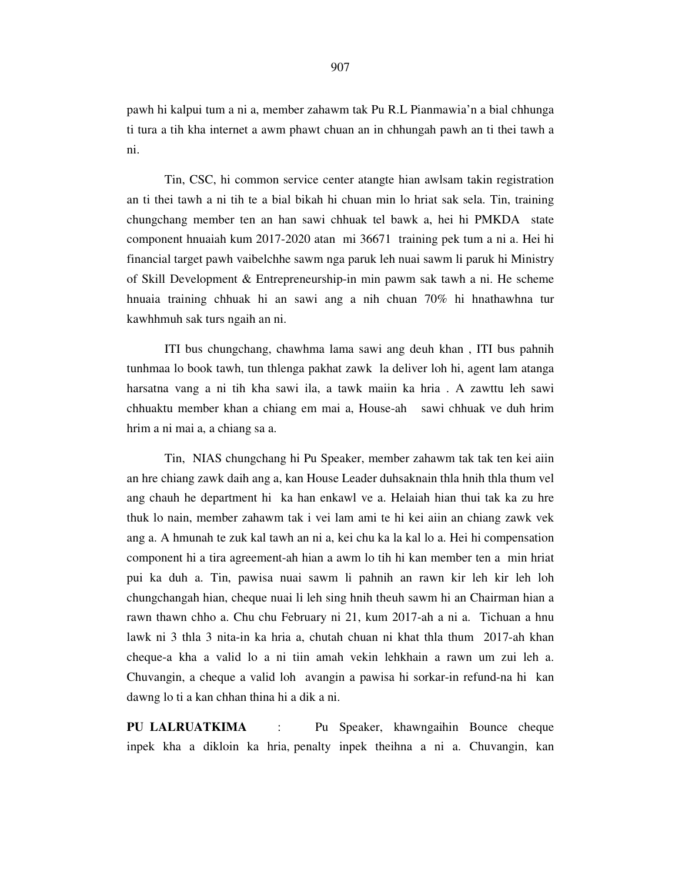pawh hi kalpui tum a ni a, member zahawm tak Pu R.L Pianmawia'n a bial chhunga ti tura a tih kha internet a awm phawt chuan an in chhungah pawh an ti thei tawh a ni.

Tin, CSC, hi common service center atangte hian awlsam takin registration an ti thei tawh a ni tih te a bial bikah hi chuan min lo hriat sak sela. Tin, training chungchang member ten an han sawi chhuak tel bawk a, hei hi PMKDA state component hnuaiah kum 2017-2020 atan mi 36671 training pek tum a ni a. Hei hi financial target pawh vaibelchhe sawm nga paruk leh nuai sawm li paruk hi Ministry of Skill Development & Entrepreneurship-in min pawm sak tawh a ni. He scheme hnuaia training chhuak hi an sawi ang a nih chuan 70% hi hnathawhna tur kawhhmuh sak turs ngaih an ni.

ITI bus chungchang, chawhma lama sawi ang deuh khan , ITI bus pahnih tunhmaa lo book tawh, tun thlenga pakhat zawk la deliver loh hi, agent lam atanga harsatna vang a ni tih kha sawi ila, a tawk maiin ka hria . A zawttu leh sawi chhuaktu member khan a chiang em mai a, House-ah sawi chhuak ve duh hrim hrim a ni mai a, a chiang sa a.

Tin, NIAS chungchang hi Pu Speaker, member zahawm tak tak ten kei aiin an hre chiang zawk daih ang a, kan House Leader duhsaknain thla hnih thla thum vel ang chauh he department hi ka han enkawl ve a. Helaiah hian thui tak ka zu hre thuk lo nain, member zahawm tak i vei lam ami te hi kei aiin an chiang zawk vek ang a. A hmunah te zuk kal tawh an ni a, kei chu ka la kal lo a. Hei hi compensation component hi a tira agreement-ah hian a awm lo tih hi kan member ten a min hriat pui ka duh a. Tin, pawisa nuai sawm li pahnih an rawn kir leh kir leh loh chungchangah hian, cheque nuai li leh sing hnih theuh sawm hi an Chairman hian a rawn thawn chho a. Chu chu February ni 21, kum 2017-ah a ni a. Tichuan a hnu lawk ni 3 thla 3 nita-in ka hria a, chutah chuan ni khat thla thum 2017-ah khan cheque-a kha a valid lo a ni tiin amah vekin lehkhain a rawn um zui leh a. Chuvangin, a cheque a valid loh avangin a pawisa hi sorkar-in refund-na hi kan dawng lo ti a kan chhan thina hi a dik a ni.

**PU LALRUATKIMA** : Pu Speaker, khawngaihin Bounce cheque inpek kha a dikloin ka hria, penalty inpek theihna a ni a. Chuvangin, kan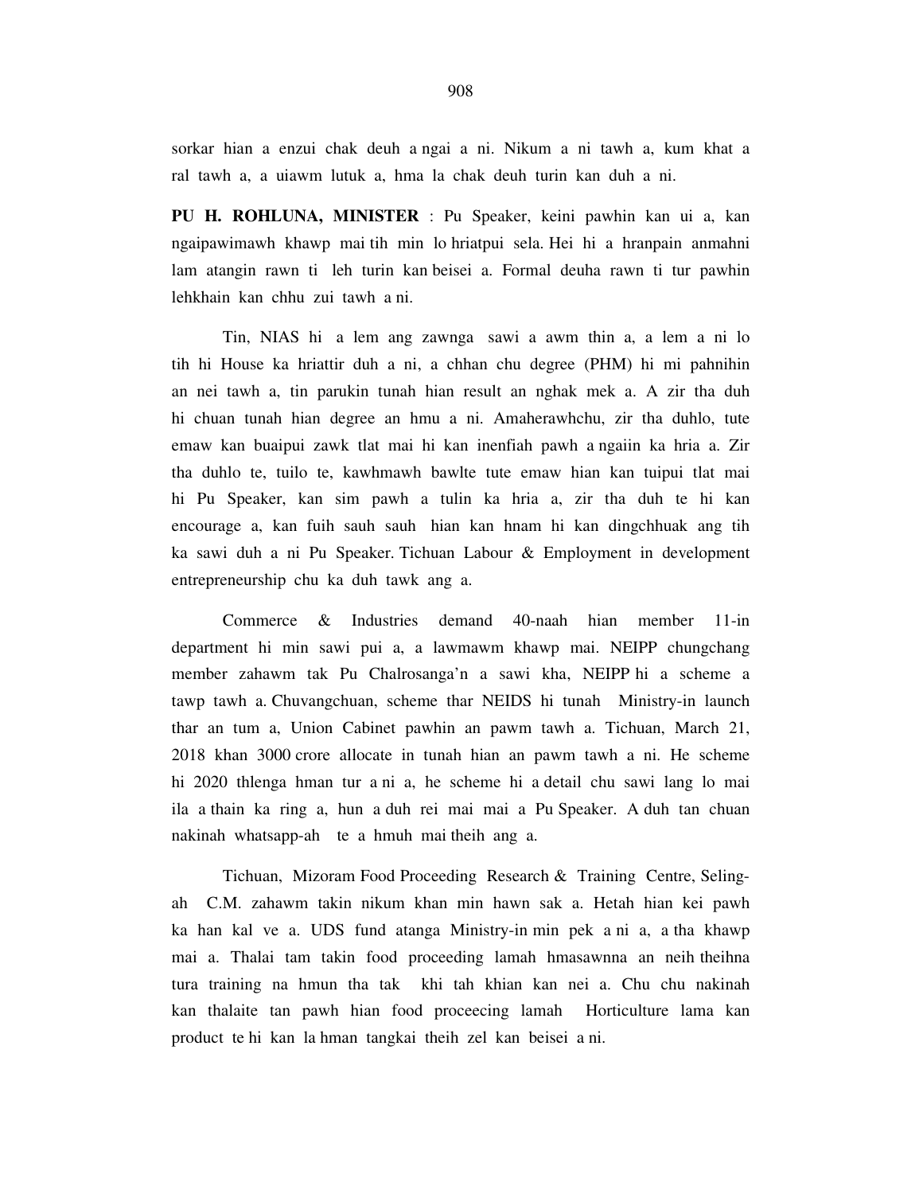sorkar hian a enzui chak deuh a ngai a ni. Nikum a ni tawh a, kum khat a ral tawh a, a uiawm lutuk a, hma la chak deuh turin kan duh a ni.

**PU H. ROHLUNA, MINISTER** : Pu Speaker, keini pawhin kan ui a, kan ngaipawimawh khawp mai tih min lo hriatpui sela. Hei hi a hranpain anmahni lam atangin rawn ti leh turin kan beisei a. Formal deuha rawn ti tur pawhin lehkhain kan chhu zui tawh a ni.

Tin, NIAS hi a lem ang zawnga sawi a awm thin a, a lem a ni lo tih hi House ka hriattir duh a ni, a chhan chu degree (PHM) hi mi pahnihin an nei tawh a, tin parukin tunah hian result an nghak mek a. A zir tha duh hi chuan tunah hian degree an hmu a ni. Amaherawhchu, zir tha duhlo, tute emaw kan buaipui zawk tlat mai hi kan inenfiah pawh a ngaiin ka hria a. Zir tha duhlo te, tuilo te, kawhmawh bawlte tute emaw hian kan tuipui tlat mai hi Pu Speaker, kan sim pawh a tulin ka hria a, zir tha duh te hi kan encourage a, kan fuih sauh sauh hian kan hnam hi kan dingchhuak ang tih ka sawi duh a ni Pu Speaker. Tichuan Labour & Employment in development entrepreneurship chu ka duh tawk ang a.

Commerce & Industries demand 40-naah hian member 11-in department hi min sawi pui a, a lawmawm khawp mai. NEIPP chungchang member zahawm tak Pu Chalrosanga'n a sawi kha, NEIPP hi a scheme a tawp tawh a. Chuvangchuan, scheme thar NEIDS hi tunah Ministry-in launch thar an tum a, Union Cabinet pawhin an pawm tawh a. Tichuan, March 21, 2018 khan 3000 crore allocate in tunah hian an pawm tawh a ni. He scheme hi 2020 thlenga hman tur a ni a, he scheme hi a detail chu sawi lang lo mai ila a thain ka ring a, hun a duh rei mai mai a Pu Speaker. A duh tan chuan nakinah whatsapp-ah te a hmuh mai theih ang a.

Tichuan, Mizoram Food Proceeding Research & Training Centre, Seling-ah C.M. zahawm takin nikum khan min hawn sak a. Hetah hian kei pawh ka han kal ve a. UDS fund atanga Ministry-in min pek a ni a, a tha khawp mai a. Thalai tam takin food proceeding lamah hmasawnna an neih theihna tura training na hmun tha tak khi tah khian kan nei a. Chu chu nakinah kan thalaite tan pawh hian food proceecing lamah Horticulture lama kan product te hi kan la hman tangkai theih zel kan beisei a ni.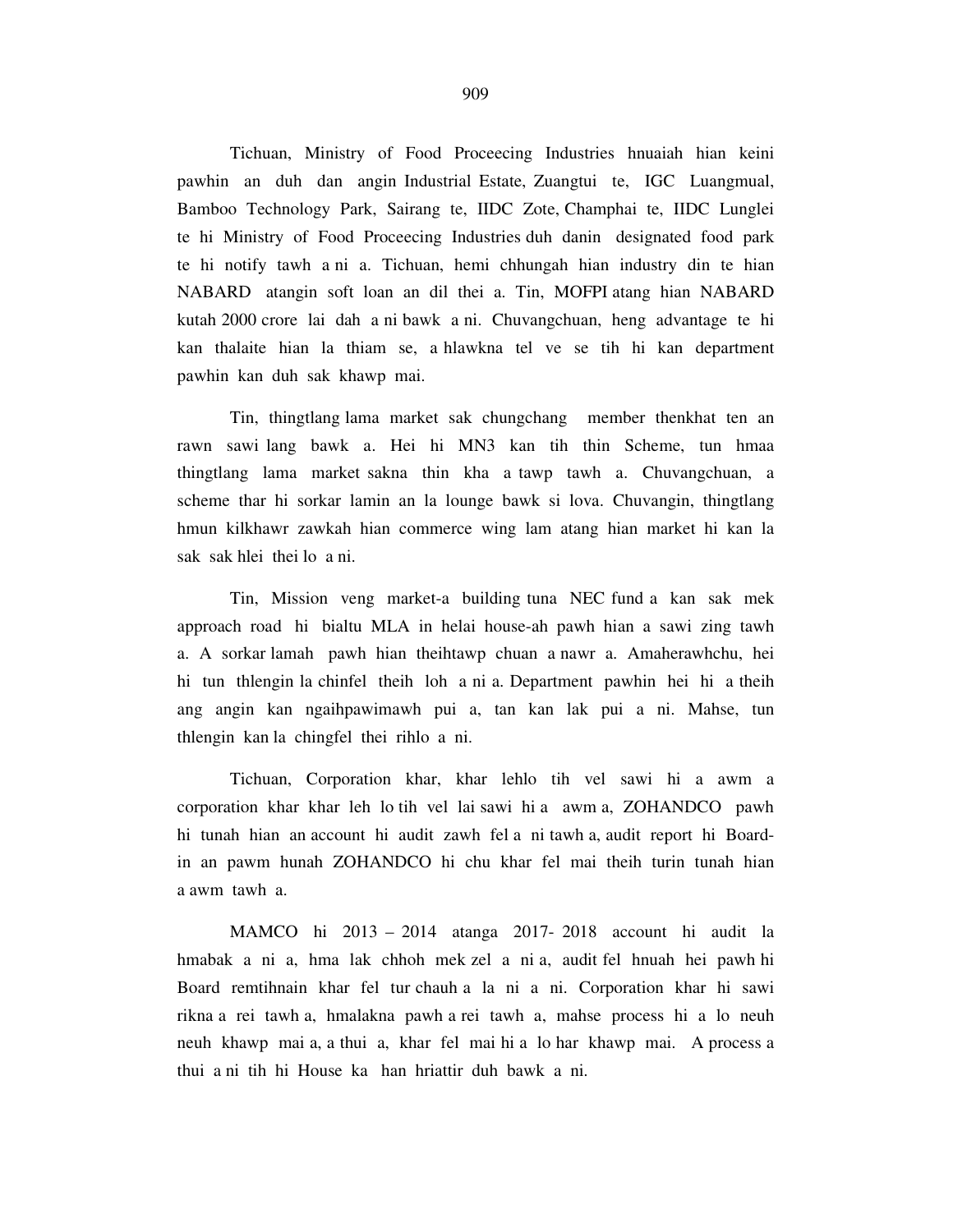Tichuan, Ministry of Food Proceecing Industries hnuaiah hian keini pawhin an duh dan angin Industrial Estate, Zuangtui te, IGC Luangmual, Bamboo Technology Park, Sairang te, IIDC Zote, Champhai te, IIDC Lunglei te hi Ministry of Food Proceecing Industries duh danin designated food park te hi notify tawh a ni a. Tichuan, hemi chhungah hian industry din te hian NABARD atangin soft loan an dil thei a. Tin, MOFPI atang hian NABARD kutah 2000 crore lai dah a ni bawk a ni. Chuvangchuan, heng advantage te hi kan thalaite hian la thiam se, a hlawkna tel ve se tih hi kan department pawhin kan duh sak khawp mai.

Tin, thingtlang lama market sak chungchang member thenkhat ten an rawn sawi lang bawk a. Hei hi MN3 kan tih thin Scheme, tun hmaa thingtlang lama market sakna thin kha a tawp tawh a. Chuvangchuan, a scheme thar hi sorkar lamin an la lounge bawk si lova. Chuvangin, thingtlang hmun kilkhawr zawkah hian commerce wing lam atang hian market hi kan la sak sak hlei thei lo a ni.

Tin, Mission veng market-a building tuna NEC fund a kan sak mek approach road hi bialtu MLA in helai house-ah pawh hian a sawi zing tawh a. A sorkar lamah pawh hian theihtawp chuan a nawr a. Amaherawhchu, hei hi tun thlengin la chinfel theih loh a ni a. Department pawhin hei hi a theih ang angin kan ngaihpawimawh pui a, tan kan lak pui a ni. Mahse, tun thlengin kan la chingfel thei rihlo a ni.

Tichuan, Corporation khar, khar lehlo tih vel sawi hi a awm a corporation khar khar leh lo tih vel lai sawi hi a awm a, ZOHANDCO pawh hi tunah hian an account hi audit zawh fel a ni tawh a, audit report hi Board-in an pawm hunah ZOHANDCO hi chu khar fel mai theih turin tunah hian a awm tawh a.

MAMCO hi 2013 – 2014 atanga 2017- 2018 account hi audit la hmabak a ni a, hma lak chhoh mek zel a ni a, audit fel hnuah hei pawh hi Board remtihnain khar fel tur chauh a la ni a ni. Corporation khar hi sawi rikna a rei tawh a, hmalakna pawh a rei tawh a, mahse process hi a lo neuh neuh khawp mai a, a thui a, khar fel mai hi a lo har khawp mai. A process a thui a ni tih hi House ka han hriattir duh bawk a ni.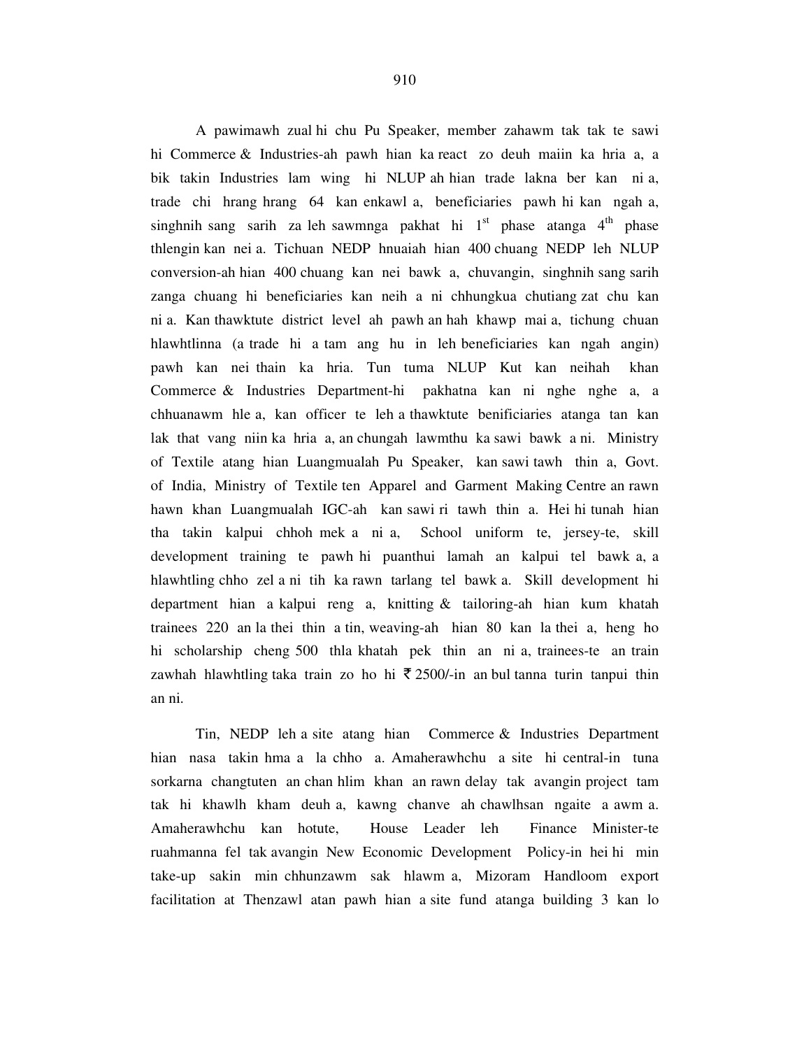A pawimawh zual hi chu Pu Speaker, member zahawm tak tak te sawi hi Commerce & Industries-ah pawh hian ka react zo deuh maiin ka hria a, a bik takin Industries lam wing hi NLUP ah hian trade lakna ber kan ni a, trade chi hrang hrang 64 kan enkawl a, beneficiaries pawh hi kan ngah a, singhnih sang sarih za leh sawmnga pakhat hi 1st phase atanga 4th phase thlengin kan nei a. Tichuan NEDP hnuaiah hian 400 chuang NEDP leh NLUP conversion-ah hian 400 chuang kan nei bawk a, chuvangin, singhnih sang sarih zanga chuang hi beneficiaries kan neih a ni chhungkua chutiang zat chu kan ni a. Kan thawktute district level ah pawh an hah khawp mai a, tichung chuan hlawhtlinna (a trade hi a tam ang hu in leh beneficiaries kan ngah angin) pawh kan nei thain ka hria. Tun tuma NLUP Kut kan neihah khan Commerce & Industries Department-hi pakhatna kan ni nghe nghe a, a chhuanawm hle a, kan officer te leh a thawktute benificiaries atanga tan kan lak that vang niin ka hria a, an chungah lawmthu ka sawi bawk a ni. Ministry of Textile atang hian Luangmualah Pu Speaker, kan sawi tawh thin a, Govt. of India, Ministry of Textile ten Apparel and Garment Making Centre an rawn hawn khan Luangmualah IGC-ah kan sawi ri tawh thin a. Hei hi tunah hian tha takin kalpui chhoh mek a ni a, School uniform te, jersey-te, skill development training te pawh hi puanthui lamah an kalpui tel bawk a, a hlawhtling chho zel a ni tih ka rawn tarlang tel bawk a. Skill development hi department hian a kalpui reng a, knitting & tailoring-ah hian kum khatah trainees 220 an la thei thin a tin, weaving-ah hian 80 kan la thei a, heng ho hi scholarship cheng 500 thla khatah pek thin an ni a, trainees-te an train zawhah hlawhtling taka train zo ho hi ₹ 2500/-in an bul tanna turin tanpui thin an ni.

Tin, NEDP leh a site atang hian Commerce & Industries Department hian nasa takin hma a la chho a. Amaherawhchu a site hi central-in tuna sorkarna changtuten an chan hlim khan an rawn delay tak avangin project tam tak hi khawlh kham deuh a, kawng chanve ah chawlhsan ngaite a awm a. Amaherawhchu kan hotute, House Leader leh Finance Minister-te ruahmanna fel tak avangin New Economic Development Policy-in hei hi min take-up sakin min chhunzawm sak hlawm a, Mizoram Handloom export facilitation at Thenzawl atan pawh hian a site fund atanga building 3 kan lo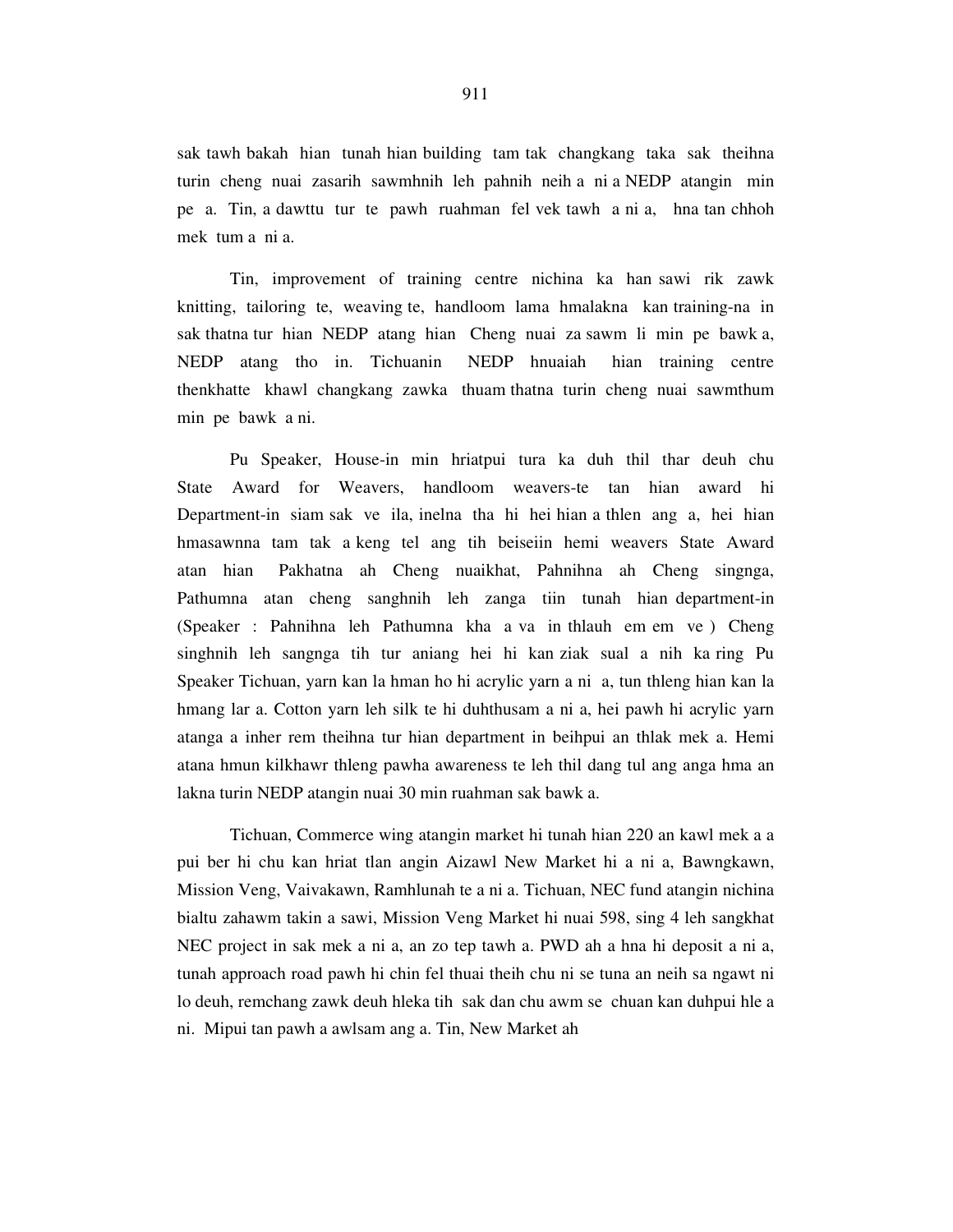sak tawh bakah hian tunah hian building tam tak changkang taka sak theihna turin cheng nuai zasarih sawmhnih leh pahnih neih a ni a NEDP atangin min pe a. Tin, a dawttu tur te pawh ruahman fel vek tawh a ni a, hna tan chhoh mek tum a ni a.

Tin, improvement of training centre nichina ka han sawi rik zawk knitting, tailoring te, weaving te, handloom lama hmalakna kan training-na in sak thatna tur hian NEDP atang hian Cheng nuai za sawm li min pe bawk a, NEDP atang tho in. Tichuanin NEDP hnuaiah hian training centre thenkhatte khawl changkang zawka thuam thatna turin cheng nuai sawmthum min pe bawk a ni.

Pu Speaker, House-in min hriatpui tura ka duh thil thar deuh chu State Award for Weavers, handloom weavers-te tan hian award hi Department-in siam sak ve ila, inelna tha hi hei hian a thlen ang a, hei hian hmasawnna tam tak a keng tel ang tih beiseiin hemi weavers State Award atan hian Pakhatna ah Cheng nuaikhat, Pahnihna ah Cheng singnga, Pathumna atan cheng sanghnih leh zanga tiin tunah hian department-in (Speaker : Pahnihna leh Pathumna kha a va in thlauh em em ve ) Cheng singhnih leh sangnga tih tur aniang hei hi kan ziak sual a nih ka ring Pu Speaker Tichuan, yarn kan la hman ho hi acrylic yarn a ni a, tun thleng hian kan la hmang lar a. Cotton yarn leh silk te hi duhthusam a ni a, hei pawh hi acrylic yarn atanga a inher rem theihna tur hian department in beihpui an thlak mek a. Hemi atana hmun kilkhawr thleng pawha awareness te leh thil dang tul ang anga hma an lakna turin NEDP atangin nuai 30 min ruahman sak bawk a.

Tichuan, Commerce wing atangin market hi tunah hian 220 an kawl mek a a pui ber hi chu kan hriat tlan angin Aizawl New Market hi a ni a, Bawngkawn, Mission Veng, Vaivakawn, Ramhlunah te a ni a. Tichuan, NEC fund atangin nichina bialtu zahawm takin a sawi, Mission Veng Market hi nuai 598, sing 4 leh sangkhat NEC project in sak mek a ni a, an zo tep tawh a. PWD ah a hna hi deposit a ni a, tunah approach road pawh hi chin fel thuai theih chu ni se tuna an neih sa ngawt ni lo deuh, remchang zawk deuh hleka tih sak dan chu awm se chuan kan duhpui hle a ni. Mipui tan pawh a awlsam ang a. Tin, New Market ah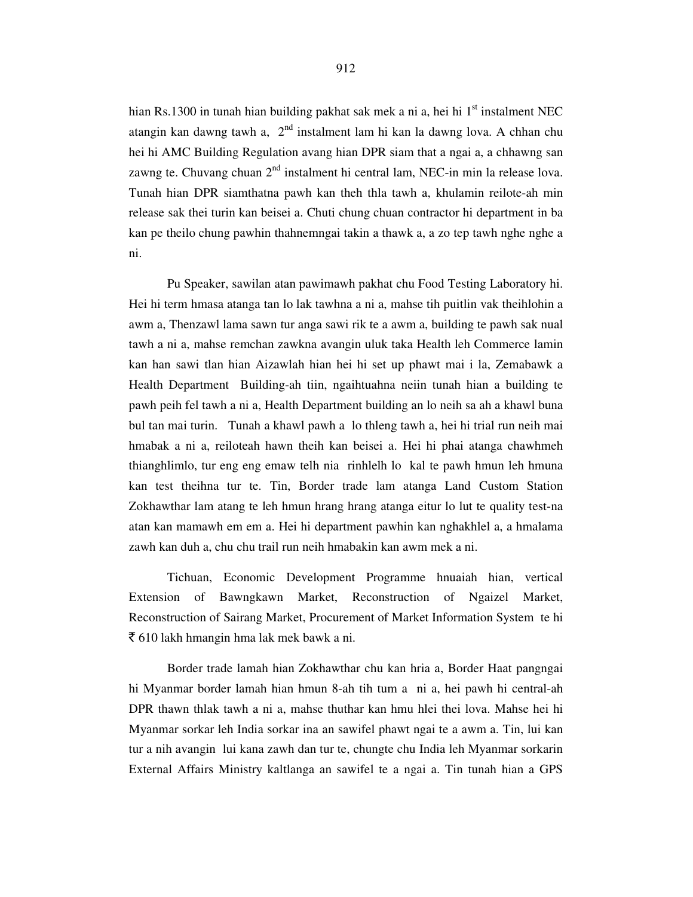hian Rs.1300 in tunah hian building pakhat sak mek a ni a, hei hi 1st instalment NEC atangin kan dawng tawh a, 2nd instalment lam hi kan la dawng lova. A chhan chu hei hi AMC Building Regulation avang hian DPR siam that a ngai a, a chhawng san zawng te. Chuvang chuan 2nd instalment hi central lam, NEC-in min la release lova. Tunah hian DPR siamthatna pawh kan theh thla tawh a, khulamin reilote-ah min release sak thei turin kan beisei a. Chuti chung chuan contractor hi department in ba kan pe theilo chung pawhin thahnemngai takin a thawk a, a zo tep tawh nghe nghe a ni.

Pu Speaker, sawilan atan pawimawh pakhat chu Food Testing Laboratory hi. Hei hi term hmasa atanga tan lo lak tawhna a ni a, mahse tih puitlin vak theihlohin a awm a, Thenzawl lama sawn tur anga sawi rik te a awm a, building te pawh sak nual tawh a ni a, mahse remchan zawkna avangin uluk taka Health leh Commerce lamin kan han sawi tlan hian Aizawlah hian hei hi set up phawt mai i la, Zemabawk a Health Department Building-ah tiin, ngaihtuahna neiin tunah hian a building te pawh peih fel tawh a ni a, Health Department building an lo neih sa ah a khawl buna bul tan mai turin. Tunah a khawl pawh a lo thleng tawh a, hei hi trial run neih mai hmabak a ni a, reiloteah hawn theih kan beisei a. Hei hi phai atanga chawhmeh thianghlimlo, tur eng eng emaw telh nia rinhlelh lo kal te pawh hmun leh hmuna kan test theihna tur te. Tin, Border trade lam atanga Land Custom Station Zokhawthar lam atang te leh hmun hrang hrang atanga eitur lo lut te quality test-na atan kan mamawh em em a. Hei hi department pawhin kan nghakhlel a, a hmalama zawh kan duh a, chu chu trail run neih hmabakin kan awm mek a ni.

Tichuan, Economic Development Programme hnuaiah hian, vertical Extension of Bawngkawn Market, Reconstruction of Ngaizel Market, Reconstruction of Sairang Market, Procurement of Market Information System te hi ₹ 610 lakh hmangin hma lak mek bawk a ni.

Border trade lamah hian Zokhawthar chu kan hria a, Border Haat pangngai hi Myanmar border lamah hian hmun 8-ah tih tum a ni a, hei pawh hi central-ah DPR thawn thlak tawh a ni a, mahse thuthar kan hmu hlei thei lova. Mahse hei hi Myanmar sorkar leh India sorkar ina an sawifel phawt ngai te a awm a. Tin, lui kan tur a nih avangin lui kana zawh dan tur te, chungte chu India leh Myanmar sorkarin External Affairs Ministry kaltlanga an sawifel te a ngai a. Tin tunah hian a GPS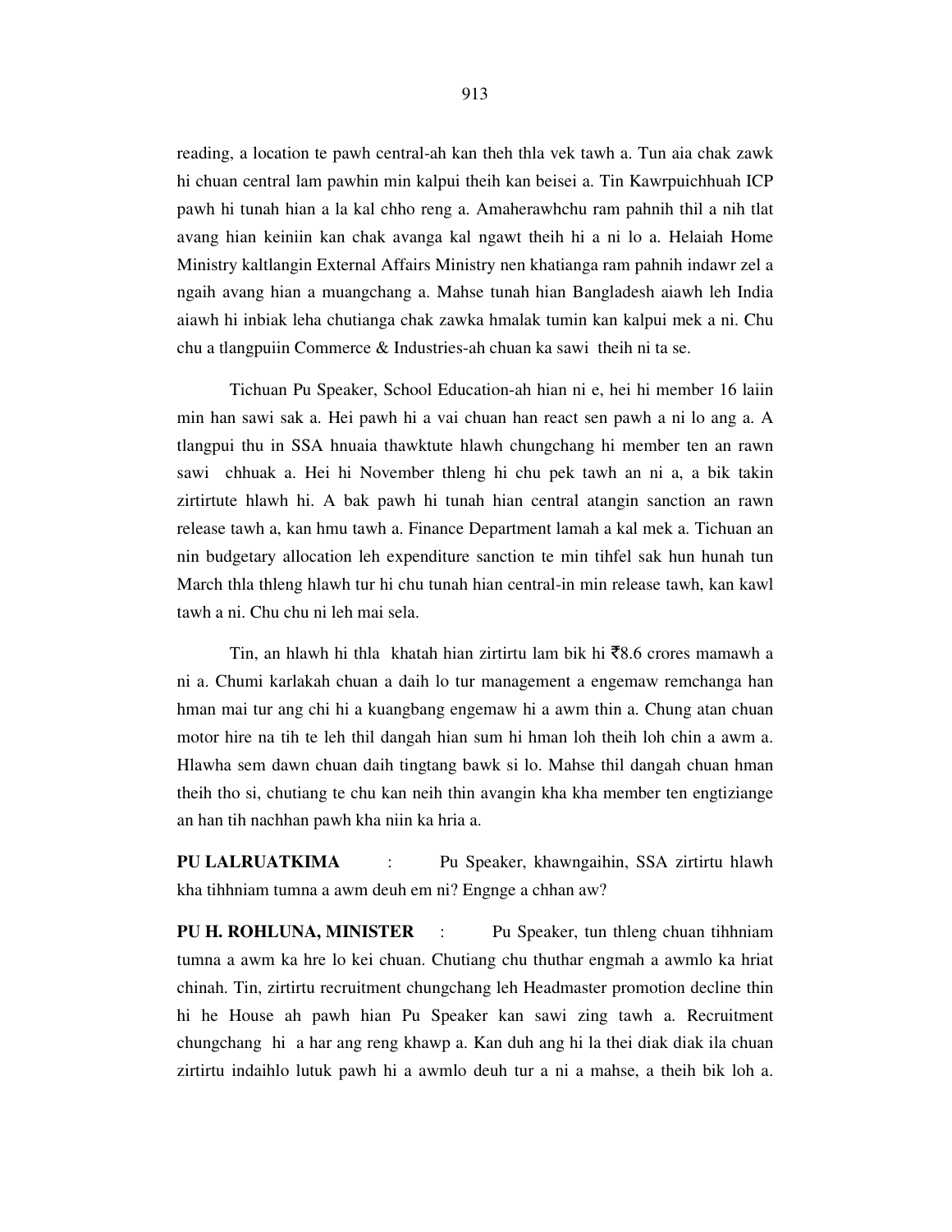reading, a location te pawh central-ah kan theh thla vek tawh a. Tun aia chak zawk hi chuan central lam pawhin min kalpui theih kan beisei a. Tin Kawrpuichhuah ICP pawh hi tunah hian a la kal chho reng a. Amaherawhchu ram pahnih thil a nih tlat avang hian keiniin kan chak avanga kal ngawt theih hi a ni lo a. Helaiah Home Ministry kaltlangin External Affairs Ministry nen khatianga ram pahnih indawr zel a ngaih avang hian a muangchang a. Mahse tunah hian Bangladesh aiawh leh India aiawh hi inbiak leha chutianga chak zawka hmalak tumin kan kalpui mek a ni. Chu chu a tlangpuiin Commerce & Industries-ah chuan ka sawi theih ni ta se.

Tichuan Pu Speaker, School Education-ah hian ni e, hei hi member 16 laiin min han sawi sak a. Hei pawh hi a vai chuan han react sen pawh a ni lo ang a. A tlangpui thu in SSA hnuaia thawktute hlawh chungchang hi member ten an rawn sawi chhuak a. Hei hi November thleng hi chu pek tawh an ni a, a bik takin zirtirtute hlawh hi. A bak pawh hi tunah hian central atangin sanction an rawn release tawh a, kan hmu tawh a. Finance Department lamah a kal mek a. Tichuan an nin budgetary allocation leh expenditure sanction te min tihfel sak hun hunah tun March thla thleng hlawh tur hi chu tunah hian central-in min release tawh, kan kawl tawh a ni. Chu chu ni leh mai sela.

Tin, an hlawh hi thla khatah hian zirtirtu lam bik hi ₹8.6 crores mamawh a ni a. Chumi karlakah chuan a daih lo tur management a engemaw remchanga han hman mai tur ang chi hi a kuangbang engemaw hi a awm thin a. Chung atan chuan motor hire na tih te leh thil dangah hian sum hi hman loh theih loh chin a awm a. Hlawha sem dawn chuan daih tingtang bawk si lo. Mahse thil dangah chuan hman theih tho si, chutiang te chu kan neih thin avangin kha kha member ten engtiziange an han tih nachhan pawh kha niin ka hria a.

**PU LALRUATKIMA** : Pu Speaker, khawngaihin, SSA zirtirtu hlawh kha tihhniam tumna a awm deuh em ni? Engnge a chhan aw?

**PU H. ROHLUNA, MINISTER** : Pu Speaker, tun thleng chuan tihhniam tumna a awm ka hre lo kei chuan. Chutiang chu thuthar engmah a awmlo ka hriat chinah. Tin, zirtirtu recruitment chungchang leh Headmaster promotion decline thin hi he House ah pawh hian Pu Speaker kan sawi zing tawh a. Recruitment chungchang hi a har ang reng khawp a. Kan duh ang hi la thei diak diak ila chuan zirtirtu indaihlo lutuk pawh hi a awmlo deuh tur a ni a mahse, a theih bik loh a.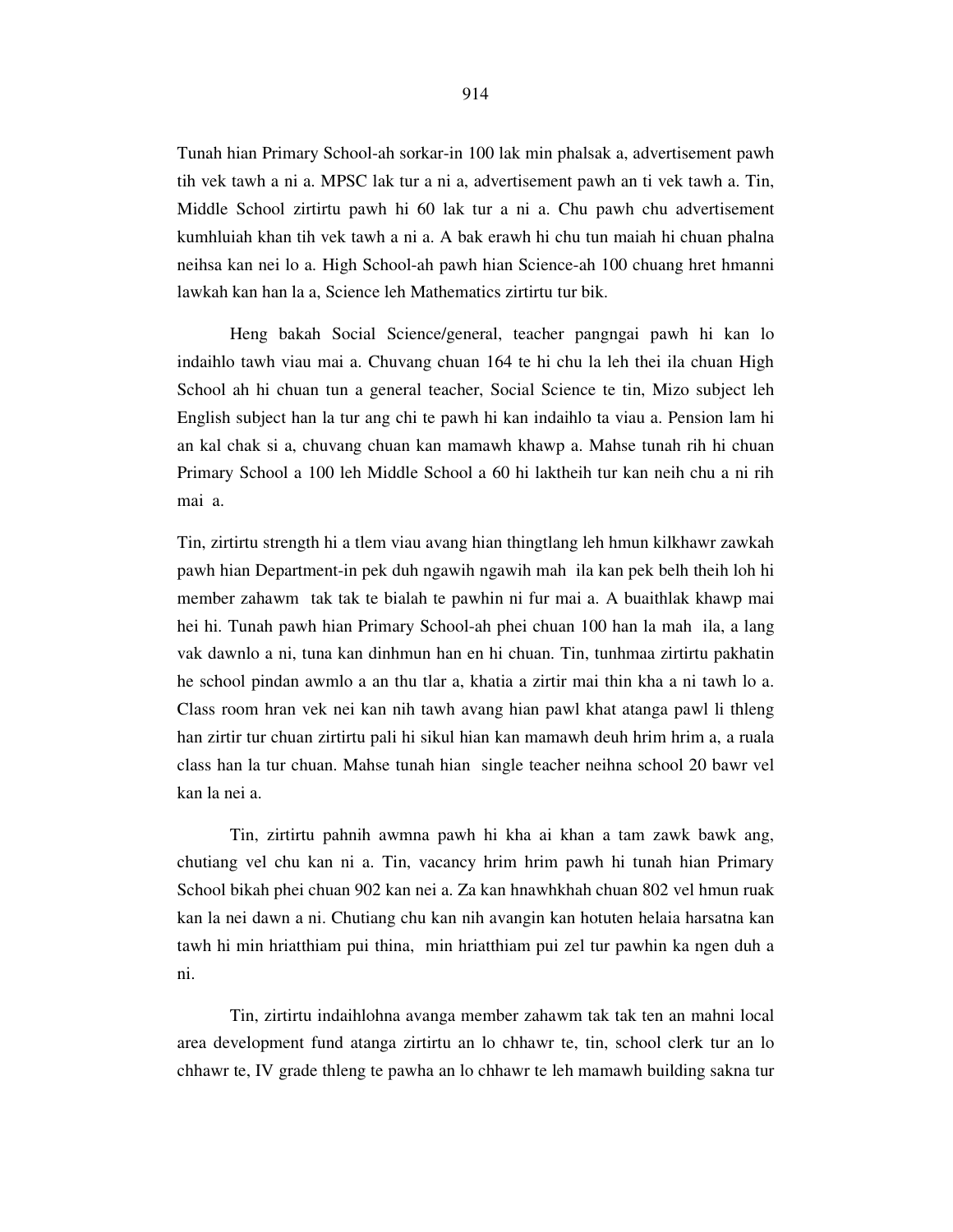Tunah hian Primary School-ah sorkar-in 100 lak min phalsak a, advertisement pawh tih vek tawh a ni a. MPSC lak tur a ni a, advertisement pawh an ti vek tawh a. Tin, Middle School zirtirtu pawh hi 60 lak tur a ni a. Chu pawh chu advertisement kumhluiah khan tih vek tawh a ni a. A bak erawh hi chu tun maiah hi chuan phalna neihsa kan nei lo a. High School-ah pawh hian Science-ah 100 chuang hret hmanni lawkah kan han la a, Science leh Mathematics zirtirtu tur bik.

Heng bakah Social Science/general, teacher pangngai pawh hi kan lo indaihlo tawh viau mai a. Chuvang chuan 164 te hi chu la leh thei ila chuan High School ah hi chuan tun a general teacher, Social Science te tin, Mizo subject leh English subject han la tur ang chi te pawh hi kan indaihlo ta viau a. Pension lam hi an kal chak si a, chuvang chuan kan mamawh khawp a. Mahse tunah rih hi chuan Primary School a 100 leh Middle School a 60 hi laktheih tur kan neih chu a ni rih mai a.

Tin, zirtirtu strength hi a tlem viau avang hian thingtlang leh hmun kilkhawr zawkah pawh hian Department-in pek duh ngawih ngawih mah ila kan pek belh theih loh hi member zahawm tak tak te bialah te pawhin ni fur mai a. A buaithlak khawp mai hei hi. Tunah pawh hian Primary School-ah phei chuan 100 han la mah ila, a lang vak dawnlo a ni, tuna kan dinhmun han en hi chuan. Tin, tunhmaa zirtirtu pakhatin he school pindan awmlo a an thu tlar a, khatia a zirtir mai thin kha a ni tawh lo a. Class room hran vek nei kan nih tawh avang hian pawl khat atanga pawl li thleng han zirtir tur chuan zirtirtu pali hi sikul hian kan mamawh deuh hrim hrim a, a ruala class han la tur chuan. Mahse tunah hian single teacher neihna school 20 bawr vel kan la nei a.

Tin, zirtirtu pahnih awmna pawh hi kha ai khan a tam zawk bawk ang, chutiang vel chu kan ni a. Tin, vacancy hrim hrim pawh hi tunah hian Primary School bikah phei chuan 902 kan nei a. Za kan hnawhkhah chuan 802 vel hmun ruak kan la nei dawn a ni. Chutiang chu kan nih avangin kan hotuten helaia harsatna kan tawh hi min hriatthiam pui thina, min hriatthiam pui zel tur pawhin ka ngen duh a ni.

Tin, zirtirtu indaihlohna avanga member zahawm tak tak ten an mahni local area development fund atanga zirtirtu an lo chhawr te, tin, school clerk tur an lo chhawr te, IV grade thleng te pawha an lo chhawr te leh mamawh building sakna tur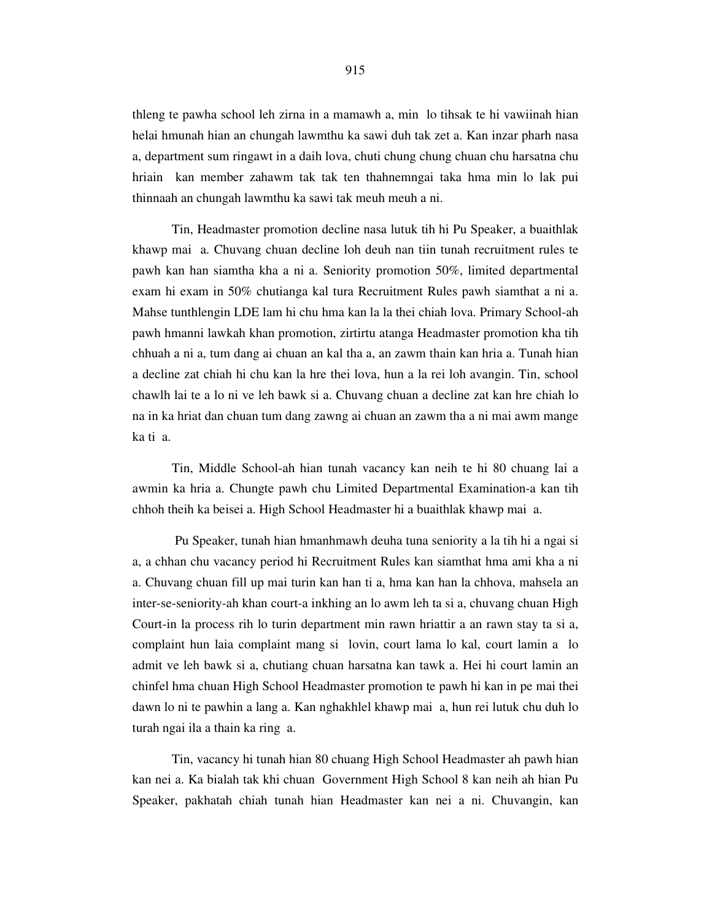thleng te pawha school leh zirna in a mamawh a, min lo tihsak te hi vawiinah hian helai hmunah hian an chungah lawmthu ka sawi duh tak zet a. Kan inzar pharh nasa a, department sum ringawt in a daih lova, chuti chung chung chuan chu harsatna chu hriain kan member zahawm tak tak ten thahnemngai taka hma min lo lak pui thinnaah an chungah lawmthu ka sawi tak meuh meuh a ni.

Tin, Headmaster promotion decline nasa lutuk tih hi Pu Speaker, a buaithlak khawp mai a. Chuvang chuan decline loh deuh nan tiin tunah recruitment rules te pawh kan han siamtha kha a ni a. Seniority promotion 50%, limited departmental exam hi exam in 50% chutianga kal tura Recruitment Rules pawh siamthat a ni a. Mahse tunthlengin LDE lam hi chu hma kan la la thei chiah lova. Primary School-ah pawh hmanni lawkah khan promotion, zirtirtu atanga Headmaster promotion kha tih chhuah a ni a, tum dang ai chuan an kal tha a, an zawm thain kan hria a. Tunah hian a decline zat chiah hi chu kan la hre thei lova, hun a la rei loh avangin. Tin, school chawlh lai te a lo ni ve leh bawk si a. Chuvang chuan a decline zat kan hre chiah lo na in ka hriat dan chuan tum dang zawng ai chuan an zawm tha a ni mai awm mange ka ti a.

Tin, Middle School-ah hian tunah vacancy kan neih te hi 80 chuang lai a awmin ka hria a. Chungte pawh chu Limited Departmental Examination-a kan tih chhoh theih ka beisei a. High School Headmaster hi a buaithlak khawp mai a.

Pu Speaker, tunah hian hmanhmawh deuha tuna seniority a la tih hi a ngai si a, a chhan chu vacancy period hi Recruitment Rules kan siamthat hma ami kha a ni a. Chuvang chuan fill up mai turin kan han ti a, hma kan han la chhova, mahsela an inter-se-seniority-ah khan court-a inkhing an lo awm leh ta si a, chuvang chuan High Court-in la process rih lo turin department min rawn hriattir a an rawn stay ta si a, complaint hun laia complaint mang si lovin, court lama lo kal, court lamin a lo admit ve leh bawk si a, chutiang chuan harsatna kan tawk a. Hei hi court lamin an chinfel hma chuan High School Headmaster promotion te pawh hi kan in pe mai thei dawn lo ni te pawhin a lang a. Kan nghakhlel khawp mai a, hun rei lutuk chu duh lo turah ngai ila a thain ka ring a.

Tin, vacancy hi tunah hian 80 chuang High School Headmaster ah pawh hian kan nei a. Ka bialah tak khi chuan Government High School 8 kan neih ah hian Pu Speaker, pakhatah chiah tunah hian Headmaster kan nei a ni. Chuvangin, kan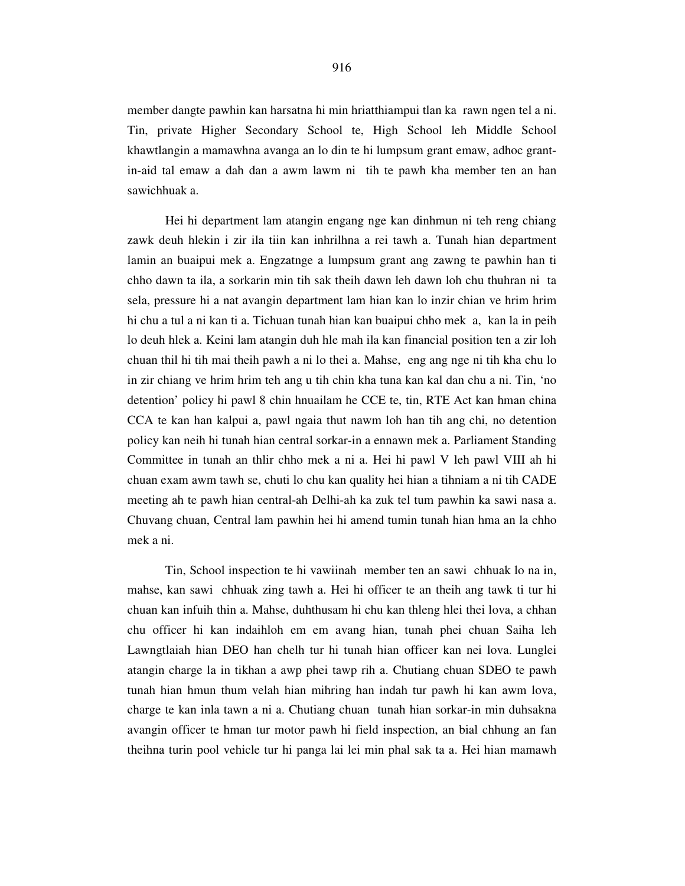member dangte pawhin kan harsatna hi min hriatthiampui tlan ka rawn ngen tel a ni. Tin, private Higher Secondary School te, High School leh Middle School khawtlangin a mamawhna avanga an lo din te hi lumpsum grant emaw, adhoc grant-in-aid tal emaw a dah dan a awm lawm ni tih te pawh kha member ten an han sawichhuak a.

Hei hi department lam atangin engang nge kan dinhmun ni teh reng chiang zawk deuh hlekin i zir ila tiin kan inhrilhna a rei tawh a. Tunah hian department lamin an buaipui mek a. Engzatnge a lumpsum grant ang zawng te pawhin han ti chho dawn ta ila, a sorkarin min tih sak theih dawn leh dawn loh chu thuhran ni ta sela, pressure hi a nat avangin department lam hian kan lo inzir chian ve hrim hrim hi chu a tul a ni kan ti a. Tichuan tunah hian kan buaipui chho mek a, kan la in peih lo deuh hlek a. Keini lam atangin duh hle mah ila kan financial position ten a zir loh chuan thil hi tih mai theih pawh a ni lo thei a. Mahse, eng ang nge ni tih kha chu lo in zir chiang ve hrim hrim teh ang u tih chin kha tuna kan kal dan chu a ni. Tin, 'no detention' policy hi pawl 8 chin hnuailam he CCE te, tin, RTE Act kan hman china CCA te kan han kalpui a, pawl ngaia thut nawm loh han tih ang chi, no detention policy kan neih hi tunah hian central sorkar-in a ennawn mek a. Parliament Standing Committee in tunah an thlir chho mek a ni a. Hei hi pawl V leh pawl VIII ah hi chuan exam awm tawh se, chuti lo chu kan quality hei hian a tihniam a ni tih CADE meeting ah te pawh hian central-ah Delhi-ah ka zuk tel tum pawhin ka sawi nasa a. Chuvang chuan, Central lam pawhin hei hi amend tumin tunah hian hma an la chho mek a ni.

Tin, School inspection te hi vawiinah member ten an sawi chhuak lo na in, mahse, kan sawi chhuak zing tawh a. Hei hi officer te an theih ang tawk ti tur hi chuan kan infuih thin a. Mahse, duhthusam hi chu kan thleng hlei thei lova, a chhan chu officer hi kan indaihloh em em avang hian, tunah phei chuan Saiha leh Lawngtlaiah hian DEO han chelh tur hi tunah hian officer kan nei lova. Lunglei atangin charge la in tikhan a awp phei tawp rih a. Chutiang chuan SDEO te pawh tunah hian hmun thum velah hian mihring han indah tur pawh hi kan awm lova, charge te kan inla tawn a ni a. Chutiang chuan tunah hian sorkar-in min duhsakna avangin officer te hman tur motor pawh hi field inspection, an bial chhung an fan theihna turin pool vehicle tur hi panga lai lei min phal sak ta a. Hei hian mamawh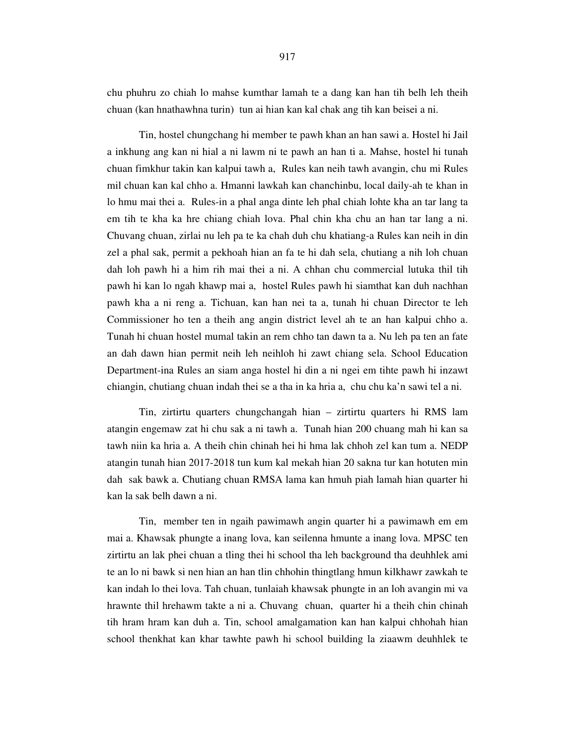chu phuhru zo chiah lo mahse kumthar lamah te a dang kan han tih belh leh theih chuan (kan hnathawhna turin) tun ai hian kan kal chak ang tih kan beisei a ni.

Tin, hostel chungchang hi member te pawh khan an han sawi a. Hostel hi Jail a inkhung ang kan ni hial a ni lawm ni te pawh an han ti a. Mahse, hostel hi tunah chuan fimkhur takin kan kalpui tawh a, Rules kan neih tawh avangin, chu mi Rules mil chuan kan kal chho a. Hmanni lawkah kan chanchinbu, local daily-ah te khan in lo hmu mai thei a. Rules-in a phal anga dinte leh phal chiah lohte kha an tar lang ta em tih te kha ka hre chiang chiah lova. Phal chin kha chu an han tar lang a ni. Chuvang chuan, zirlai nu leh pa te ka chah duh chu khatiang-a Rules kan neih in din zel a phal sak, permit a pekhoah hian an fa te hi dah sela, chutiang a nih loh chuan dah loh pawh hi a him rih mai thei a ni. A chhan chu commercial lutuka thil tih pawh hi kan lo ngah khawp mai a, hostel Rules pawh hi siamthat kan duh nachhan pawh kha a ni reng a. Tichuan, kan han nei ta a, tunah hi chuan Director te leh Commissioner ho ten a theih ang angin district level ah te an han kalpui chho a. Tunah hi chuan hostel mumal takin an rem chho tan dawn ta a. Nu leh pa ten an fate an dah dawn hian permit neih leh neihloh hi zawt chiang sela. School Education Department-ina Rules an siam anga hostel hi din a ni ngei em tihte pawh hi inzawt chiangin, chutiang chuan indah thei se a tha in ka hria a, chu chu ka'n sawi tel a ni.

Tin, zirtirtu quarters chungchangah hian – zirtirtu quarters hi RMS lam atangin engemaw zat hi chu sak a ni tawh a. Tunah hian 200 chuang mah hi kan sa tawh niin ka hria a. A theih chin chinah hei hi hma lak chhoh zel kan tum a. NEDP atangin tunah hian 2017-2018 tun kum kal mekah hian 20 sakna tur kan hotuten min dah sak bawk a. Chutiang chuan RMSA lama kan hmuh piah lamah hian quarter hi kan la sak belh dawn a ni.

Tin, member ten in ngaih pawimawh angin quarter hi a pawimawh em em mai a. Khawsak phungte a inang lova, kan seilenna hmunte a inang lova. MPSC ten zirtirtu an lak phei chuan a tling thei hi school tha leh background tha deuhhlek ami te an lo ni bawk si nen hian an han tlin chhohin thingtlang hmun kilkhawr zawkah te kan indah lo thei lova. Tah chuan, tunlaiah khawsak phungte in an loh avangin mi va hrawnte thil hrehawm takte a ni a. Chuvang chuan, quarter hi a theih chin chinah tih hram hram kan duh a. Tin, school amalgamation kan han kalpui chhohah hian school thenkhat kan khar tawhte pawh hi school building la ziaawm deuhhlek te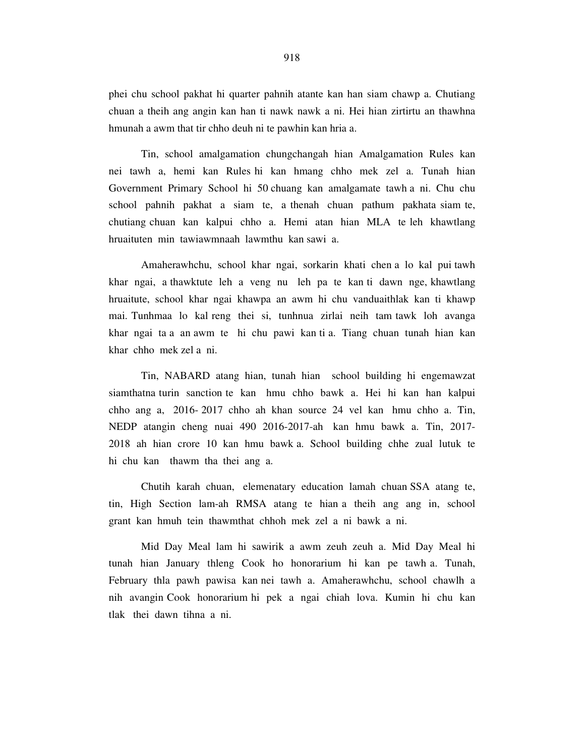phei chu school pakhat hi quarter pahnih atante kan han siam chawp a. Chutiang chuan a theih ang angin kan han ti nawk nawk a ni. Hei hian zirtirtu an thawhna hmunah a awm that tir chho deuh ni te pawhin kan hria a.

Tin, school amalgamation chungchangah hian Amalgamation Rules kan nei tawh a, hemi kan Rules hi kan hmang chho mek zel a. Tunah hian Government Primary School hi 50 chuang kan amalgamate tawh a ni. Chu chu school pahnih pakhat a siam te, a thenah chuan pathum pakhata siam te, chutiang chuan kan kalpui chho a. Hemi atan hian MLA te leh khawtlang hruaituten min tawiawmnaah lawmthu kan sawi a.

Amaherawhchu, school khar ngai, sorkarin khati chen a lo kal pui tawh khar ngai, a thawktute leh a veng nu leh pa te kan ti dawn nge, khawtlang hruaitute, school khar ngai khawpa an awm hi chu vanduaithlak kan ti khawp mai. Tunhmaa lo kal reng thei si, tunhnua zirlai neih tam tawk loh avanga khar ngai ta a an awm te hi chu pawi kan ti a. Tiang chuan tunah hian kan khar chho mek zel a ni.

Tin, NABARD atang hian, tunah hian school building hi engemawzat siamthatna turin sanction te kan hmu chho bawk a. Hei hi kan han kalpui chho ang a, 2016- 2017 chho ah khan source 24 vel kan hmu chho a. Tin, NEDP atangin cheng nuai 490 2016-2017-ah kan hmu bawk a. Tin, 2017-2018 ah hian crore 10 kan hmu bawk a. School building chhe zual lutuk te hi chu kan thawm tha thei ang a.

Chutih karah chuan, elemenatary education lamah chuan SSA atang te, tin, High Section lam-ah RMSA atang te hian a theih ang ang in, school grant kan hmuh tein thawmthat chhoh mek zel a ni bawk a ni.

Mid Day Meal lam hi sawirik a awm zeuh zeuh a. Mid Day Meal hi tunah hian January thleng Cook ho honorarium hi kan pe tawh a. Tunah, February thla pawh pawisa kan nei tawh a. Amaherawhchu, school chawlh a nih avangin Cook honorarium hi pek a ngai chiah lova. Kumin hi chu kan tlak thei dawn tihna a ni.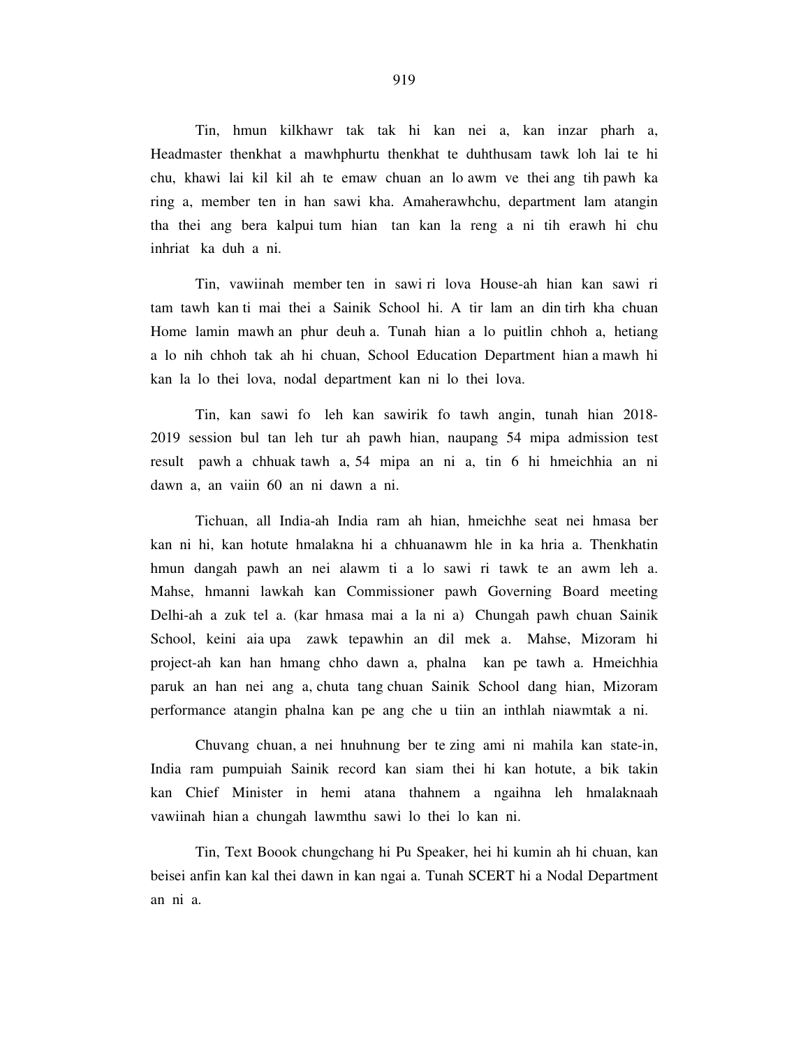Tin, hmun kilkhawr tak tak hi kan nei a, kan inzar pharh a, Headmaster thenkhat a mawhphurtu thenkhat te duhthusam tawk loh lai te hi chu, khawi lai kil kil ah te emaw chuan an lo awm ve thei ang tih pawh ka ring a, member ten in han sawi kha. Amaherawhchu, department lam atangin tha thei ang bera kalpui tum hian tan kan la reng a ni tih erawh hi chu inhriat ka duh a ni.

Tin, vawiinah member ten in sawi ri lova House-ah hian kan sawi ri tam tawh kan ti mai thei a Sainik School hi. A tir lam an din tirh kha chuan Home lamin mawh an phur deuh a. Tunah hian a lo puitlin chhoh a, hetiang a lo nih chhoh tak ah hi chuan, School Education Department hian a mawh hi kan la lo thei lova, nodal department kan ni lo thei lova.

Tin, kan sawi fo leh kan sawirik fo tawh angin, tunah hian 2018-2019 session bul tan leh tur ah pawh hian, naupang 54 mipa admission test result pawh a chhuak tawh a, 54 mipa an ni a, tin 6 hi hmeichhia an ni dawn a, an vaiin 60 an ni dawn a ni.

Tichuan, all India-ah India ram ah hian, hmeichhe seat nei hmasa ber kan ni hi, kan hotute hmalakna hi a chhuanawm hle in ka hria a. Thenkhatin hmun dangah pawh an nei alawm ti a lo sawi ri tawk te an awm leh a. Mahse, hmanni lawkah kan Commissioner pawh Governing Board meeting Delhi-ah a zuk tel a. (kar hmasa mai a la ni a) Chungah pawh chuan Sainik School, keini aia upa zawk tepawhin an dil mek a. Mahse, Mizoram hi project-ah kan han hmang chho dawn a, phalna kan pe tawh a. Hmeichhia paruk an han nei ang a, chuta tang chuan Sainik School dang hian, Mizoram performance atangin phalna kan pe ang che u tiin an inthlah niawmtak a ni.

Chuvang chuan, a nei hnuhnung ber te zing ami ni mahila kan state-in, India ram pumpuiah Sainik record kan siam thei hi kan hotute, a bik takin kan Chief Minister in hemi atana thahnem a ngaihna leh hmalaknaah vawiinah hian a chungah lawmthu sawi lo thei lo kan ni.

Tin, Text Boook chungchang hi Pu Speaker, hei hi kumin ah hi chuan, kan beisei anfin kan kal thei dawn in kan ngai a. Tunah SCERT hi a Nodal Department an ni a.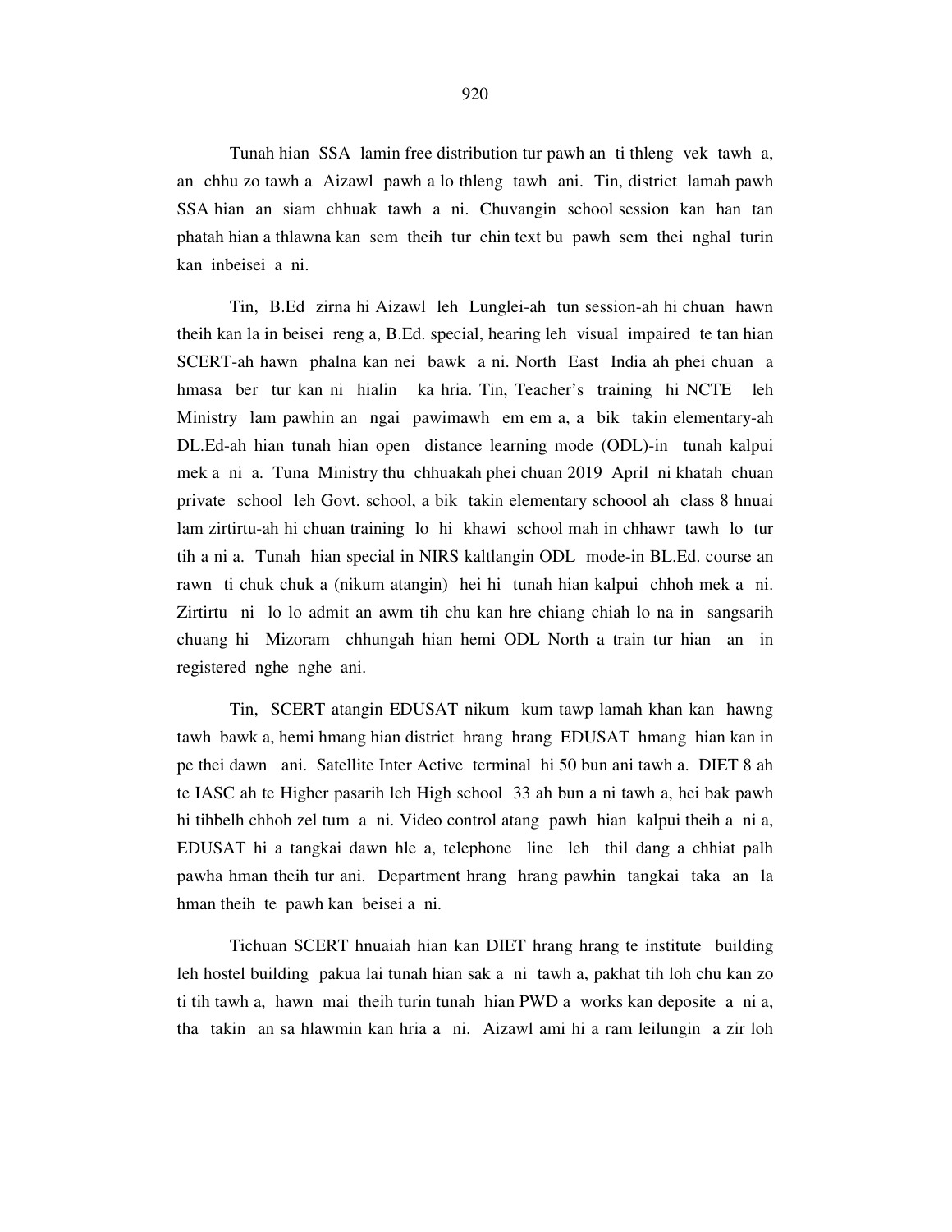Tunah hian SSA lamin free distribution tur pawh an ti thleng vek tawh a, an chhu zo tawh a Aizawl pawh a lo thleng tawh ani. Tin, district lamah pawh SSA hian an siam chhuak tawh a ni. Chuvangin school session kan han tan phatah hian a thlawna kan sem theih tur chin text bu pawh sem thei nghal turin kan inbeisei a ni.

Tin, B.Ed zirna hi Aizawl leh Lunglei-ah tun session-ah hi chuan hawn theih kan la in beisei reng a, B.Ed. special, hearing leh visual impaired te tan hian SCERT-ah hawn phalna kan nei bawk a ni. North East India ah phei chuan a hmasa ber tur kan ni hialin ka hria. Tin, Teacher's training hi NCTE leh Ministry lam pawhin an ngai pawimawh em em a, a bik takin elementary-ah DL.Ed-ah hian tunah hian open distance learning mode (ODL)-in tunah kalpui mek a ni a. Tuna Ministry thu chhuakah phei chuan 2019 April ni khatah chuan private school leh Govt. school, a bik takin elementary schoool ah class 8 hnuai lam zirtirtu-ah hi chuan training lo hi khawi school mah in chhawr tawh lo tur tih a ni a. Tunah hian special in NIRS kaltlangin ODL mode-in BL.Ed. course an rawn ti chuk chuk a (nikum atangin) hei hi tunah hian kalpui chhoh mek a ni. Zirtirtu ni lo lo admit an awm tih chu kan hre chiang chiah lo na in sangsarih chuang hi Mizoram chhungah hian hemi ODL North a train tur hian an in registered nghe nghe ani.

Tin, SCERT atangin EDUSAT nikum kum tawp lamah khan kan hawng tawh bawk a, hemi hmang hian district hrang hrang EDUSAT hmang hian kan in pe thei dawn ani. Satellite Inter Active terminal hi 50 bun ani tawh a. DIET 8 ah te IASC ah te Higher pasarih leh High school 33 ah bun a ni tawh a, hei bak pawh hi tihbelh chhoh zel tum a ni. Video control atang pawh hian kalpui theih a ni a, EDUSAT hi a tangkai dawn hle a, telephone line leh thil dang a chhiat palh pawha hman theih tur ani. Department hrang hrang pawhin tangkai taka an la hman theih te pawh kan beisei a ni.

Tichuan SCERT hnuaiah hian kan DIET hrang hrang te institute building leh hostel building pakua lai tunah hian sak a ni tawh a, pakhat tih loh chu kan zo ti tih tawh a, hawn mai theih turin tunah hian PWD a works kan deposite a ni a, tha takin an sa hlawmin kan hria a ni. Aizawl ami hi a ram leilungin a zir loh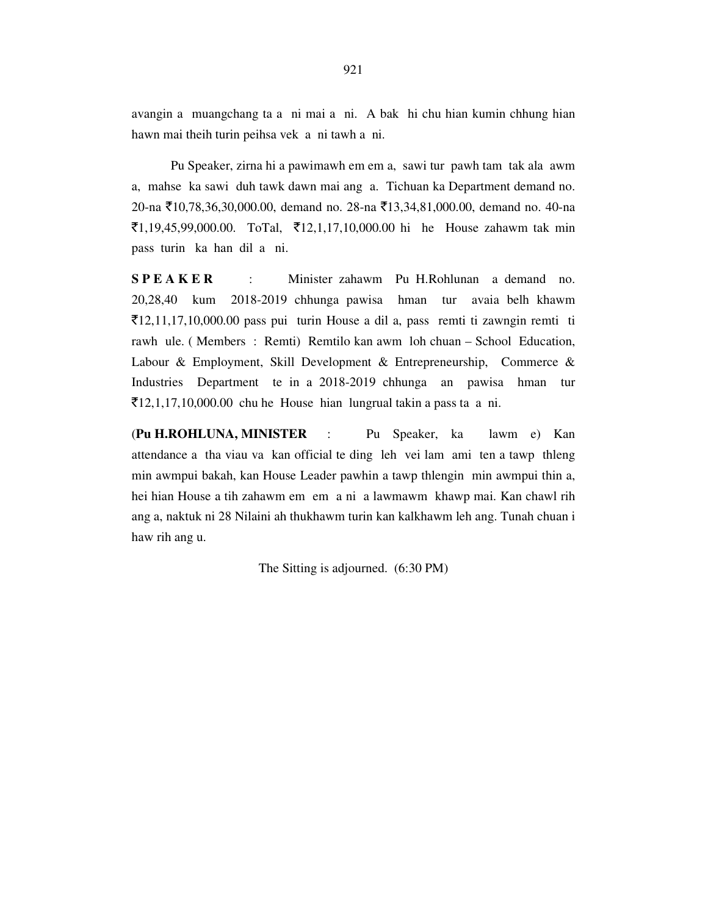avangin a muangchang ta a ni mai a ni. A bak hi chu hian kumin chhung hian hawn mai theih turin peihsa vek a ni tawh a ni.

Pu Speaker, zirna hi a pawimawh em em a, sawi tur pawh tam tak ala awm a, mahse ka sawi duh tawk dawn mai ang a. Tichuan ka Department demand no. 20-na ₹10,78,36,30,000.00, demand no. 28-na ₹13,34,81,000.00, demand no. 40-na ₹1,19,45,99,000.00. ToTal, ₹12,1,17,10,000.00 hi he House zahawm tak min pass turin ka han dil a ni.

**S P E A K E R** : Minister zahawm Pu H.Rohlunan a demand no. 20,28,40 kum 2018-2019 chhunga pawisa hman tur avaia belh khawm ₹12,11,17,10,000.00 pass pui turin House a dil a, pass remti ti zawngin remti ti rawh ule. ( Members : Remti) Remtilo kan awm loh chuan – School Education, Labour & Employment, Skill Development & Entrepreneurship, Commerce & Industries Department te in a 2018-2019 chhunga an pawisa hman tur ₹12,1,17,10,000.00 chu he House hian lungrual takin a pass ta a ni.

(**Pu H.ROHLUNA, MINISTER** : Pu Speaker, ka lawm e) Kan attendance a tha viau va kan official te ding leh vei lam ami ten a tawp thleng min awmpui bakah, kan House Leader pawhin a tawp thlengin min awmpui thin a, hei hian House a tih zahawm em em a ni a lawmawm khawp mai. Kan chawl rih ang a, naktuk ni 28 Nilaini ah thukhawm turin kan kalkhawm leh ang. Tunah chuan i haw rih ang u.

The Sitting is adjourned. (6:30 PM)